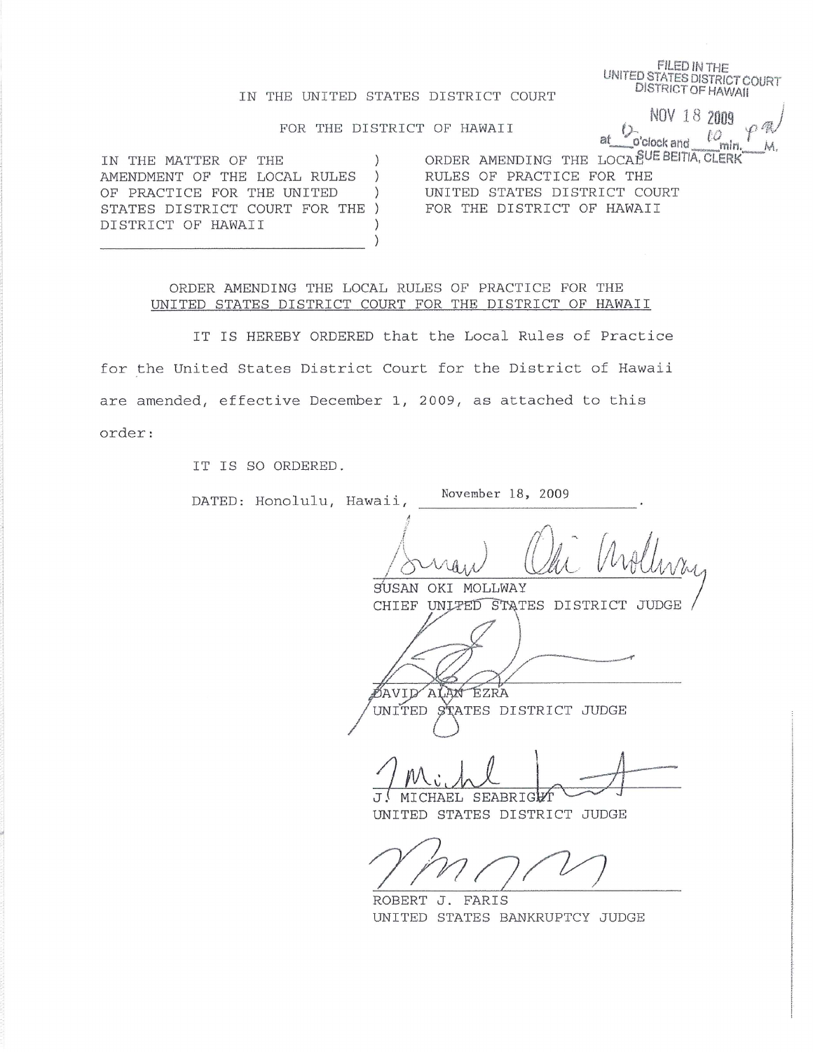FILED IN THE
UNITED STATES DISTRICT COURT
DISTRICT OF HAWAII

NOV 18 2009

at 12 o'clock and 10 min. P M.
SUE BEITIA, CLERK

IN THE UNITED STATES DISTRICT COURT

FOR THE DISTRICT OF HAWAII

| | |
|---|---|
| IN THE MATTER OF THE AMENDMENT OF THE LOCAL RULES OF PRACTICE FOR THE UNITED STATES DISTRICT COURT FOR THE DISTRICT OF HAWAII | ORDER AMENDING THE LOCAL RULES OF PRACTICE FOR THE UNITED STATES DISTRICT COURT FOR THE DISTRICT OF HAWAII |

ORDER AMENDING THE LOCAL RULES OF PRACTICE FOR THE
UNITED STATES DISTRICT COURT FOR THE DISTRICT OF HAWAII

IT IS HEREBY ORDERED that the Local Rules of Practice for the United States District Court for the District of Hawaii are amended, effective December 1, 2009, as attached to this order:

IT IS SO ORDERED.

DATED: Honolulu, Hawaii, November 18, 2009.

SUSAN OKI MOLLWAY
CHIEF UNITED STATES DISTRICT JUDGE

DAVID ALAN EZRA
UNITED STATES DISTRICT JUDGE

J. MICHAEL SEABRIGHT
UNITED STATES DISTRICT JUDGE

ROBERT J. FARIS
UNITED STATES BANKRUPTCY JUDGE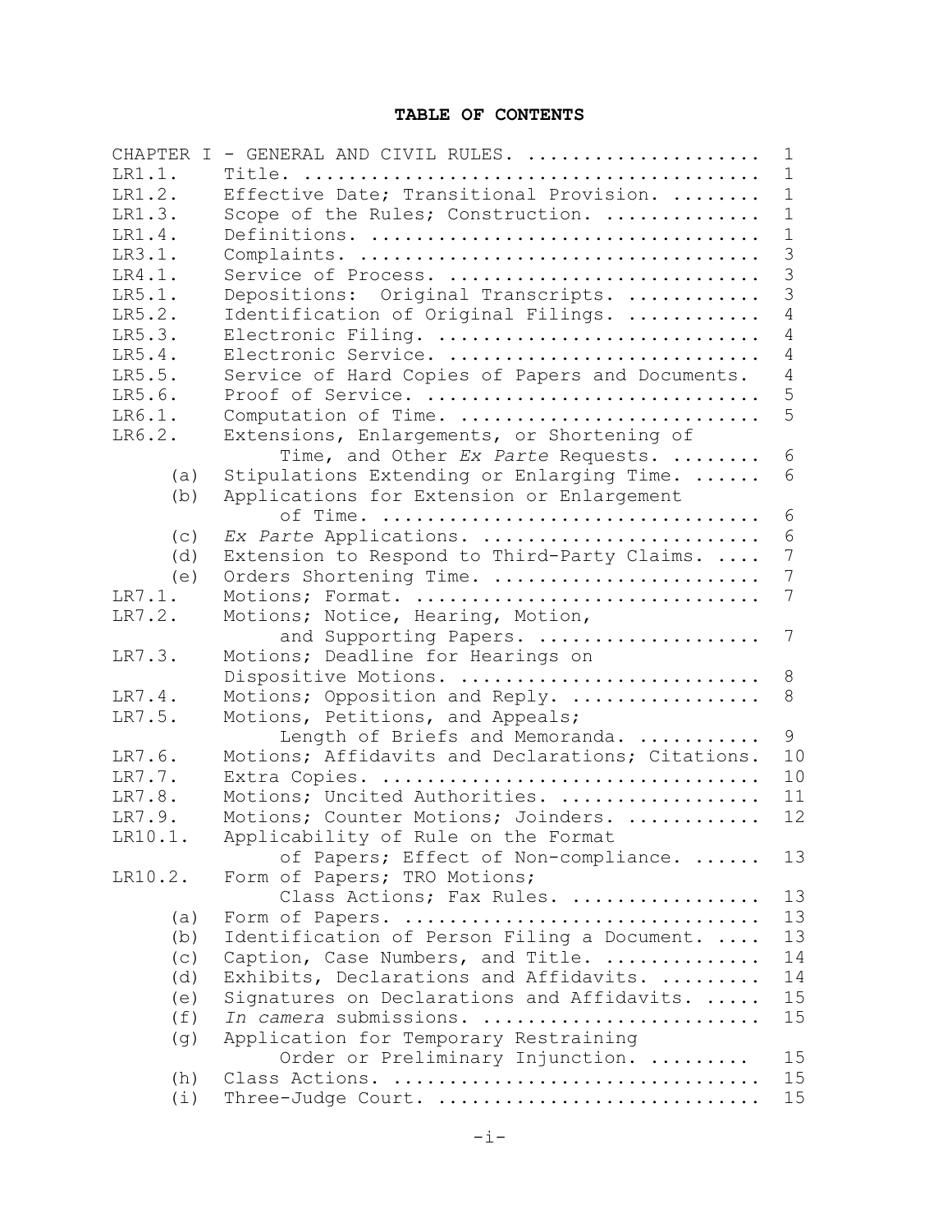**TABLE OF CONTENTS**

| | | |
|---|---|---|
| CHAPTER I - GENERAL AND CIVIL RULES. | | 1 |
| LR1.1. | Title. | 1 |
| LR1.2. | Effective Date; Transitional Provision. | 1 |
| LR1.3. | Scope of the Rules; Construction. | 1 |
| LR1.4. | Definitions. | 1 |
| LR3.1. | Complaints. | 3 |
| LR4.1. | Service of Process. | 3 |
| LR5.1. | Depositions: Original Transcripts. | 3 |
| LR5.2. | Identification of Original Filings. | 4 |
| LR5.3. | Electronic Filing. | 4 |
| LR5.4. | Electronic Service. | 4 |
| LR5.5. | Service of Hard Copies of Papers and Documents. | 4 |
| LR5.6. | Proof of Service. | 5 |
| LR6.1. | Computation of Time. | 5 |
| LR6.2. | Extensions, Enlargements, or Shortening of Time, and Other *Ex Parte* Requests. | 6 |
| (a) | Stipulations Extending or Enlarging Time. | 6 |
| (b) | Applications for Extension or Enlargement of Time. | 6 |
| (c) | *Ex Parte* Applications. | 6 |
| (d) | Extension to Respond to Third-Party Claims. | 7 |
| (e) | Orders Shortening Time. | 7 |
| LR7.1. | Motions; Format. | 7 |
| LR7.2. | Motions; Notice, Hearing, Motion, and Supporting Papers. | 7 |
| LR7.3. | Motions; Deadline for Hearings on Dispositive Motions. | 8 |
| LR7.4. | Motions; Opposition and Reply. | 8 |
| LR7.5. | Motions, Petitions, and Appeals; Length of Briefs and Memoranda. | 9 |
| LR7.6. | Motions; Affidavits and Declarations; Citations. | 10 |
| LR7.7. | Extra Copies. | 10 |
| LR7.8. | Motions; Uncited Authorities. | 11 |
| LR7.9. | Motions; Counter Motions; Joinders. | 12 |
| LR10.1. | Applicability of Rule on the Format of Papers; Effect of Non-compliance. | 13 |
| LR10.2. | Form of Papers; TRO Motions; Class Actions; Fax Rules. | 13 |
| (a) | Form of Papers. | 13 |
| (b) | Identification of Person Filing a Document. | 13 |
| (c) | Caption, Case Numbers, and Title. | 14 |
| (d) | Exhibits, Declarations and Affidavits. | 14 |
| (e) | Signatures on Declarations and Affidavits. | 15 |
| (f) | *In camera* submissions. | 15 |
| (g) | Application for Temporary Restraining Order or Preliminary Injunction. | 15 |
| (h) | Class Actions. | 15 |
| (i) | Three-Judge Court. | 15 |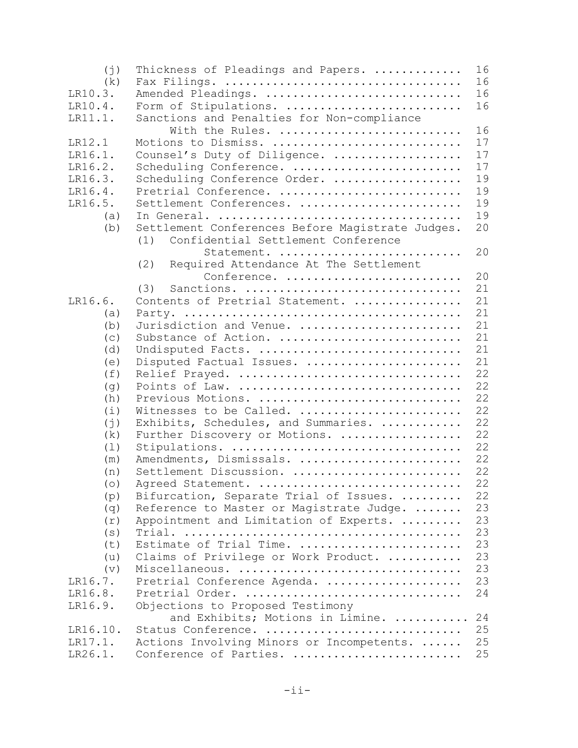| | | |
|---|---|---|
| (j) | Thickness of Pleadings and Papers. | 16 |
| (k) | Fax Filings. | 16 |
| LR10.3. | Amended Pleadings. | 16 |
| LR10.4. | Form of Stipulations. | 16 |
| LR11.1. | Sanctions and Penalties for Non-compliance With the Rules. | 16 |
| LR12.1 | Motions to Dismiss. | 17 |
| LR16.1. | Counsel's Duty of Diligence. | 17 |
| LR16.2. | Scheduling Conference. | 17 |
| LR16.3. | Scheduling Conference Order. | 19 |
| LR16.4. | Pretrial Conference. | 19 |
| LR16.5. | Settlement Conferences. | 19 |
| (a) | In General. | 19 |
| (b) | Settlement Conferences Before Magistrate Judges. | 20 |
| | (1) Confidential Settlement Conference Statement. | 20 |
| | (2) Required Attendance At The Settlement Conference. | 20 |
| | (3) Sanctions. | 21 |
| LR16.6. | Contents of Pretrial Statement. | 21 |
| (a) | Party. | 21 |
| (b) | Jurisdiction and Venue. | 21 |
| (c) | Substance of Action. | 21 |
| (d) | Undisputed Facts. | 21 |
| (e) | Disputed Factual Issues. | 21 |
| (f) | Relief Prayed. | 22 |
| (g) | Points of Law. | 22 |
| (h) | Previous Motions. | 22 |
| (i) | Witnesses to be Called. | 22 |
| (j) | Exhibits, Schedules, and Summaries. | 22 |
| (k) | Further Discovery or Motions. | 22 |
| (l) | Stipulations. | 22 |
| (m) | Amendments, Dismissals. | 22 |
| (n) | Settlement Discussion. | 22 |
| (o) | Agreed Statement. | 22 |
| (p) | Bifurcation, Separate Trial of Issues. | 22 |
| (q) | Reference to Master or Magistrate Judge. | 23 |
| (r) | Appointment and Limitation of Experts. | 23 |
| (s) | Trial. | 23 |
| (t) | Estimate of Trial Time. | 23 |
| (u) | Claims of Privilege or Work Product. | 23 |
| (v) | Miscellaneous. | 23 |
| LR16.7. | Pretrial Conference Agenda. | 23 |
| LR16.8. | Pretrial Order. | 24 |
| LR16.9. | Objections to Proposed Testimony and Exhibits; Motions in Limine. | 24 |
| LR16.10. | Status Conference. | 25 |
| LR17.1. | Actions Involving Minors or Incompetents. | 25 |
| LR26.1. | Conference of Parties. | 25 |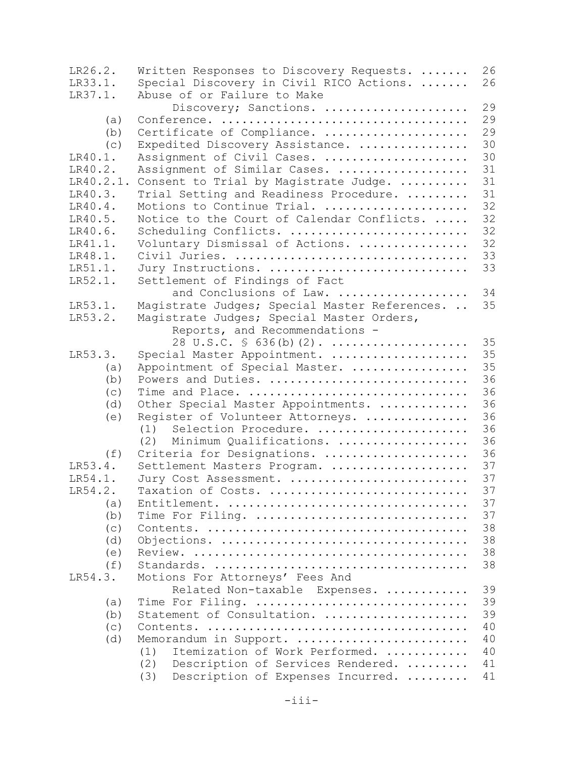| | | |
|---|---|---|
| LR26.2. | Written Responses to Discovery Requests. | 26 |
| LR33.1. | Special Discovery in Civil RICO Actions. | 26 |
| LR37.1. | Abuse of or Failure to Make Discovery; Sanctions. | 29 |
| (a) | Conference. | 29 |
| (b) | Certificate of Compliance. | 29 |
| (c) | Expedited Discovery Assistance. | 30 |
| LR40.1. | Assignment of Civil Cases. | 30 |
| LR40.2. | Assignment of Similar Cases. | 31 |
| LR40.2.1. | Consent to Trial by Magistrate Judge. | 31 |
| LR40.3. | Trial Setting and Readiness Procedure. | 31 |
| LR40.4. | Motions to Continue Trial. | 32 |
| LR40.5. | Notice to the Court of Calendar Conflicts. | 32 |
| LR40.6. | Scheduling Conflicts. | 32 |
| LR41.1. | Voluntary Dismissal of Actions. | 32 |
| LR48.1. | Civil Juries. | 33 |
| LR51.1. | Jury Instructions. | 33 |
| LR52.1. | Settlement of Findings of Fact and Conclusions of Law. | 34 |
| LR53.1. | Magistrate Judges; Special Master References. | 35 |
| LR53.2. | Magistrate Judges; Special Master Orders, Reports, and Recommendations - 28 U.S.C. § 636(b)(2). | 35 |
| LR53.3. | Special Master Appointment. | 35 |
| (a) | Appointment of Special Master. | 35 |
| (b) | Powers and Duties. | 36 |
| (c) | Time and Place. | 36 |
| (d) | Other Special Master Appointments. | 36 |
| (e) | Register of Volunteer Attorneys. | 36 |
| | (1) Selection Procedure. | 36 |
| | (2) Minimum Qualifications. | 36 |
| (f) | Criteria for Designations. | 36 |
| LR53.4. | Settlement Masters Program. | 37 |
| LR54.1. | Jury Cost Assessment. | 37 |
| LR54.2. | Taxation of Costs. | 37 |
| (a) | Entitlement. | 37 |
| (b) | Time For Filing. | 37 |
| (c) | Contents. | 38 |
| (d) | Objections. | 38 |
| (e) | Review. | 38 |
| (f) | Standards. | 38 |
| LR54.3. | Motions For Attorneys' Fees And Related Non-taxable Expenses. | 39 |
| (a) | Time For Filing. | 39 |
| (b) | Statement of Consultation. | 39 |
| (c) | Contents. | 40 |
| (d) | Memorandum in Support. | 40 |
| | (1) Itemization of Work Performed. | 40 |
| | (2) Description of Services Rendered. | 41 |
| | (3) Description of Expenses Incurred. | 41 |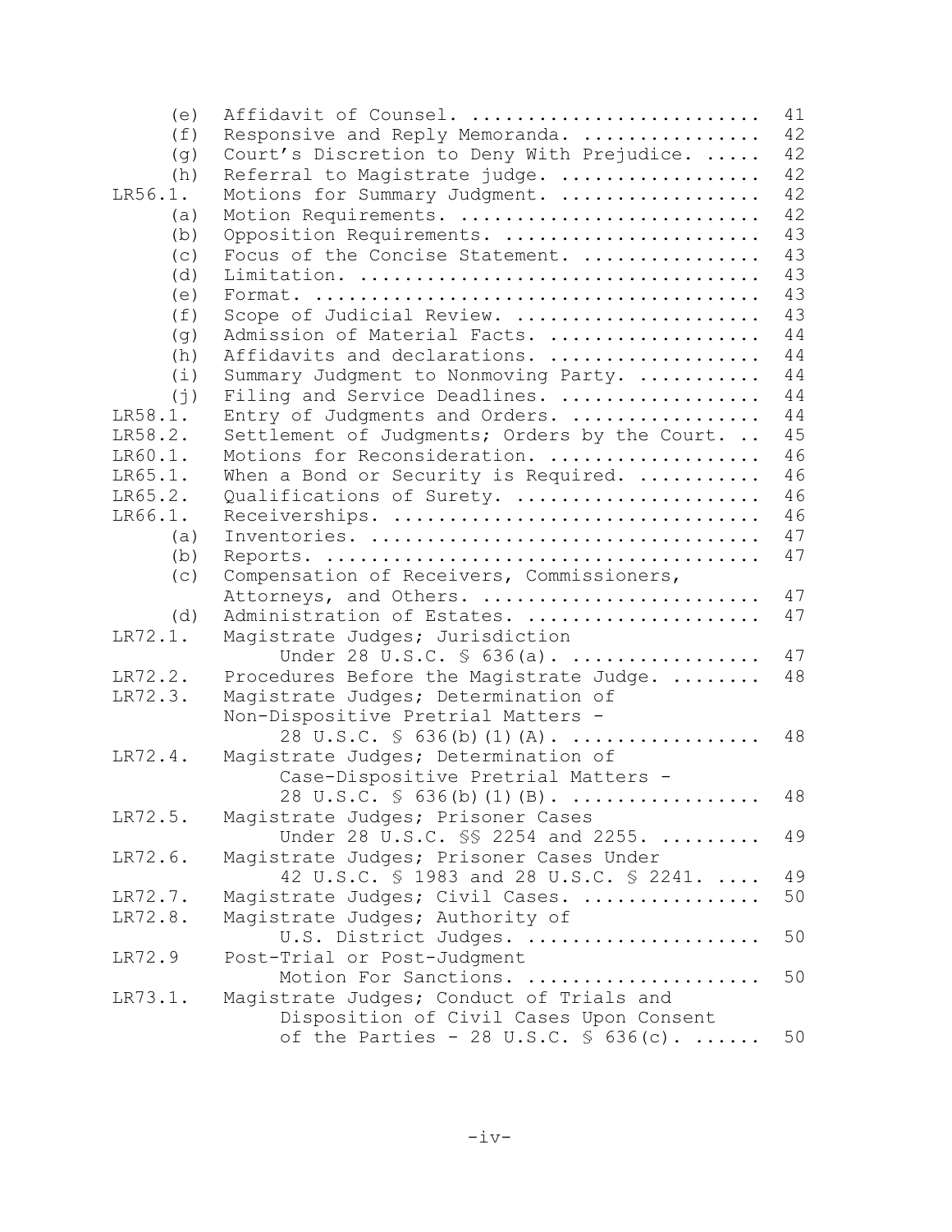| | | |
|---|---|---|
| (e) | Affidavit of Counsel. | 41 |
| (f) | Responsive and Reply Memoranda. | 42 |
| (g) | Court's Discretion to Deny With Prejudice. | 42 |
| (h) | Referral to Magistrate judge. | 42 |
| LR56.1. | Motions for Summary Judgment. | 42 |
| (a) | Motion Requirements. | 42 |
| (b) | Opposition Requirements. | 43 |
| (c) | Focus of the Concise Statement. | 43 |
| (d) | Limitation. | 43 |
| (e) | Format. | 43 |
| (f) | Scope of Judicial Review. | 43 |
| (g) | Admission of Material Facts. | 44 |
| (h) | Affidavits and declarations. | 44 |
| (i) | Summary Judgment to Nonmoving Party. | 44 |
| (j) | Filing and Service Deadlines. | 44 |
| LR58.1. | Entry of Judgments and Orders. | 44 |
| LR58.2. | Settlement of Judgments; Orders by the Court. | 45 |
| LR60.1. | Motions for Reconsideration. | 46 |
| LR65.1. | When a Bond or Security is Required. | 46 |
| LR65.2. | Qualifications of Surety. | 46 |
| LR66.1. | Receiverships. | 46 |
| (a) | Inventories. | 47 |
| (b) | Reports. | 47 |
| (c) | Compensation of Receivers, Commissioners, Attorneys, and Others. | 47 |
| (d) | Administration of Estates. | 47 |
| LR72.1. | Magistrate Judges; Jurisdiction Under 28 U.S.C. § 636(a). | 47 |
| LR72.2. | Procedures Before the Magistrate Judge. | 48 |
| LR72.3. | Magistrate Judges; Determination of Non-Dispositive Pretrial Matters - 28 U.S.C. § 636(b)(1)(A). | 48 |
| LR72.4. | Magistrate Judges; Determination of Case-Dispositive Pretrial Matters - 28 U.S.C. § 636(b)(1)(B). | 48 |
| LR72.5. | Magistrate Judges; Prisoner Cases Under 28 U.S.C. §§ 2254 and 2255. | 49 |
| LR72.6. | Magistrate Judges; Prisoner Cases Under 42 U.S.C. § 1983 and 28 U.S.C. § 2241. | 49 |
| LR72.7. | Magistrate Judges; Civil Cases. | 50 |
| LR72.8. | Magistrate Judges; Authority of U.S. District Judges. | 50 |
| LR72.9 | Post-Trial or Post-Judgment Motion For Sanctions. | 50 |
| LR73.1. | Magistrate Judges; Conduct of Trials and Disposition of Civil Cases Upon Consent of the Parties - 28 U.S.C. § 636(c). | 50 |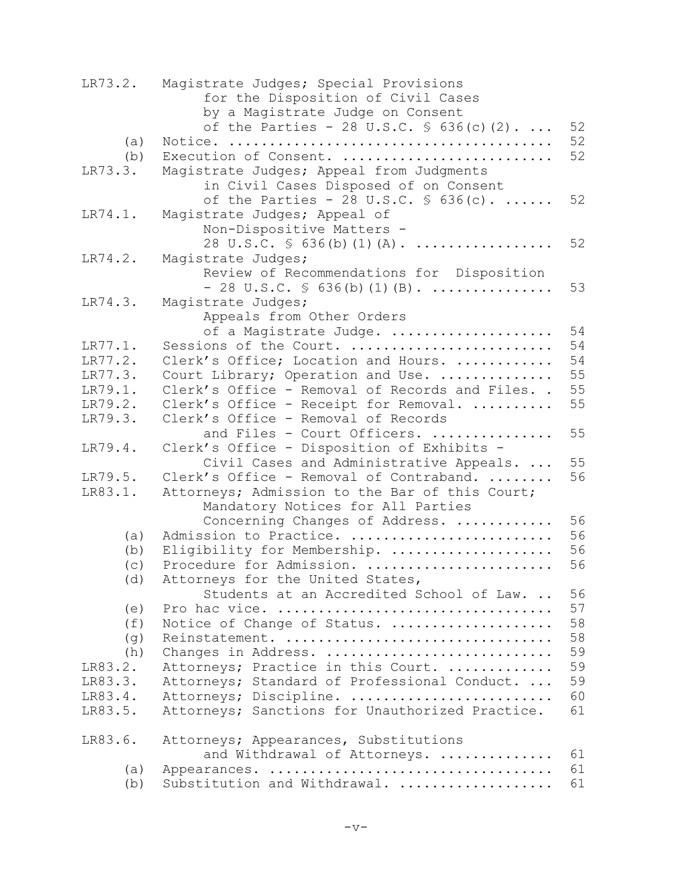| | | |
|---|---|---|
| LR73.2. | Magistrate Judges; Special Provisions for the Disposition of Civil Cases by a Magistrate Judge on Consent of the Parties - 28 U.S.C. § 636(c)(2). | 52 |
| (a) | Notice. | 52 |
| (b) | Execution of Consent. | 52 |
| LR73.3. | Magistrate Judges; Appeal from Judgments in Civil Cases Disposed of on Consent of the Parties - 28 U.S.C. § 636(c). | 52 |
| LR74.1. | Magistrate Judges; Appeal of Non-Dispositive Matters - 28 U.S.C. § 636(b)(1)(A). | 52 |
| LR74.2. | Magistrate Judges; Review of Recommendations for Disposition - 28 U.S.C. § 636(b)(1)(B). | 53 |
| LR74.3. | Magistrate Judges; Appeals from Other Orders of a Magistrate Judge. | 54 |
| LR77.1. | Sessions of the Court. | 54 |
| LR77.2. | Clerk's Office; Location and Hours. | 54 |
| LR77.3. | Court Library; Operation and Use. | 55 |
| LR79.1. | Clerk's Office - Removal of Records and Files. | 55 |
| LR79.2. | Clerk's Office - Receipt for Removal. | 55 |
| LR79.3. | Clerk's Office - Removal of Records and Files - Court Officers. | 55 |
| LR79.4. | Clerk's Office - Disposition of Exhibits - Civil Cases and Administrative Appeals. | 55 |
| LR79.5. | Clerk's Office - Removal of Contraband. | 56 |
| LR83.1. | Attorneys; Admission to the Bar of this Court; Mandatory Notices for All Parties Concerning Changes of Address. | 56 |
| (a) | Admission to Practice. | 56 |
| (b) | Eligibility for Membership. | 56 |
| (c) | Procedure for Admission. | 56 |
| (d) | Attorneys for the United States, Students at an Accredited School of Law. | 56 |
| (e) | Pro hac vice. | 57 |
| (f) | Notice of Change of Status. | 58 |
| (g) | Reinstatement. | 58 |
| (h) | Changes in Address. | 59 |
| LR83.2. | Attorneys; Practice in this Court. | 59 |
| LR83.3. | Attorneys; Standard of Professional Conduct. | 59 |
| LR83.4. | Attorneys; Discipline. | 60 |
| LR83.5. | Attorneys; Sanctions for Unauthorized Practice. | 61 |
| LR83.6. | Attorneys; Appearances, Substitutions and Withdrawal of Attorneys. | 61 |
| (a) | Appearances. | 61 |
| (b) | Substitution and Withdrawal. | 61 |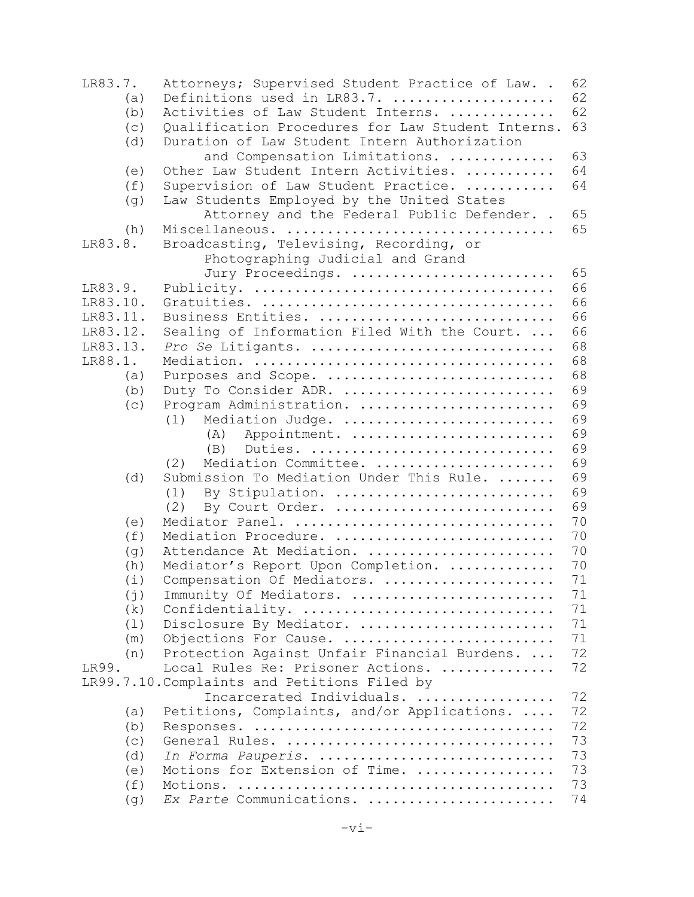| | | |
|---|---|---|
| LR83.7. | Attorneys; Supervised Student Practice of Law. | 62 |
| (a) | Definitions used in LR83.7. | 62 |
| (b) | Activities of Law Student Interns. | 62 |
| (c) | Qualification Procedures for Law Student Interns. | 63 |
| (d) | Duration of Law Student Intern Authorization and Compensation Limitations. | 63 |
| (e) | Other Law Student Intern Activities. | 64 |
| (f) | Supervision of Law Student Practice. | 64 |
| (g) | Law Students Employed by the United States Attorney and the Federal Public Defender. | 65 |
| (h) | Miscellaneous. | 65 |
| LR83.8. | Broadcasting, Televising, Recording, or Photographing Judicial and Grand Jury Proceedings. | 65 |
| LR83.9. | Publicity. | 66 |
| LR83.10. | Gratuities. | 66 |
| LR83.11. | Business Entities. | 66 |
| LR83.12. | Sealing of Information Filed With the Court. | 66 |
| LR83.13. | *Pro Se* Litigants. | 68 |
| LR88.1. | Mediation. | 68 |
| (a) | Purposes and Scope. | 68 |
| (b) | Duty To Consider ADR. | 69 |
| (c) | Program Administration. | 69 |
| | (1) Mediation Judge. | 69 |
| | (A) Appointment. | 69 |
| | (B) Duties. | 69 |
| | (2) Mediation Committee. | 69 |
| (d) | Submission To Mediation Under This Rule. | 69 |
| | (1) By Stipulation. | 69 |
| | (2) By Court Order. | 69 |
| (e) | Mediator Panel. | 70 |
| (f) | Mediation Procedure. | 70 |
| (g) | Attendance At Mediation. | 70 |
| (h) | Mediator's Report Upon Completion. | 70 |
| (i) | Compensation Of Mediators. | 71 |
| (j) | Immunity Of Mediators. | 71 |
| (k) | Confidentiality. | 71 |
| (l) | Disclosure By Mediator. | 71 |
| (m) | Objections For Cause. | 71 |
| (n) | Protection Against Unfair Financial Burdens. | 72 |
| LR99. | Local Rules Re: Prisoner Actions. | 72 |
| LR99.7.10. | Complaints and Petitions Filed by Incarcerated Individuals. | 72 |
| (a) | Petitions, Complaints, and/or Applications. | 72 |
| (b) | Responses. | 72 |
| (c) | General Rules. | 73 |
| (d) | *In Forma Pauperis*. | 73 |
| (e) | Motions for Extension of Time. | 73 |
| (f) | Motions. | 73 |
| (g) | *Ex Parte* Communications. | 74 |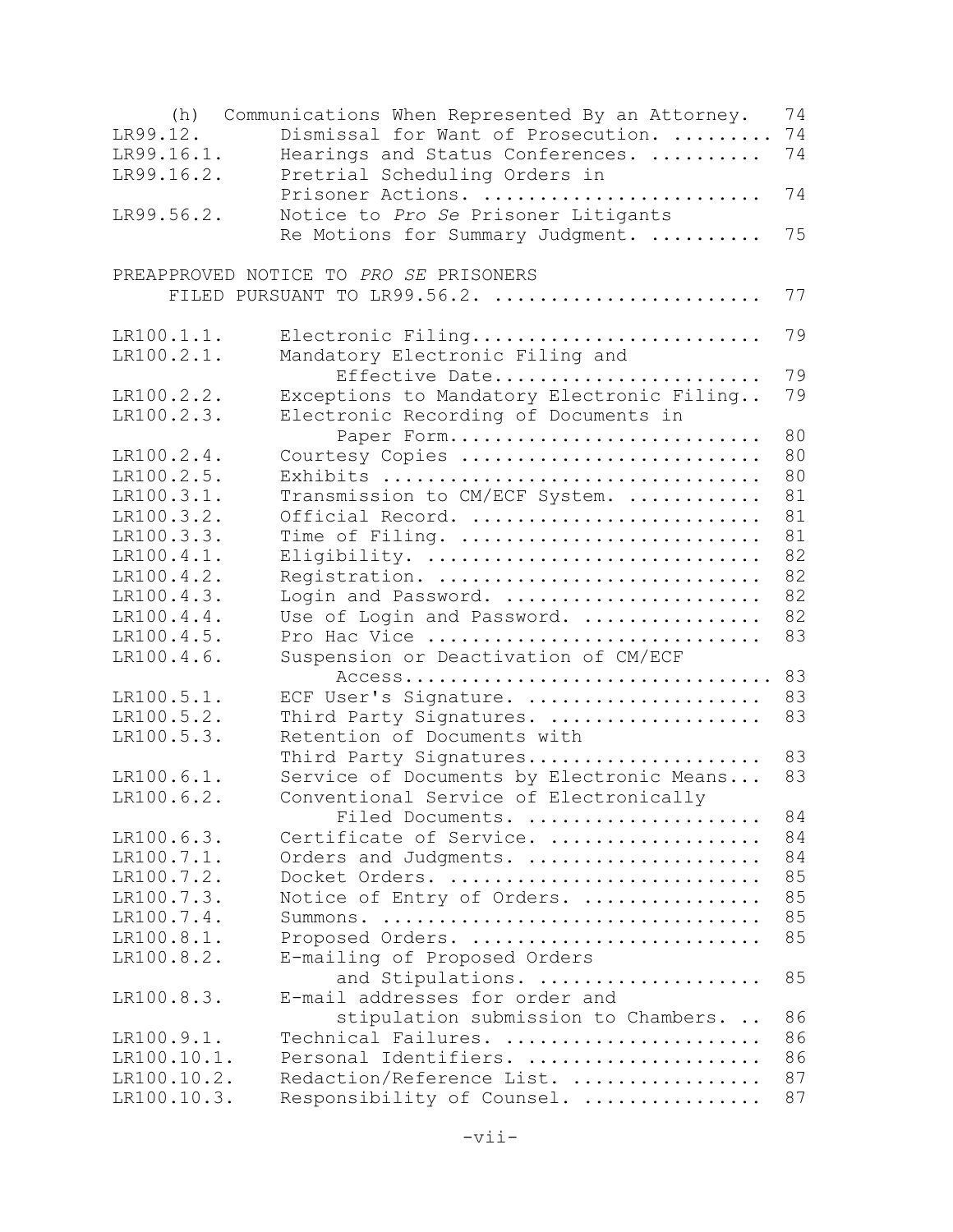| | | |
|---|---|---|
| (h) | Communications When Represented By an Attorney. | 74 |
| LR99.12. | Dismissal for Want of Prosecution. | 74 |
| LR99.16.1. | Hearings and Status Conferences. | 74 |
| LR99.16.2. | Pretrial Scheduling Orders in Prisoner Actions. | 74 |
| LR99.56.2. | Notice to *Pro Se* Prisoner Litigants Re Motions for Summary Judgment. | 75 |

PREAPPROVED NOTICE TO *PRO SE* PRISONERS FILED PURSUANT TO LR99.56.2. .......... 77

| | | |
|---|---|---|
| LR100.1.1. | Electronic Filing | 79 |
| LR100.2.1. | Mandatory Electronic Filing and Effective Date | 79 |
| LR100.2.2. | Exceptions to Mandatory Electronic Filing | 79 |
| LR100.2.3. | Electronic Recording of Documents in Paper Form | 80 |
| LR100.2.4. | Courtesy Copies | 80 |
| LR100.2.5. | Exhibits | 80 |
| LR100.3.1. | Transmission to CM/ECF System. | 81 |
| LR100.3.2. | Official Record. | 81 |
| LR100.3.3. | Time of Filing. | 81 |
| LR100.4.1. | Eligibility. | 82 |
| LR100.4.2. | Registration. | 82 |
| LR100.4.3. | Login and Password. | 82 |
| LR100.4.4. | Use of Login and Password. | 82 |
| LR100.4.5. | Pro Hac Vice | 83 |
| LR100.4.6. | Suspension or Deactivation of CM/ECF Access | 83 |
| LR100.5.1. | ECF User's Signature. | 83 |
| LR100.5.2. | Third Party Signatures. | 83 |
| LR100.5.3. | Retention of Documents with Third Party Signatures | 83 |
| LR100.6.1. | Service of Documents by Electronic Means | 83 |
| LR100.6.2. | Conventional Service of Electronically Filed Documents. | 84 |
| LR100.6.3. | Certificate of Service. | 84 |
| LR100.7.1. | Orders and Judgments. | 84 |
| LR100.7.2. | Docket Orders. | 85 |
| LR100.7.3. | Notice of Entry of Orders. | 85 |
| LR100.7.4. | Summons. | 85 |
| LR100.8.1. | Proposed Orders. | 85 |
| LR100.8.2. | E-mailing of Proposed Orders and Stipulations. | 85 |
| LR100.8.3. | E-mail addresses for order and stipulation submission to Chambers. | 86 |
| LR100.9.1. | Technical Failures. | 86 |
| LR100.10.1. | Personal Identifiers. | 86 |
| LR100.10.2. | Redaction/Reference List. | 87 |
| LR100.10.3. | Responsibility of Counsel. | 87 |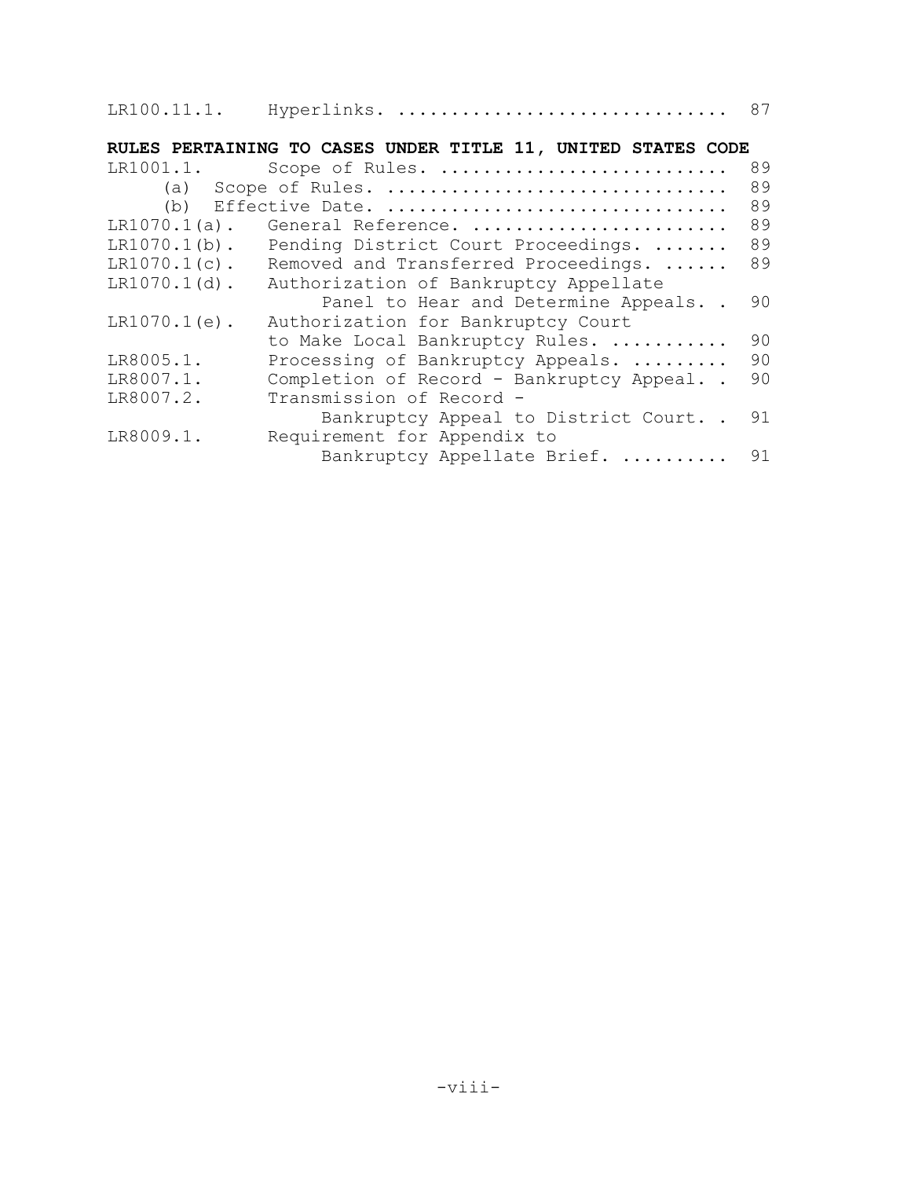| | | |
|---|---|---|
| LR100.11.1. | Hyperlinks. | 87 |

**RULES PERTAINING TO CASES UNDER TITLE 11, UNITED STATES CODE**

| | | |
|---|---|---|
| LR1001.1. | Scope of Rules. | 89 |
| (a) | Scope of Rules. | 89 |
| (b) | Effective Date. | 89 |
| LR1070.1(a). | General Reference. | 89 |
| LR1070.1(b). | Pending District Court Proceedings. | 89 |
| LR1070.1(c). | Removed and Transferred Proceedings. | 89 |
| LR1070.1(d). | Authorization of Bankruptcy Appellate Panel to Hear and Determine Appeals. | 90 |
| LR1070.1(e). | Authorization for Bankruptcy Court to Make Local Bankruptcy Rules. | 90 |
| LR8005.1. | Processing of Bankruptcy Appeals. | 90 |
| LR8007.1. | Completion of Record - Bankruptcy Appeal. | 90 |
| LR8007.2. | Transmission of Record - Bankruptcy Appeal to District Court. | 91 |
| LR8009.1. | Requirement for Appendix to Bankruptcy Appellate Brief. | 91 |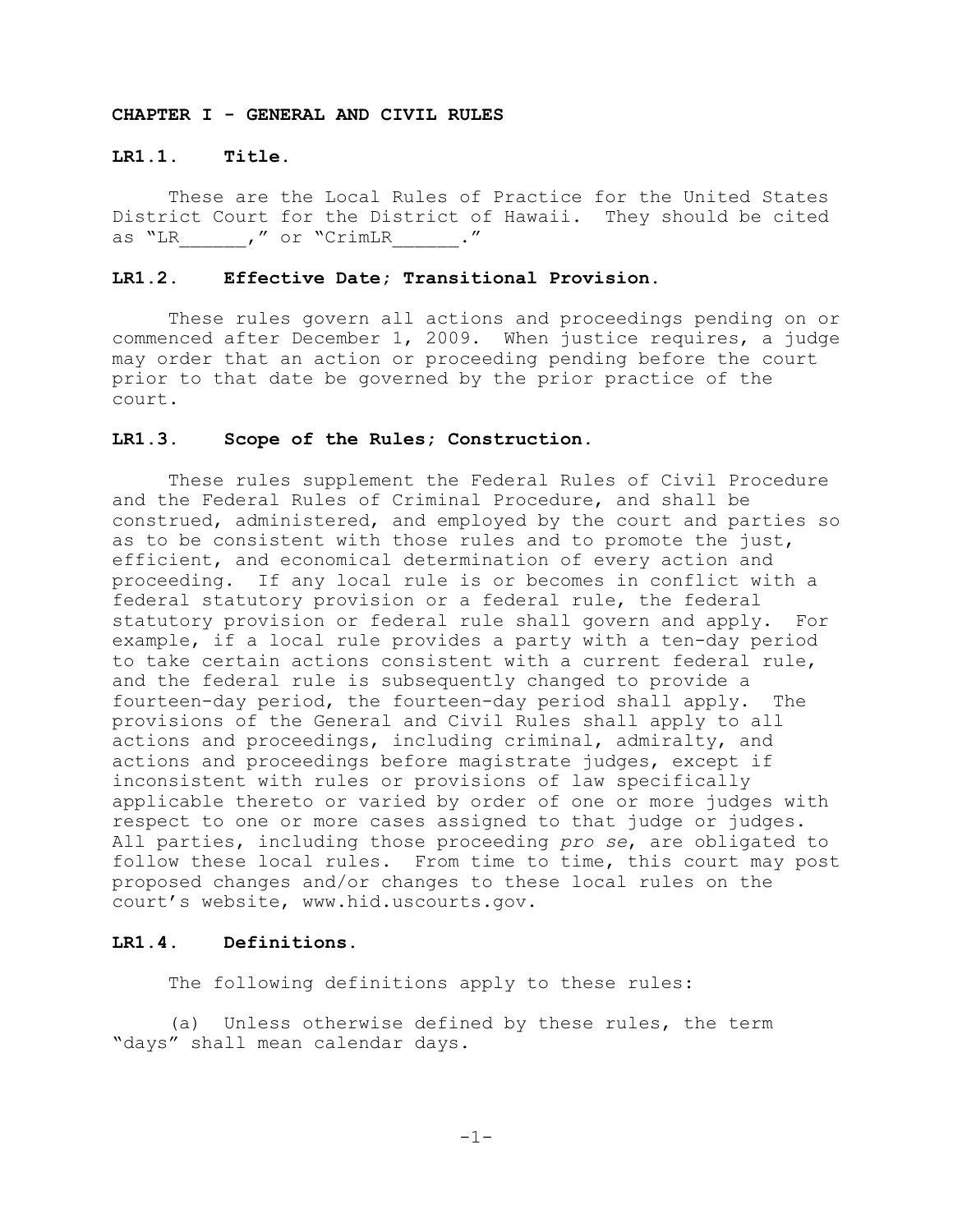# CHAPTER I - GENERAL AND CIVIL RULES

## LR1.1. Title.

These are the Local Rules of Practice for the United States District Court for the District of Hawaii. They should be cited as "LR______," or "CrimLR______."

## LR1.2. Effective Date; Transitional Provision.

These rules govern all actions and proceedings pending on or commenced after December 1, 2009. When justice requires, a judge may order that an action or proceeding pending before the court prior to that date be governed by the prior practice of the court.

## LR1.3. Scope of the Rules; Construction.

These rules supplement the Federal Rules of Civil Procedure and the Federal Rules of Criminal Procedure, and shall be construed, administered, and employed by the court and parties so as to be consistent with those rules and to promote the just, efficient, and economical determination of every action and proceeding. If any local rule is or becomes in conflict with a federal statutory provision or a federal rule, the federal statutory provision or federal rule shall govern and apply. For example, if a local rule provides a party with a ten-day period to take certain actions consistent with a current federal rule, and the federal rule is subsequently changed to provide a fourteen-day period, the fourteen-day period shall apply. The provisions of the General and Civil Rules shall apply to all actions and proceedings, including criminal, admiralty, and actions and proceedings before magistrate judges, except if inconsistent with rules or provisions of law specifically applicable thereto or varied by order of one or more judges with respect to one or more cases assigned to that judge or judges. All parties, including those proceeding *pro se*, are obligated to follow these local rules. From time to time, this court may post proposed changes and/or changes to these local rules on the court's website, www.hid.uscourts.gov.

## LR1.4. Definitions.

The following definitions apply to these rules:

(a) Unless otherwise defined by these rules, the term "days" shall mean calendar days.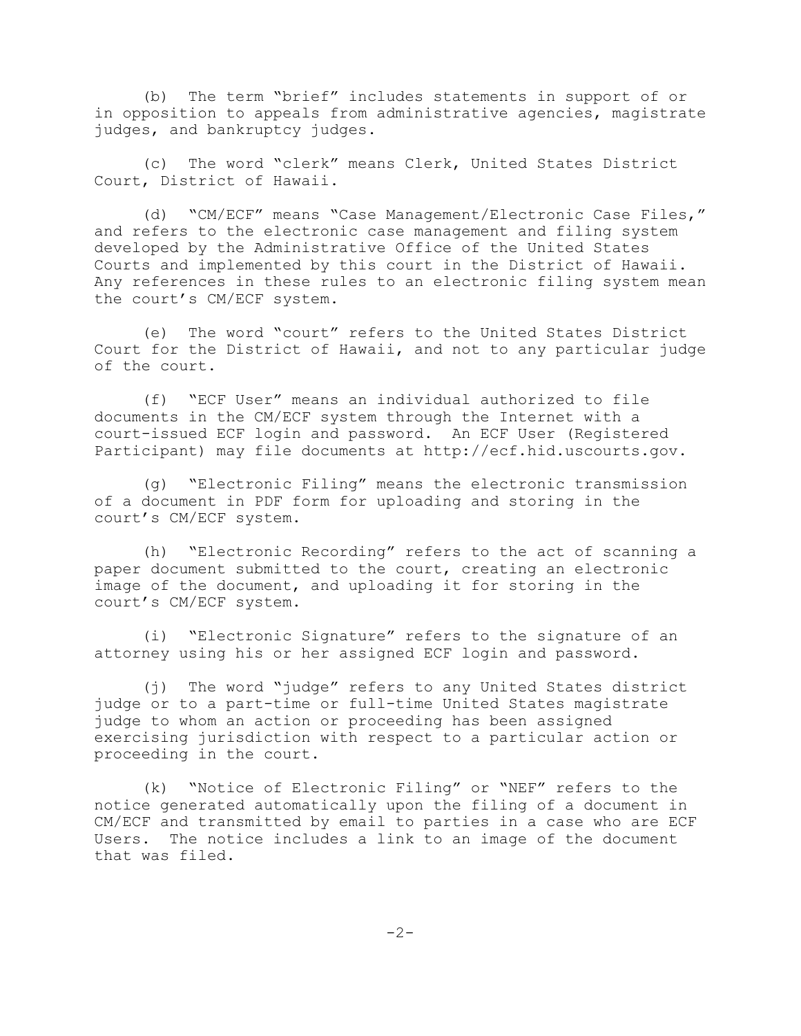(b) The term "brief" includes statements in support of or in opposition to appeals from administrative agencies, magistrate judges, and bankruptcy judges.

(c) The word "clerk" means Clerk, United States District Court, District of Hawaii.

(d) "CM/ECF" means "Case Management/Electronic Case Files," and refers to the electronic case management and filing system developed by the Administrative Office of the United States Courts and implemented by this court in the District of Hawaii. Any references in these rules to an electronic filing system mean the court's CM/ECF system.

(e) The word "court" refers to the United States District Court for the District of Hawaii, and not to any particular judge of the court.

(f) "ECF User" means an individual authorized to file documents in the CM/ECF system through the Internet with a court-issued ECF login and password. An ECF User (Registered Participant) may file documents at http://ecf.hid.uscourts.gov.

(g) "Electronic Filing" means the electronic transmission of a document in PDF form for uploading and storing in the court's CM/ECF system.

(h) "Electronic Recording" refers to the act of scanning a paper document submitted to the court, creating an electronic image of the document, and uploading it for storing in the court's CM/ECF system.

(i) "Electronic Signature" refers to the signature of an attorney using his or her assigned ECF login and password.

(j) The word "judge" refers to any United States district judge or to a part-time or full-time United States magistrate judge to whom an action or proceeding has been assigned exercising jurisdiction with respect to a particular action or proceeding in the court.

(k) "Notice of Electronic Filing" or "NEF" refers to the notice generated automatically upon the filing of a document in CM/ECF and transmitted by email to parties in a case who are ECF Users. The notice includes a link to an image of the document that was filed.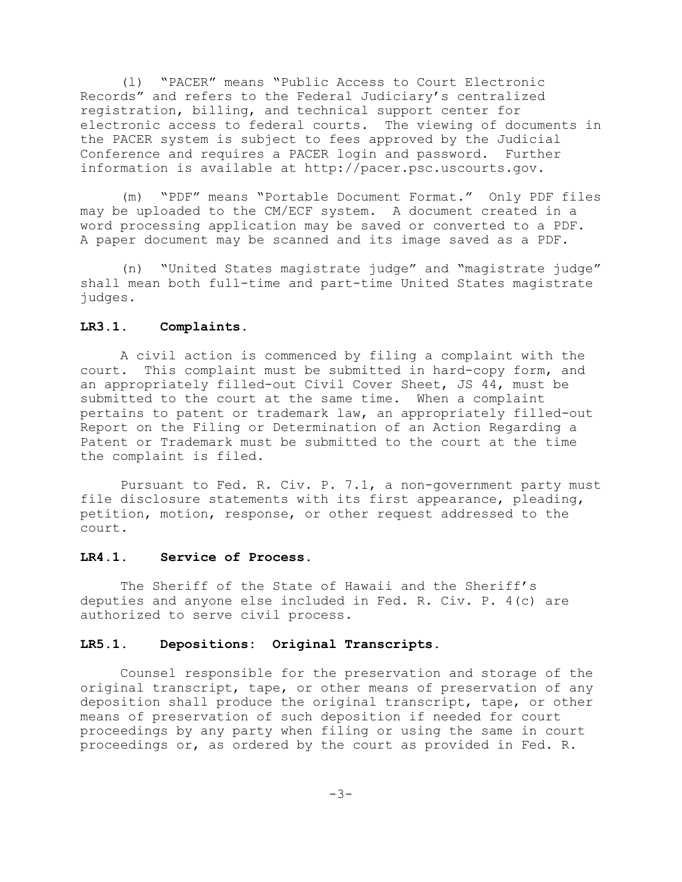(l) "PACER" means "Public Access to Court Electronic Records" and refers to the Federal Judiciary's centralized registration, billing, and technical support center for electronic access to federal courts. The viewing of documents in the PACER system is subject to fees approved by the Judicial Conference and requires a PACER login and password. Further information is available at http://pacer.psc.uscourts.gov.

(m) "PDF" means "Portable Document Format." Only PDF files may be uploaded to the CM/ECF system. A document created in a word processing application may be saved or converted to a PDF. A paper document may be scanned and its image saved as a PDF.

(n) "United States magistrate judge" and "magistrate judge" shall mean both full-time and part-time United States magistrate judges.

### LR3.1. Complaints.

A civil action is commenced by filing a complaint with the court. This complaint must be submitted in hard-copy form, and an appropriately filled-out Civil Cover Sheet, JS 44, must be submitted to the court at the same time. When a complaint pertains to patent or trademark law, an appropriately filled-out Report on the Filing or Determination of an Action Regarding a Patent or Trademark must be submitted to the court at the time the complaint is filed.

Pursuant to Fed. R. Civ. P. 7.1, a non-government party must file disclosure statements with its first appearance, pleading, petition, motion, response, or other request addressed to the court.

### LR4.1. Service of Process.

The Sheriff of the State of Hawaii and the Sheriff's deputies and anyone else included in Fed. R. Civ. P. 4(c) are authorized to serve civil process.

### LR5.1. Depositions: Original Transcripts.

Counsel responsible for the preservation and storage of the original transcript, tape, or other means of preservation of any deposition shall produce the original transcript, tape, or other means of preservation of such deposition if needed for court proceedings by any party when filing or using the same in court proceedings or, as ordered by the court as provided in Fed. R.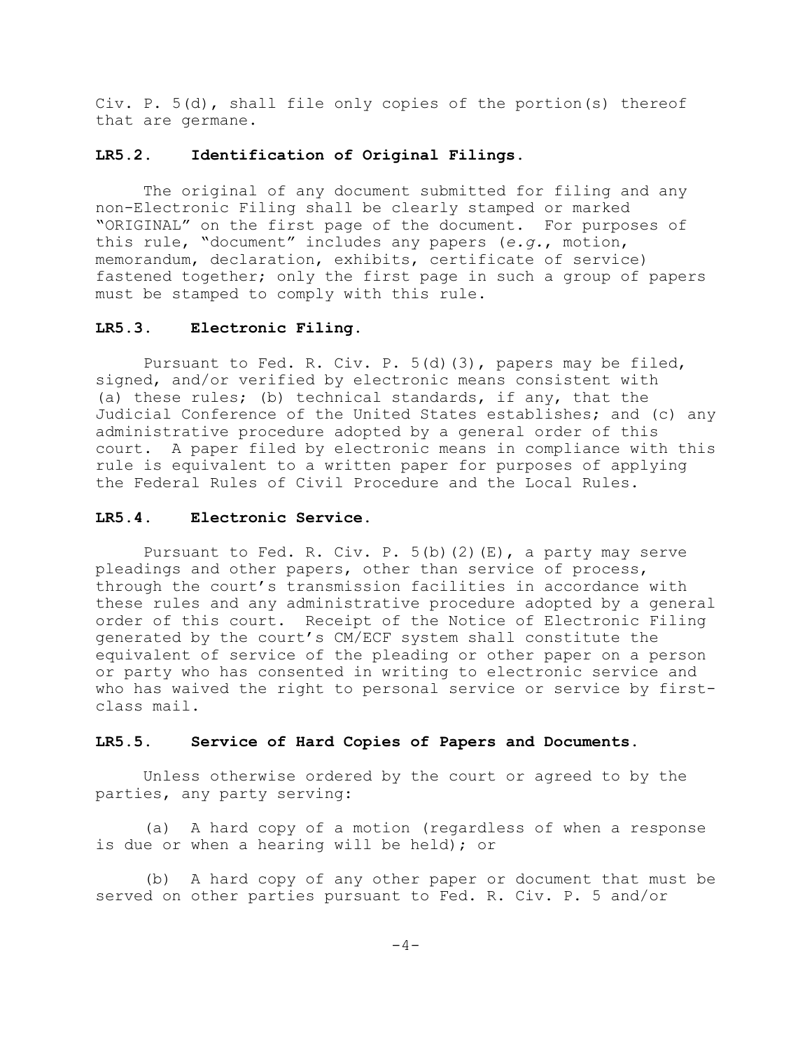Civ. P. 5(d), shall file only copies of the portion(s) thereof that are germane.

### LR5.2. Identification of Original Filings.

The original of any document submitted for filing and any non-Electronic Filing shall be clearly stamped or marked "ORIGINAL" on the first page of the document. For purposes of this rule, "document" includes any papers (*e.g.*, motion, memorandum, declaration, exhibits, certificate of service) fastened together; only the first page in such a group of papers must be stamped to comply with this rule.

### LR5.3. Electronic Filing.

Pursuant to Fed. R. Civ. P. 5(d)(3), papers may be filed, signed, and/or verified by electronic means consistent with (a) these rules; (b) technical standards, if any, that the Judicial Conference of the United States establishes; and (c) any administrative procedure adopted by a general order of this court. A paper filed by electronic means in compliance with this rule is equivalent to a written paper for purposes of applying the Federal Rules of Civil Procedure and the Local Rules.

### LR5.4. Electronic Service.

Pursuant to Fed. R. Civ. P. 5(b)(2)(E), a party may serve pleadings and other papers, other than service of process, through the court's transmission facilities in accordance with these rules and any administrative procedure adopted by a general order of this court. Receipt of the Notice of Electronic Filing generated by the court's CM/ECF system shall constitute the equivalent of service of the pleading or other paper on a person or party who has consented in writing to electronic service and who has waived the right to personal service or service by first-class mail.

### LR5.5. Service of Hard Copies of Papers and Documents.

Unless otherwise ordered by the court or agreed to by the parties, any party serving:

(a) A hard copy of a motion (regardless of when a response is due or when a hearing will be held); or

(b) A hard copy of any other paper or document that must be served on other parties pursuant to Fed. R. Civ. P. 5 and/or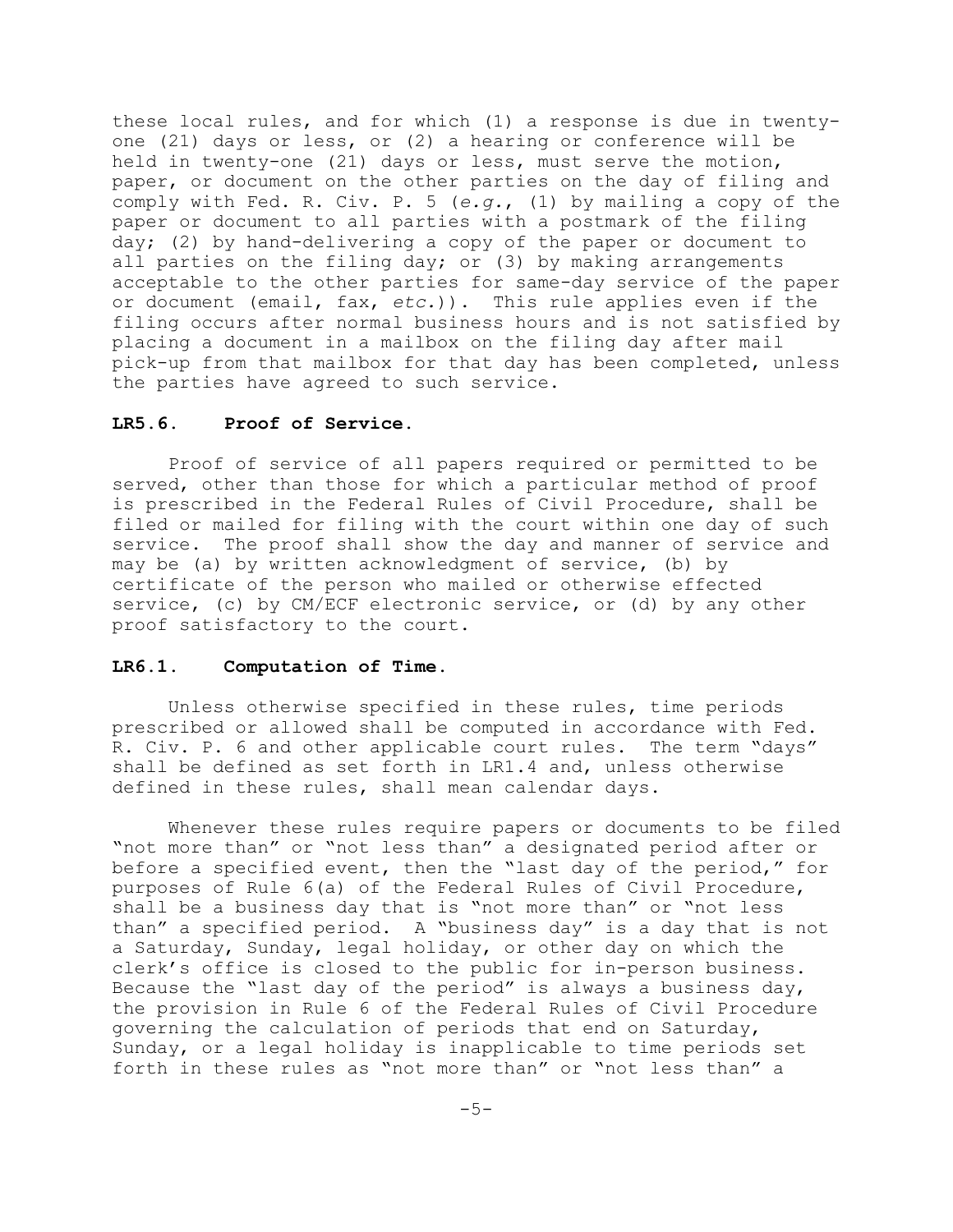these local rules, and for which (1) a response is due in twenty-one (21) days or less, or (2) a hearing or conference will be held in twenty-one (21) days or less, must serve the motion, paper, or document on the other parties on the day of filing and comply with Fed. R. Civ. P. 5 (*e.g.*, (1) by mailing a copy of the paper or document to all parties with a postmark of the filing day; (2) by hand-delivering a copy of the paper or document to all parties on the filing day; or (3) by making arrangements acceptable to the other parties for same-day service of the paper or document (email, fax, *etc.*)). This rule applies even if the filing occurs after normal business hours and is not satisfied by placing a document in a mailbox on the filing day after mail pick-up from that mailbox for that day has been completed, unless the parties have agreed to such service.

### LR5.6. Proof of Service.

Proof of service of all papers required or permitted to be served, other than those for which a particular method of proof is prescribed in the Federal Rules of Civil Procedure, shall be filed or mailed for filing with the court within one day of such service. The proof shall show the day and manner of service and may be (a) by written acknowledgment of service, (b) by certificate of the person who mailed or otherwise effected service, (c) by CM/ECF electronic service, or (d) by any other proof satisfactory to the court.

### LR6.1. Computation of Time.

Unless otherwise specified in these rules, time periods prescribed or allowed shall be computed in accordance with Fed. R. Civ. P. 6 and other applicable court rules. The term "days" shall be defined as set forth in LR1.4 and, unless otherwise defined in these rules, shall mean calendar days.

Whenever these rules require papers or documents to be filed "not more than" or "not less than" a designated period after or before a specified event, then the "last day of the period," for purposes of Rule 6(a) of the Federal Rules of Civil Procedure, shall be a business day that is "not more than" or "not less than" a specified period. A "business day" is a day that is not a Saturday, Sunday, legal holiday, or other day on which the clerk's office is closed to the public for in-person business. Because the "last day of the period" is always a business day, the provision in Rule 6 of the Federal Rules of Civil Procedure governing the calculation of periods that end on Saturday, Sunday, or a legal holiday is inapplicable to time periods set forth in these rules as "not more than" or "not less than" a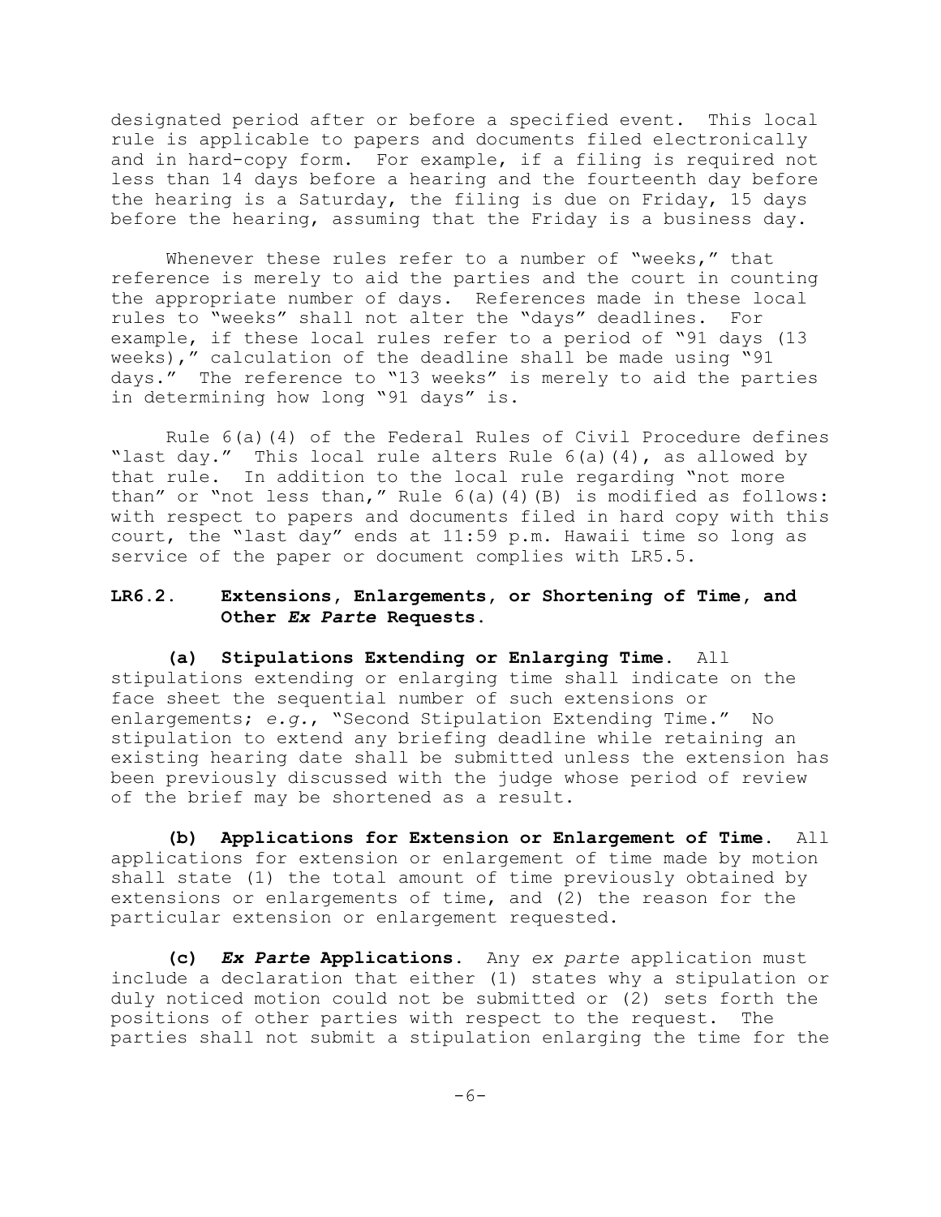designated period after or before a specified event. This local rule is applicable to papers and documents filed electronically and in hard-copy form. For example, if a filing is required not less than 14 days before a hearing and the fourteenth day before the hearing is a Saturday, the filing is due on Friday, 15 days before the hearing, assuming that the Friday is a business day.

Whenever these rules refer to a number of "weeks," that reference is merely to aid the parties and the court in counting the appropriate number of days. References made in these local rules to "weeks" shall not alter the "days" deadlines. For example, if these local rules refer to a period of "91 days (13 weeks)," calculation of the deadline shall be made using "91 days." The reference to "13 weeks" is merely to aid the parties in determining how long "91 days" is.

Rule 6(a)(4) of the Federal Rules of Civil Procedure defines "last day." This local rule alters Rule 6(a)(4), as allowed by that rule. In addition to the local rule regarding "not more than" or "not less than," Rule 6(a)(4)(B) is modified as follows: with respect to papers and documents filed in hard copy with this court, the "last day" ends at 11:59 p.m. Hawaii time so long as service of the paper or document complies with LR5.5.

## LR6.2. Extensions, Enlargements, or Shortening of Time, and Other *Ex Parte* Requests.

**(a) Stipulations Extending or Enlarging Time.** All stipulations extending or enlarging time shall indicate on the face sheet the sequential number of such extensions or enlargements; *e.g.*, "Second Stipulation Extending Time." No stipulation to extend any briefing deadline while retaining an existing hearing date shall be submitted unless the extension has been previously discussed with the judge whose period of review of the brief may be shortened as a result.

**(b) Applications for Extension or Enlargement of Time.** All applications for extension or enlargement of time made by motion shall state (1) the total amount of time previously obtained by extensions or enlargements of time, and (2) the reason for the particular extension or enlargement requested.

**(c) *Ex Parte* Applications.** Any *ex parte* application must include a declaration that either (1) states why a stipulation or duly noticed motion could not be submitted or (2) sets forth the positions of other parties with respect to the request. The parties shall not submit a stipulation enlarging the time for the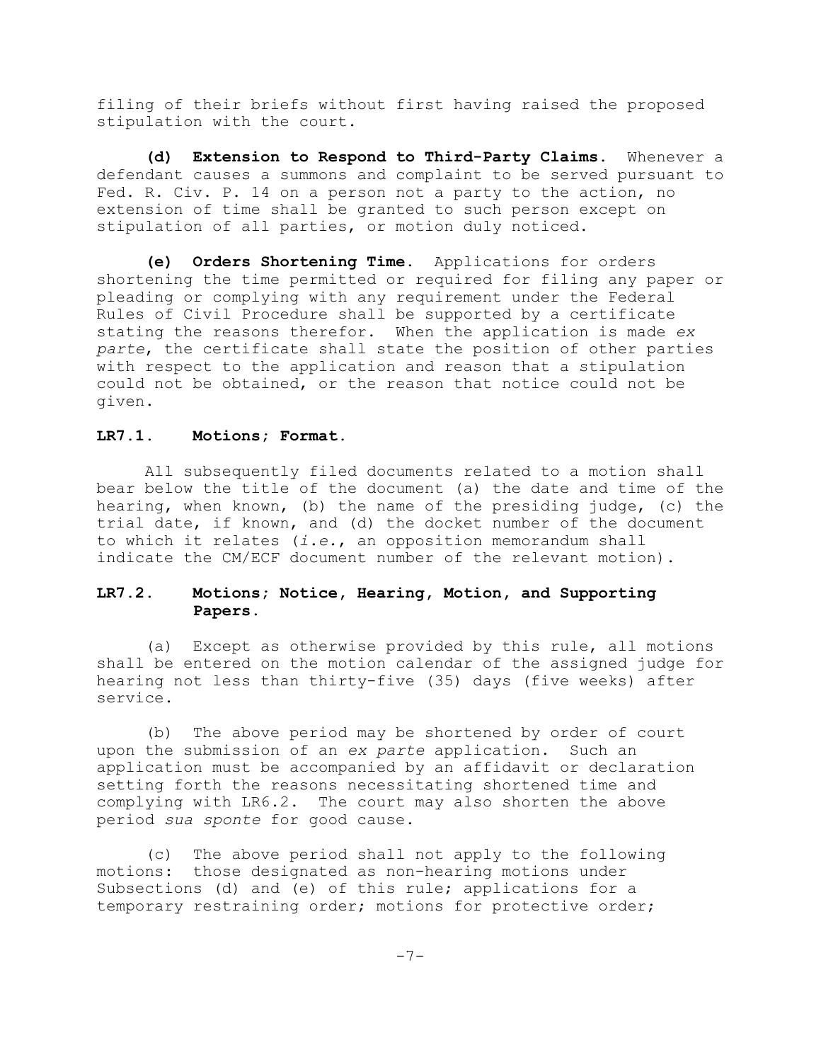filing of their briefs without first having raised the proposed stipulation with the court.

**(d) Extension to Respond to Third-Party Claims.** Whenever a defendant causes a summons and complaint to be served pursuant to Fed. R. Civ. P. 14 on a person not a party to the action, no extension of time shall be granted to such person except on stipulation of all parties, or motion duly noticed.

**(e) Orders Shortening Time.** Applications for orders shortening the time permitted or required for filing any paper or pleading or complying with any requirement under the Federal Rules of Civil Procedure shall be supported by a certificate stating the reasons therefor. When the application is made *ex parte*, the certificate shall state the position of other parties with respect to the application and reason that a stipulation could not be obtained, or the reason that notice could not be given.

### LR7.1. Motions; Format.

All subsequently filed documents related to a motion shall bear below the title of the document (a) the date and time of the hearing, when known, (b) the name of the presiding judge, (c) the trial date, if known, and (d) the docket number of the document to which it relates (*i.e.*, an opposition memorandum shall indicate the CM/ECF document number of the relevant motion).

### LR7.2. Motions; Notice, Hearing, Motion, and Supporting Papers.

(a) Except as otherwise provided by this rule, all motions shall be entered on the motion calendar of the assigned judge for hearing not less than thirty-five (35) days (five weeks) after service.

(b) The above period may be shortened by order of court upon the submission of an *ex parte* application. Such an application must be accompanied by an affidavit or declaration setting forth the reasons necessitating shortened time and complying with LR6.2. The court may also shorten the above period *sua sponte* for good cause.

(c) The above period shall not apply to the following motions: those designated as non-hearing motions under Subsections (d) and (e) of this rule; applications for a temporary restraining order; motions for protective order;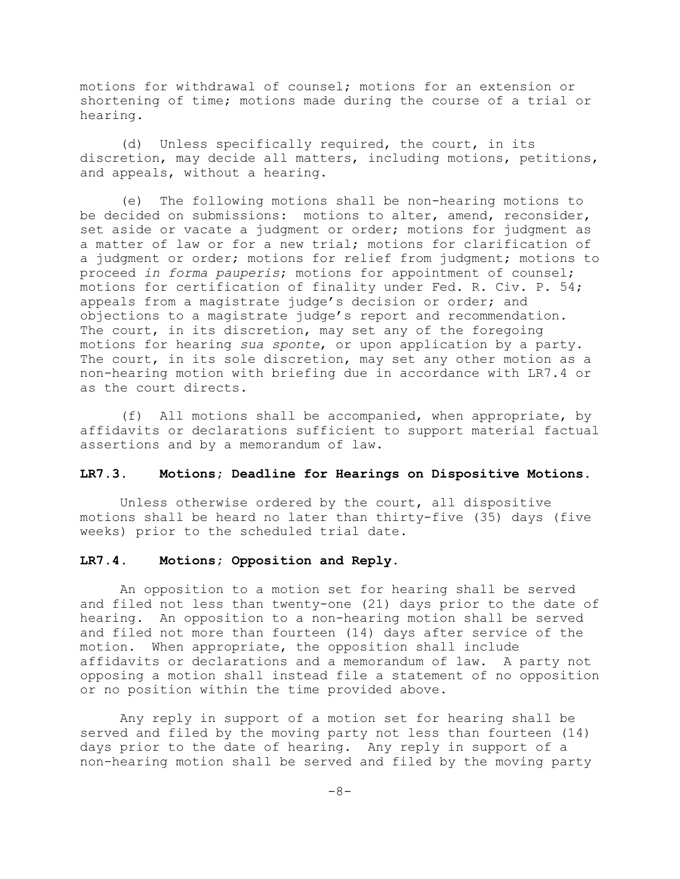motions for withdrawal of counsel; motions for an extension or shortening of time; motions made during the course of a trial or hearing.

(d) Unless specifically required, the court, in its discretion, may decide all matters, including motions, petitions, and appeals, without a hearing.

(e) The following motions shall be non-hearing motions to be decided on submissions: motions to alter, amend, reconsider, set aside or vacate a judgment or order; motions for judgment as a matter of law or for a new trial; motions for clarification of a judgment or order; motions for relief from judgment; motions to proceed *in forma pauperis*; motions for appointment of counsel; motions for certification of finality under Fed. R. Civ. P. 54; appeals from a magistrate judge's decision or order; and objections to a magistrate judge's report and recommendation. The court, in its discretion, may set any of the foregoing motions for hearing *sua sponte*, or upon application by a party. The court, in its sole discretion, may set any other motion as a non-hearing motion with briefing due in accordance with LR7.4 or as the court directs.

(f) All motions shall be accompanied, when appropriate, by affidavits or declarations sufficient to support material factual assertions and by a memorandum of law.

**LR7.3. Motions; Deadline for Hearings on Dispositive Motions.**

Unless otherwise ordered by the court, all dispositive motions shall be heard no later than thirty-five (35) days (five weeks) prior to the scheduled trial date.

**LR7.4. Motions; Opposition and Reply.**

An opposition to a motion set for hearing shall be served and filed not less than twenty-one (21) days prior to the date of hearing. An opposition to a non-hearing motion shall be served and filed not more than fourteen (14) days after service of the motion. When appropriate, the opposition shall include affidavits or declarations and a memorandum of law. A party not opposing a motion shall instead file a statement of no opposition or no position within the time provided above.

Any reply in support of a motion set for hearing shall be served and filed by the moving party not less than fourteen (14) days prior to the date of hearing. Any reply in support of a non-hearing motion shall be served and filed by the moving party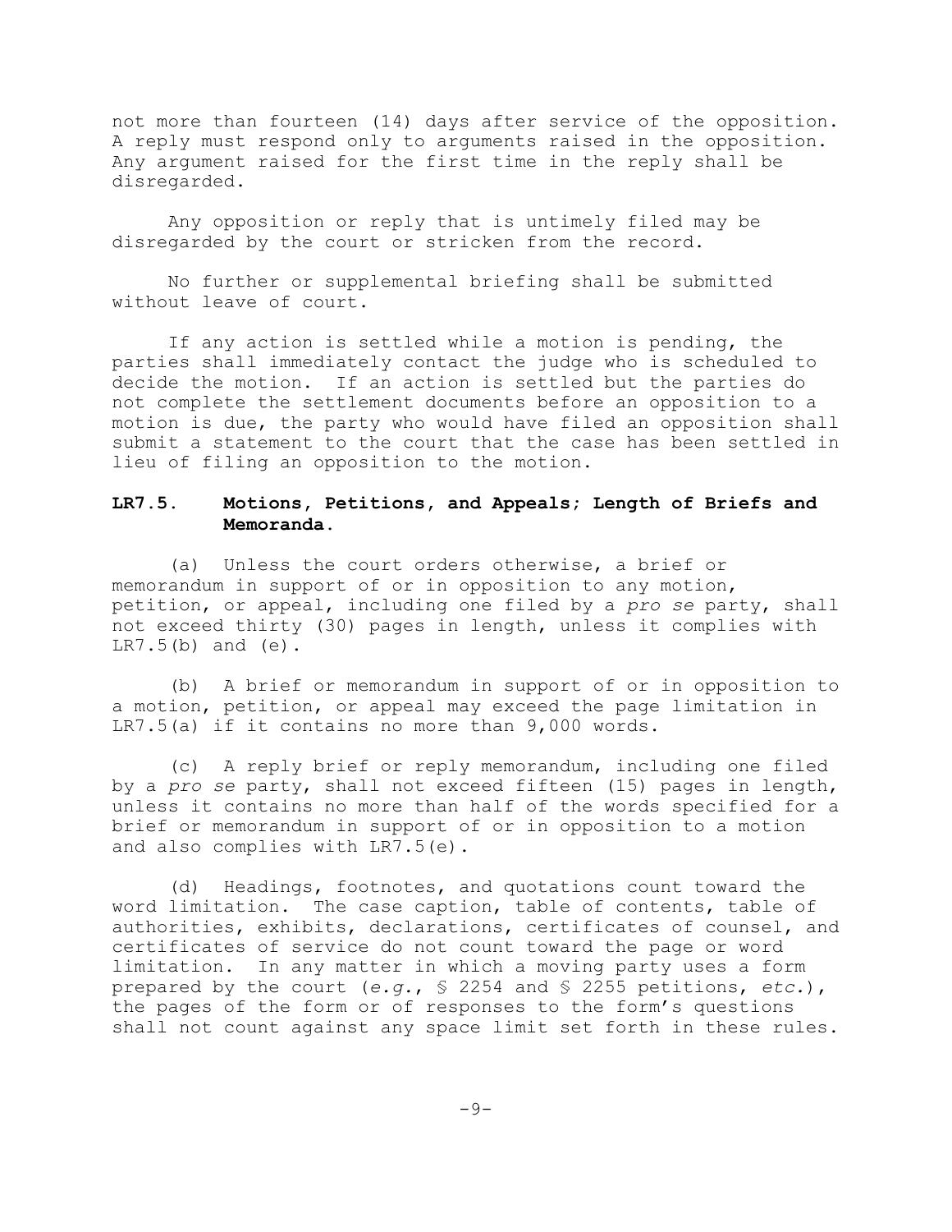not more than fourteen (14) days after service of the opposition. A reply must respond only to arguments raised in the opposition. Any argument raised for the first time in the reply shall be disregarded.

Any opposition or reply that is untimely filed may be disregarded by the court or stricken from the record.

No further or supplemental briefing shall be submitted without leave of court.

If any action is settled while a motion is pending, the parties shall immediately contact the judge who is scheduled to decide the motion. If an action is settled but the parties do not complete the settlement documents before an opposition to a motion is due, the party who would have filed an opposition shall submit a statement to the court that the case has been settled in lieu of filing an opposition to the motion.

### LR7.5. Motions, Petitions, and Appeals; Length of Briefs and Memoranda.

(a) Unless the court orders otherwise, a brief or memorandum in support of or in opposition to any motion, petition, or appeal, including one filed by a *pro se* party, shall not exceed thirty (30) pages in length, unless it complies with LR7.5(b) and (e).

(b) A brief or memorandum in support of or in opposition to a motion, petition, or appeal may exceed the page limitation in LR7.5(a) if it contains no more than 9,000 words.

(c) A reply brief or reply memorandum, including one filed by a *pro se* party, shall not exceed fifteen (15) pages in length, unless it contains no more than half of the words specified for a brief or memorandum in support of or in opposition to a motion and also complies with LR7.5(e).

(d) Headings, footnotes, and quotations count toward the word limitation. The case caption, table of contents, table of authorities, exhibits, declarations, certificates of counsel, and certificates of service do not count toward the page or word limitation. In any matter in which a moving party uses a form prepared by the court (*e.g.*, § 2254 and § 2255 petitions, *etc.*), the pages of the form or of responses to the form's questions shall not count against any space limit set forth in these rules.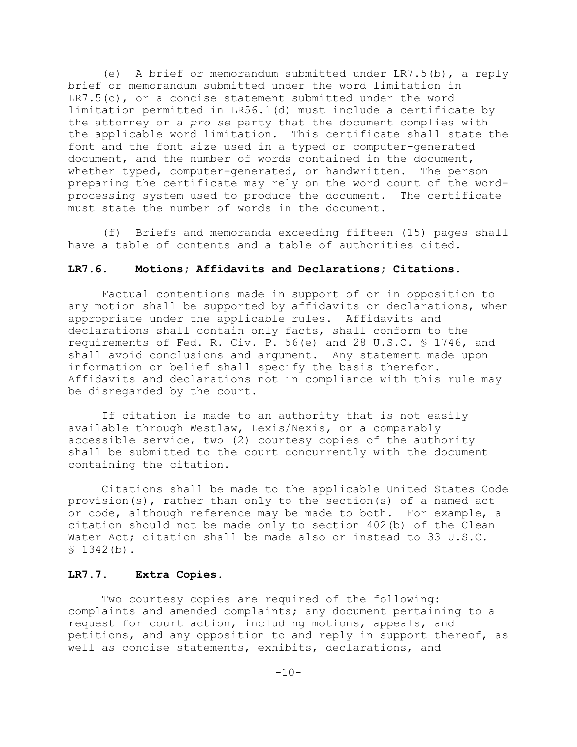(e) A brief or memorandum submitted under LR7.5(b), a reply brief or memorandum submitted under the word limitation in LR7.5(c), or a concise statement submitted under the word limitation permitted in LR56.1(d) must include a certificate by the attorney or a *pro se* party that the document complies with the applicable word limitation. This certificate shall state the font and the font size used in a typed or computer-generated document, and the number of words contained in the document, whether typed, computer-generated, or handwritten. The person preparing the certificate may rely on the word count of the word-processing system used to produce the document. The certificate must state the number of words in the document.

(f) Briefs and memoranda exceeding fifteen (15) pages shall have a table of contents and a table of authorities cited.

**LR7.6. Motions; Affidavits and Declarations; Citations.**

Factual contentions made in support of or in opposition to any motion shall be supported by affidavits or declarations, when appropriate under the applicable rules. Affidavits and declarations shall contain only facts, shall conform to the requirements of Fed. R. Civ. P. 56(e) and 28 U.S.C. § 1746, and shall avoid conclusions and argument. Any statement made upon information or belief shall specify the basis therefor. Affidavits and declarations not in compliance with this rule may be disregarded by the court.

If citation is made to an authority that is not easily available through Westlaw, Lexis/Nexis, or a comparably accessible service, two (2) courtesy copies of the authority shall be submitted to the court concurrently with the document containing the citation.

Citations shall be made to the applicable United States Code provision(s), rather than only to the section(s) of a named act or code, although reference may be made to both. For example, a citation should not be made only to section 402(b) of the Clean Water Act; citation shall be made also or instead to 33 U.S.C. § 1342(b).

**LR7.7. Extra Copies.**

Two courtesy copies are required of the following: complaints and amended complaints; any document pertaining to a request for court action, including motions, appeals, and petitions, and any opposition to and reply in support thereof, as well as concise statements, exhibits, declarations, and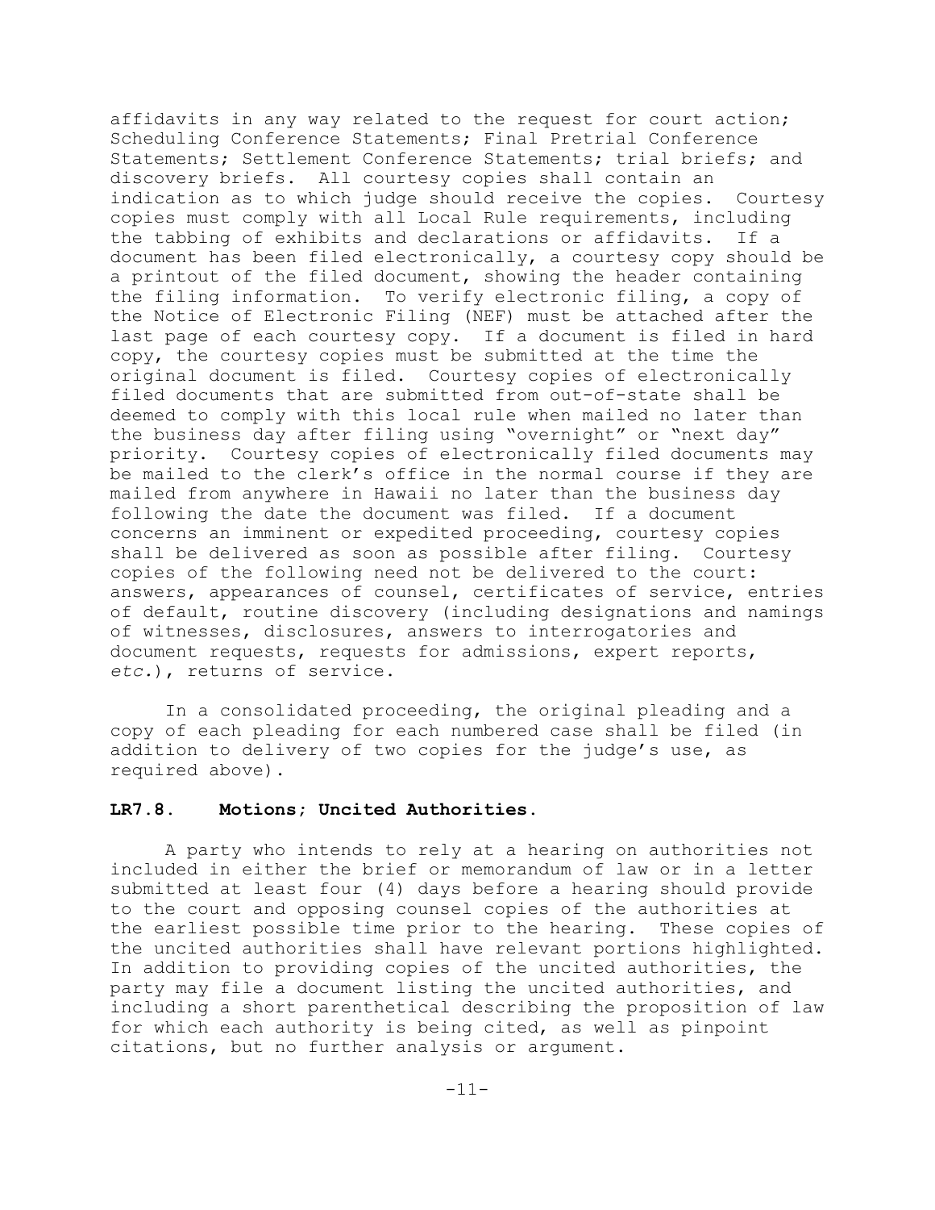affidavits in any way related to the request for court action; Scheduling Conference Statements; Final Pretrial Conference Statements; Settlement Conference Statements; trial briefs; and discovery briefs. All courtesy copies shall contain an indication as to which judge should receive the copies. Courtesy copies must comply with all Local Rule requirements, including the tabbing of exhibits and declarations or affidavits. If a document has been filed electronically, a courtesy copy should be a printout of the filed document, showing the header containing the filing information. To verify electronic filing, a copy of the Notice of Electronic Filing (NEF) must be attached after the last page of each courtesy copy. If a document is filed in hard copy, the courtesy copies must be submitted at the time the original document is filed. Courtesy copies of electronically filed documents that are submitted from out-of-state shall be deemed to comply with this local rule when mailed no later than the business day after filing using "overnight" or "next day" priority. Courtesy copies of electronically filed documents may be mailed to the clerk's office in the normal course if they are mailed from anywhere in Hawaii no later than the business day following the date the document was filed. If a document concerns an imminent or expedited proceeding, courtesy copies shall be delivered as soon as possible after filing. Courtesy copies of the following need not be delivered to the court: answers, appearances of counsel, certificates of service, entries of default, routine discovery (including designations and namings of witnesses, disclosures, answers to interrogatories and document requests, requests for admissions, expert reports, *etc.*), returns of service.

In a consolidated proceeding, the original pleading and a copy of each pleading for each numbered case shall be filed (in addition to delivery of two copies for the judge's use, as required above).

**LR7.8. Motions; Uncited Authorities.**

A party who intends to rely at a hearing on authorities not included in either the brief or memorandum of law or in a letter submitted at least four (4) days before a hearing should provide to the court and opposing counsel copies of the authorities at the earliest possible time prior to the hearing. These copies of the uncited authorities shall have relevant portions highlighted. In addition to providing copies of the uncited authorities, the party may file a document listing the uncited authorities, and including a short parenthetical describing the proposition of law for which each authority is being cited, as well as pinpoint citations, but no further analysis or argument.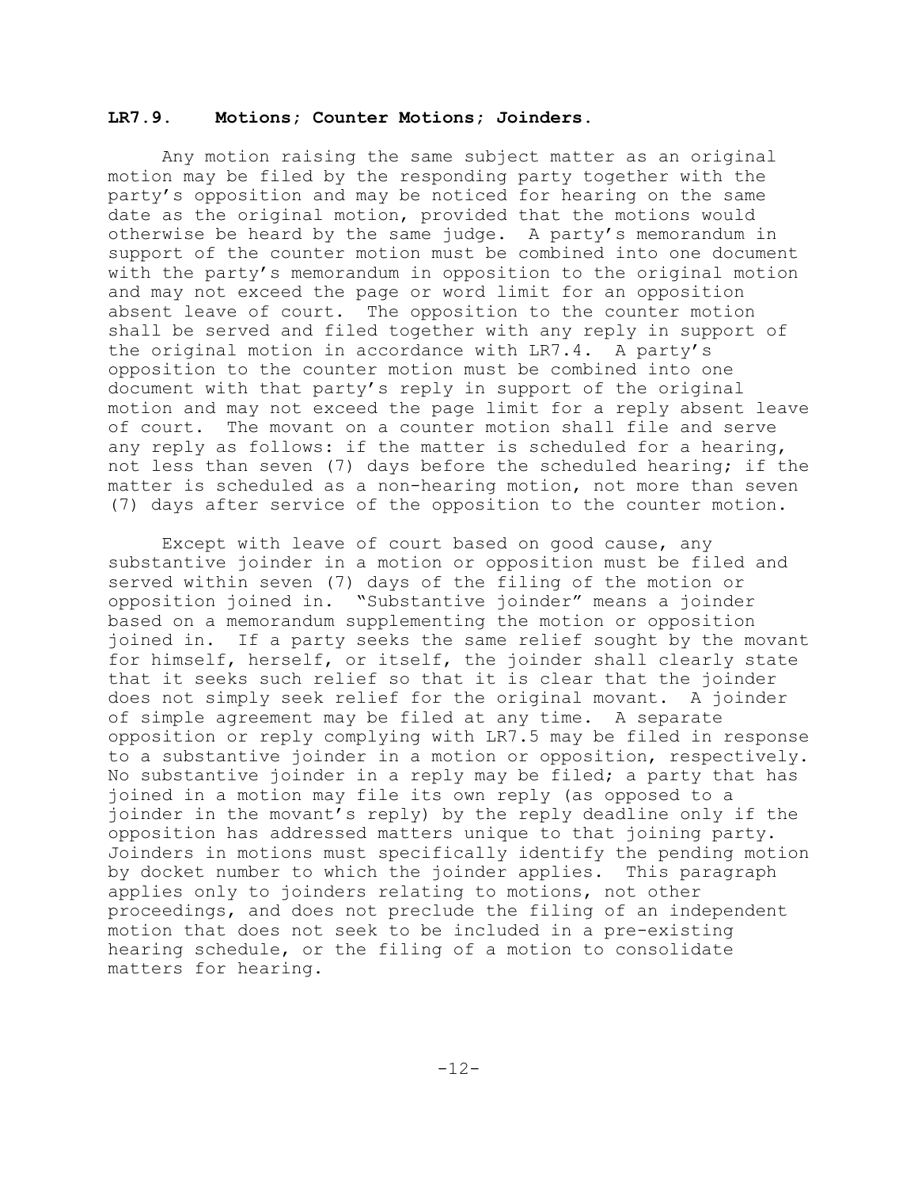## LR7.9. Motions; Counter Motions; Joinders.

Any motion raising the same subject matter as an original motion may be filed by the responding party together with the party's opposition and may be noticed for hearing on the same date as the original motion, provided that the motions would otherwise be heard by the same judge. A party's memorandum in support of the counter motion must be combined into one document with the party's memorandum in opposition to the original motion and may not exceed the page or word limit for an opposition absent leave of court. The opposition to the counter motion shall be served and filed together with any reply in support of the original motion in accordance with LR7.4. A party's opposition to the counter motion must be combined into one document with that party's reply in support of the original motion and may not exceed the page limit for a reply absent leave of court. The movant on a counter motion shall file and serve any reply as follows: if the matter is scheduled for a hearing, not less than seven (7) days before the scheduled hearing; if the matter is scheduled as a non-hearing motion, not more than seven (7) days after service of the opposition to the counter motion.

Except with leave of court based on good cause, any substantive joinder in a motion or opposition must be filed and served within seven (7) days of the filing of the motion or opposition joined in. "Substantive joinder" means a joinder based on a memorandum supplementing the motion or opposition joined in. If a party seeks the same relief sought by the movant for himself, herself, or itself, the joinder shall clearly state that it seeks such relief so that it is clear that the joinder does not simply seek relief for the original movant. A joinder of simple agreement may be filed at any time. A separate opposition or reply complying with LR7.5 may be filed in response to a substantive joinder in a motion or opposition, respectively. No substantive joinder in a reply may be filed; a party that has joined in a motion may file its own reply (as opposed to a joinder in the movant's reply) by the reply deadline only if the opposition has addressed matters unique to that joining party. Joinders in motions must specifically identify the pending motion by docket number to which the joinder applies. This paragraph applies only to joinders relating to motions, not other proceedings, and does not preclude the filing of an independent motion that does not seek to be included in a pre-existing hearing schedule, or the filing of a motion to consolidate matters for hearing.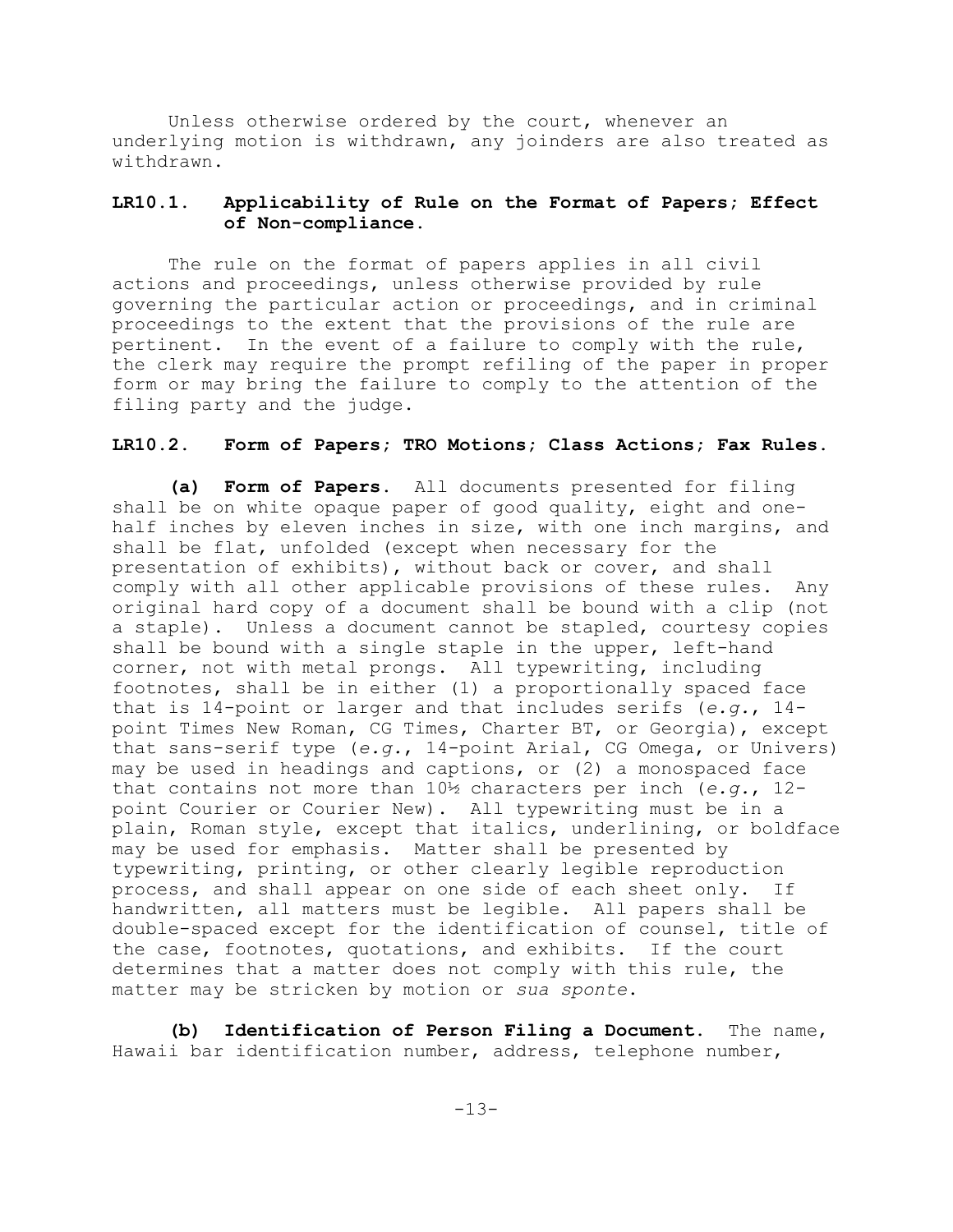Unless otherwise ordered by the court, whenever an underlying motion is withdrawn, any joinders are also treated as withdrawn.

### LR10.1. Applicability of Rule on the Format of Papers; Effect of Non-compliance.

The rule on the format of papers applies in all civil actions and proceedings, unless otherwise provided by rule governing the particular action or proceedings, and in criminal proceedings to the extent that the provisions of the rule are pertinent. In the event of a failure to comply with the rule, the clerk may require the prompt refiling of the paper in proper form or may bring the failure to comply to the attention of the filing party and the judge.

### LR10.2. Form of Papers; TRO Motions; Class Actions; Fax Rules.

**(a) Form of Papers.** All documents presented for filing shall be on white opaque paper of good quality, eight and one-half inches by eleven inches in size, with one inch margins, and shall be flat, unfolded (except when necessary for the presentation of exhibits), without back or cover, and shall comply with all other applicable provisions of these rules. Any original hard copy of a document shall be bound with a clip (not a staple). Unless a document cannot be stapled, courtesy copies shall be bound with a single staple in the upper, left-hand corner, not with metal prongs. All typewriting, including footnotes, shall be in either (1) a proportionally spaced face that is 14-point or larger and that includes serifs (*e.g.*, 14-point Times New Roman, CG Times, Charter BT, or Georgia), except that sans-serif type (*e.g.*, 14-point Arial, CG Omega, or Univers) may be used in headings and captions, or (2) a monospaced face that contains not more than 10½ characters per inch (*e.g.*, 12-point Courier or Courier New). All typewriting must be in a plain, Roman style, except that italics, underlining, or boldface may be used for emphasis. Matter shall be presented by typewriting, printing, or other clearly legible reproduction process, and shall appear on one side of each sheet only. If handwritten, all matters must be legible. All papers shall be double-spaced except for the identification of counsel, title of the case, footnotes, quotations, and exhibits. If the court determines that a matter does not comply with this rule, the matter may be stricken by motion or *sua sponte*.

**(b) Identification of Person Filing a Document.** The name, Hawaii bar identification number, address, telephone number,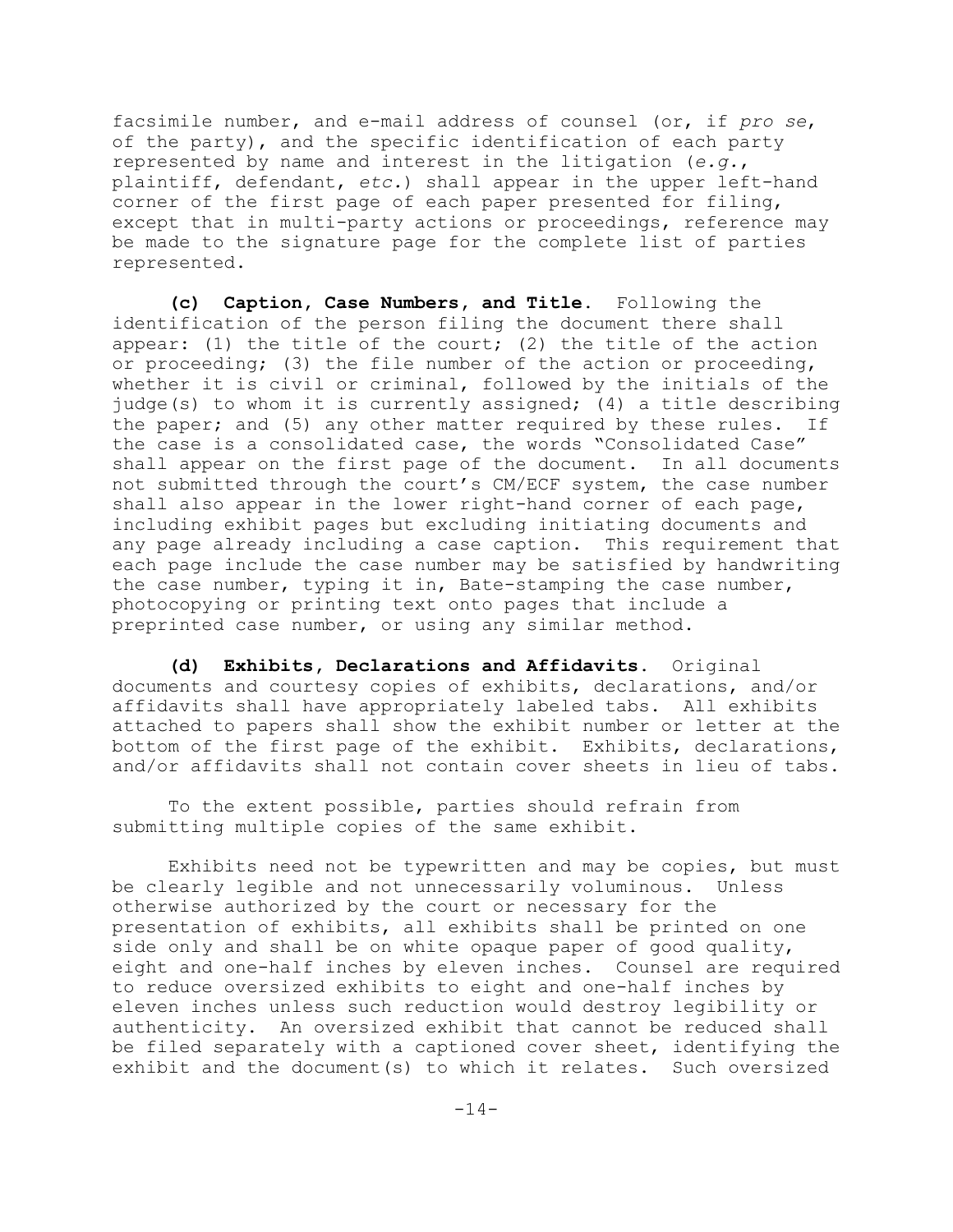facsimile number, and e-mail address of counsel (or, if *pro se*, of the party), and the specific identification of each party represented by name and interest in the litigation (*e.g.*, plaintiff, defendant, *etc.*) shall appear in the upper left-hand corner of the first page of each paper presented for filing, except that in multi-party actions or proceedings, reference may be made to the signature page for the complete list of parties represented.

**(c) Caption, Case Numbers, and Title.** Following the identification of the person filing the document there shall appear: (1) the title of the court; (2) the title of the action or proceeding; (3) the file number of the action or proceeding, whether it is civil or criminal, followed by the initials of the judge(s) to whom it is currently assigned; (4) a title describing the paper; and (5) any other matter required by these rules. If the case is a consolidated case, the words "Consolidated Case" shall appear on the first page of the document. In all documents not submitted through the court's CM/ECF system, the case number shall also appear in the lower right-hand corner of each page, including exhibit pages but excluding initiating documents and any page already including a case caption. This requirement that each page include the case number may be satisfied by handwriting the case number, typing it in, Bate-stamping the case number, photocopying or printing text onto pages that include a preprinted case number, or using any similar method.

**(d) Exhibits, Declarations and Affidavits.** Original documents and courtesy copies of exhibits, declarations, and/or affidavits shall have appropriately labeled tabs. All exhibits attached to papers shall show the exhibit number or letter at the bottom of the first page of the exhibit. Exhibits, declarations, and/or affidavits shall not contain cover sheets in lieu of tabs.

To the extent possible, parties should refrain from submitting multiple copies of the same exhibit.

Exhibits need not be typewritten and may be copies, but must be clearly legible and not unnecessarily voluminous. Unless otherwise authorized by the court or necessary for the presentation of exhibits, all exhibits shall be printed on one side only and shall be on white opaque paper of good quality, eight and one-half inches by eleven inches. Counsel are required to reduce oversized exhibits to eight and one-half inches by eleven inches unless such reduction would destroy legibility or authenticity. An oversized exhibit that cannot be reduced shall be filed separately with a captioned cover sheet, identifying the exhibit and the document(s) to which it relates. Such oversized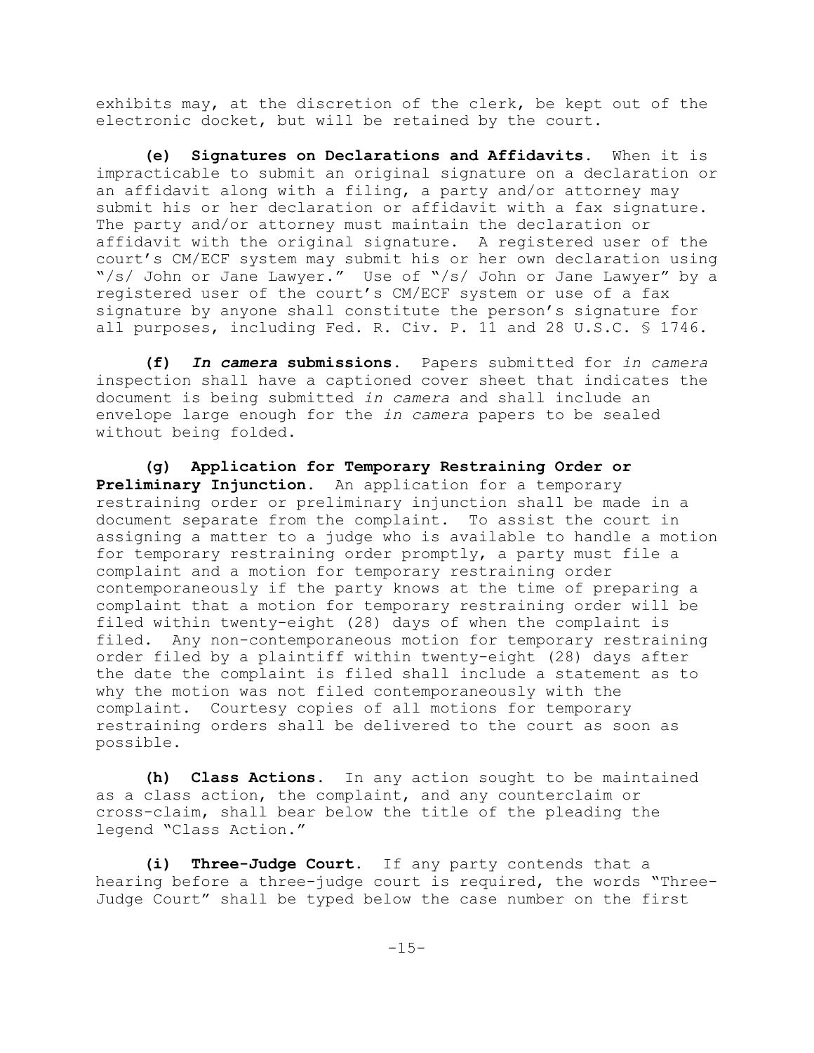exhibits may, at the discretion of the clerk, be kept out of the electronic docket, but will be retained by the court.

**(e) Signatures on Declarations and Affidavits.** When it is impracticable to submit an original signature on a declaration or an affidavit along with a filing, a party and/or attorney may submit his or her declaration or affidavit with a fax signature. The party and/or attorney must maintain the declaration or affidavit with the original signature. A registered user of the court's CM/ECF system may submit his or her own declaration using "/s/ John or Jane Lawyer." Use of "/s/ John or Jane Lawyer" by a registered user of the court's CM/ECF system or use of a fax signature by anyone shall constitute the person's signature for all purposes, including Fed. R. Civ. P. 11 and 28 U.S.C. § 1746.

**(f) *In camera* submissions.** Papers submitted for *in camera* inspection shall have a captioned cover sheet that indicates the document is being submitted *in camera* and shall include an envelope large enough for the *in camera* papers to be sealed without being folded.

**(g) Application for Temporary Restraining Order or Preliminary Injunction.** An application for a temporary restraining order or preliminary injunction shall be made in a document separate from the complaint. To assist the court in assigning a matter to a judge who is available to handle a motion for temporary restraining order promptly, a party must file a complaint and a motion for temporary restraining order contemporaneously if the party knows at the time of preparing a complaint that a motion for temporary restraining order will be filed within twenty-eight (28) days of when the complaint is filed. Any non-contemporaneous motion for temporary restraining order filed by a plaintiff within twenty-eight (28) days after the date the complaint is filed shall include a statement as to why the motion was not filed contemporaneously with the complaint. Courtesy copies of all motions for temporary restraining orders shall be delivered to the court as soon as possible.

**(h) Class Actions.** In any action sought to be maintained as a class action, the complaint, and any counterclaim or cross-claim, shall bear below the title of the pleading the legend "Class Action."

**(i) Three-Judge Court.** If any party contends that a hearing before a three-judge court is required, the words "Three-Judge Court" shall be typed below the case number on the first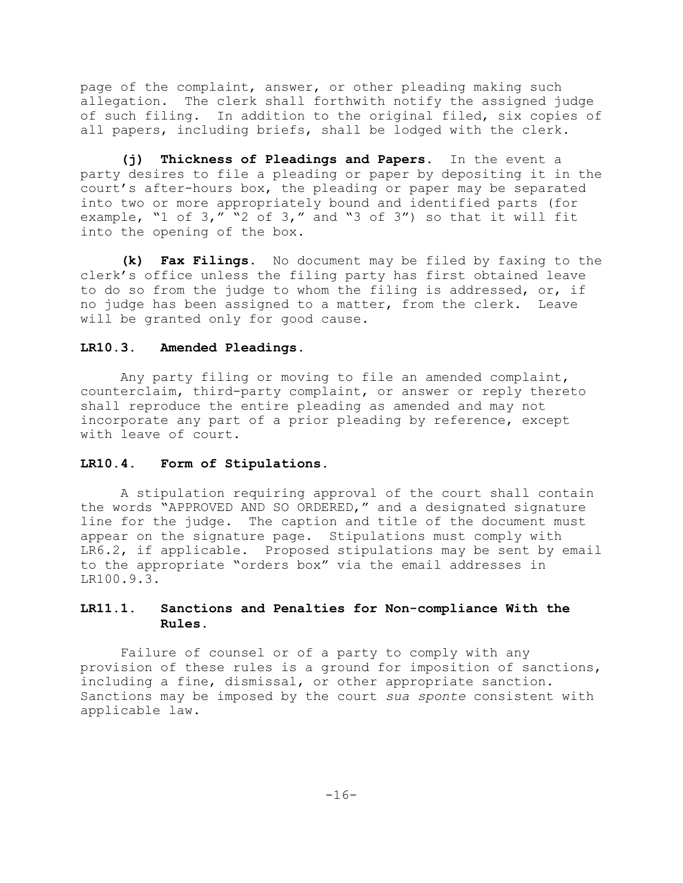page of the complaint, answer, or other pleading making such allegation. The clerk shall forthwith notify the assigned judge of such filing. In addition to the original filed, six copies of all papers, including briefs, shall be lodged with the clerk.

**(j) Thickness of Pleadings and Papers.** In the event a party desires to file a pleading or paper by depositing it in the court's after-hours box, the pleading or paper may be separated into two or more appropriately bound and identified parts (for example, "1 of 3," "2 of 3," and "3 of 3") so that it will fit into the opening of the box.

**(k) Fax Filings.** No document may be filed by faxing to the clerk's office unless the filing party has first obtained leave to do so from the judge to whom the filing is addressed, or, if no judge has been assigned to a matter, from the clerk. Leave will be granted only for good cause.

### LR10.3. Amended Pleadings.

Any party filing or moving to file an amended complaint, counterclaim, third-party complaint, or answer or reply thereto shall reproduce the entire pleading as amended and may not incorporate any part of a prior pleading by reference, except with leave of court.

### LR10.4. Form of Stipulations.

A stipulation requiring approval of the court shall contain the words "APPROVED AND SO ORDERED," and a designated signature line for the judge. The caption and title of the document must appear on the signature page. Stipulations must comply with LR6.2, if applicable. Proposed stipulations may be sent by email to the appropriate "orders box" via the email addresses in LR100.9.3.

### LR11.1. Sanctions and Penalties for Non-compliance With the Rules.

Failure of counsel or of a party to comply with any provision of these rules is a ground for imposition of sanctions, including a fine, dismissal, or other appropriate sanction. Sanctions may be imposed by the court *sua sponte* consistent with applicable law.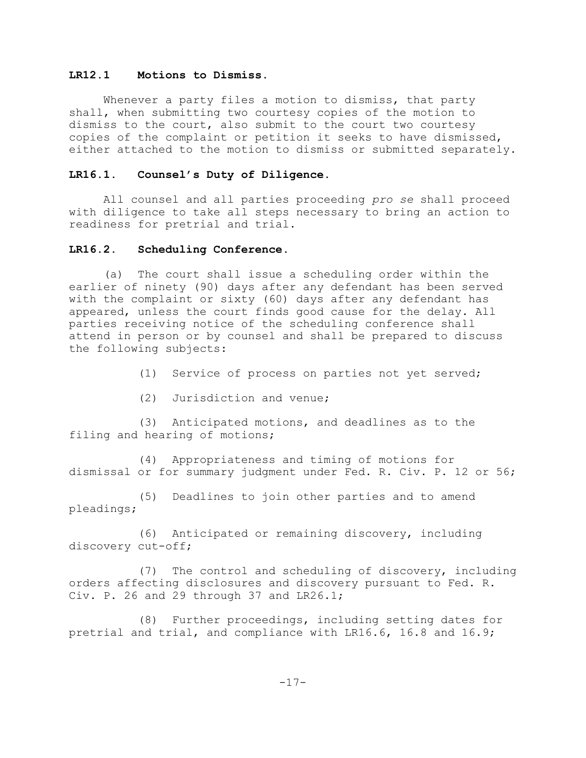**LR12.1 Motions to Dismiss.**

Whenever a party files a motion to dismiss, that party shall, when submitting two courtesy copies of the motion to dismiss to the court, also submit to the court two courtesy copies of the complaint or petition it seeks to have dismissed, either attached to the motion to dismiss or submitted separately.

**LR16.1. Counsel's Duty of Diligence.**

All counsel and all parties proceeding *pro se* shall proceed with diligence to take all steps necessary to bring an action to readiness for pretrial and trial.

**LR16.2. Scheduling Conference.**

(a) The court shall issue a scheduling order within the earlier of ninety (90) days after any defendant has been served with the complaint or sixty (60) days after any defendant has appeared, unless the court finds good cause for the delay. All parties receiving notice of the scheduling conference shall attend in person or by counsel and shall be prepared to discuss the following subjects:

(1) Service of process on parties not yet served;

(2) Jurisdiction and venue;

(3) Anticipated motions, and deadlines as to the filing and hearing of motions;

(4) Appropriateness and timing of motions for dismissal or for summary judgment under Fed. R. Civ. P. 12 or 56;

(5) Deadlines to join other parties and to amend pleadings;

(6) Anticipated or remaining discovery, including discovery cut-off;

(7) The control and scheduling of discovery, including orders affecting disclosures and discovery pursuant to Fed. R. Civ. P. 26 and 29 through 37 and LR26.1;

(8) Further proceedings, including setting dates for pretrial and trial, and compliance with LR16.6, 16.8 and 16.9;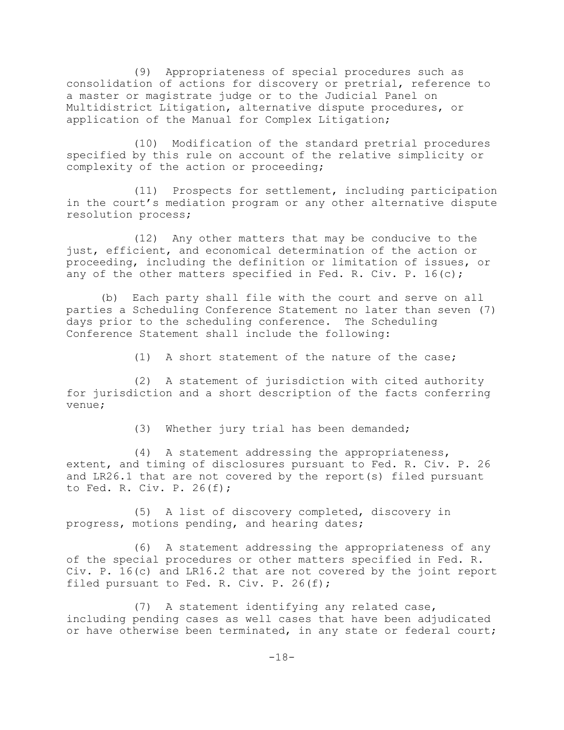(9) Appropriateness of special procedures such as consolidation of actions for discovery or pretrial, reference to a master or magistrate judge or to the Judicial Panel on Multidistrict Litigation, alternative dispute procedures, or application of the Manual for Complex Litigation;

(10) Modification of the standard pretrial procedures specified by this rule on account of the relative simplicity or complexity of the action or proceeding;

(11) Prospects for settlement, including participation in the court's mediation program or any other alternative dispute resolution process;

(12) Any other matters that may be conducive to the just, efficient, and economical determination of the action or proceeding, including the definition or limitation of issues, or any of the other matters specified in Fed. R. Civ. P. 16(c);

(b) Each party shall file with the court and serve on all parties a Scheduling Conference Statement no later than seven (7) days prior to the scheduling conference. The Scheduling Conference Statement shall include the following:

(1) A short statement of the nature of the case;

(2) A statement of jurisdiction with cited authority for jurisdiction and a short description of the facts conferring venue;

(3) Whether jury trial has been demanded;

(4) A statement addressing the appropriateness, extent, and timing of disclosures pursuant to Fed. R. Civ. P. 26 and LR26.1 that are not covered by the report(s) filed pursuant to Fed. R. Civ. P. 26(f);

(5) A list of discovery completed, discovery in progress, motions pending, and hearing dates;

(6) A statement addressing the appropriateness of any of the special procedures or other matters specified in Fed. R. Civ. P. 16(c) and LR16.2 that are not covered by the joint report filed pursuant to Fed. R. Civ. P. 26(f);

(7) A statement identifying any related case, including pending cases as well cases that have been adjudicated or have otherwise been terminated, in any state or federal court;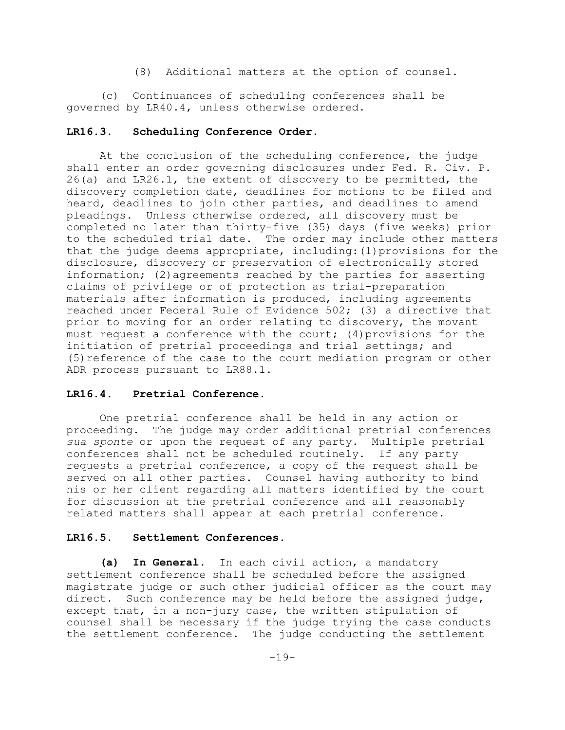(8) Additional matters at the option of counsel.

(c) Continuances of scheduling conferences shall be governed by LR40.4, unless otherwise ordered.

### LR16.3. Scheduling Conference Order.

At the conclusion of the scheduling conference, the judge shall enter an order governing disclosures under Fed. R. Civ. P. 26(a) and LR26.1, the extent of discovery to be permitted, the discovery completion date, deadlines for motions to be filed and heard, deadlines to join other parties, and deadlines to amend pleadings. Unless otherwise ordered, all discovery must be completed no later than thirty-five (35) days (five weeks) prior to the scheduled trial date. The order may include other matters that the judge deems appropriate, including: (1) provisions for the disclosure, discovery or preservation of electronically stored information; (2) agreements reached by the parties for asserting claims of privilege or of protection as trial-preparation materials after information is produced, including agreements reached under Federal Rule of Evidence 502; (3) a directive that prior to moving for an order relating to discovery, the movant must request a conference with the court; (4) provisions for the initiation of pretrial proceedings and trial settings; and (5) reference of the case to the court mediation program or other ADR process pursuant to LR88.1.

### LR16.4. Pretrial Conference.

One pretrial conference shall be held in any action or proceeding. The judge may order additional pretrial conferences *sua sponte* or upon the request of any party. Multiple pretrial conferences shall not be scheduled routinely. If any party requests a pretrial conference, a copy of the request shall be served on all other parties. Counsel having authority to bind his or her client regarding all matters identified by the court for discussion at the pretrial conference and all reasonably related matters shall appear at each pretrial conference.

### LR16.5. Settlement Conferences.

**(a) In General.** In each civil action, a mandatory settlement conference shall be scheduled before the assigned magistrate judge or such other judicial officer as the court may direct. Such conference may be held before the assigned judge, except that, in a non-jury case, the written stipulation of counsel shall be necessary if the judge trying the case conducts the settlement conference. The judge conducting the settlement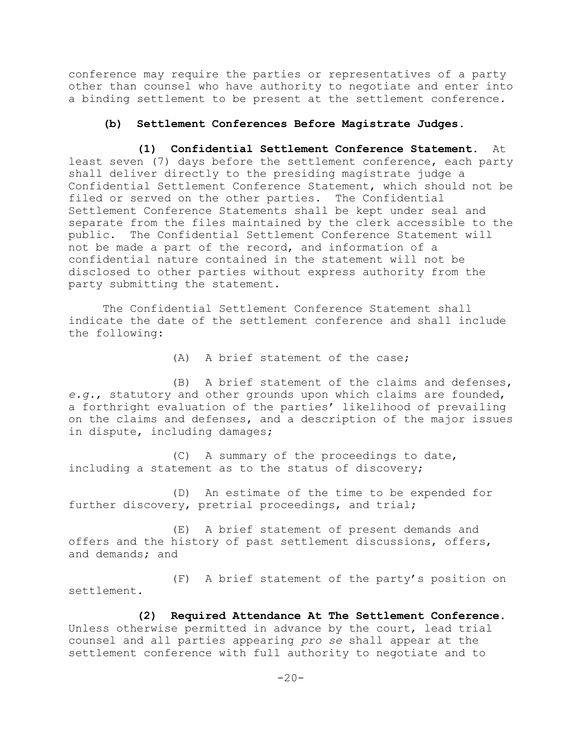conference may require the parties or representatives of a party other than counsel who have authority to negotiate and enter into a binding settlement to be present at the settlement conference.

**(b) Settlement Conferences Before Magistrate Judges.**

**(1) Confidential Settlement Conference Statement.** At least seven (7) days before the settlement conference, each party shall deliver directly to the presiding magistrate judge a Confidential Settlement Conference Statement, which should not be filed or served on the other parties. The Confidential Settlement Conference Statements shall be kept under seal and separate from the files maintained by the clerk accessible to the public. The Confidential Settlement Conference Statement will not be made a part of the record, and information of a confidential nature contained in the statement will not be disclosed to other parties without express authority from the party submitting the statement.

The Confidential Settlement Conference Statement shall indicate the date of the settlement conference and shall include the following:

(A) A brief statement of the case;

(B) A brief statement of the claims and defenses, *e.g.*, statutory and other grounds upon which claims are founded, a forthright evaluation of the parties' likelihood of prevailing on the claims and defenses, and a description of the major issues in dispute, including damages;

(C) A summary of the proceedings to date, including a statement as to the status of discovery;

(D) An estimate of the time to be expended for further discovery, pretrial proceedings, and trial;

(E) A brief statement of present demands and offers and the history of past settlement discussions, offers, and demands; and

(F) A brief statement of the party's position on settlement.

**(2) Required Attendance At The Settlement Conference.** Unless otherwise permitted in advance by the court, lead trial counsel and all parties appearing *pro se* shall appear at the settlement conference with full authority to negotiate and to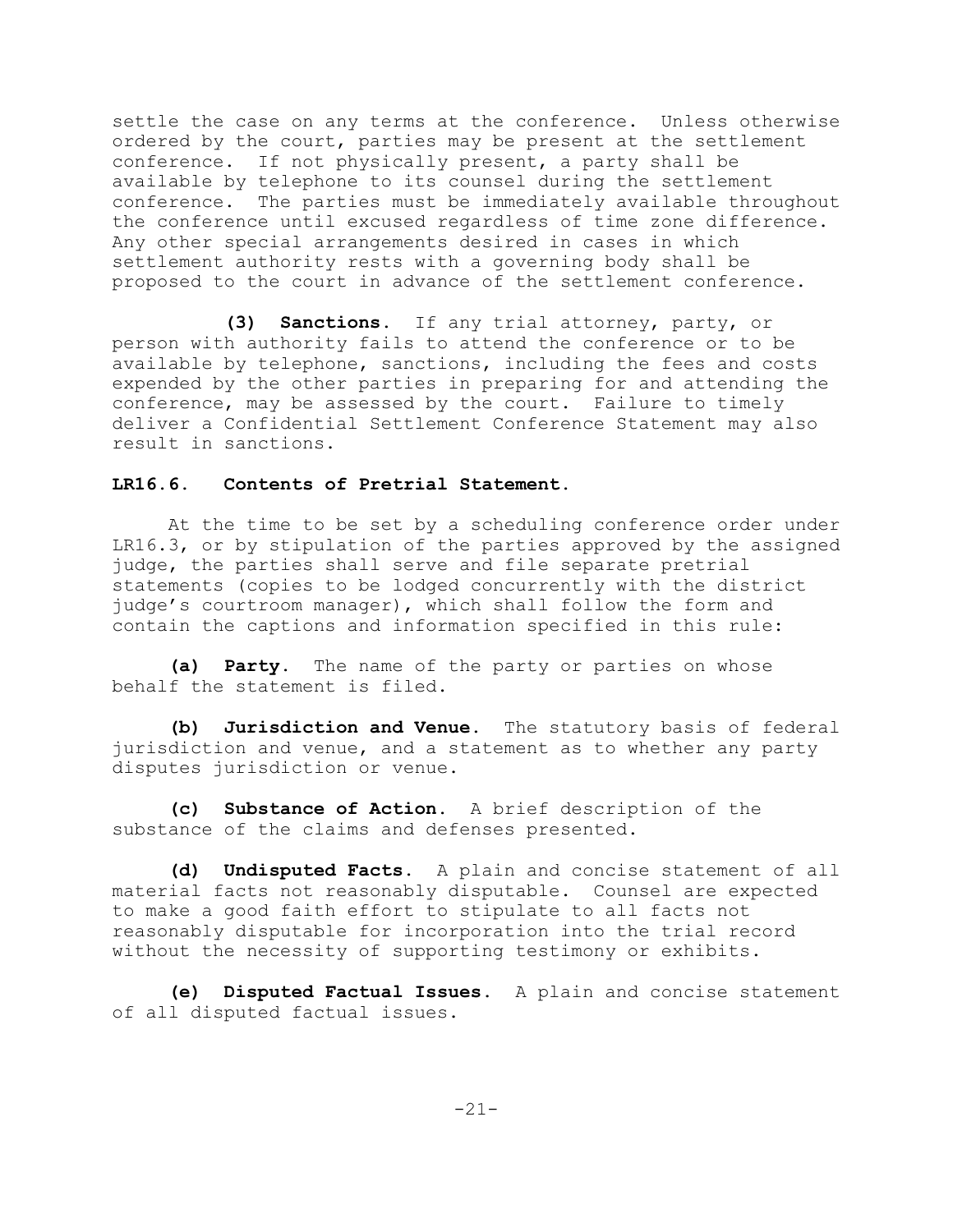settle the case on any terms at the conference. Unless otherwise ordered by the court, parties may be present at the settlement conference. If not physically present, a party shall be available by telephone to its counsel during the settlement conference. The parties must be immediately available throughout the conference until excused regardless of time zone difference. Any other special arrangements desired in cases in which settlement authority rests with a governing body shall be proposed to the court in advance of the settlement conference.

**(3) Sanctions.** If any trial attorney, party, or person with authority fails to attend the conference or to be available by telephone, sanctions, including the fees and costs expended by the other parties in preparing for and attending the conference, may be assessed by the court. Failure to timely deliver a Confidential Settlement Conference Statement may also result in sanctions.

### LR16.6. Contents of Pretrial Statement.

At the time to be set by a scheduling conference order under LR16.3, or by stipulation of the parties approved by the assigned judge, the parties shall serve and file separate pretrial statements (copies to be lodged concurrently with the district judge's courtroom manager), which shall follow the form and contain the captions and information specified in this rule:

**(a) Party.** The name of the party or parties on whose behalf the statement is filed.

**(b) Jurisdiction and Venue.** The statutory basis of federal jurisdiction and venue, and a statement as to whether any party disputes jurisdiction or venue.

**(c) Substance of Action.** A brief description of the substance of the claims and defenses presented.

**(d) Undisputed Facts.** A plain and concise statement of all material facts not reasonably disputable. Counsel are expected to make a good faith effort to stipulate to all facts not reasonably disputable for incorporation into the trial record without the necessity of supporting testimony or exhibits.

**(e) Disputed Factual Issues.** A plain and concise statement of all disputed factual issues.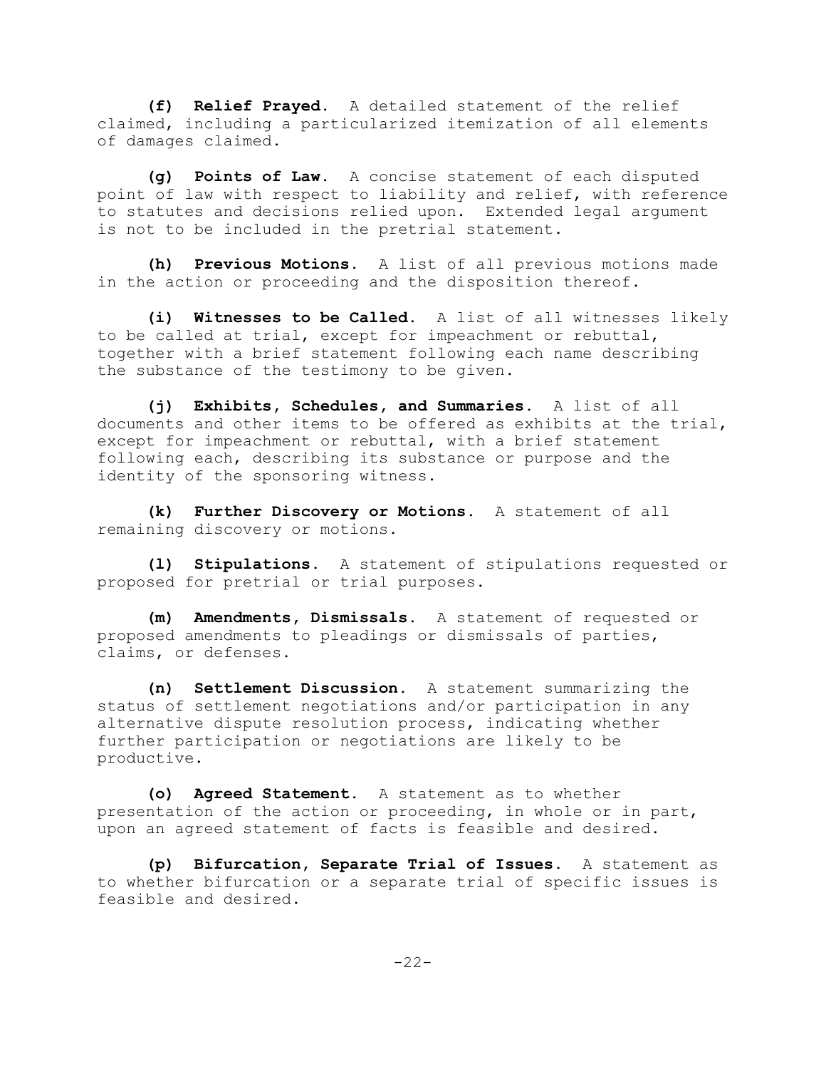**(f) Relief Prayed.** A detailed statement of the relief claimed, including a particularized itemization of all elements of damages claimed.

**(g) Points of Law.** A concise statement of each disputed point of law with respect to liability and relief, with reference to statutes and decisions relied upon. Extended legal argument is not to be included in the pretrial statement.

**(h) Previous Motions.** A list of all previous motions made in the action or proceeding and the disposition thereof.

**(i) Witnesses to be Called.** A list of all witnesses likely to be called at trial, except for impeachment or rebuttal, together with a brief statement following each name describing the substance of the testimony to be given.

**(j) Exhibits, Schedules, and Summaries.** A list of all documents and other items to be offered as exhibits at the trial, except for impeachment or rebuttal, with a brief statement following each, describing its substance or purpose and the identity of the sponsoring witness.

**(k) Further Discovery or Motions.** A statement of all remaining discovery or motions.

**(l) Stipulations.** A statement of stipulations requested or proposed for pretrial or trial purposes.

**(m) Amendments, Dismissals.** A statement of requested or proposed amendments to pleadings or dismissals of parties, claims, or defenses.

**(n) Settlement Discussion.** A statement summarizing the status of settlement negotiations and/or participation in any alternative dispute resolution process, indicating whether further participation or negotiations are likely to be productive.

**(o) Agreed Statement.** A statement as to whether presentation of the action or proceeding, in whole or in part, upon an agreed statement of facts is feasible and desired.

**(p) Bifurcation, Separate Trial of Issues.** A statement as to whether bifurcation or a separate trial of specific issues is feasible and desired.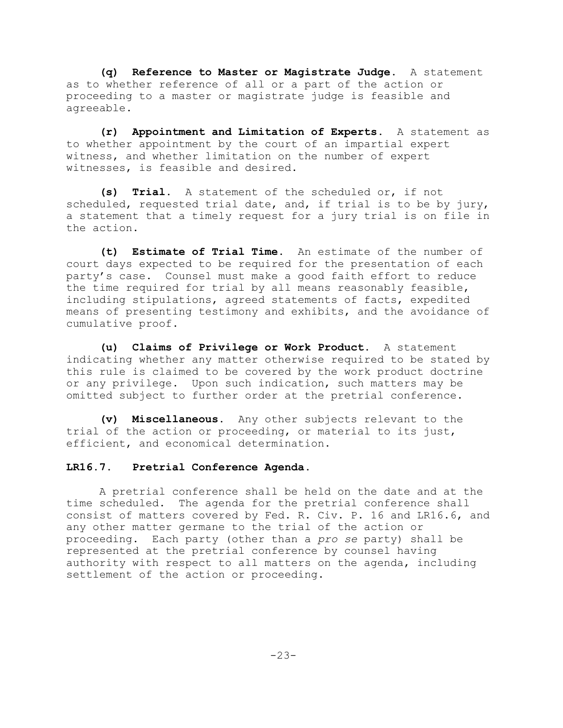**(q) Reference to Master or Magistrate Judge.** A statement as to whether reference of all or a part of the action or proceeding to a master or magistrate judge is feasible and agreeable.

**(r) Appointment and Limitation of Experts.** A statement as to whether appointment by the court of an impartial expert witness, and whether limitation on the number of expert witnesses, is feasible and desired.

**(s) Trial.** A statement of the scheduled or, if not scheduled, requested trial date, and, if trial is to be by jury, a statement that a timely request for a jury trial is on file in the action.

**(t) Estimate of Trial Time.** An estimate of the number of court days expected to be required for the presentation of each party's case. Counsel must make a good faith effort to reduce the time required for trial by all means reasonably feasible, including stipulations, agreed statements of facts, expedited means of presenting testimony and exhibits, and the avoidance of cumulative proof.

**(u) Claims of Privilege or Work Product.** A statement indicating whether any matter otherwise required to be stated by this rule is claimed to be covered by the work product doctrine or any privilege. Upon such indication, such matters may be omitted subject to further order at the pretrial conference.

**(v) Miscellaneous.** Any other subjects relevant to the trial of the action or proceeding, or material to its just, efficient, and economical determination.

**LR16.7. Pretrial Conference Agenda.**

A pretrial conference shall be held on the date and at the time scheduled. The agenda for the pretrial conference shall consist of matters covered by Fed. R. Civ. P. 16 and LR16.6, and any other matter germane to the trial of the action or proceeding. Each party (other than a *pro se* party) shall be represented at the pretrial conference by counsel having authority with respect to all matters on the agenda, including settlement of the action or proceeding.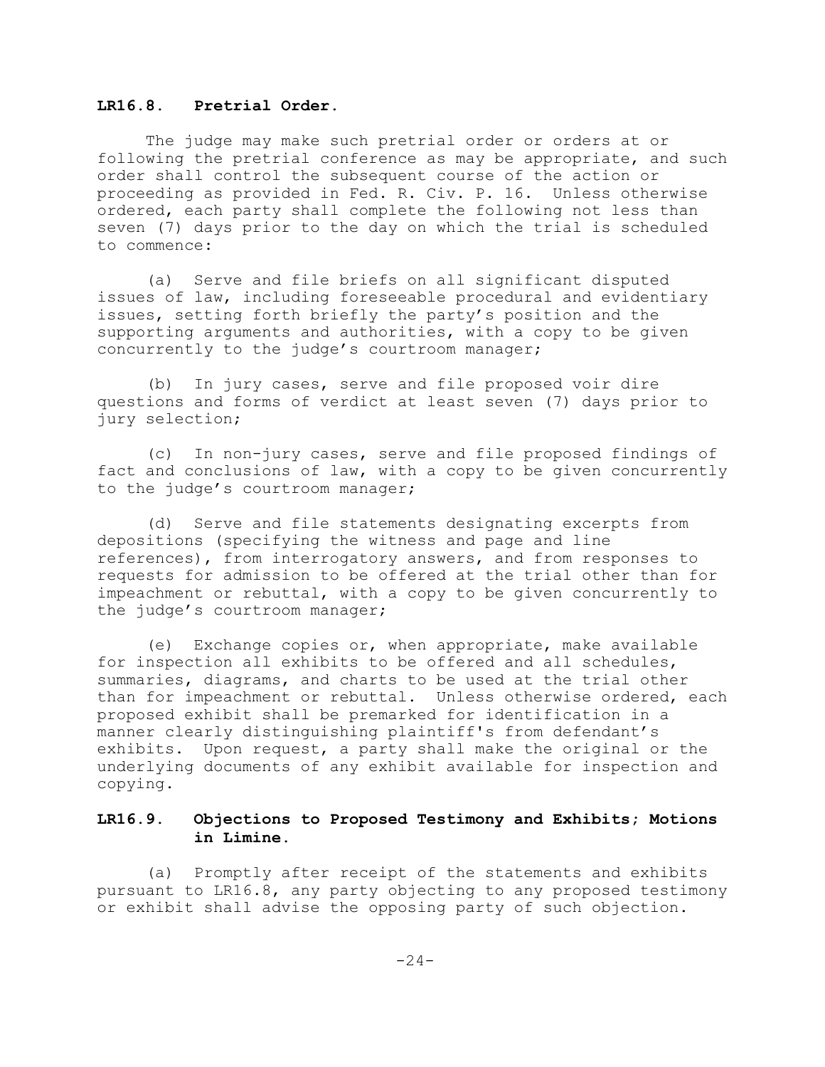## LR16.8. Pretrial Order.

The judge may make such pretrial order or orders at or following the pretrial conference as may be appropriate, and such order shall control the subsequent course of the action or proceeding as provided in Fed. R. Civ. P. 16. Unless otherwise ordered, each party shall complete the following not less than seven (7) days prior to the day on which the trial is scheduled to commence:

(a) Serve and file briefs on all significant disputed issues of law, including foreseeable procedural and evidentiary issues, setting forth briefly the party's position and the supporting arguments and authorities, with a copy to be given concurrently to the judge's courtroom manager;

(b) In jury cases, serve and file proposed voir dire questions and forms of verdict at least seven (7) days prior to jury selection;

(c) In non-jury cases, serve and file proposed findings of fact and conclusions of law, with a copy to be given concurrently to the judge's courtroom manager;

(d) Serve and file statements designating excerpts from depositions (specifying the witness and page and line references), from interrogatory answers, and from responses to requests for admission to be offered at the trial other than for impeachment or rebuttal, with a copy to be given concurrently to the judge's courtroom manager;

(e) Exchange copies or, when appropriate, make available for inspection all exhibits to be offered and all schedules, summaries, diagrams, and charts to be used at the trial other than for impeachment or rebuttal. Unless otherwise ordered, each proposed exhibit shall be premarked for identification in a manner clearly distinguishing plaintiff's from defendant's exhibits. Upon request, a party shall make the original or the underlying documents of any exhibit available for inspection and copying.

## LR16.9. Objections to Proposed Testimony and Exhibits; Motions in Limine.

(a) Promptly after receipt of the statements and exhibits pursuant to LR16.8, any party objecting to any proposed testimony or exhibit shall advise the opposing party of such objection.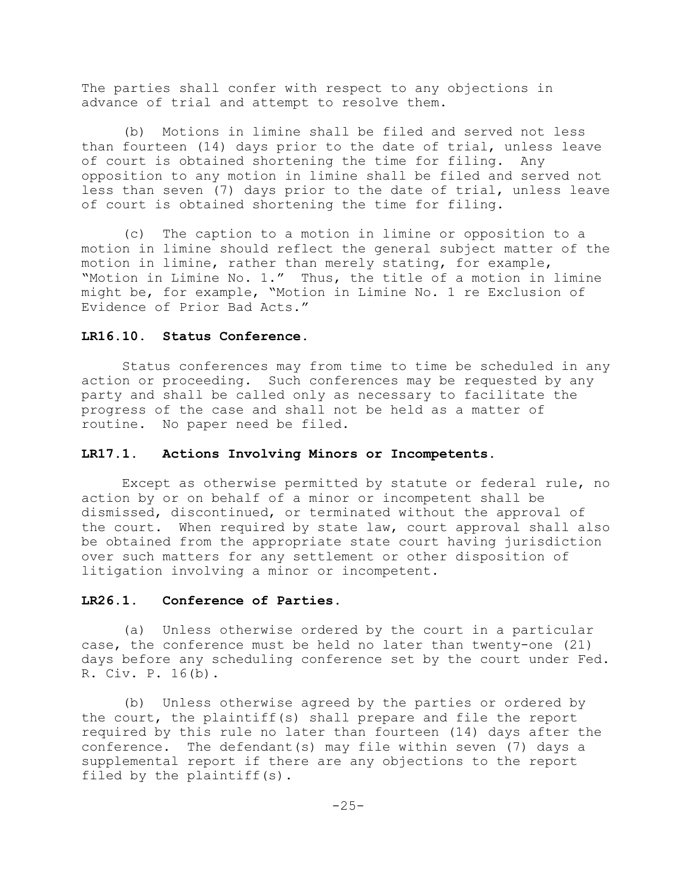The parties shall confer with respect to any objections in advance of trial and attempt to resolve them.

(b) Motions in limine shall be filed and served not less than fourteen (14) days prior to the date of trial, unless leave of court is obtained shortening the time for filing. Any opposition to any motion in limine shall be filed and served not less than seven (7) days prior to the date of trial, unless leave of court is obtained shortening the time for filing.

(c) The caption to a motion in limine or opposition to a motion in limine should reflect the general subject matter of the motion in limine, rather than merely stating, for example, "Motion in Limine No. 1." Thus, the title of a motion in limine might be, for example, "Motion in Limine No. 1 re Exclusion of Evidence of Prior Bad Acts."

**LR16.10. Status Conference.**

Status conferences may from time to time be scheduled in any action or proceeding. Such conferences may be requested by any party and shall be called only as necessary to facilitate the progress of the case and shall not be held as a matter of routine. No paper need be filed.

**LR17.1. Actions Involving Minors or Incompetents.**

Except as otherwise permitted by statute or federal rule, no action by or on behalf of a minor or incompetent shall be dismissed, discontinued, or terminated without the approval of the court. When required by state law, court approval shall also be obtained from the appropriate state court having jurisdiction over such matters for any settlement or other disposition of litigation involving a minor or incompetent.

**LR26.1. Conference of Parties.**

(a) Unless otherwise ordered by the court in a particular case, the conference must be held no later than twenty-one (21) days before any scheduling conference set by the court under Fed. R. Civ. P. 16(b).

(b) Unless otherwise agreed by the parties or ordered by the court, the plaintiff(s) shall prepare and file the report required by this rule no later than fourteen (14) days after the conference. The defendant(s) may file within seven (7) days a supplemental report if there are any objections to the report filed by the plaintiff(s).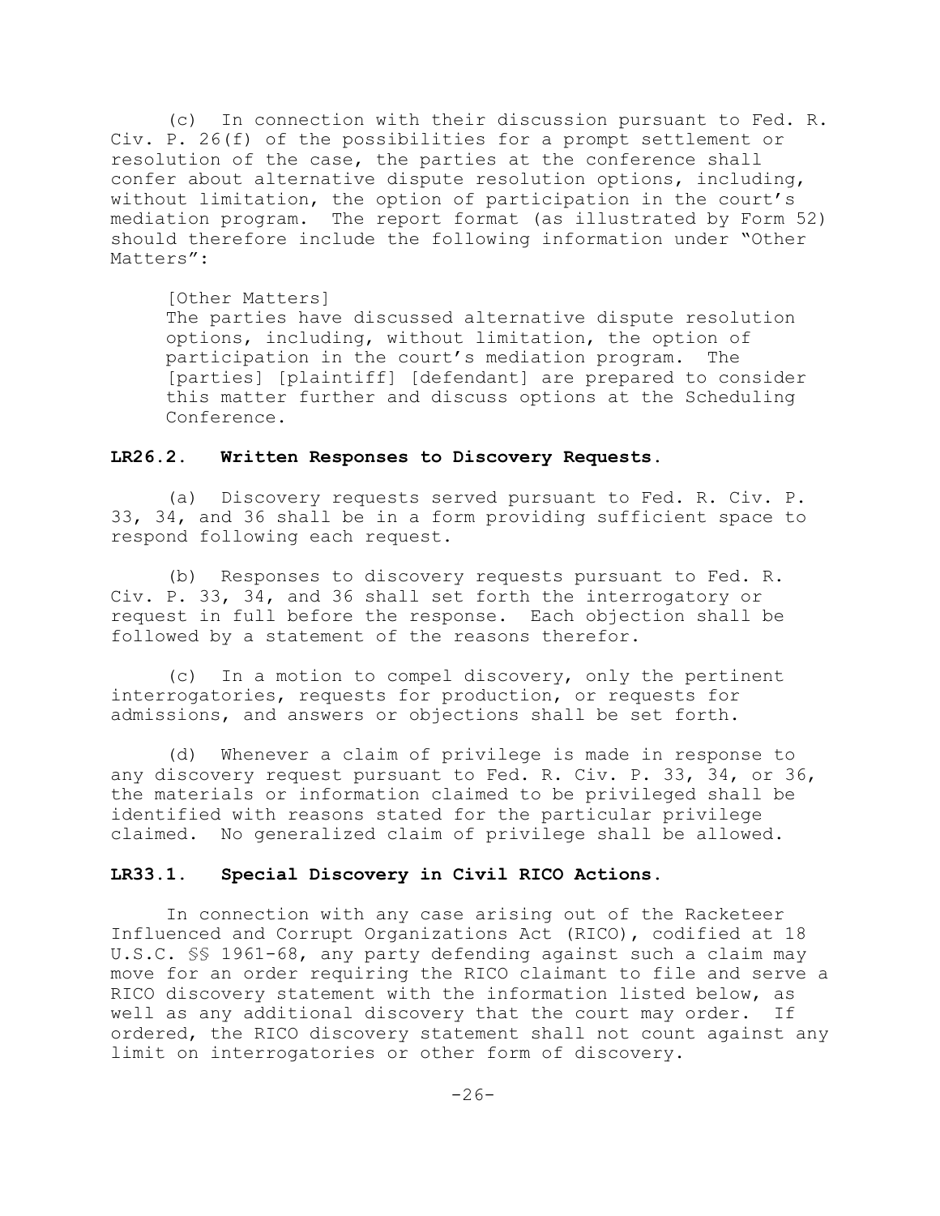(c) In connection with their discussion pursuant to Fed. R. Civ. P. 26(f) of the possibilities for a prompt settlement or resolution of the case, the parties at the conference shall confer about alternative dispute resolution options, including, without limitation, the option of participation in the court's mediation program. The report format (as illustrated by Form 52) should therefore include the following information under "Other Matters":

> [Other Matters]
> The parties have discussed alternative dispute resolution options, including, without limitation, the option of participation in the court's mediation program. The [parties] [plaintiff] [defendant] are prepared to consider this matter further and discuss options at the Scheduling Conference.

### LR26.2. Written Responses to Discovery Requests.

(a) Discovery requests served pursuant to Fed. R. Civ. P. 33, 34, and 36 shall be in a form providing sufficient space to respond following each request.

(b) Responses to discovery requests pursuant to Fed. R. Civ. P. 33, 34, and 36 shall set forth the interrogatory or request in full before the response. Each objection shall be followed by a statement of the reasons therefor.

(c) In a motion to compel discovery, only the pertinent interrogatories, requests for production, or requests for admissions, and answers or objections shall be set forth.

(d) Whenever a claim of privilege is made in response to any discovery request pursuant to Fed. R. Civ. P. 33, 34, or 36, the materials or information claimed to be privileged shall be identified with reasons stated for the particular privilege claimed. No generalized claim of privilege shall be allowed.

### LR33.1. Special Discovery in Civil RICO Actions.

In connection with any case arising out of the Racketeer Influenced and Corrupt Organizations Act (RICO), codified at 18 U.S.C. §§ 1961-68, any party defending against such a claim may move for an order requiring the RICO claimant to file and serve a RICO discovery statement with the information listed below, as well as any additional discovery that the court may order. If ordered, the RICO discovery statement shall not count against any limit on interrogatories or other form of discovery.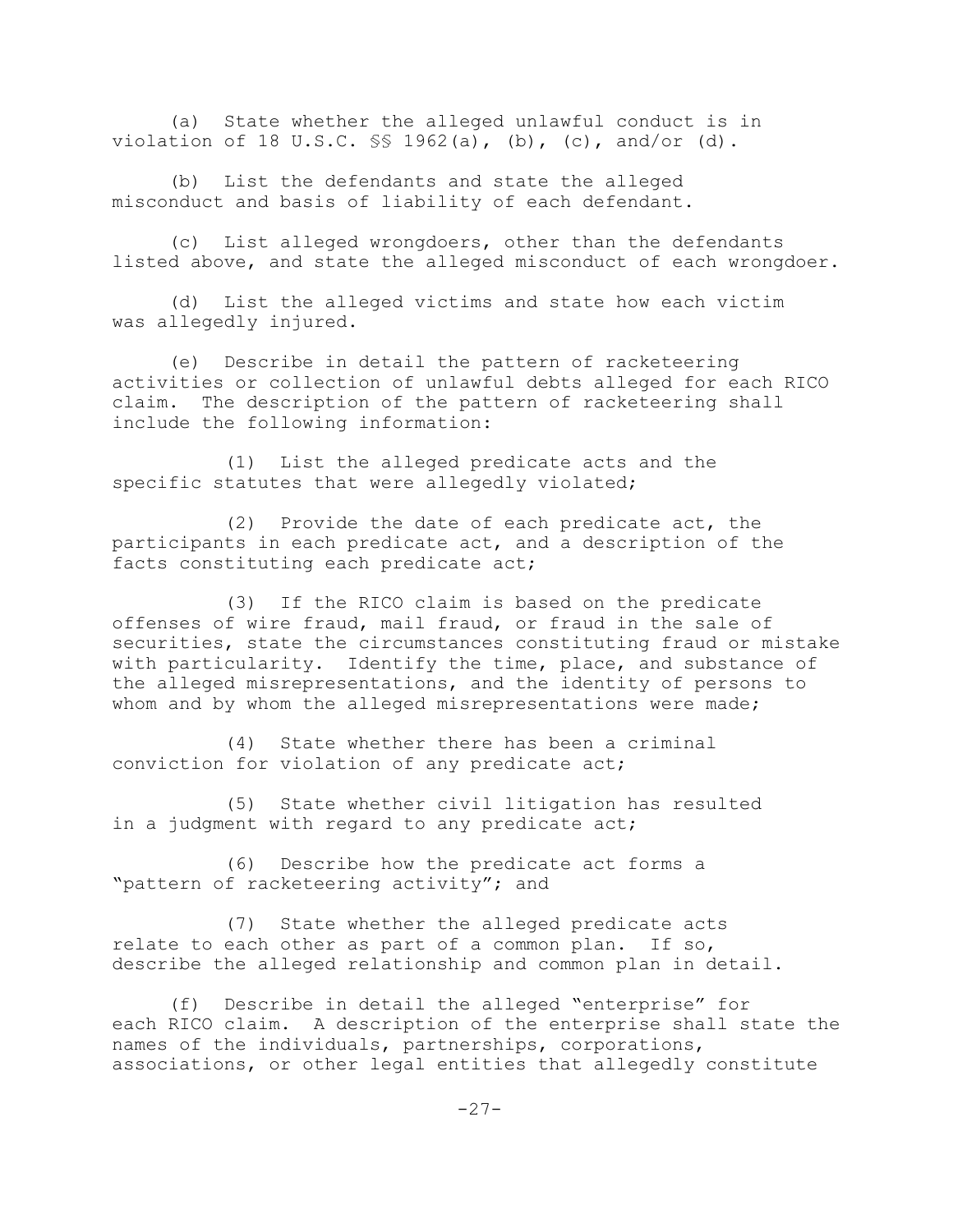(a) State whether the alleged unlawful conduct is in violation of 18 U.S.C. §§ 1962(a), (b), (c), and/or (d).

(b) List the defendants and state the alleged misconduct and basis of liability of each defendant.

(c) List alleged wrongdoers, other than the defendants listed above, and state the alleged misconduct of each wrongdoer.

(d) List the alleged victims and state how each victim was allegedly injured.

(e) Describe in detail the pattern of racketeering activities or collection of unlawful debts alleged for each RICO claim. The description of the pattern of racketeering shall include the following information:

(1) List the alleged predicate acts and the specific statutes that were allegedly violated;

(2) Provide the date of each predicate act, the participants in each predicate act, and a description of the facts constituting each predicate act;

(3) If the RICO claim is based on the predicate offenses of wire fraud, mail fraud, or fraud in the sale of securities, state the circumstances constituting fraud or mistake with particularity. Identify the time, place, and substance of the alleged misrepresentations, and the identity of persons to whom and by whom the alleged misrepresentations were made;

(4) State whether there has been a criminal conviction for violation of any predicate act;

(5) State whether civil litigation has resulted in a judgment with regard to any predicate act;

(6) Describe how the predicate act forms a "pattern of racketeering activity"; and

(7) State whether the alleged predicate acts relate to each other as part of a common plan. If so, describe the alleged relationship and common plan in detail.

(f) Describe in detail the alleged "enterprise" for each RICO claim. A description of the enterprise shall state the names of the individuals, partnerships, corporations, associations, or other legal entities that allegedly constitute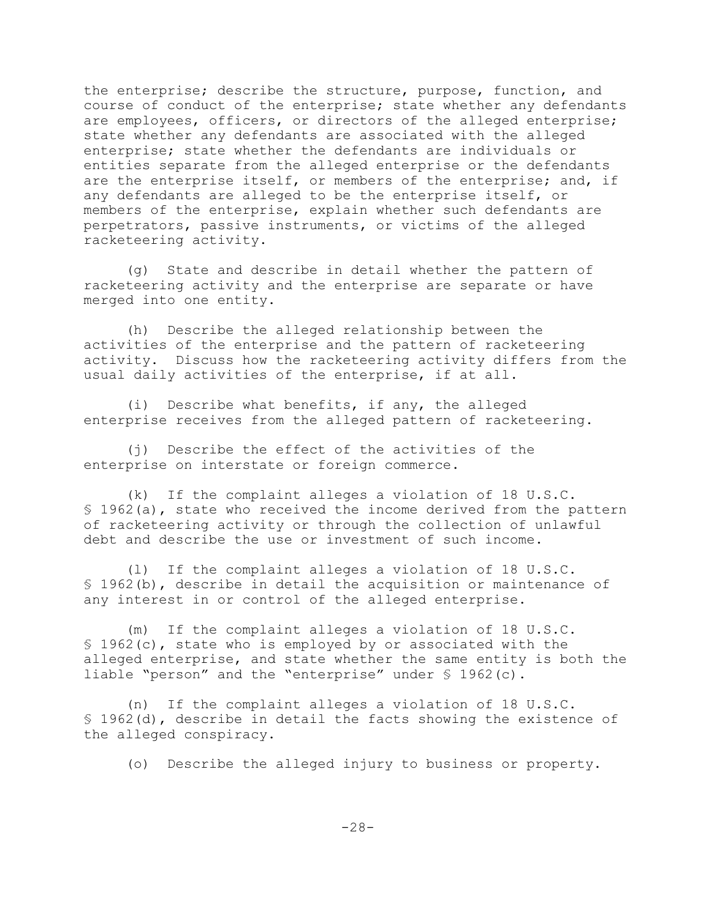the enterprise; describe the structure, purpose, function, and course of conduct of the enterprise; state whether any defendants are employees, officers, or directors of the alleged enterprise; state whether any defendants are associated with the alleged enterprise; state whether the defendants are individuals or entities separate from the alleged enterprise or the defendants are the enterprise itself, or members of the enterprise; and, if any defendants are alleged to be the enterprise itself, or members of the enterprise, explain whether such defendants are perpetrators, passive instruments, or victims of the alleged racketeering activity.

(g) State and describe in detail whether the pattern of racketeering activity and the enterprise are separate or have merged into one entity.

(h) Describe the alleged relationship between the activities of the enterprise and the pattern of racketeering activity. Discuss how the racketeering activity differs from the usual daily activities of the enterprise, if at all.

(i) Describe what benefits, if any, the alleged enterprise receives from the alleged pattern of racketeering.

(j) Describe the effect of the activities of the enterprise on interstate or foreign commerce.

(k) If the complaint alleges a violation of 18 U.S.C. § 1962(a), state who received the income derived from the pattern of racketeering activity or through the collection of unlawful debt and describe the use or investment of such income.

(l) If the complaint alleges a violation of 18 U.S.C. § 1962(b), describe in detail the acquisition or maintenance of any interest in or control of the alleged enterprise.

(m) If the complaint alleges a violation of 18 U.S.C. § 1962(c), state who is employed by or associated with the alleged enterprise, and state whether the same entity is both the liable "person" and the "enterprise" under § 1962(c).

(n) If the complaint alleges a violation of 18 U.S.C. § 1962(d), describe in detail the facts showing the existence of the alleged conspiracy.

(o) Describe the alleged injury to business or property.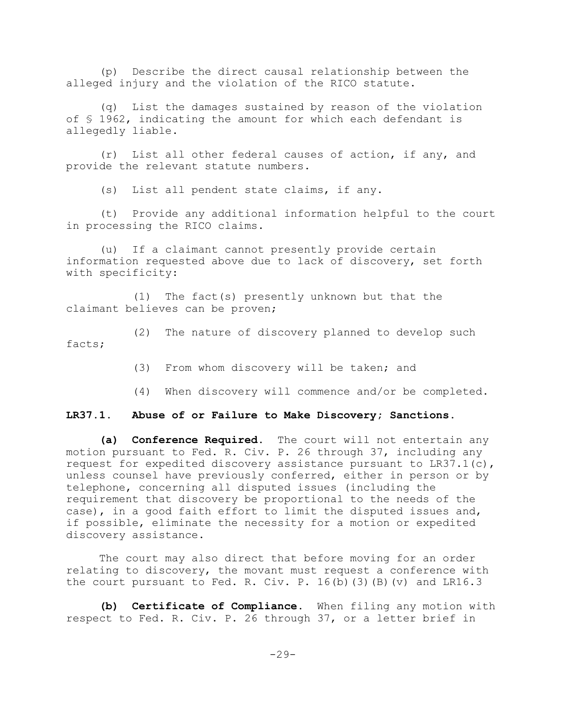(p) Describe the direct causal relationship between the alleged injury and the violation of the RICO statute.

(q) List the damages sustained by reason of the violation of § 1962, indicating the amount for which each defendant is allegedly liable.

(r) List all other federal causes of action, if any, and provide the relevant statute numbers.

(s) List all pendent state claims, if any.

(t) Provide any additional information helpful to the court in processing the RICO claims.

(u) If a claimant cannot presently provide certain information requested above due to lack of discovery, set forth with specificity:

(1) The fact(s) presently unknown but that the claimant believes can be proven;

(2) The nature of discovery planned to develop such facts;

(3) From whom discovery will be taken; and

(4) When discovery will commence and/or be completed.

**LR37.1. Abuse of or Failure to Make Discovery; Sanctions.**

**(a) Conference Required.** The court will not entertain any motion pursuant to Fed. R. Civ. P. 26 through 37, including any request for expedited discovery assistance pursuant to LR37.1(c), unless counsel have previously conferred, either in person or by telephone, concerning all disputed issues (including the requirement that discovery be proportional to the needs of the case), in a good faith effort to limit the disputed issues and, if possible, eliminate the necessity for a motion or expedited discovery assistance.

The court may also direct that before moving for an order relating to discovery, the movant must request a conference with the court pursuant to Fed. R. Civ. P. 16(b)(3)(B)(v) and LR16.3

**(b) Certificate of Compliance.** When filing any motion with respect to Fed. R. Civ. P. 26 through 37, or a letter brief in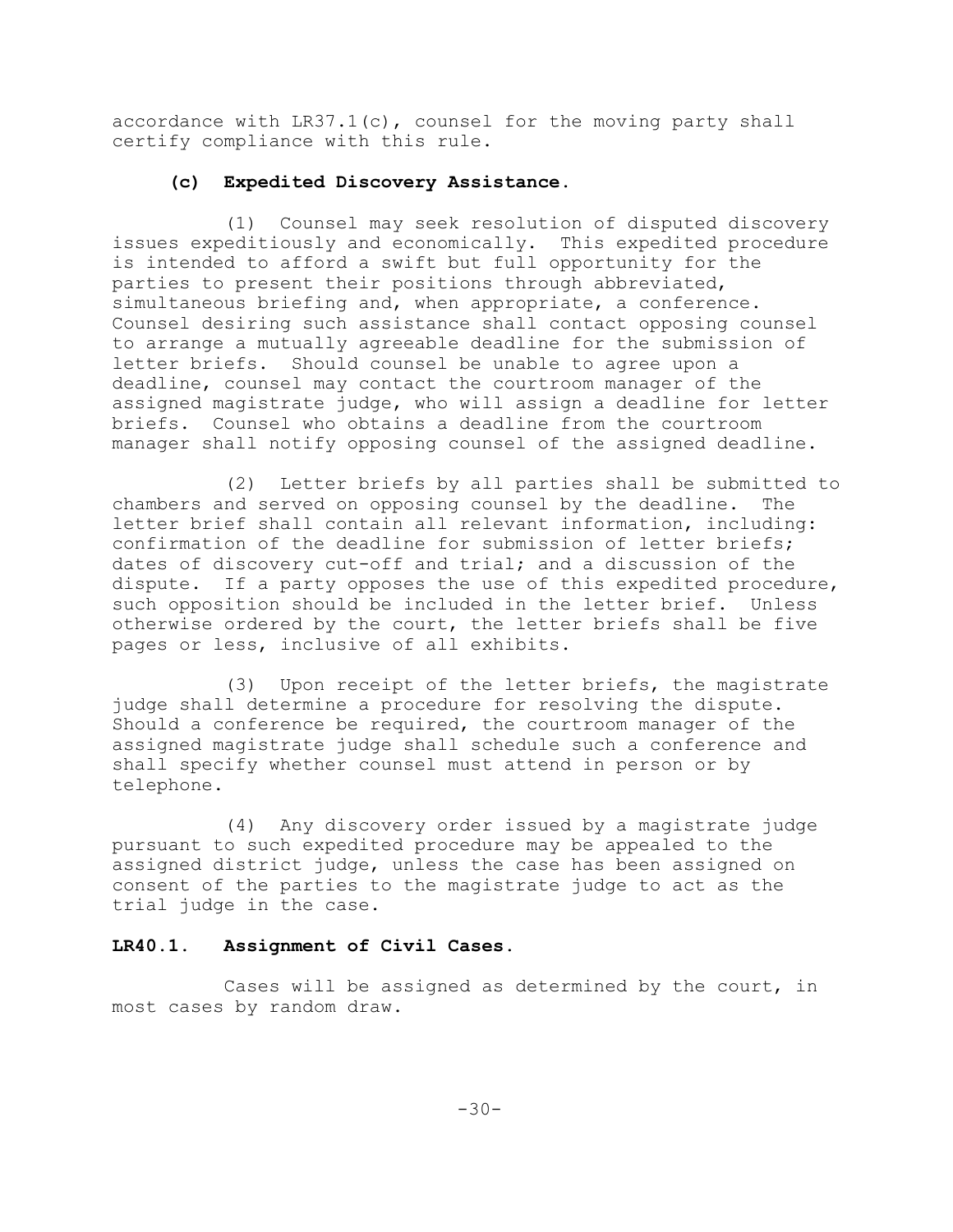accordance with LR37.1(c), counsel for the moving party shall certify compliance with this rule.

**(c) Expedited Discovery Assistance.**

(1) Counsel may seek resolution of disputed discovery issues expeditiously and economically. This expedited procedure is intended to afford a swift but full opportunity for the parties to present their positions through abbreviated, simultaneous briefing and, when appropriate, a conference. Counsel desiring such assistance shall contact opposing counsel to arrange a mutually agreeable deadline for the submission of letter briefs. Should counsel be unable to agree upon a deadline, counsel may contact the courtroom manager of the assigned magistrate judge, who will assign a deadline for letter briefs. Counsel who obtains a deadline from the courtroom manager shall notify opposing counsel of the assigned deadline.

(2) Letter briefs by all parties shall be submitted to chambers and served on opposing counsel by the deadline. The letter brief shall contain all relevant information, including: confirmation of the deadline for submission of letter briefs; dates of discovery cut-off and trial; and a discussion of the dispute. If a party opposes the use of this expedited procedure, such opposition should be included in the letter brief. Unless otherwise ordered by the court, the letter briefs shall be five pages or less, inclusive of all exhibits.

(3) Upon receipt of the letter briefs, the magistrate judge shall determine a procedure for resolving the dispute. Should a conference be required, the courtroom manager of the assigned magistrate judge shall schedule such a conference and shall specify whether counsel must attend in person or by telephone.

(4) Any discovery order issued by a magistrate judge pursuant to such expedited procedure may be appealed to the assigned district judge, unless the case has been assigned on consent of the parties to the magistrate judge to act as the trial judge in the case.

**LR40.1. Assignment of Civil Cases.**

Cases will be assigned as determined by the court, in most cases by random draw.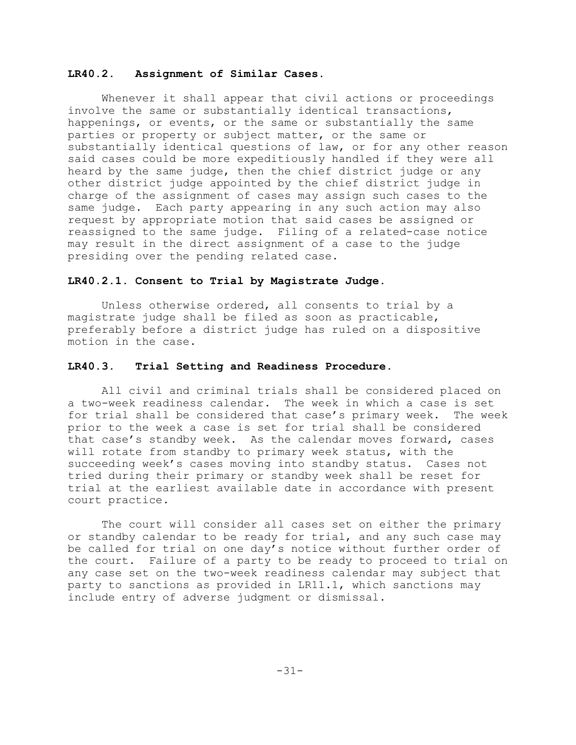### **LR40.2. Assignment of Similar Cases.**

Whenever it shall appear that civil actions or proceedings involve the same or substantially identical transactions, happenings, or events, or the same or substantially the same parties or property or subject matter, or the same or substantially identical questions of law, or for any other reason said cases could be more expeditiously handled if they were all heard by the same judge, then the chief district judge or any other district judge appointed by the chief district judge in charge of the assignment of cases may assign such cases to the same judge. Each party appearing in any such action may also request by appropriate motion that said cases be assigned or reassigned to the same judge. Filing of a related-case notice may result in the direct assignment of a case to the judge presiding over the pending related case.

### **LR40.2.1. Consent to Trial by Magistrate Judge.**

Unless otherwise ordered, all consents to trial by a magistrate judge shall be filed as soon as practicable, preferably before a district judge has ruled on a dispositive motion in the case.

### **LR40.3. Trial Setting and Readiness Procedure.**

All civil and criminal trials shall be considered placed on a two-week readiness calendar. The week in which a case is set for trial shall be considered that case's primary week. The week prior to the week a case is set for trial shall be considered that case's standby week. As the calendar moves forward, cases will rotate from standby to primary week status, with the succeeding week's cases moving into standby status. Cases not tried during their primary or standby week shall be reset for trial at the earliest available date in accordance with present court practice.

The court will consider all cases set on either the primary or standby calendar to be ready for trial, and any such case may be called for trial on one day's notice without further order of the court. Failure of a party to be ready to proceed to trial on any case set on the two-week readiness calendar may subject that party to sanctions as provided in LR11.1, which sanctions may include entry of adverse judgment or dismissal.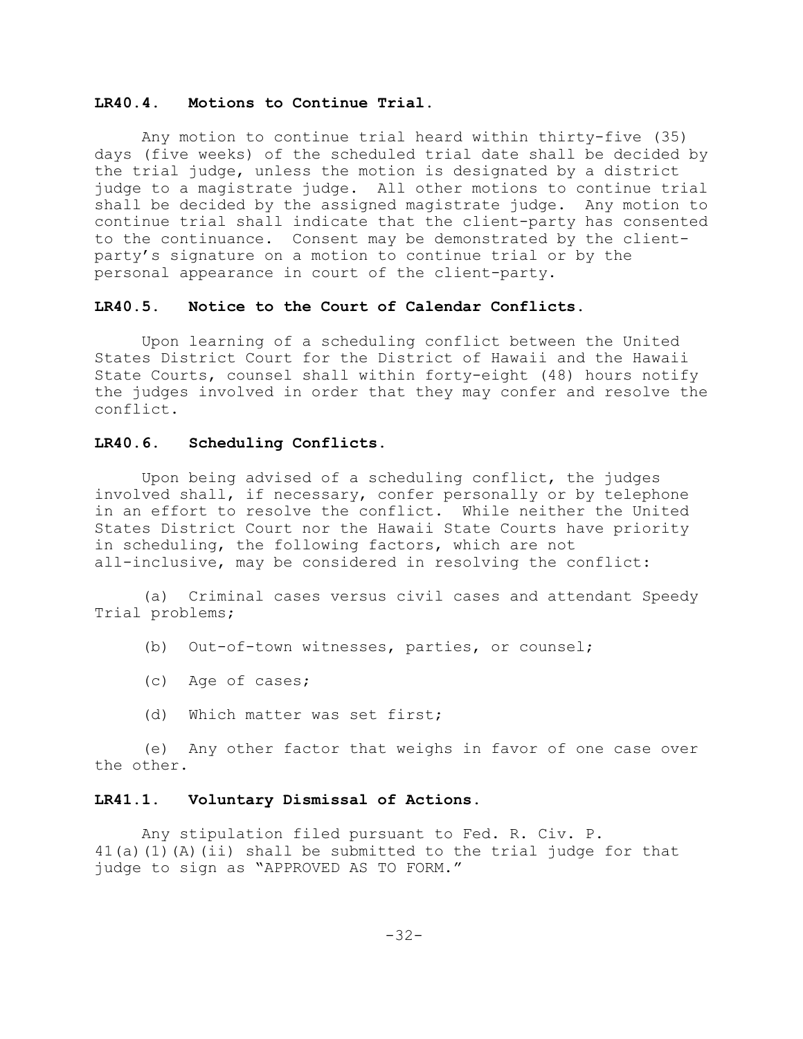**LR40.4. Motions to Continue Trial.**

Any motion to continue trial heard within thirty-five (35) days (five weeks) of the scheduled trial date shall be decided by the trial judge, unless the motion is designated by a district judge to a magistrate judge. All other motions to continue trial shall be decided by the assigned magistrate judge. Any motion to continue trial shall indicate that the client-party has consented to the continuance. Consent may be demonstrated by the client-party's signature on a motion to continue trial or by the personal appearance in court of the client-party.

**LR40.5. Notice to the Court of Calendar Conflicts.**

Upon learning of a scheduling conflict between the United States District Court for the District of Hawaii and the Hawaii State Courts, counsel shall within forty-eight (48) hours notify the judges involved in order that they may confer and resolve the conflict.

**LR40.6. Scheduling Conflicts.**

Upon being advised of a scheduling conflict, the judges involved shall, if necessary, confer personally or by telephone in an effort to resolve the conflict. While neither the United States District Court nor the Hawaii State Courts have priority in scheduling, the following factors, which are not all-inclusive, may be considered in resolving the conflict:

(a) Criminal cases versus civil cases and attendant Speedy Trial problems;

(b) Out-of-town witnesses, parties, or counsel;

(c) Age of cases;

(d) Which matter was set first;

(e) Any other factor that weighs in favor of one case over the other.

**LR41.1. Voluntary Dismissal of Actions.**

Any stipulation filed pursuant to Fed. R. Civ. P. 41(a)(1)(A)(ii) shall be submitted to the trial judge for that judge to sign as "APPROVED AS TO FORM."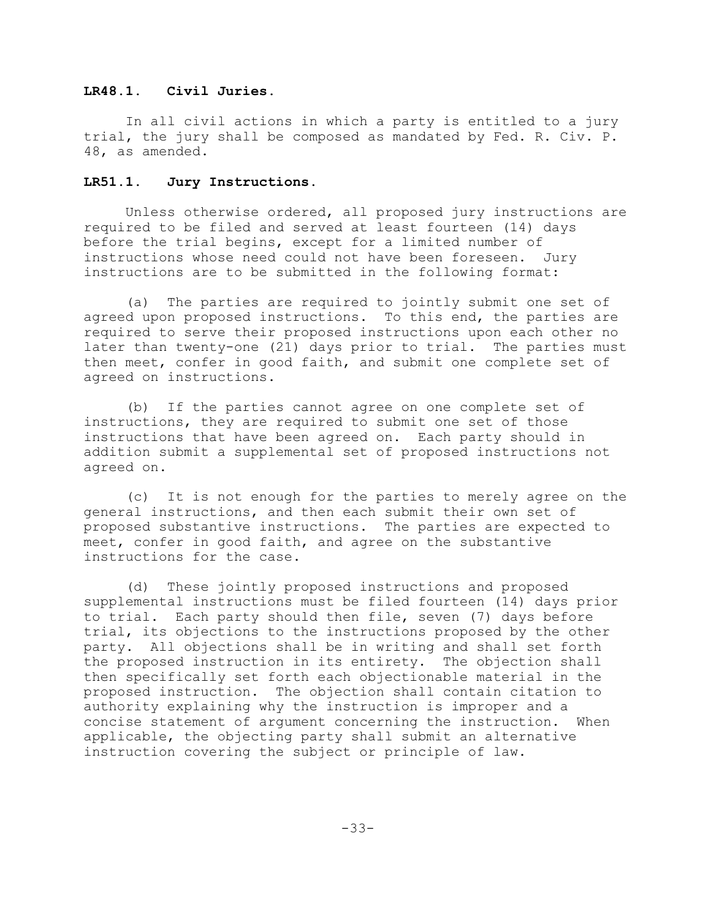**LR48.1. Civil Juries.**

In all civil actions in which a party is entitled to a jury trial, the jury shall be composed as mandated by Fed. R. Civ. P. 48, as amended.

**LR51.1. Jury Instructions.**

Unless otherwise ordered, all proposed jury instructions are required to be filed and served at least fourteen (14) days before the trial begins, except for a limited number of instructions whose need could not have been foreseen. Jury instructions are to be submitted in the following format:

(a) The parties are required to jointly submit one set of agreed upon proposed instructions. To this end, the parties are required to serve their proposed instructions upon each other no later than twenty-one (21) days prior to trial. The parties must then meet, confer in good faith, and submit one complete set of agreed on instructions.

(b) If the parties cannot agree on one complete set of instructions, they are required to submit one set of those instructions that have been agreed on. Each party should in addition submit a supplemental set of proposed instructions not agreed on.

(c) It is not enough for the parties to merely agree on the general instructions, and then each submit their own set of proposed substantive instructions. The parties are expected to meet, confer in good faith, and agree on the substantive instructions for the case.

(d) These jointly proposed instructions and proposed supplemental instructions must be filed fourteen (14) days prior to trial. Each party should then file, seven (7) days before trial, its objections to the instructions proposed by the other party. All objections shall be in writing and shall set forth the proposed instruction in its entirety. The objection shall then specifically set forth each objectionable material in the proposed instruction. The objection shall contain citation to authority explaining why the instruction is improper and a concise statement of argument concerning the instruction. When applicable, the objecting party shall submit an alternative instruction covering the subject or principle of law.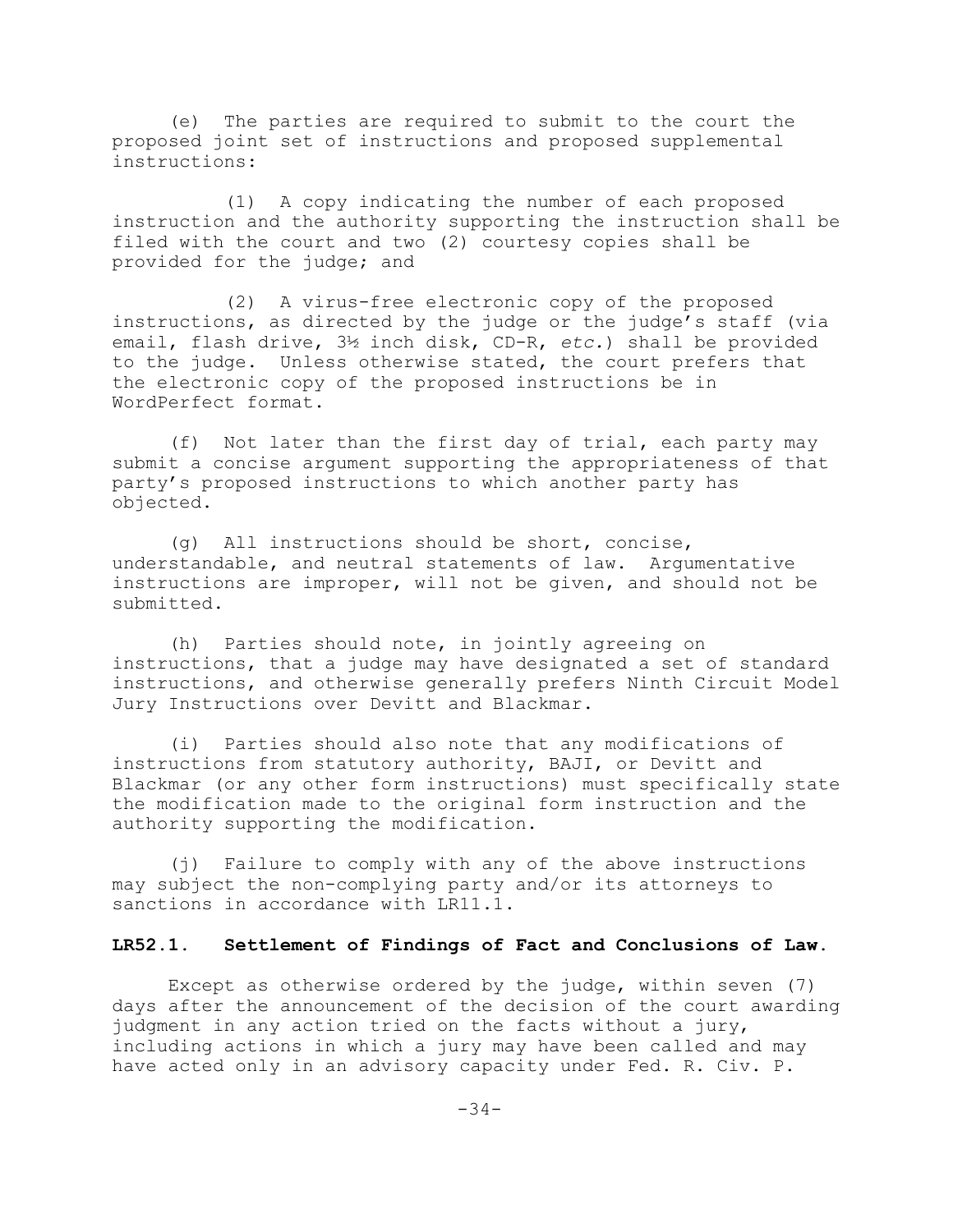(e) The parties are required to submit to the court the proposed joint set of instructions and proposed supplemental instructions:

(1) A copy indicating the number of each proposed instruction and the authority supporting the instruction shall be filed with the court and two (2) courtesy copies shall be provided for the judge; and

(2) A virus-free electronic copy of the proposed instructions, as directed by the judge or the judge's staff (via email, flash drive, 3½ inch disk, CD-R, *etc.*) shall be provided to the judge. Unless otherwise stated, the court prefers that the electronic copy of the proposed instructions be in WordPerfect format.

(f) Not later than the first day of trial, each party may submit a concise argument supporting the appropriateness of that party's proposed instructions to which another party has objected.

(g) All instructions should be short, concise, understandable, and neutral statements of law. Argumentative instructions are improper, will not be given, and should not be submitted.

(h) Parties should note, in jointly agreeing on instructions, that a judge may have designated a set of standard instructions, and otherwise generally prefers Ninth Circuit Model Jury Instructions over Devitt and Blackmar.

(i) Parties should also note that any modifications of instructions from statutory authority, BAJI, or Devitt and Blackmar (or any other form instructions) must specifically state the modification made to the original form instruction and the authority supporting the modification.

(j) Failure to comply with any of the above instructions may subject the non-complying party and/or its attorneys to sanctions in accordance with LR11.1.

**LR52.1. Settlement of Findings of Fact and Conclusions of Law.**

Except as otherwise ordered by the judge, within seven (7) days after the announcement of the decision of the court awarding judgment in any action tried on the facts without a jury, including actions in which a jury may have been called and may have acted only in an advisory capacity under Fed. R. Civ. P.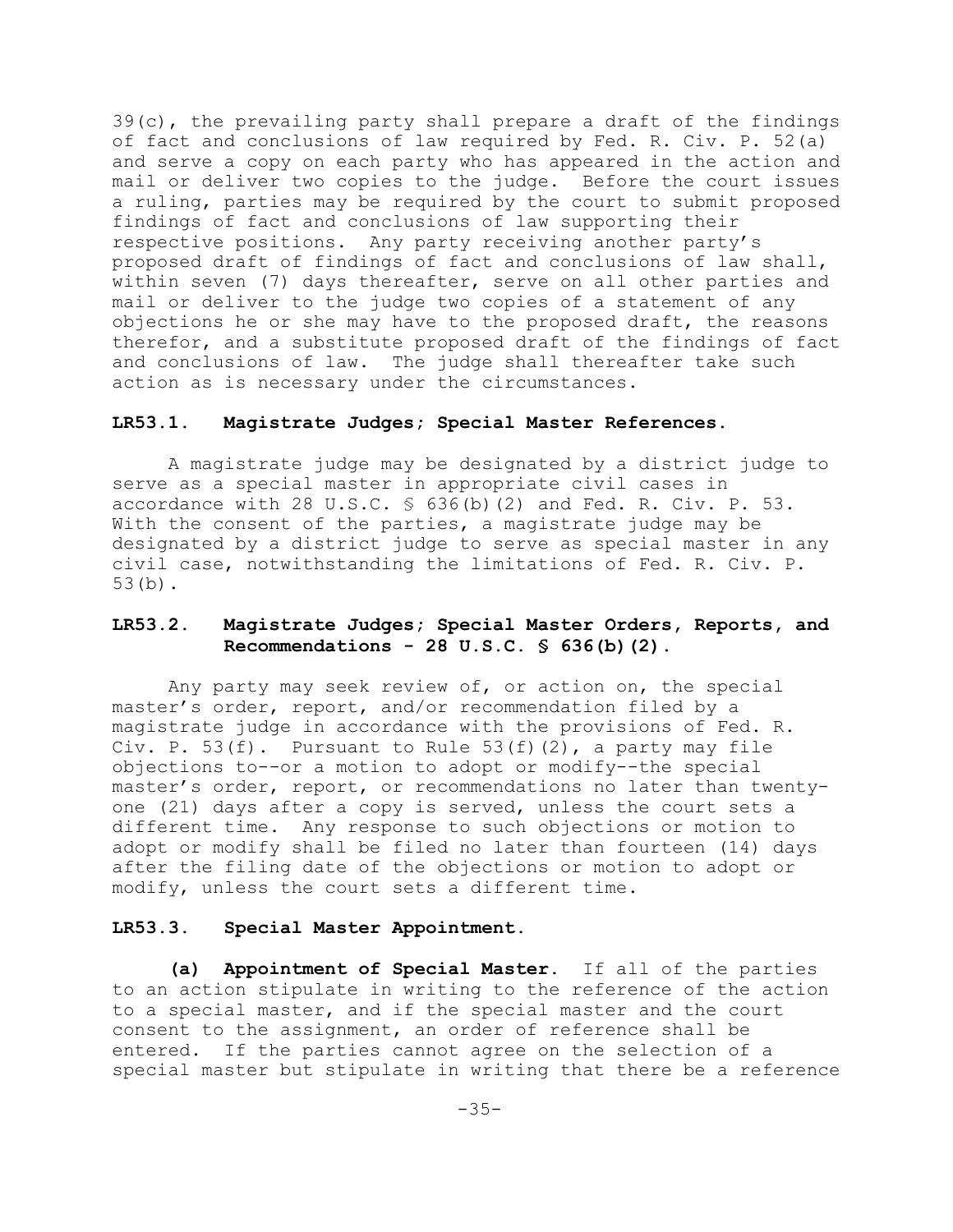39(c), the prevailing party shall prepare a draft of the findings of fact and conclusions of law required by Fed. R. Civ. P. 52(a) and serve a copy on each party who has appeared in the action and mail or deliver two copies to the judge. Before the court issues a ruling, parties may be required by the court to submit proposed findings of fact and conclusions of law supporting their respective positions. Any party receiving another party's proposed draft of findings of fact and conclusions of law shall, within seven (7) days thereafter, serve on all other parties and mail or deliver to the judge two copies of a statement of any objections he or she may have to the proposed draft, the reasons therefor, and a substitute proposed draft of the findings of fact and conclusions of law. The judge shall thereafter take such action as is necessary under the circumstances.

**LR53.1. Magistrate Judges; Special Master References.**

A magistrate judge may be designated by a district judge to serve as a special master in appropriate civil cases in accordance with 28 U.S.C. § 636(b)(2) and Fed. R. Civ. P. 53. With the consent of the parties, a magistrate judge may be designated by a district judge to serve as special master in any civil case, notwithstanding the limitations of Fed. R. Civ. P. 53(b).

**LR53.2. Magistrate Judges; Special Master Orders, Reports, and Recommendations - 28 U.S.C. § 636(b)(2).**

Any party may seek review of, or action on, the special master's order, report, and/or recommendation filed by a magistrate judge in accordance with the provisions of Fed. R. Civ. P. 53(f). Pursuant to Rule 53(f)(2), a party may file objections to--or a motion to adopt or modify--the special master's order, report, or recommendations no later than twenty-one (21) days after a copy is served, unless the court sets a different time. Any response to such objections or motion to adopt or modify shall be filed no later than fourteen (14) days after the filing date of the objections or motion to adopt or modify, unless the court sets a different time.

**LR53.3. Special Master Appointment.**

**(a) Appointment of Special Master.** If all of the parties to an action stipulate in writing to the reference of the action to a special master, and if the special master and the court consent to the assignment, an order of reference shall be entered. If the parties cannot agree on the selection of a special master but stipulate in writing that there be a reference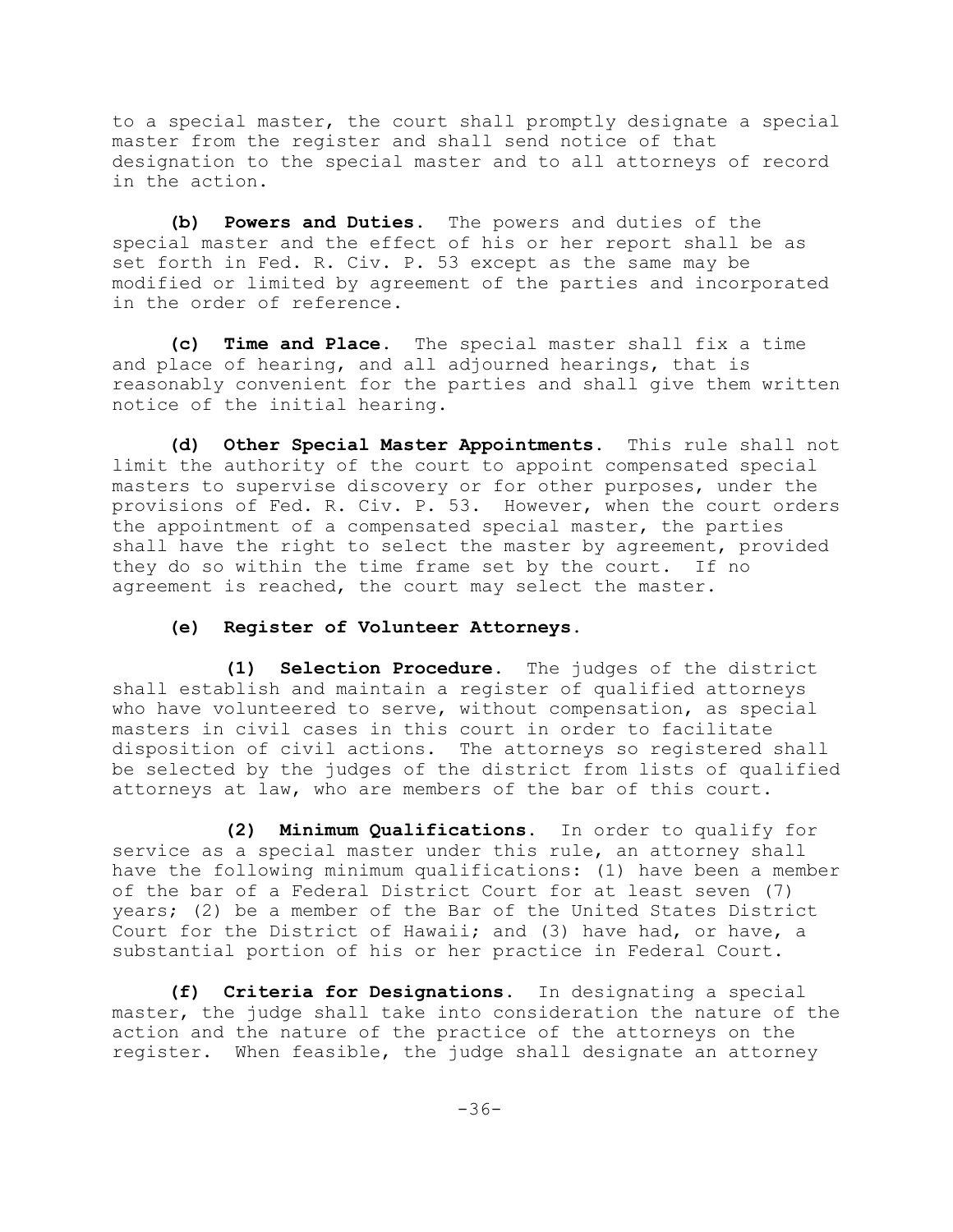to a special master, the court shall promptly designate a special master from the register and shall send notice of that designation to the special master and to all attorneys of record in the action.

**(b) Powers and Duties.** The powers and duties of the special master and the effect of his or her report shall be as set forth in Fed. R. Civ. P. 53 except as the same may be modified or limited by agreement of the parties and incorporated in the order of reference.

**(c) Time and Place.** The special master shall fix a time and place of hearing, and all adjourned hearings, that is reasonably convenient for the parties and shall give them written notice of the initial hearing.

**(d) Other Special Master Appointments.** This rule shall not limit the authority of the court to appoint compensated special masters to supervise discovery or for other purposes, under the provisions of Fed. R. Civ. P. 53. However, when the court orders the appointment of a compensated special master, the parties shall have the right to select the master by agreement, provided they do so within the time frame set by the court. If no agreement is reached, the court may select the master.

**(e) Register of Volunteer Attorneys.**

**(1) Selection Procedure.** The judges of the district shall establish and maintain a register of qualified attorneys who have volunteered to serve, without compensation, as special masters in civil cases in this court in order to facilitate disposition of civil actions. The attorneys so registered shall be selected by the judges of the district from lists of qualified attorneys at law, who are members of the bar of this court.

**(2) Minimum Qualifications.** In order to qualify for service as a special master under this rule, an attorney shall have the following minimum qualifications: (1) have been a member of the bar of a Federal District Court for at least seven (7) years; (2) be a member of the Bar of the United States District Court for the District of Hawaii; and (3) have had, or have, a substantial portion of his or her practice in Federal Court.

**(f) Criteria for Designations.** In designating a special master, the judge shall take into consideration the nature of the action and the nature of the practice of the attorneys on the register. When feasible, the judge shall designate an attorney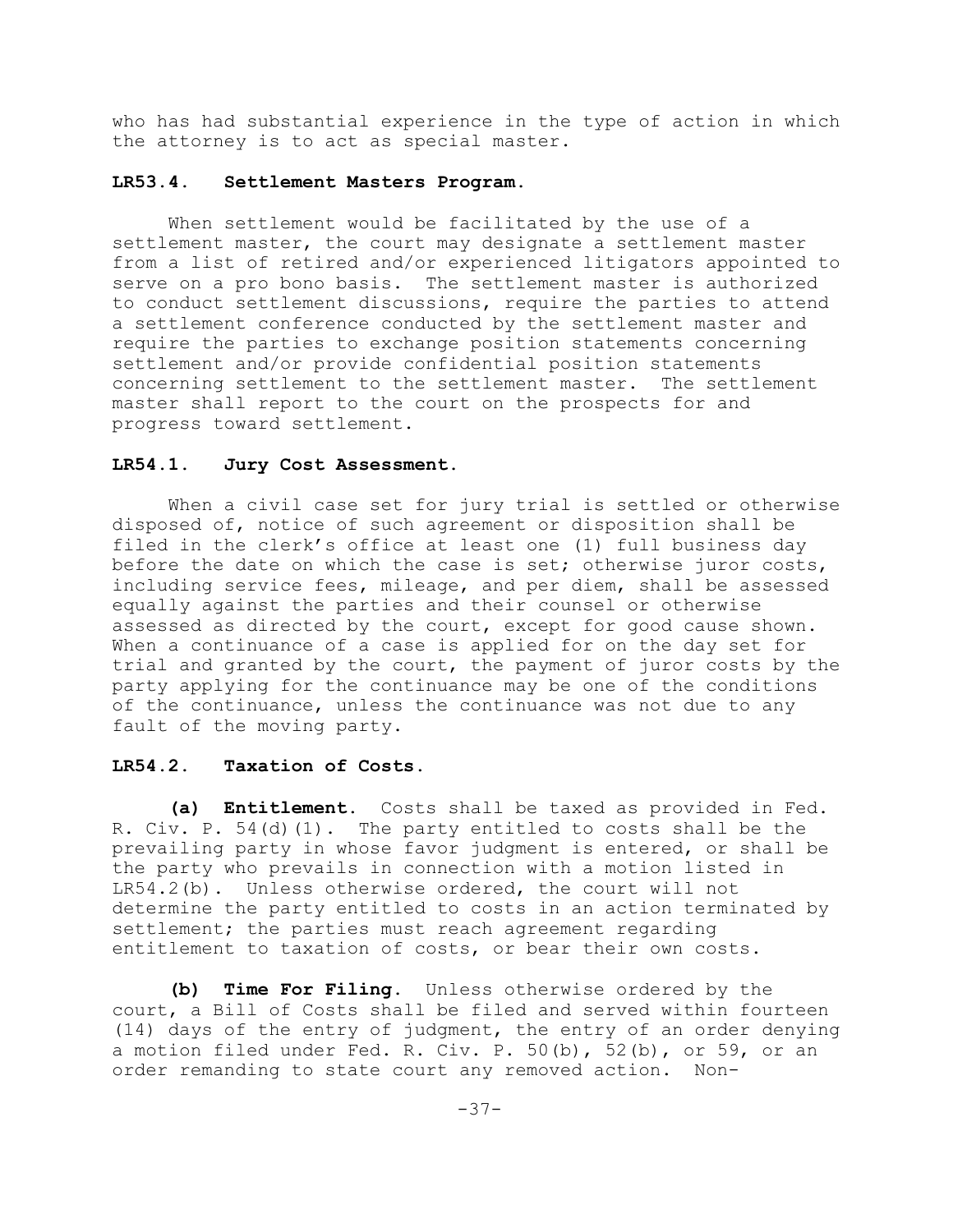who has had substantial experience in the type of action in which the attorney is to act as special master.

**LR53.4. Settlement Masters Program.**

When settlement would be facilitated by the use of a settlement master, the court may designate a settlement master from a list of retired and/or experienced litigators appointed to serve on a pro bono basis. The settlement master is authorized to conduct settlement discussions, require the parties to attend a settlement conference conducted by the settlement master and require the parties to exchange position statements concerning settlement and/or provide confidential position statements concerning settlement to the settlement master. The settlement master shall report to the court on the prospects for and progress toward settlement.

**LR54.1. Jury Cost Assessment.**

When a civil case set for jury trial is settled or otherwise disposed of, notice of such agreement or disposition shall be filed in the clerk's office at least one (1) full business day before the date on which the case is set; otherwise juror costs, including service fees, mileage, and per diem, shall be assessed equally against the parties and their counsel or otherwise assessed as directed by the court, except for good cause shown. When a continuance of a case is applied for on the day set for trial and granted by the court, the payment of juror costs by the party applying for the continuance may be one of the conditions of the continuance, unless the continuance was not due to any fault of the moving party.

**LR54.2. Taxation of Costs.**

**(a) Entitlement.** Costs shall be taxed as provided in Fed. R. Civ. P. 54(d)(1). The party entitled to costs shall be the prevailing party in whose favor judgment is entered, or shall be the party who prevails in connection with a motion listed in LR54.2(b). Unless otherwise ordered, the court will not determine the party entitled to costs in an action terminated by settlement; the parties must reach agreement regarding entitlement to taxation of costs, or bear their own costs.

**(b) Time For Filing.** Unless otherwise ordered by the court, a Bill of Costs shall be filed and served within fourteen (14) days of the entry of judgment, the entry of an order denying a motion filed under Fed. R. Civ. P. 50(b), 52(b), or 59, or an order remanding to state court any removed action. Non-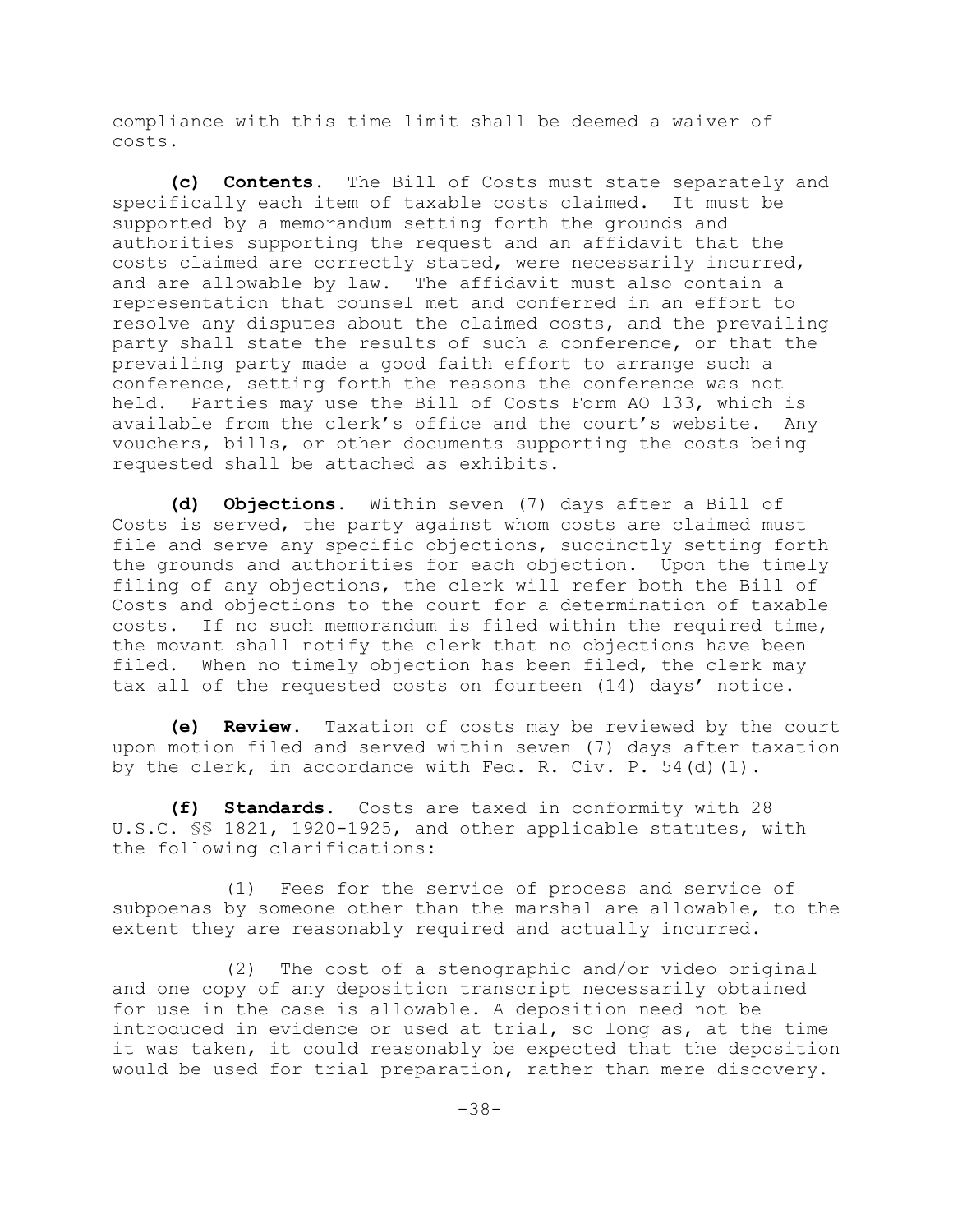compliance with this time limit shall be deemed a waiver of costs.

**(c) Contents**. The Bill of Costs must state separately and specifically each item of taxable costs claimed. It must be supported by a memorandum setting forth the grounds and authorities supporting the request and an affidavit that the costs claimed are correctly stated, were necessarily incurred, and are allowable by law. The affidavit must also contain a representation that counsel met and conferred in an effort to resolve any disputes about the claimed costs, and the prevailing party shall state the results of such a conference, or that the prevailing party made a good faith effort to arrange such a conference, setting forth the reasons the conference was not held. Parties may use the Bill of Costs Form AO 133, which is available from the clerk's office and the court's website. Any vouchers, bills, or other documents supporting the costs being requested shall be attached as exhibits.

**(d) Objections**. Within seven (7) days after a Bill of Costs is served, the party against whom costs are claimed must file and serve any specific objections, succinctly setting forth the grounds and authorities for each objection. Upon the timely filing of any objections, the clerk will refer both the Bill of Costs and objections to the court for a determination of taxable costs. If no such memorandum is filed within the required time, the movant shall notify the clerk that no objections have been filed. When no timely objection has been filed, the clerk may tax all of the requested costs on fourteen (14) days' notice.

**(e) Review**. Taxation of costs may be reviewed by the court upon motion filed and served within seven (7) days after taxation by the clerk, in accordance with Fed. R. Civ. P. 54(d)(1).

**(f) Standards**. Costs are taxed in conformity with 28 U.S.C. §§ 1821, 1920-1925, and other applicable statutes, with the following clarifications:

(1) Fees for the service of process and service of subpoenas by someone other than the marshal are allowable, to the extent they are reasonably required and actually incurred.

(2) The cost of a stenographic and/or video original and one copy of any deposition transcript necessarily obtained for use in the case is allowable. A deposition need not be introduced in evidence or used at trial, so long as, at the time it was taken, it could reasonably be expected that the deposition would be used for trial preparation, rather than mere discovery.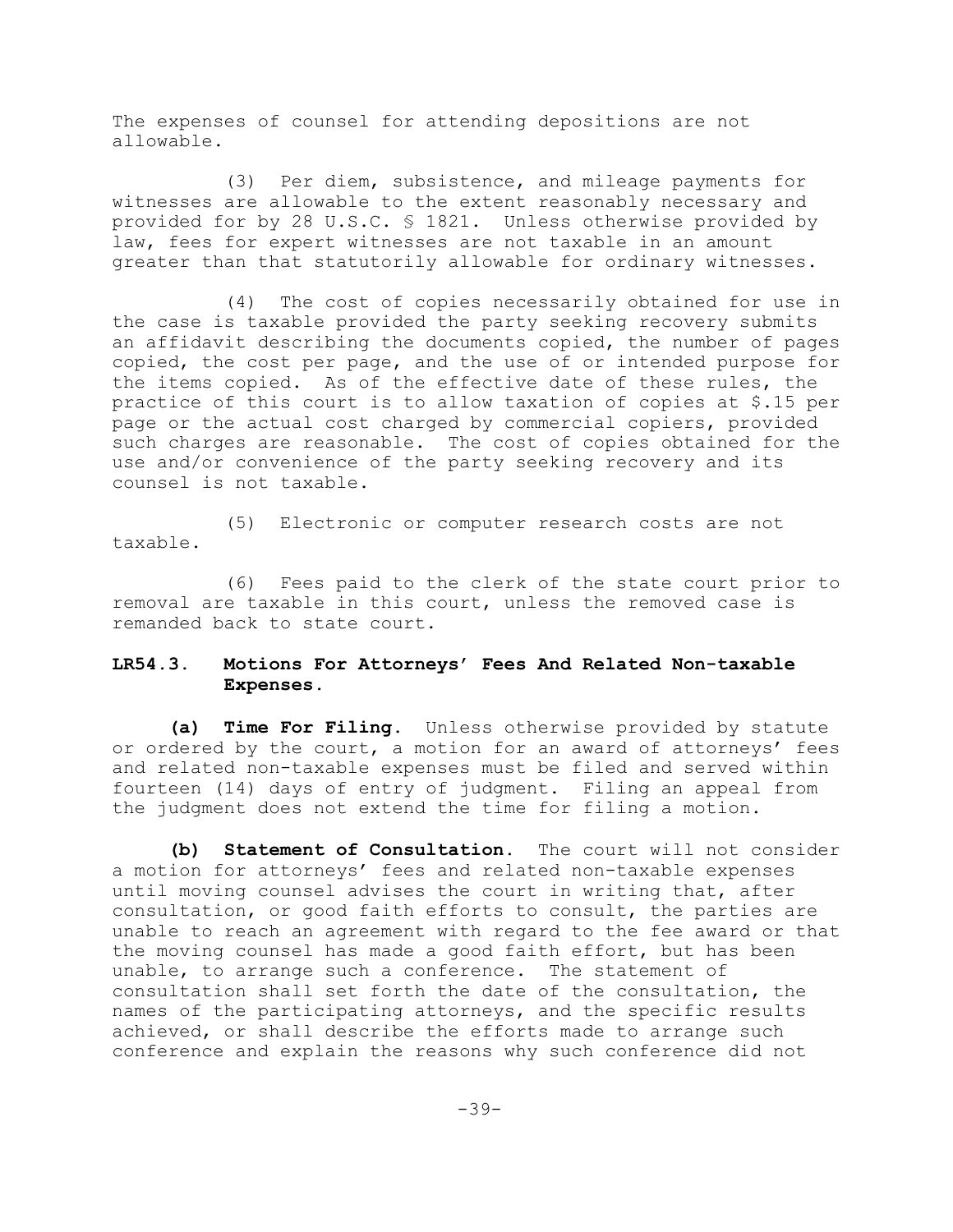The expenses of counsel for attending depositions are not allowable.

(3) Per diem, subsistence, and mileage payments for witnesses are allowable to the extent reasonably necessary and provided for by 28 U.S.C. § 1821. Unless otherwise provided by law, fees for expert witnesses are not taxable in an amount greater than that statutorily allowable for ordinary witnesses.

(4) The cost of copies necessarily obtained for use in the case is taxable provided the party seeking recovery submits an affidavit describing the documents copied, the number of pages copied, the cost per page, and the use of or intended purpose for the items copied. As of the effective date of these rules, the practice of this court is to allow taxation of copies at $.15 per page or the actual cost charged by commercial copiers, provided such charges are reasonable. The cost of copies obtained for the use and/or convenience of the party seeking recovery and its counsel is not taxable.

(5) Electronic or computer research costs are not taxable.

(6) Fees paid to the clerk of the state court prior to removal are taxable in this court, unless the removed case is remanded back to state court.

### LR54.3. Motions For Attorneys' Fees And Related Non-taxable Expenses.

**(a) Time For Filing.** Unless otherwise provided by statute or ordered by the court, a motion for an award of attorneys' fees and related non-taxable expenses must be filed and served within fourteen (14) days of entry of judgment. Filing an appeal from the judgment does not extend the time for filing a motion.

**(b) Statement of Consultation.** The court will not consider a motion for attorneys' fees and related non-taxable expenses until moving counsel advises the court in writing that, after consultation, or good faith efforts to consult, the parties are unable to reach an agreement with regard to the fee award or that the moving counsel has made a good faith effort, but has been unable, to arrange such a conference. The statement of consultation shall set forth the date of the consultation, the names of the participating attorneys, and the specific results achieved, or shall describe the efforts made to arrange such conference and explain the reasons why such conference did not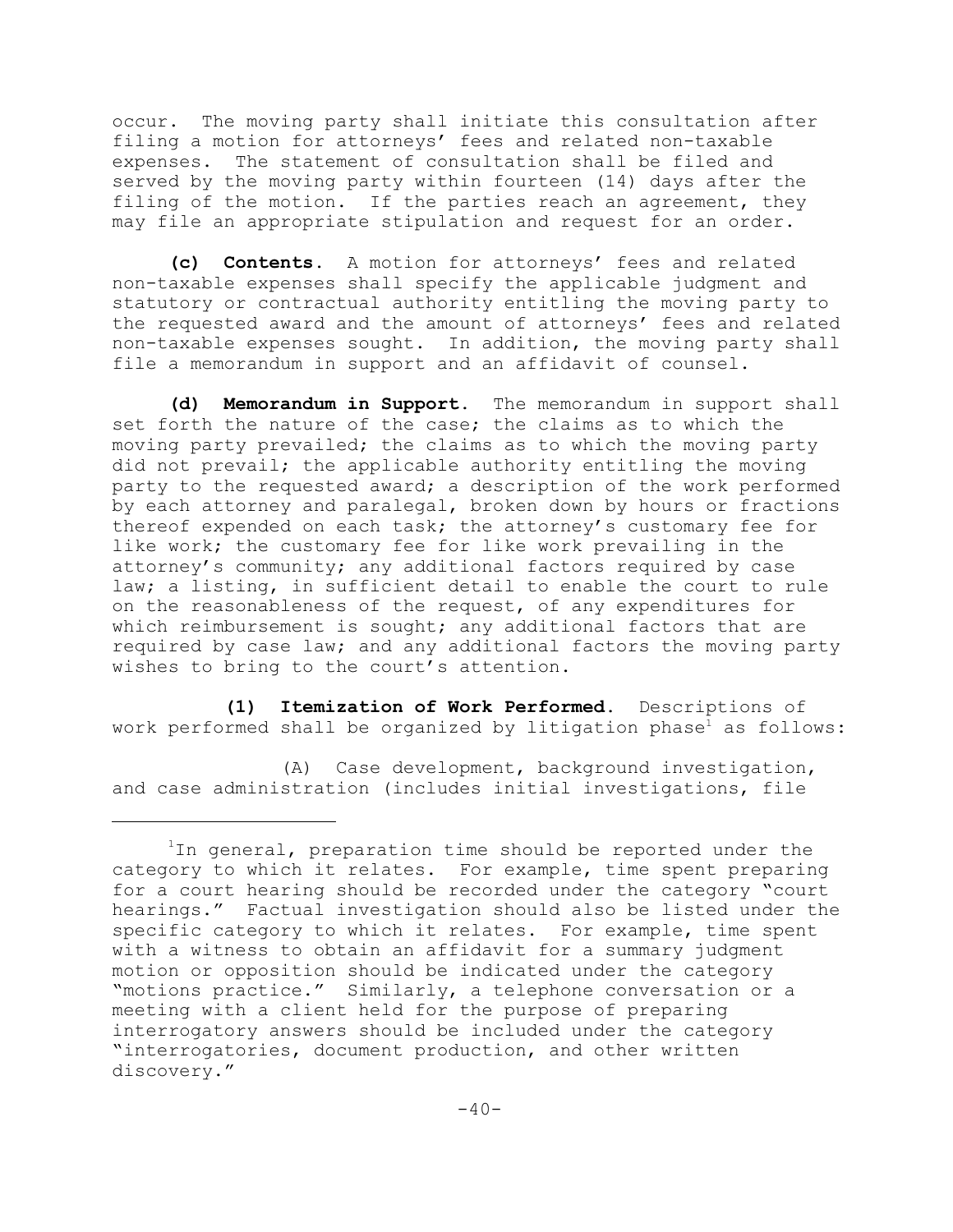occur. The moving party shall initiate this consultation after filing a motion for attorneys' fees and related non-taxable expenses. The statement of consultation shall be filed and served by the moving party within fourteen (14) days after the filing of the motion. If the parties reach an agreement, they may file an appropriate stipulation and request for an order.

**(c) Contents.** A motion for attorneys' fees and related non-taxable expenses shall specify the applicable judgment and statutory or contractual authority entitling the moving party to the requested award and the amount of attorneys' fees and related non-taxable expenses sought. In addition, the moving party shall file a memorandum in support and an affidavit of counsel.

**(d) Memorandum in Support.** The memorandum in support shall set forth the nature of the case; the claims as to which the moving party prevailed; the claims as to which the moving party did not prevail; the applicable authority entitling the moving party to the requested award; a description of the work performed by each attorney and paralegal, broken down by hours or fractions thereof expended on each task; the attorney's customary fee for like work; the customary fee for like work prevailing in the attorney's community; any additional factors required by case law; a listing, in sufficient detail to enable the court to rule on the reasonableness of the request, of any expenditures for which reimbursement is sought; any additional factors that are required by case law; and any additional factors the moving party wishes to bring to the court's attention.

**(1) Itemization of Work Performed.** Descriptions of work performed shall be organized by litigation phase[1] as follows:

(A) Case development, background investigation, and case administration (includes initial investigations, file

---

[1]In general, preparation time should be reported under the category to which it relates. For example, time spent preparing for a court hearing should be recorded under the category "court hearings." Factual investigation should also be listed under the specific category to which it relates. For example, time spent with a witness to obtain an affidavit for a summary judgment motion or opposition should be indicated under the category "motions practice." Similarly, a telephone conversation or a meeting with a client held for the purpose of preparing interrogatory answers should be included under the category "interrogatories, document production, and other written discovery."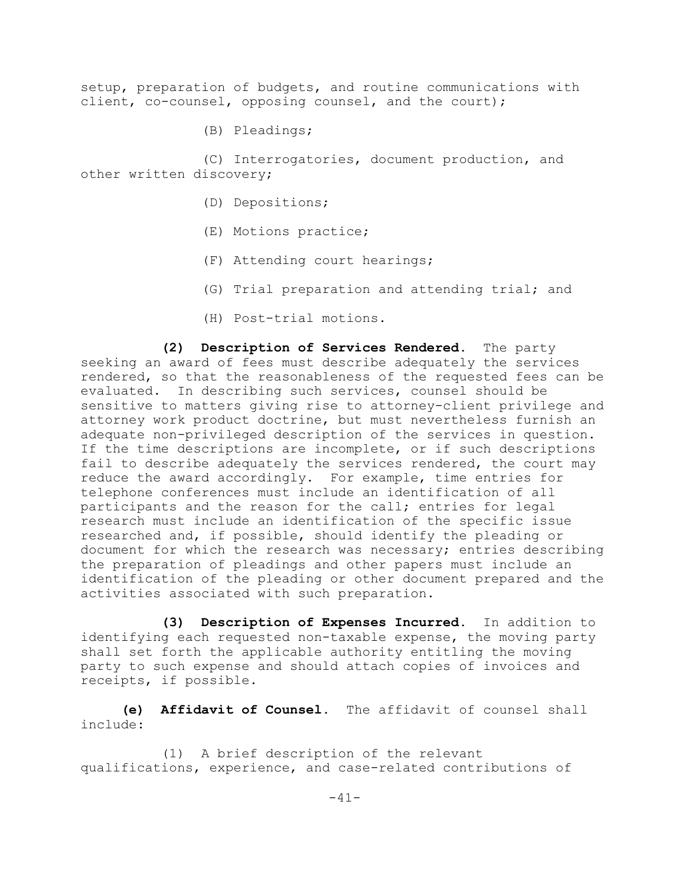setup, preparation of budgets, and routine communications with client, co-counsel, opposing counsel, and the court);

(B) Pleadings;

(C) Interrogatories, document production, and other written discovery;

(D) Depositions;

(E) Motions practice;

(F) Attending court hearings;

(G) Trial preparation and attending trial; and

(H) Post-trial motions.

**(2) Description of Services Rendered.** The party seeking an award of fees must describe adequately the services rendered, so that the reasonableness of the requested fees can be evaluated. In describing such services, counsel should be sensitive to matters giving rise to attorney-client privilege and attorney work product doctrine, but must nevertheless furnish an adequate non-privileged description of the services in question. If the time descriptions are incomplete, or if such descriptions fail to describe adequately the services rendered, the court may reduce the award accordingly. For example, time entries for telephone conferences must include an identification of all participants and the reason for the call; entries for legal research must include an identification of the specific issue researched and, if possible, should identify the pleading or document for which the research was necessary; entries describing the preparation of pleadings and other papers must include an identification of the pleading or other document prepared and the activities associated with such preparation.

**(3) Description of Expenses Incurred.** In addition to identifying each requested non-taxable expense, the moving party shall set forth the applicable authority entitling the moving party to such expense and should attach copies of invoices and receipts, if possible.

**(e) Affidavit of Counsel.** The affidavit of counsel shall include:

(1) A brief description of the relevant qualifications, experience, and case-related contributions of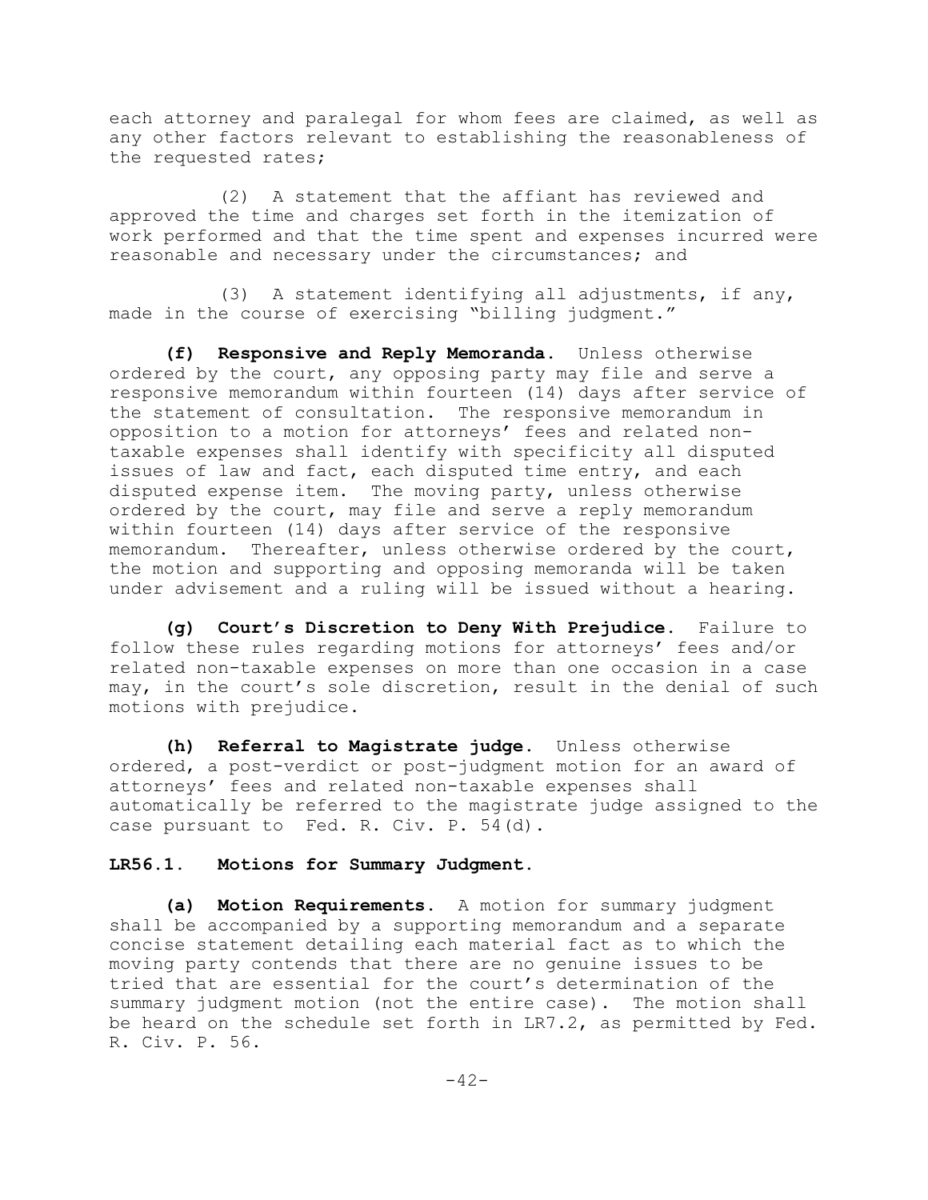each attorney and paralegal for whom fees are claimed, as well as any other factors relevant to establishing the reasonableness of the requested rates;

(2) A statement that the affiant has reviewed and approved the time and charges set forth in the itemization of work performed and that the time spent and expenses incurred were reasonable and necessary under the circumstances; and

(3) A statement identifying all adjustments, if any, made in the course of exercising "billing judgment."

**(f) Responsive and Reply Memoranda.** Unless otherwise ordered by the court, any opposing party may file and serve a responsive memorandum within fourteen (14) days after service of the statement of consultation. The responsive memorandum in opposition to a motion for attorneys' fees and related non-taxable expenses shall identify with specificity all disputed issues of law and fact, each disputed time entry, and each disputed expense item. The moving party, unless otherwise ordered by the court, may file and serve a reply memorandum within fourteen (14) days after service of the responsive memorandum. Thereafter, unless otherwise ordered by the court, the motion and supporting and opposing memoranda will be taken under advisement and a ruling will be issued without a hearing.

**(g) Court's Discretion to Deny With Prejudice.** Failure to follow these rules regarding motions for attorneys' fees and/or related non-taxable expenses on more than one occasion in a case may, in the court's sole discretion, result in the denial of such motions with prejudice.

**(h) Referral to Magistrate judge.** Unless otherwise ordered, a post-verdict or post-judgment motion for an award of attorneys' fees and related non-taxable expenses shall automatically be referred to the magistrate judge assigned to the case pursuant to Fed. R. Civ. P. 54(d).

**LR56.1. Motions for Summary Judgment.**

**(a) Motion Requirements.** A motion for summary judgment shall be accompanied by a supporting memorandum and a separate concise statement detailing each material fact as to which the moving party contends that there are no genuine issues to be tried that are essential for the court's determination of the summary judgment motion (not the entire case). The motion shall be heard on the schedule set forth in LR7.2, as permitted by Fed. R. Civ. P. 56.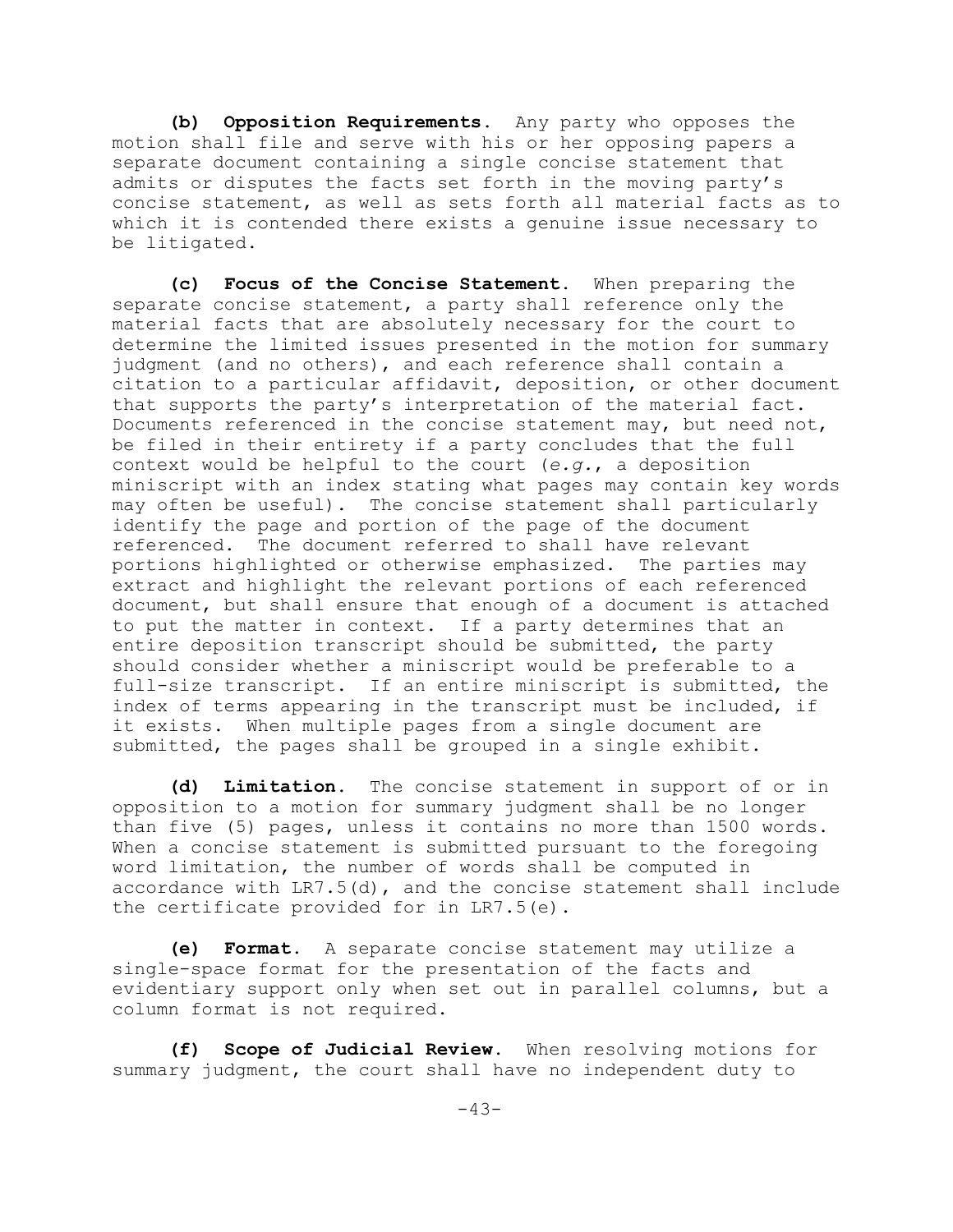**(b) Opposition Requirements.** Any party who opposes the motion shall file and serve with his or her opposing papers a separate document containing a single concise statement that admits or disputes the facts set forth in the moving party's concise statement, as well as sets forth all material facts as to which it is contended there exists a genuine issue necessary to be litigated.

**(c) Focus of the Concise Statement.** When preparing the separate concise statement, a party shall reference only the material facts that are absolutely necessary for the court to determine the limited issues presented in the motion for summary judgment (and no others), and each reference shall contain a citation to a particular affidavit, deposition, or other document that supports the party's interpretation of the material fact. Documents referenced in the concise statement may, but need not, be filed in their entirety if a party concludes that the full context would be helpful to the court (*e.g.*, a deposition miniscript with an index stating what pages may contain key words may often be useful). The concise statement shall particularly identify the page and portion of the page of the document referenced. The document referred to shall have relevant portions highlighted or otherwise emphasized. The parties may extract and highlight the relevant portions of each referenced document, but shall ensure that enough of a document is attached to put the matter in context. If a party determines that an entire deposition transcript should be submitted, the party should consider whether a miniscript would be preferable to a full-size transcript. If an entire miniscript is submitted, the index of terms appearing in the transcript must be included, if it exists. When multiple pages from a single document are submitted, the pages shall be grouped in a single exhibit.

**(d) Limitation.** The concise statement in support of or in opposition to a motion for summary judgment shall be no longer than five (5) pages, unless it contains no more than 1500 words. When a concise statement is submitted pursuant to the foregoing word limitation, the number of words shall be computed in accordance with LR7.5(d), and the concise statement shall include the certificate provided for in LR7.5(e).

**(e) Format.** A separate concise statement may utilize a single-space format for the presentation of the facts and evidentiary support only when set out in parallel columns, but a column format is not required.

**(f) Scope of Judicial Review.** When resolving motions for summary judgment, the court shall have no independent duty to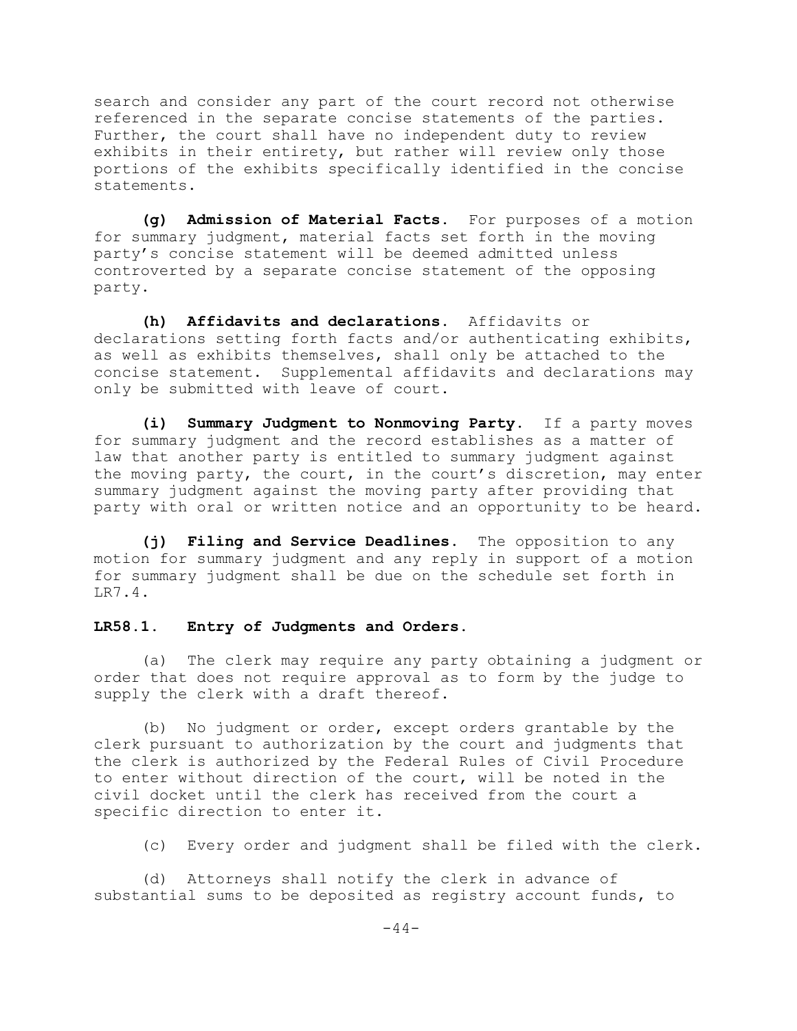search and consider any part of the court record not otherwise referenced in the separate concise statements of the parties. Further, the court shall have no independent duty to review exhibits in their entirety, but rather will review only those portions of the exhibits specifically identified in the concise statements.

**(g) Admission of Material Facts.** For purposes of a motion for summary judgment, material facts set forth in the moving party's concise statement will be deemed admitted unless controverted by a separate concise statement of the opposing party.

**(h) Affidavits and declarations.** Affidavits or declarations setting forth facts and/or authenticating exhibits, as well as exhibits themselves, shall only be attached to the concise statement. Supplemental affidavits and declarations may only be submitted with leave of court.

**(i) Summary Judgment to Nonmoving Party.** If a party moves for summary judgment and the record establishes as a matter of law that another party is entitled to summary judgment against the moving party, the court, in the court's discretion, may enter summary judgment against the moving party after providing that party with oral or written notice and an opportunity to be heard.

**(j) Filing and Service Deadlines.** The opposition to any motion for summary judgment and any reply in support of a motion for summary judgment shall be due on the schedule set forth in LR7.4.

### LR58.1. Entry of Judgments and Orders.

(a) The clerk may require any party obtaining a judgment or order that does not require approval as to form by the judge to supply the clerk with a draft thereof.

(b) No judgment or order, except orders grantable by the clerk pursuant to authorization by the court and judgments that the clerk is authorized by the Federal Rules of Civil Procedure to enter without direction of the court, will be noted in the civil docket until the clerk has received from the court a specific direction to enter it.

(c) Every order and judgment shall be filed with the clerk.

(d) Attorneys shall notify the clerk in advance of substantial sums to be deposited as registry account funds, to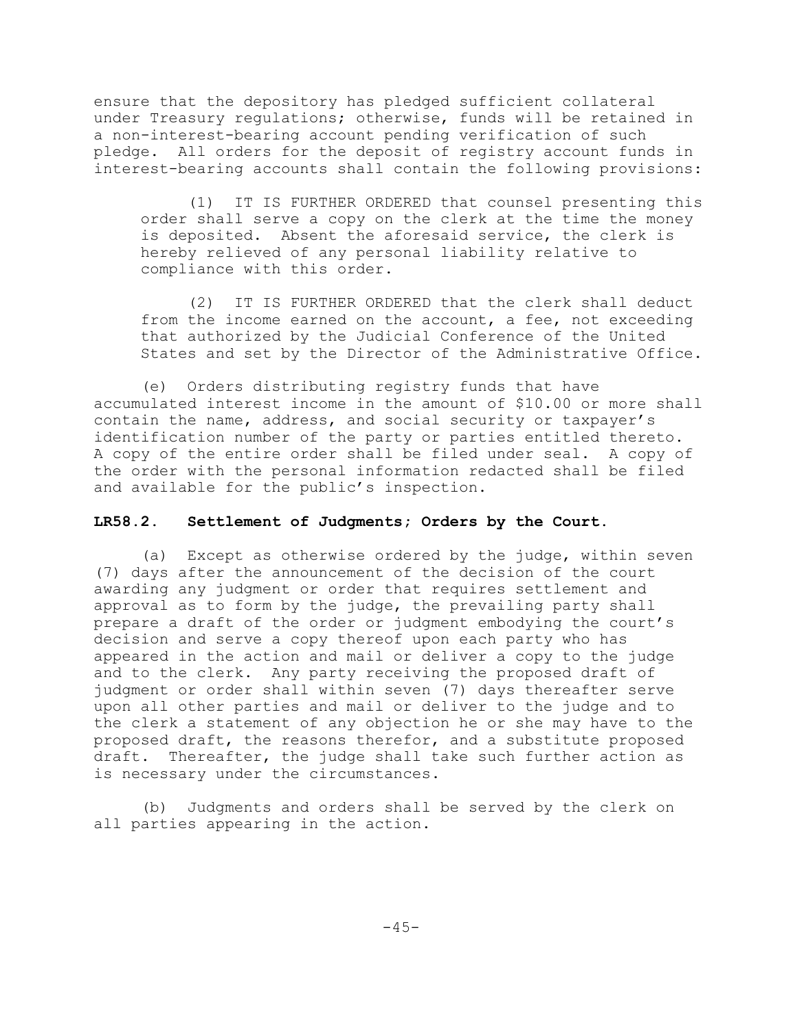ensure that the depository has pledged sufficient collateral under Treasury regulations; otherwise, funds will be retained in a non-interest-bearing account pending verification of such pledge. All orders for the deposit of registry account funds in interest-bearing accounts shall contain the following provisions:

(1) IT IS FURTHER ORDERED that counsel presenting this order shall serve a copy on the clerk at the time the money is deposited. Absent the aforesaid service, the clerk is hereby relieved of any personal liability relative to compliance with this order.

(2) IT IS FURTHER ORDERED that the clerk shall deduct from the income earned on the account, a fee, not exceeding that authorized by the Judicial Conference of the United States and set by the Director of the Administrative Office.

(e) Orders distributing registry funds that have accumulated interest income in the amount of $10.00 or more shall contain the name, address, and social security or taxpayer's identification number of the party or parties entitled thereto. A copy of the entire order shall be filed under seal. A copy of the order with the personal information redacted shall be filed and available for the public's inspection.

**LR58.2. Settlement of Judgments; Orders by the Court.**

(a) Except as otherwise ordered by the judge, within seven (7) days after the announcement of the decision of the court awarding any judgment or order that requires settlement and approval as to form by the judge, the prevailing party shall prepare a draft of the order or judgment embodying the court's decision and serve a copy thereof upon each party who has appeared in the action and mail or deliver a copy to the judge and to the clerk. Any party receiving the proposed draft of judgment or order shall within seven (7) days thereafter serve upon all other parties and mail or deliver to the judge and to the clerk a statement of any objection he or she may have to the proposed draft, the reasons therefor, and a substitute proposed draft. Thereafter, the judge shall take such further action as is necessary under the circumstances.

(b) Judgments and orders shall be served by the clerk on all parties appearing in the action.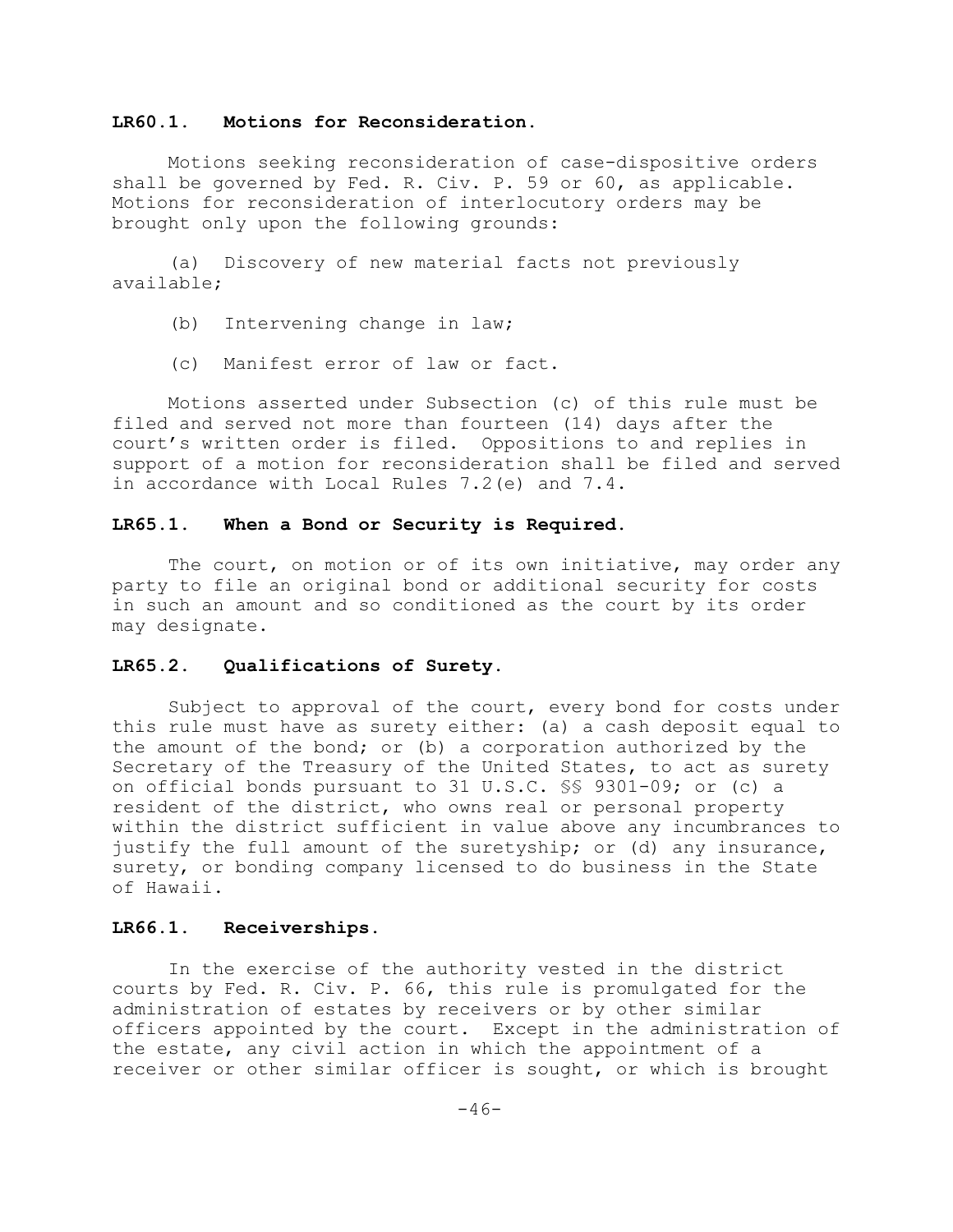**LR60.1. Motions for Reconsideration.**

Motions seeking reconsideration of case-dispositive orders shall be governed by Fed. R. Civ. P. 59 or 60, as applicable. Motions for reconsideration of interlocutory orders may be brought only upon the following grounds:

(a) Discovery of new material facts not previously available;

(b) Intervening change in law;

(c) Manifest error of law or fact.

Motions asserted under Subsection (c) of this rule must be filed and served not more than fourteen (14) days after the court's written order is filed. Oppositions to and replies in support of a motion for reconsideration shall be filed and served in accordance with Local Rules 7.2(e) and 7.4.

**LR65.1. When a Bond or Security is Required.**

The court, on motion or of its own initiative, may order any party to file an original bond or additional security for costs in such an amount and so conditioned as the court by its order may designate.

**LR65.2. Qualifications of Surety.**

Subject to approval of the court, every bond for costs under this rule must have as surety either: (a) a cash deposit equal to the amount of the bond; or (b) a corporation authorized by the Secretary of the Treasury of the United States, to act as surety on official bonds pursuant to 31 U.S.C. §§ 9301-09; or (c) a resident of the district, who owns real or personal property within the district sufficient in value above any incumbrances to justify the full amount of the suretyship; or (d) any insurance, surety, or bonding company licensed to do business in the State of Hawaii.

**LR66.1. Receiverships.**

In the exercise of the authority vested in the district courts by Fed. R. Civ. P. 66, this rule is promulgated for the administration of estates by receivers or by other similar officers appointed by the court. Except in the administration of the estate, any civil action in which the appointment of a receiver or other similar officer is sought, or which is brought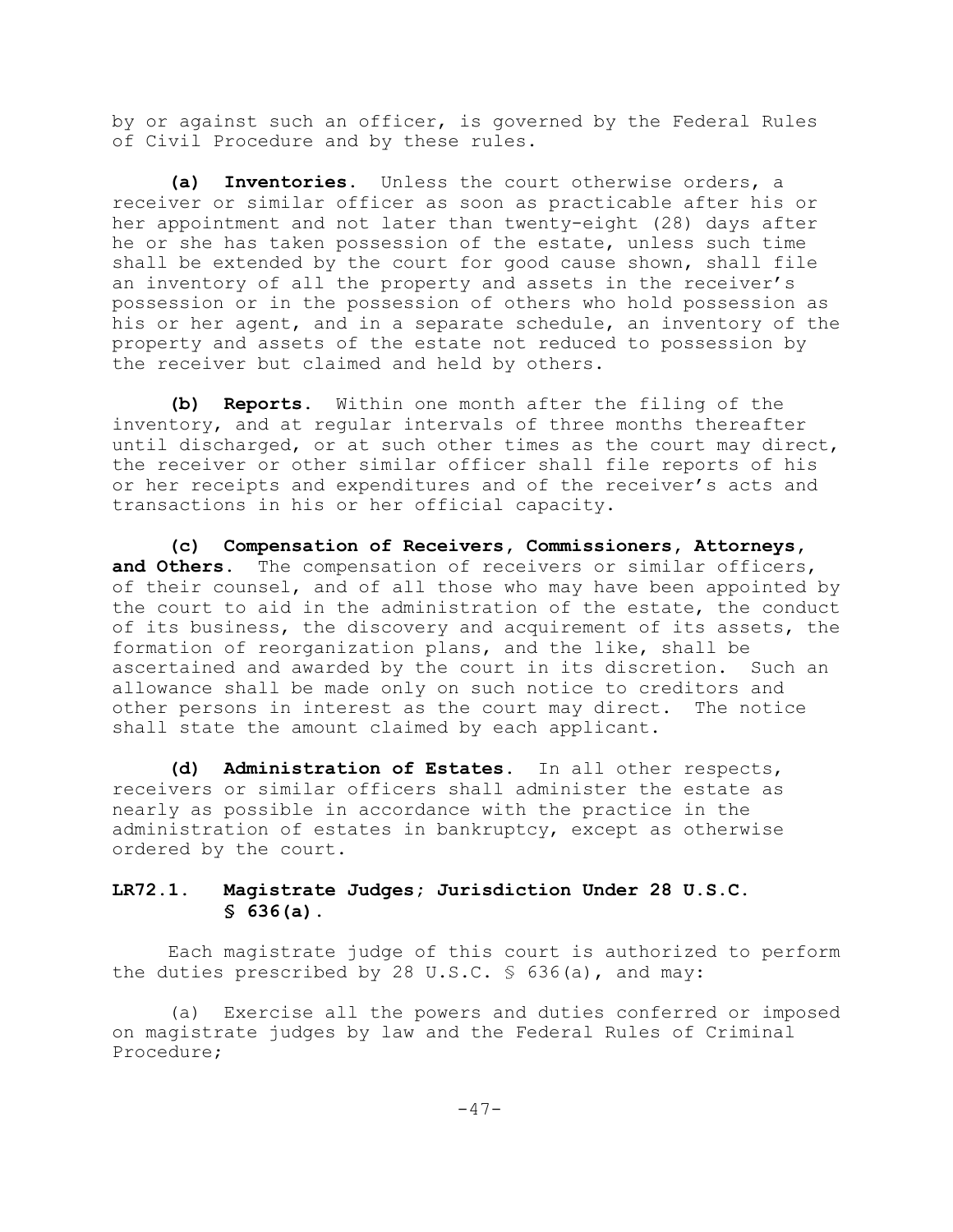by or against such an officer, is governed by the Federal Rules of Civil Procedure and by these rules.

**(a) Inventories.** Unless the court otherwise orders, a receiver or similar officer as soon as practicable after his or her appointment and not later than twenty-eight (28) days after he or she has taken possession of the estate, unless such time shall be extended by the court for good cause shown, shall file an inventory of all the property and assets in the receiver's possession or in the possession of others who hold possession as his or her agent, and in a separate schedule, an inventory of the property and assets of the estate not reduced to possession by the receiver but claimed and held by others.

**(b) Reports.** Within one month after the filing of the inventory, and at regular intervals of three months thereafter until discharged, or at such other times as the court may direct, the receiver or other similar officer shall file reports of his or her receipts and expenditures and of the receiver's acts and transactions in his or her official capacity.

**(c) Compensation of Receivers, Commissioners, Attorneys, and Others.** The compensation of receivers or similar officers, of their counsel, and of all those who may have been appointed by the court to aid in the administration of the estate, the conduct of its business, the discovery and acquirement of its assets, the formation of reorganization plans, and the like, shall be ascertained and awarded by the court in its discretion. Such an allowance shall be made only on such notice to creditors and other persons in interest as the court may direct. The notice shall state the amount claimed by each applicant.

**(d) Administration of Estates.** In all other respects, receivers or similar officers shall administer the estate as nearly as possible in accordance with the practice in the administration of estates in bankruptcy, except as otherwise ordered by the court.

## LR72.1. Magistrate Judges; Jurisdiction Under 28 U.S.C. § 636(a).

Each magistrate judge of this court is authorized to perform the duties prescribed by 28 U.S.C. § 636(a), and may:

(a) Exercise all the powers and duties conferred or imposed on magistrate judges by law and the Federal Rules of Criminal Procedure;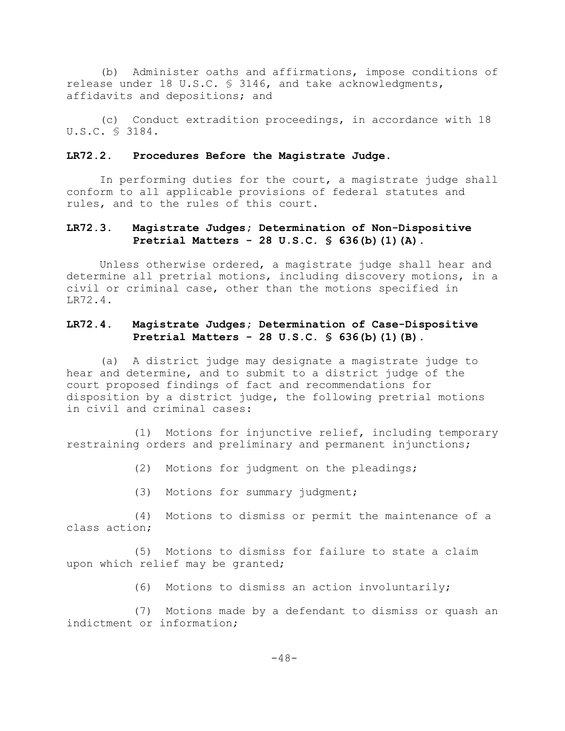(b) Administer oaths and affirmations, impose conditions of release under 18 U.S.C. § 3146, and take acknowledgments, affidavits and depositions; and

(c) Conduct extradition proceedings, in accordance with 18 U.S.C. § 3184.

**LR72.2. Procedures Before the Magistrate Judge.**

In performing duties for the court, a magistrate judge shall conform to all applicable provisions of federal statutes and rules, and to the rules of this court.

**LR72.3. Magistrate Judges; Determination of Non-Dispositive Pretrial Matters - 28 U.S.C. § 636(b)(1)(A).**

Unless otherwise ordered, a magistrate judge shall hear and determine all pretrial motions, including discovery motions, in a civil or criminal case, other than the motions specified in LR72.4.

**LR72.4. Magistrate Judges; Determination of Case-Dispositive Pretrial Matters - 28 U.S.C. § 636(b)(1)(B).**

(a) A district judge may designate a magistrate judge to hear and determine, and to submit to a district judge of the court proposed findings of fact and recommendations for disposition by a district judge, the following pretrial motions in civil and criminal cases:

(1) Motions for injunctive relief, including temporary restraining orders and preliminary and permanent injunctions;

(2) Motions for judgment on the pleadings;

(3) Motions for summary judgment;

(4) Motions to dismiss or permit the maintenance of a class action;

(5) Motions to dismiss for failure to state a claim upon which relief may be granted;

(6) Motions to dismiss an action involuntarily;

(7) Motions made by a defendant to dismiss or quash an indictment or information;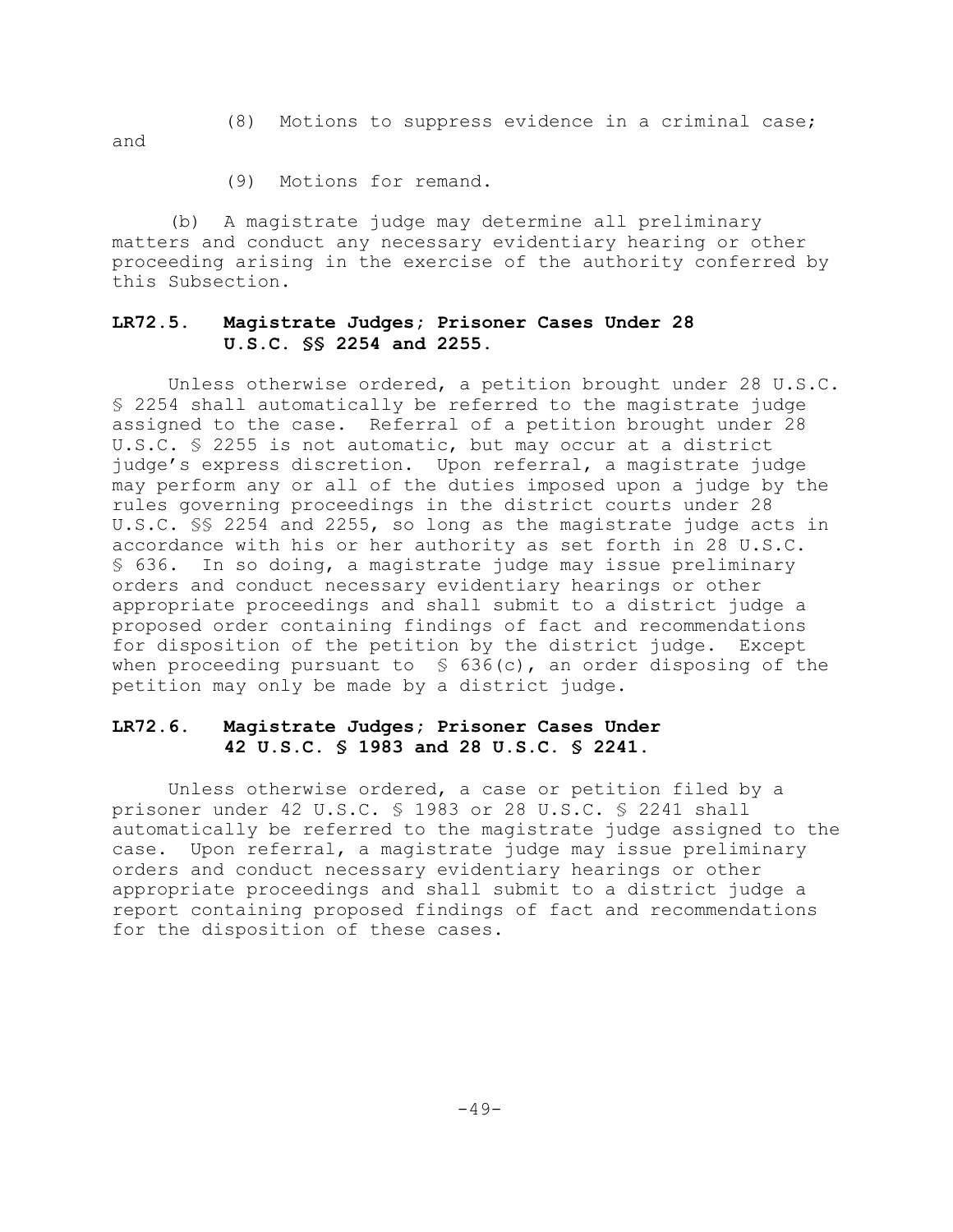(8) Motions to suppress evidence in a criminal case; and

(9) Motions for remand.

(b) A magistrate judge may determine all preliminary matters and conduct any necessary evidentiary hearing or other proceeding arising in the exercise of the authority conferred by this Subsection.

### LR72.5. Magistrate Judges; Prisoner Cases Under 28 U.S.C. §§ 2254 and 2255.

Unless otherwise ordered, a petition brought under 28 U.S.C. § 2254 shall automatically be referred to the magistrate judge assigned to the case. Referral of a petition brought under 28 U.S.C. § 2255 is not automatic, but may occur at a district judge's express discretion. Upon referral, a magistrate judge may perform any or all of the duties imposed upon a judge by the rules governing proceedings in the district courts under 28 U.S.C. §§ 2254 and 2255, so long as the magistrate judge acts in accordance with his or her authority as set forth in 28 U.S.C. § 636. In so doing, a magistrate judge may issue preliminary orders and conduct necessary evidentiary hearings or other appropriate proceedings and shall submit to a district judge a proposed order containing findings of fact and recommendations for disposition of the petition by the district judge. Except when proceeding pursuant to § 636(c), an order disposing of the petition may only be made by a district judge.

### LR72.6. Magistrate Judges; Prisoner Cases Under 42 U.S.C. § 1983 and 28 U.S.C. § 2241.

Unless otherwise ordered, a case or petition filed by a prisoner under 42 U.S.C. § 1983 or 28 U.S.C. § 2241 shall automatically be referred to the magistrate judge assigned to the case. Upon referral, a magistrate judge may issue preliminary orders and conduct necessary evidentiary hearings or other appropriate proceedings and shall submit to a district judge a report containing proposed findings of fact and recommendations for the disposition of these cases.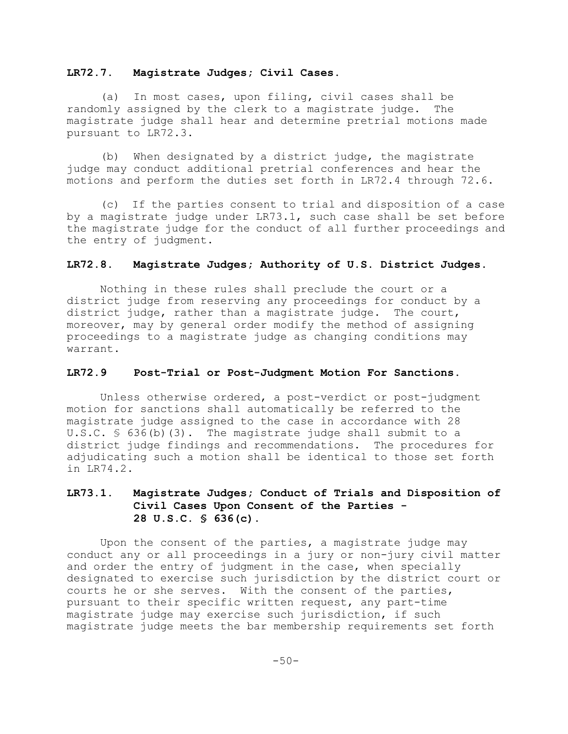### LR72.7. Magistrate Judges; Civil Cases.

(a) In most cases, upon filing, civil cases shall be randomly assigned by the clerk to a magistrate judge. The magistrate judge shall hear and determine pretrial motions made pursuant to LR72.3.

(b) When designated by a district judge, the magistrate judge may conduct additional pretrial conferences and hear the motions and perform the duties set forth in LR72.4 through 72.6.

(c) If the parties consent to trial and disposition of a case by a magistrate judge under LR73.1, such case shall be set before the magistrate judge for the conduct of all further proceedings and the entry of judgment.

### LR72.8. Magistrate Judges; Authority of U.S. District Judges.

Nothing in these rules shall preclude the court or a district judge from reserving any proceedings for conduct by a district judge, rather than a magistrate judge. The court, moreover, may by general order modify the method of assigning proceedings to a magistrate judge as changing conditions may warrant.

### LR72.9 Post-Trial or Post-Judgment Motion For Sanctions.

Unless otherwise ordered, a post-verdict or post-judgment motion for sanctions shall automatically be referred to the magistrate judge assigned to the case in accordance with 28 U.S.C. § 636(b)(3). The magistrate judge shall submit to a district judge findings and recommendations. The procedures for adjudicating such a motion shall be identical to those set forth in LR74.2.

### LR73.1. Magistrate Judges; Conduct of Trials and Disposition of Civil Cases Upon Consent of the Parties - 28 U.S.C. § 636(c).

Upon the consent of the parties, a magistrate judge may conduct any or all proceedings in a jury or non-jury civil matter and order the entry of judgment in the case, when specially designated to exercise such jurisdiction by the district court or courts he or she serves. With the consent of the parties, pursuant to their specific written request, any part-time magistrate judge may exercise such jurisdiction, if such magistrate judge meets the bar membership requirements set forth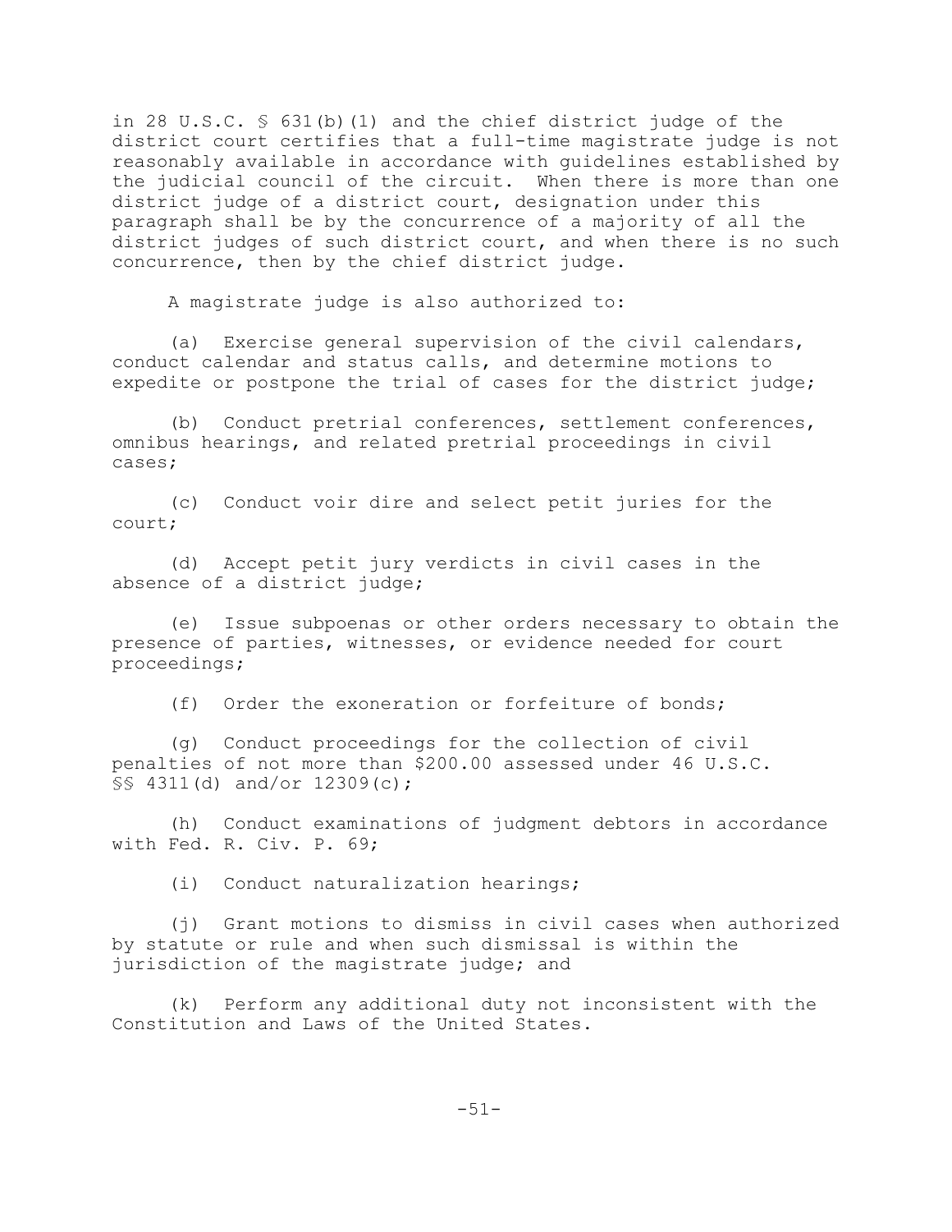in 28 U.S.C. § 631(b)(1) and the chief district judge of the district court certifies that a full-time magistrate judge is not reasonably available in accordance with guidelines established by the judicial council of the circuit. When there is more than one district judge of a district court, designation under this paragraph shall be by the concurrence of a majority of all the district judges of such district court, and when there is no such concurrence, then by the chief district judge.

A magistrate judge is also authorized to:

(a) Exercise general supervision of the civil calendars, conduct calendar and status calls, and determine motions to expedite or postpone the trial of cases for the district judge;

(b) Conduct pretrial conferences, settlement conferences, omnibus hearings, and related pretrial proceedings in civil cases;

(c) Conduct voir dire and select petit juries for the court;

(d) Accept petit jury verdicts in civil cases in the absence of a district judge;

(e) Issue subpoenas or other orders necessary to obtain the presence of parties, witnesses, or evidence needed for court proceedings;

(f) Order the exoneration or forfeiture of bonds;

(g) Conduct proceedings for the collection of civil penalties of not more than $200.00 assessed under 46 U.S.C. §§ 4311(d) and/or 12309(c);

(h) Conduct examinations of judgment debtors in accordance with Fed. R. Civ. P. 69;

(i) Conduct naturalization hearings;

(j) Grant motions to dismiss in civil cases when authorized by statute or rule and when such dismissal is within the jurisdiction of the magistrate judge; and

(k) Perform any additional duty not inconsistent with the Constitution and Laws of the United States.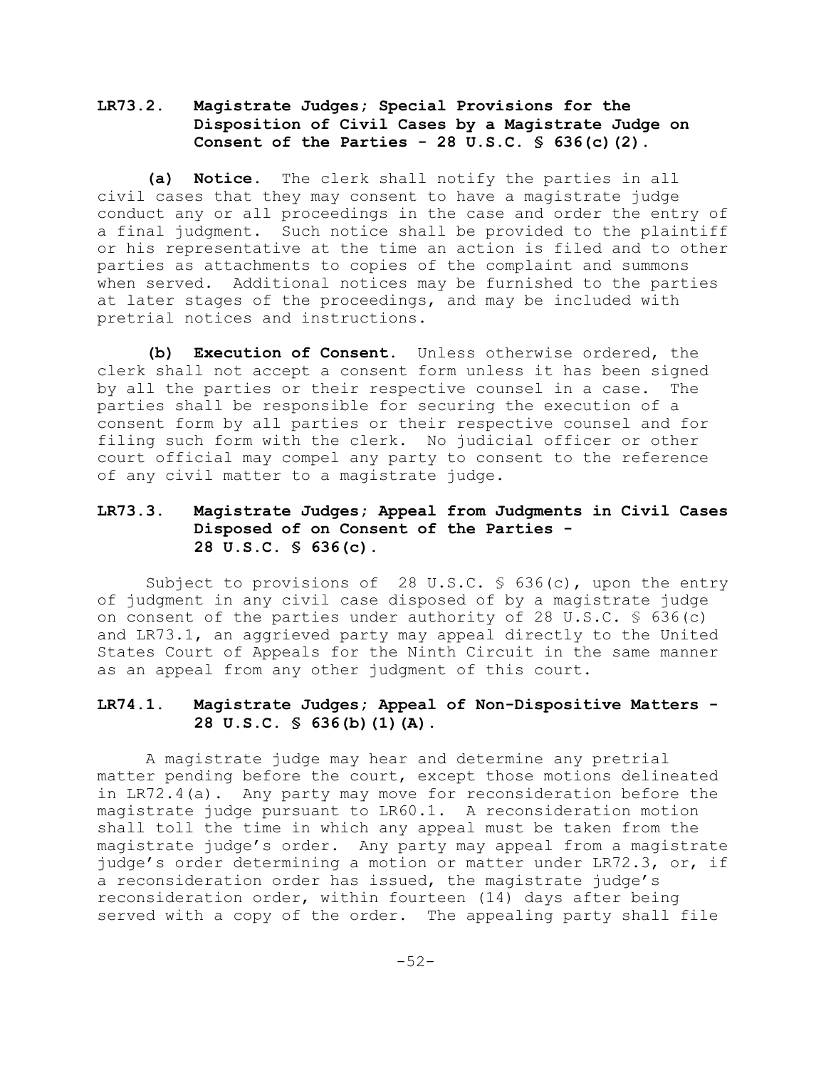## LR73.2. Magistrate Judges; Special Provisions for the Disposition of Civil Cases by a Magistrate Judge on Consent of the Parties - 28 U.S.C. § 636(c)(2).

**(a) Notice.** The clerk shall notify the parties in all civil cases that they may consent to have a magistrate judge conduct any or all proceedings in the case and order the entry of a final judgment. Such notice shall be provided to the plaintiff or his representative at the time an action is filed and to other parties as attachments to copies of the complaint and summons when served. Additional notices may be furnished to the parties at later stages of the proceedings, and may be included with pretrial notices and instructions.

**(b) Execution of Consent.** Unless otherwise ordered, the clerk shall not accept a consent form unless it has been signed by all the parties or their respective counsel in a case. The parties shall be responsible for securing the execution of a consent form by all parties or their respective counsel and for filing such form with the clerk. No judicial officer or other court official may compel any party to consent to the reference of any civil matter to a magistrate judge.

## LR73.3. Magistrate Judges; Appeal from Judgments in Civil Cases Disposed of on Consent of the Parties - 28 U.S.C. § 636(c).

Subject to provisions of 28 U.S.C. § 636(c), upon the entry of judgment in any civil case disposed of by a magistrate judge on consent of the parties under authority of 28 U.S.C. § 636(c) and LR73.1, an aggrieved party may appeal directly to the United States Court of Appeals for the Ninth Circuit in the same manner as an appeal from any other judgment of this court.

## LR74.1. Magistrate Judges; Appeal of Non-Dispositive Matters - 28 U.S.C. § 636(b)(1)(A).

A magistrate judge may hear and determine any pretrial matter pending before the court, except those motions delineated in LR72.4(a). Any party may move for reconsideration before the magistrate judge pursuant to LR60.1. A reconsideration motion shall toll the time in which any appeal must be taken from the magistrate judge's order. Any party may appeal from a magistrate judge's order determining a motion or matter under LR72.3, or, if a reconsideration order has issued, the magistrate judge's reconsideration order, within fourteen (14) days after being served with a copy of the order. The appealing party shall file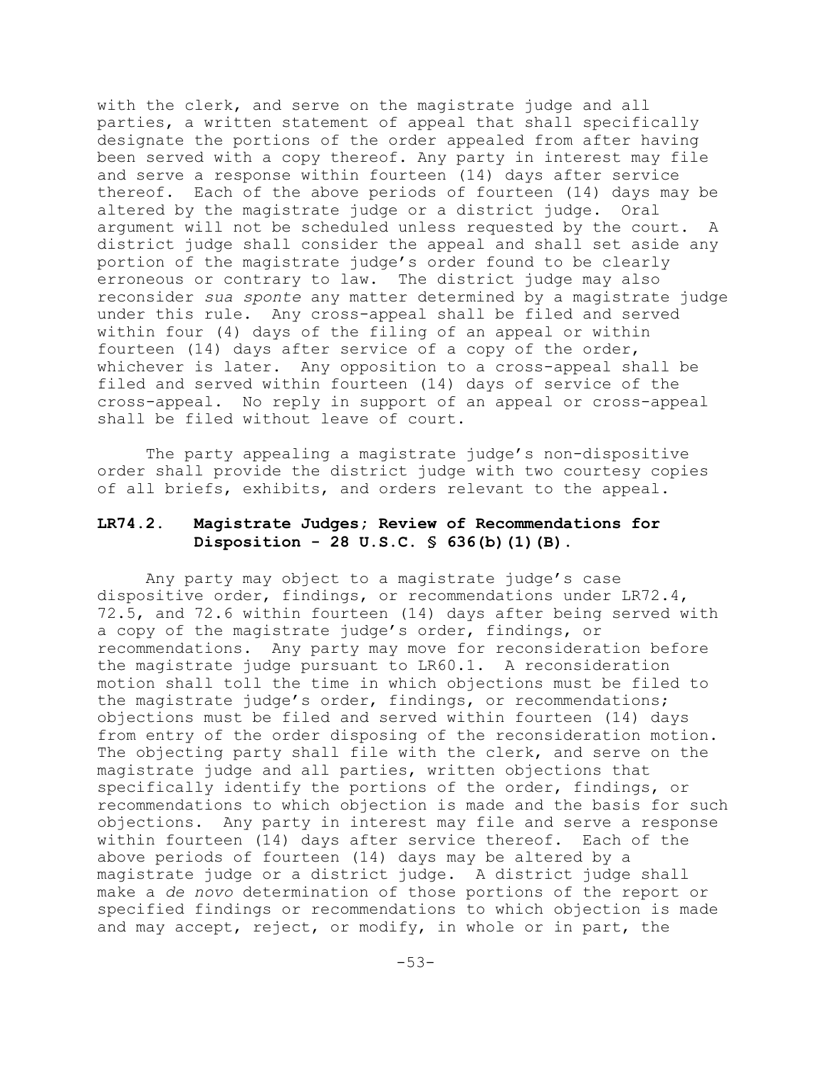with the clerk, and serve on the magistrate judge and all parties, a written statement of appeal that shall specifically designate the portions of the order appealed from after having been served with a copy thereof. Any party in interest may file and serve a response within fourteen (14) days after service thereof. Each of the above periods of fourteen (14) days may be altered by the magistrate judge or a district judge. Oral argument will not be scheduled unless requested by the court. A district judge shall consider the appeal and shall set aside any portion of the magistrate judge's order found to be clearly erroneous or contrary to law. The district judge may also reconsider *sua sponte* any matter determined by a magistrate judge under this rule. Any cross-appeal shall be filed and served within four (4) days of the filing of an appeal or within fourteen (14) days after service of a copy of the order, whichever is later. Any opposition to a cross-appeal shall be filed and served within fourteen (14) days of service of the cross-appeal. No reply in support of an appeal or cross-appeal shall be filed without leave of court.

The party appealing a magistrate judge's non-dispositive order shall provide the district judge with two courtesy copies of all briefs, exhibits, and orders relevant to the appeal.

### LR74.2. Magistrate Judges; Review of Recommendations for Disposition - 28 U.S.C. § 636(b)(1)(B).

Any party may object to a magistrate judge's case dispositive order, findings, or recommendations under LR72.4, 72.5, and 72.6 within fourteen (14) days after being served with a copy of the magistrate judge's order, findings, or recommendations. Any party may move for reconsideration before the magistrate judge pursuant to LR60.1. A reconsideration motion shall toll the time in which objections must be filed to the magistrate judge's order, findings, or recommendations; objections must be filed and served within fourteen (14) days from entry of the order disposing of the reconsideration motion. The objecting party shall file with the clerk, and serve on the magistrate judge and all parties, written objections that specifically identify the portions of the order, findings, or recommendations to which objection is made and the basis for such objections. Any party in interest may file and serve a response within fourteen (14) days after service thereof. Each of the above periods of fourteen (14) days may be altered by a magistrate judge or a district judge. A district judge shall make a *de novo* determination of those portions of the report or specified findings or recommendations to which objection is made and may accept, reject, or modify, in whole or in part, the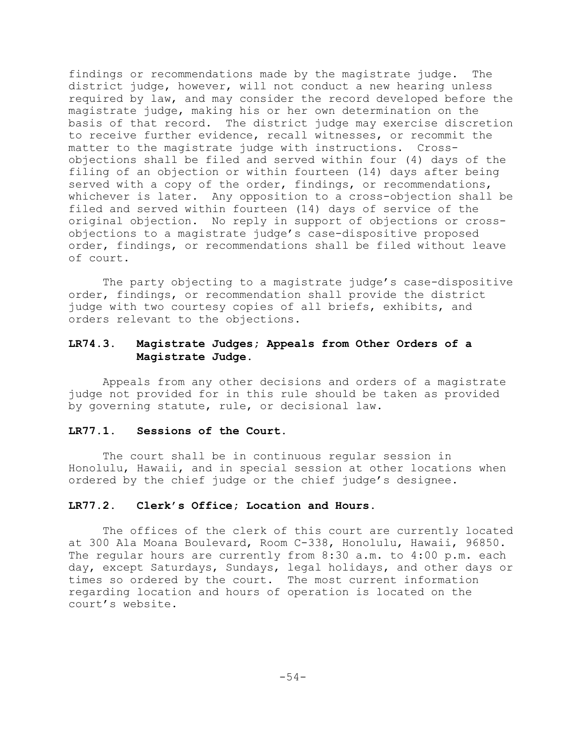findings or recommendations made by the magistrate judge. The district judge, however, will not conduct a new hearing unless required by law, and may consider the record developed before the magistrate judge, making his or her own determination on the basis of that record. The district judge may exercise discretion to receive further evidence, recall witnesses, or recommit the matter to the magistrate judge with instructions. Cross-objections shall be filed and served within four (4) days of the filing of an objection or within fourteen (14) days after being served with a copy of the order, findings, or recommendations, whichever is later. Any opposition to a cross-objection shall be filed and served within fourteen (14) days of service of the original objection. No reply in support of objections or cross-objections to a magistrate judge's case-dispositive proposed order, findings, or recommendations shall be filed without leave of court.

The party objecting to a magistrate judge's case-dispositive order, findings, or recommendation shall provide the district judge with two courtesy copies of all briefs, exhibits, and orders relevant to the objections.

**LR74.3. Magistrate Judges; Appeals from Other Orders of a Magistrate Judge.**

Appeals from any other decisions and orders of a magistrate judge not provided for in this rule should be taken as provided by governing statute, rule, or decisional law.

**LR77.1. Sessions of the Court.**

The court shall be in continuous regular session in Honolulu, Hawaii, and in special session at other locations when ordered by the chief judge or the chief judge's designee.

**LR77.2. Clerk's Office; Location and Hours.**

The offices of the clerk of this court are currently located at 300 Ala Moana Boulevard, Room C-338, Honolulu, Hawaii, 96850. The regular hours are currently from 8:30 a.m. to 4:00 p.m. each day, except Saturdays, Sundays, legal holidays, and other days or times so ordered by the court. The most current information regarding location and hours of operation is located on the court's website.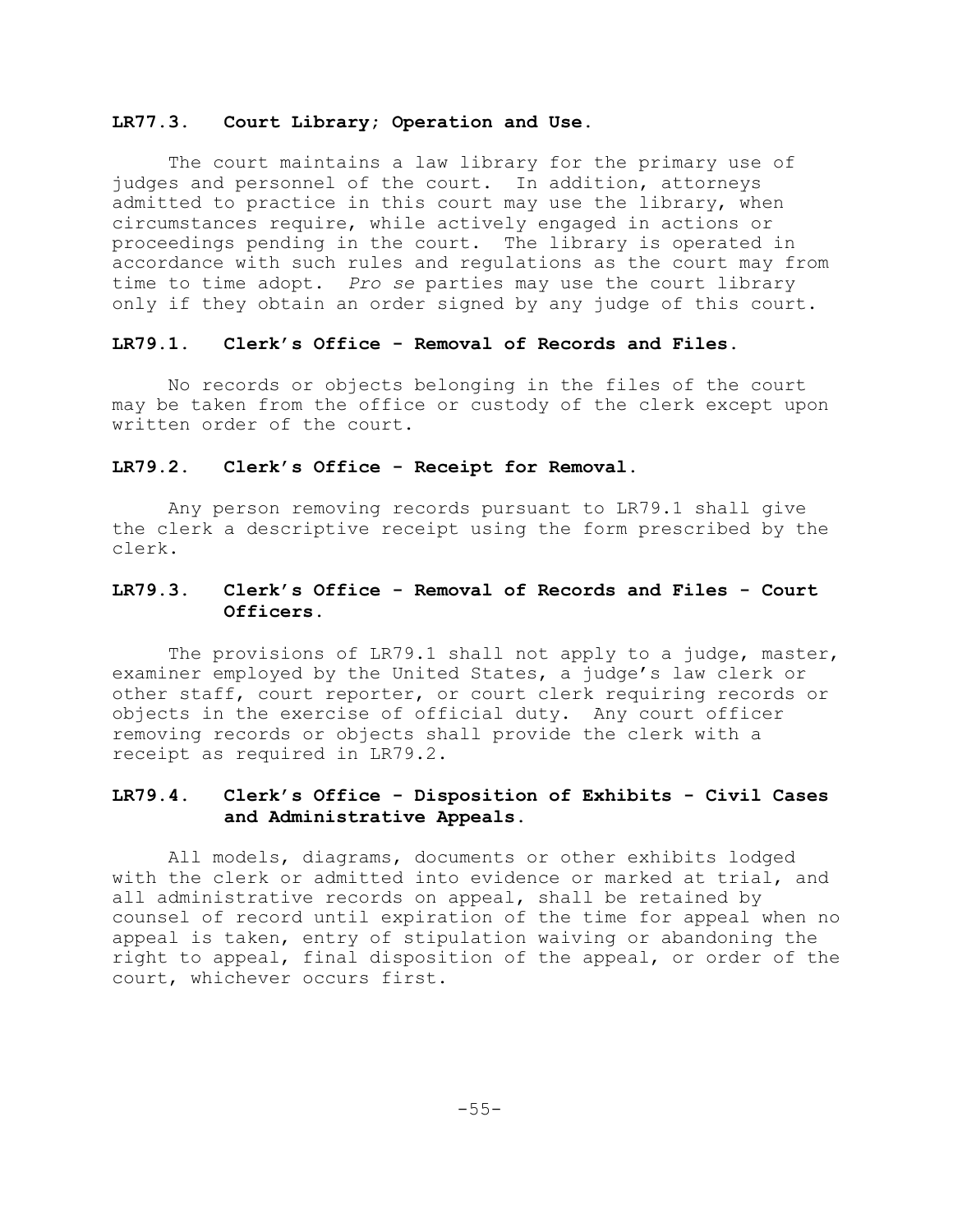### LR77.3. Court Library; Operation and Use.

The court maintains a law library for the primary use of judges and personnel of the court. In addition, attorneys admitted to practice in this court may use the library, when circumstances require, while actively engaged in actions or proceedings pending in the court. The library is operated in accordance with such rules and regulations as the court may from time to time adopt. *Pro se* parties may use the court library only if they obtain an order signed by any judge of this court.

### LR79.1. Clerk's Office - Removal of Records and Files.

No records or objects belonging in the files of the court may be taken from the office or custody of the clerk except upon written order of the court.

### LR79.2. Clerk's Office - Receipt for Removal.

Any person removing records pursuant to LR79.1 shall give the clerk a descriptive receipt using the form prescribed by the clerk.

### LR79.3. Clerk's Office - Removal of Records and Files - Court Officers.

The provisions of LR79.1 shall not apply to a judge, master, examiner employed by the United States, a judge's law clerk or other staff, court reporter, or court clerk requiring records or objects in the exercise of official duty. Any court officer removing records or objects shall provide the clerk with a receipt as required in LR79.2.

### LR79.4. Clerk's Office - Disposition of Exhibits - Civil Cases and Administrative Appeals.

All models, diagrams, documents or other exhibits lodged with the clerk or admitted into evidence or marked at trial, and all administrative records on appeal, shall be retained by counsel of record until expiration of the time for appeal when no appeal is taken, entry of stipulation waiving or abandoning the right to appeal, final disposition of the appeal, or order of the court, whichever occurs first.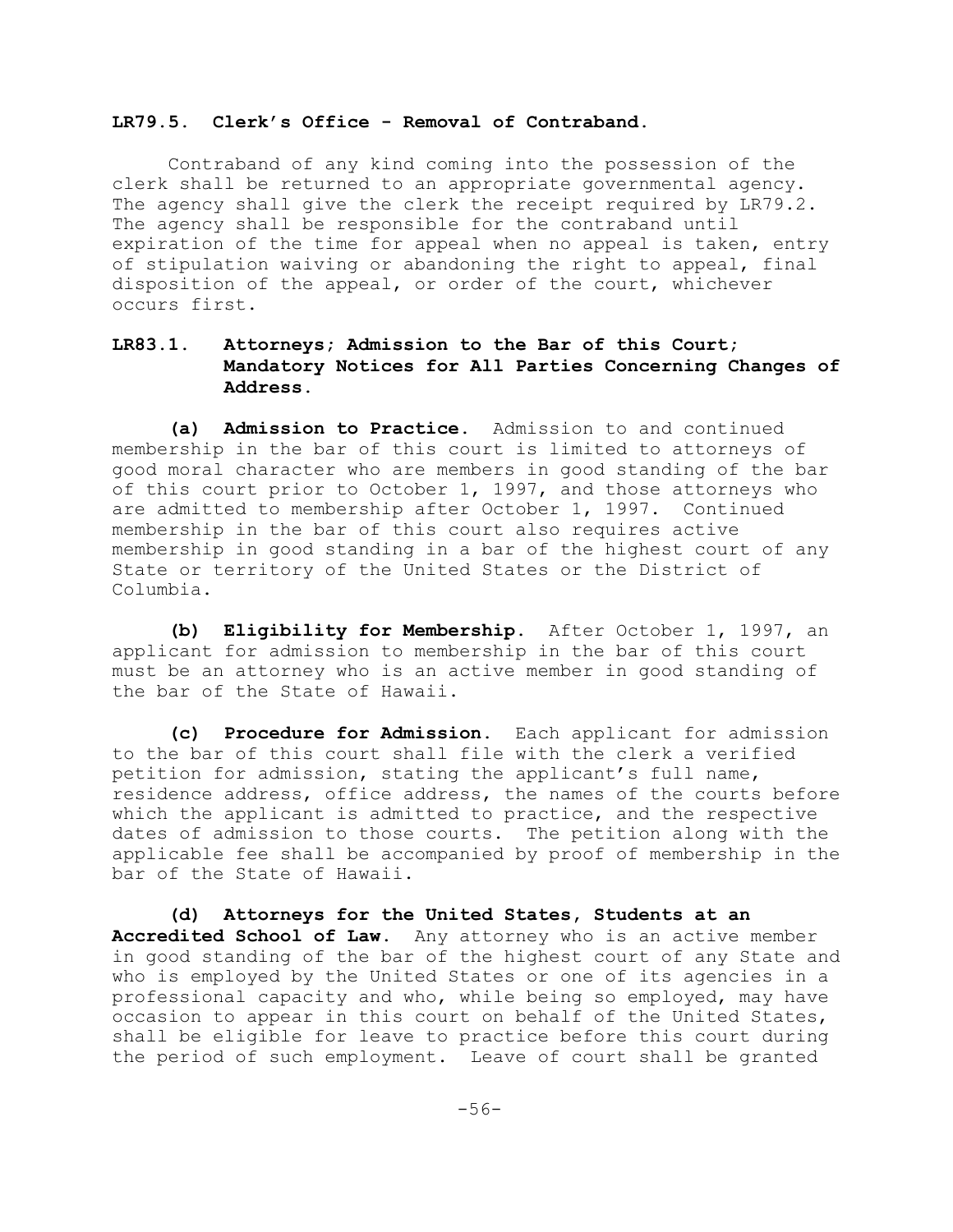**LR79.5. Clerk's Office - Removal of Contraband.**

Contraband of any kind coming into the possession of the clerk shall be returned to an appropriate governmental agency. The agency shall give the clerk the receipt required by LR79.2. The agency shall be responsible for the contraband until expiration of the time for appeal when no appeal is taken, entry of stipulation waiving or abandoning the right to appeal, final disposition of the appeal, or order of the court, whichever occurs first.

**LR83.1. Attorneys; Admission to the Bar of this Court; Mandatory Notices for All Parties Concerning Changes of Address.**

**(a) Admission to Practice.** Admission to and continued membership in the bar of this court is limited to attorneys of good moral character who are members in good standing of the bar of this court prior to October 1, 1997, and those attorneys who are admitted to membership after October 1, 1997. Continued membership in the bar of this court also requires active membership in good standing in a bar of the highest court of any State or territory of the United States or the District of Columbia.

**(b) Eligibility for Membership.** After October 1, 1997, an applicant for admission to membership in the bar of this court must be an attorney who is an active member in good standing of the bar of the State of Hawaii.

**(c) Procedure for Admission.** Each applicant for admission to the bar of this court shall file with the clerk a verified petition for admission, stating the applicant's full name, residence address, office address, the names of the courts before which the applicant is admitted to practice, and the respective dates of admission to those courts. The petition along with the applicable fee shall be accompanied by proof of membership in the bar of the State of Hawaii.

**(d) Attorneys for the United States, Students at an Accredited School of Law.** Any attorney who is an active member in good standing of the bar of the highest court of any State and who is employed by the United States or one of its agencies in a professional capacity and who, while being so employed, may have occasion to appear in this court on behalf of the United States, shall be eligible for leave to practice before this court during the period of such employment. Leave of court shall be granted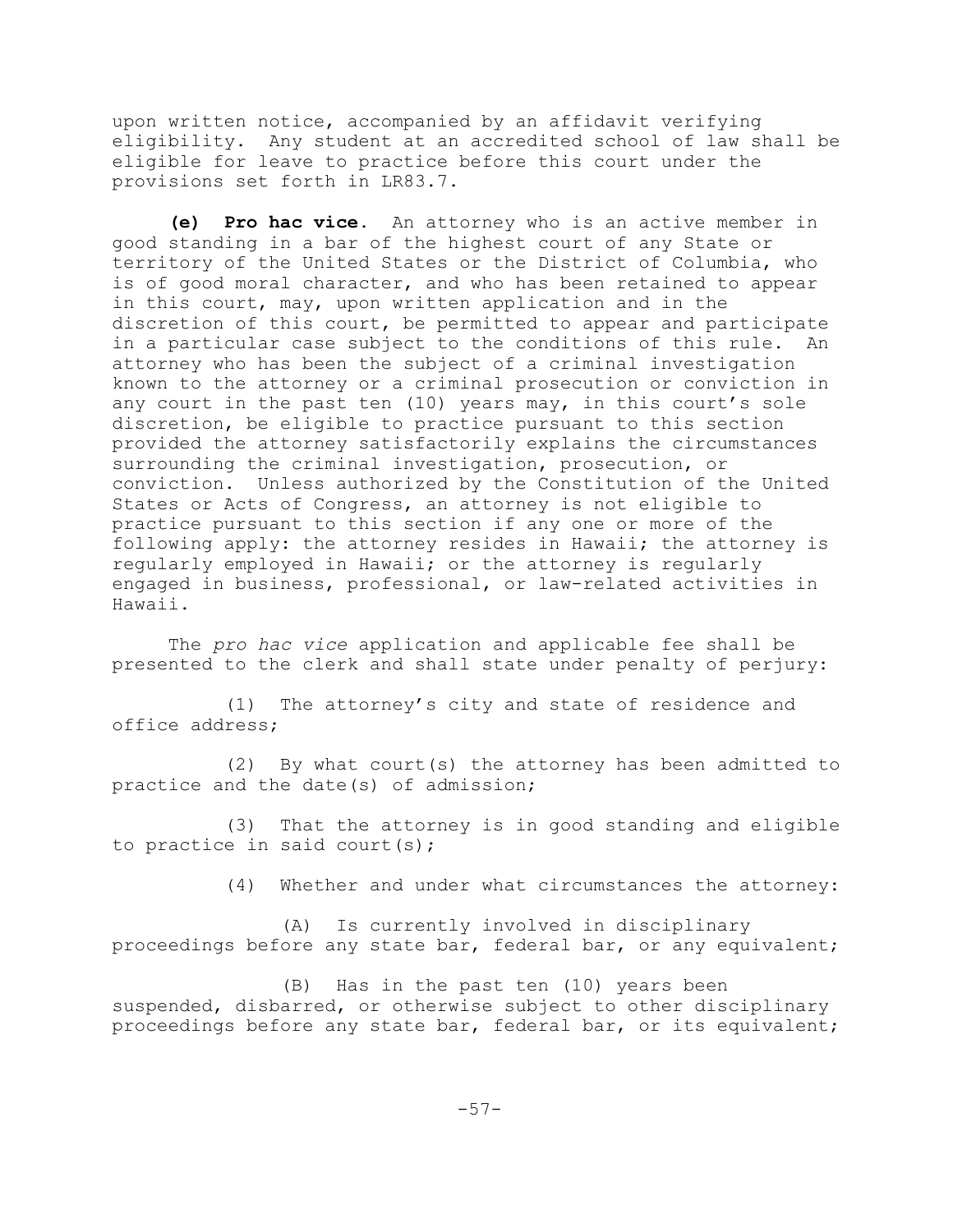upon written notice, accompanied by an affidavit verifying eligibility. Any student at an accredited school of law shall be eligible for leave to practice before this court under the provisions set forth in LR83.7.

**(e) Pro hac vice.** An attorney who is an active member in good standing in a bar of the highest court of any State or territory of the United States or the District of Columbia, who is of good moral character, and who has been retained to appear in this court, may, upon written application and in the discretion of this court, be permitted to appear and participate in a particular case subject to the conditions of this rule. An attorney who has been the subject of a criminal investigation known to the attorney or a criminal prosecution or conviction in any court in the past ten (10) years may, in this court's sole discretion, be eligible to practice pursuant to this section provided the attorney satisfactorily explains the circumstances surrounding the criminal investigation, prosecution, or conviction. Unless authorized by the Constitution of the United States or Acts of Congress, an attorney is not eligible to practice pursuant to this section if any one or more of the following apply: the attorney resides in Hawaii; the attorney is regularly employed in Hawaii; or the attorney is regularly engaged in business, professional, or law-related activities in Hawaii.

The *pro hac vice* application and applicable fee shall be presented to the clerk and shall state under penalty of perjury:

(1) The attorney's city and state of residence and office address;

(2) By what court(s) the attorney has been admitted to practice and the date(s) of admission;

(3) That the attorney is in good standing and eligible to practice in said court(s);

(4) Whether and under what circumstances the attorney:

(A) Is currently involved in disciplinary proceedings before any state bar, federal bar, or any equivalent;

(B) Has in the past ten (10) years been suspended, disbarred, or otherwise subject to other disciplinary proceedings before any state bar, federal bar, or its equivalent;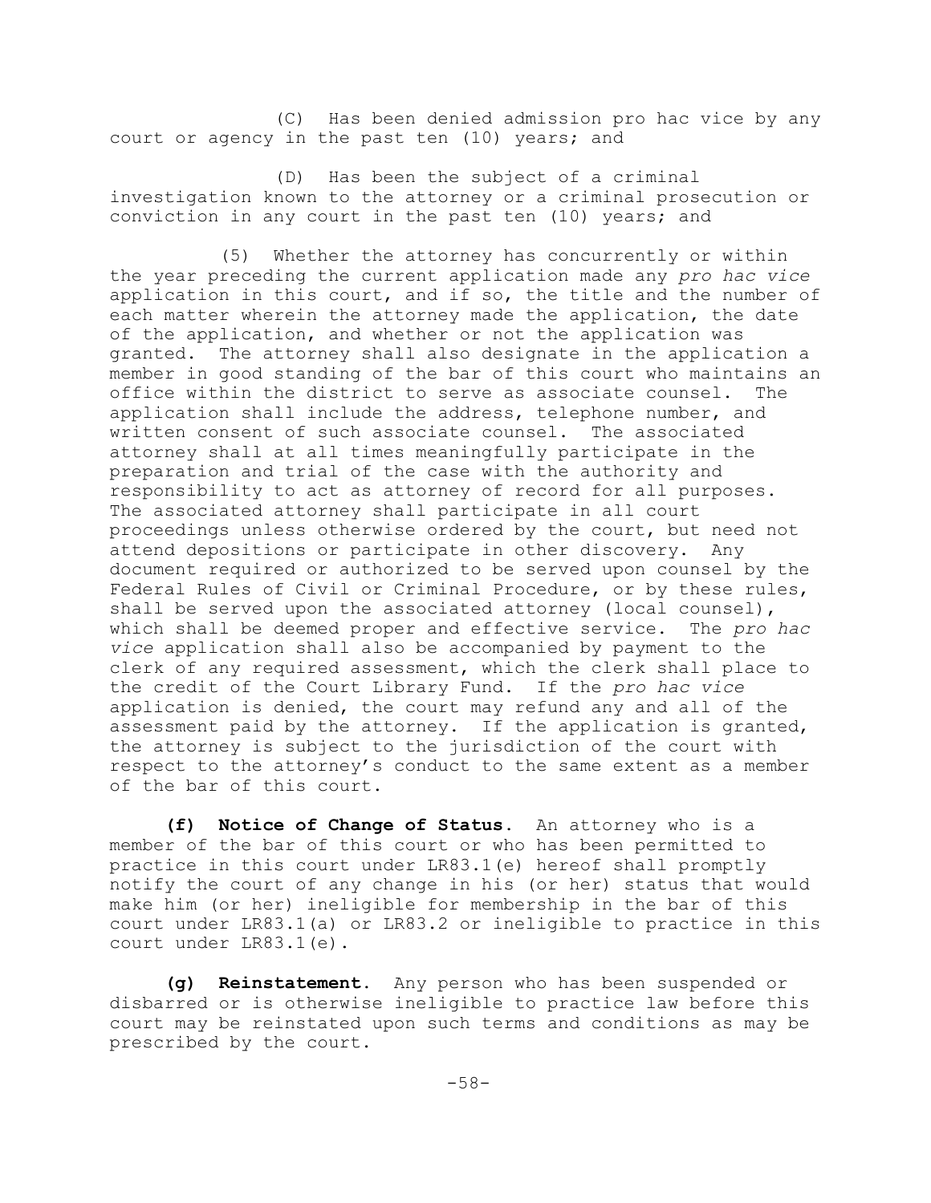(C) Has been denied admission pro hac vice by any court or agency in the past ten (10) years; and

(D) Has been the subject of a criminal investigation known to the attorney or a criminal prosecution or conviction in any court in the past ten (10) years; and

(5) Whether the attorney has concurrently or within the year preceding the current application made any *pro hac vice* application in this court, and if so, the title and the number of each matter wherein the attorney made the application, the date of the application, and whether or not the application was granted. The attorney shall also designate in the application a member in good standing of the bar of this court who maintains an office within the district to serve as associate counsel. The application shall include the address, telephone number, and written consent of such associate counsel. The associated attorney shall at all times meaningfully participate in the preparation and trial of the case with the authority and responsibility to act as attorney of record for all purposes. The associated attorney shall participate in all court proceedings unless otherwise ordered by the court, but need not attend depositions or participate in other discovery. Any document required or authorized to be served upon counsel by the Federal Rules of Civil or Criminal Procedure, or by these rules, shall be served upon the associated attorney (local counsel), which shall be deemed proper and effective service. The *pro hac vice* application shall also be accompanied by payment to the clerk of any required assessment, which the clerk shall place to the credit of the Court Library Fund. If the *pro hac vice* application is denied, the court may refund any and all of the assessment paid by the attorney. If the application is granted, the attorney is subject to the jurisdiction of the court with respect to the attorney's conduct to the same extent as a member of the bar of this court.

**(f) Notice of Change of Status.** An attorney who is a member of the bar of this court or who has been permitted to practice in this court under LR83.1(e) hereof shall promptly notify the court of any change in his (or her) status that would make him (or her) ineligible for membership in the bar of this court under LR83.1(a) or LR83.2 or ineligible to practice in this court under LR83.1(e).

**(g) Reinstatement.** Any person who has been suspended or disbarred or is otherwise ineligible to practice law before this court may be reinstated upon such terms and conditions as may be prescribed by the court.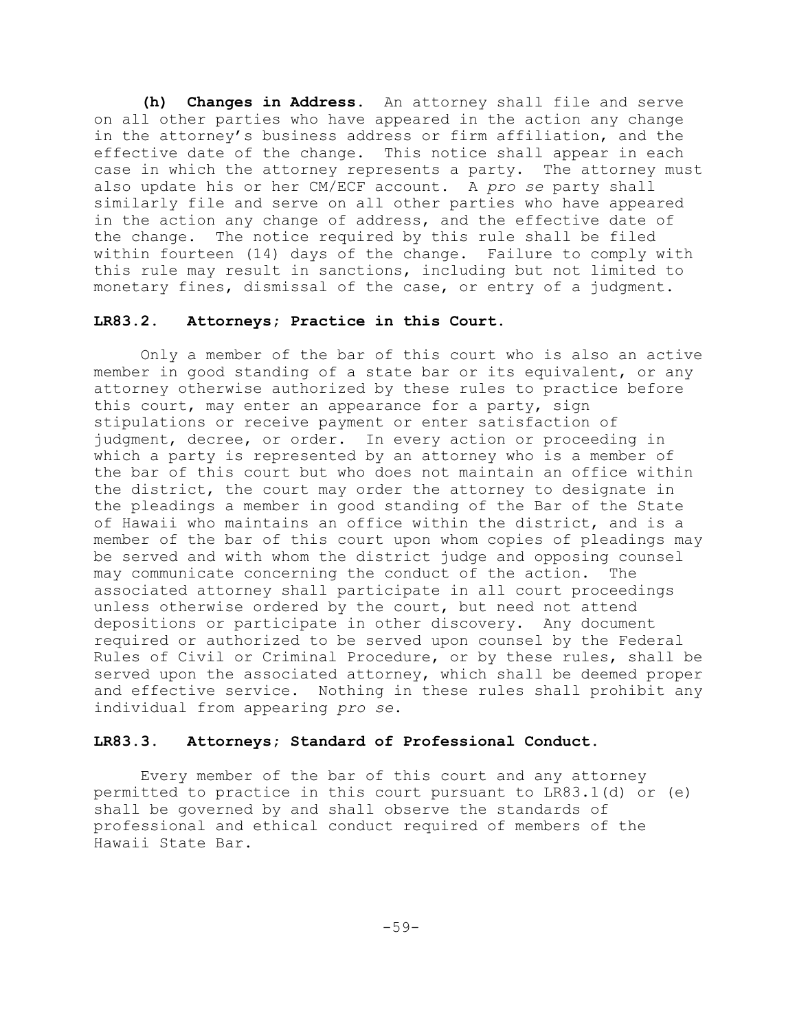**(h) Changes in Address.** An attorney shall file and serve on all other parties who have appeared in the action any change in the attorney's business address or firm affiliation, and the effective date of the change. This notice shall appear in each case in which the attorney represents a party. The attorney must also update his or her CM/ECF account. A *pro se* party shall similarly file and serve on all other parties who have appeared in the action any change of address, and the effective date of the change. The notice required by this rule shall be filed within fourteen (14) days of the change. Failure to comply with this rule may result in sanctions, including but not limited to monetary fines, dismissal of the case, or entry of a judgment.

### LR83.2. Attorneys; Practice in this Court.

Only a member of the bar of this court who is also an active member in good standing of a state bar or its equivalent, or any attorney otherwise authorized by these rules to practice before this court, may enter an appearance for a party, sign stipulations or receive payment or enter satisfaction of judgment, decree, or order. In every action or proceeding in which a party is represented by an attorney who is a member of the bar of this court but who does not maintain an office within the district, the court may order the attorney to designate in the pleadings a member in good standing of the Bar of the State of Hawaii who maintains an office within the district, and is a member of the bar of this court upon whom copies of pleadings may be served and with whom the district judge and opposing counsel may communicate concerning the conduct of the action. The associated attorney shall participate in all court proceedings unless otherwise ordered by the court, but need not attend depositions or participate in other discovery. Any document required or authorized to be served upon counsel by the Federal Rules of Civil or Criminal Procedure, or by these rules, shall be served upon the associated attorney, which shall be deemed proper and effective service. Nothing in these rules shall prohibit any individual from appearing *pro se*.

### LR83.3. Attorneys; Standard of Professional Conduct.

Every member of the bar of this court and any attorney permitted to practice in this court pursuant to LR83.1(d) or (e) shall be governed by and shall observe the standards of professional and ethical conduct required of members of the Hawaii State Bar.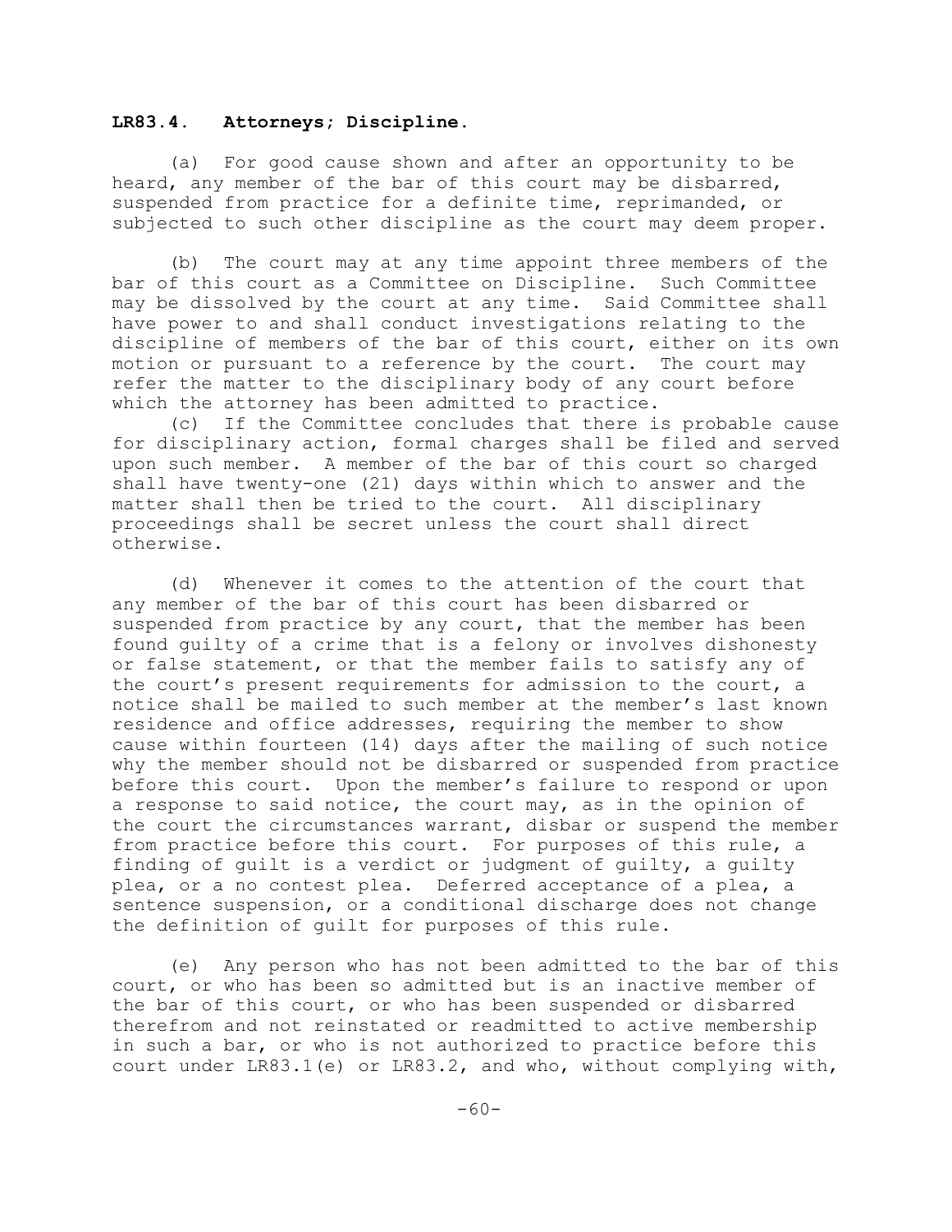## **LR83.4. Attorneys; Discipline.**

(a) For good cause shown and after an opportunity to be heard, any member of the bar of this court may be disbarred, suspended from practice for a definite time, reprimanded, or subjected to such other discipline as the court may deem proper.

(b) The court may at any time appoint three members of the bar of this court as a Committee on Discipline. Such Committee may be dissolved by the court at any time. Said Committee shall have power to and shall conduct investigations relating to the discipline of members of the bar of this court, either on its own motion or pursuant to a reference by the court. The court may refer the matter to the disciplinary body of any court before which the attorney has been admitted to practice.

(c) If the Committee concludes that there is probable cause for disciplinary action, formal charges shall be filed and served upon such member. A member of the bar of this court so charged shall have twenty-one (21) days within which to answer and the matter shall then be tried to the court. All disciplinary proceedings shall be secret unless the court shall direct otherwise.

(d) Whenever it comes to the attention of the court that any member of the bar of this court has been disbarred or suspended from practice by any court, that the member has been found guilty of a crime that is a felony or involves dishonesty or false statement, or that the member fails to satisfy any of the court's present requirements for admission to the court, a notice shall be mailed to such member at the member's last known residence and office addresses, requiring the member to show cause within fourteen (14) days after the mailing of such notice why the member should not be disbarred or suspended from practice before this court. Upon the member's failure to respond or upon a response to said notice, the court may, as in the opinion of the court the circumstances warrant, disbar or suspend the member from practice before this court. For purposes of this rule, a finding of guilt is a verdict or judgment of guilty, a guilty plea, or a no contest plea. Deferred acceptance of a plea, a sentence suspension, or a conditional discharge does not change the definition of guilt for purposes of this rule.

(e) Any person who has not been admitted to the bar of this court, or who has been so admitted but is an inactive member of the bar of this court, or who has been suspended or disbarred therefrom and not reinstated or readmitted to active membership in such a bar, or who is not authorized to practice before this court under LR83.1(e) or LR83.2, and who, without complying with,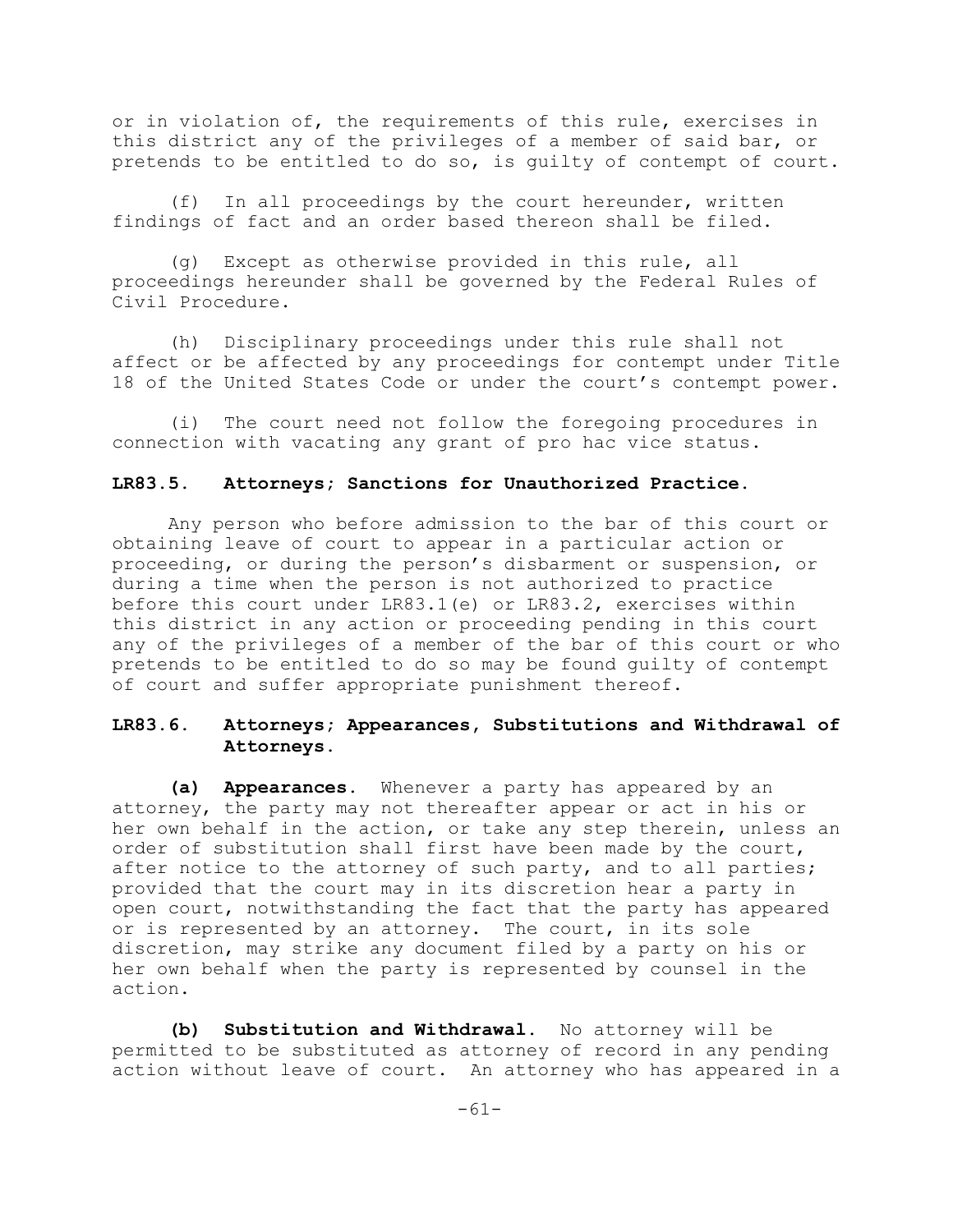or in violation of, the requirements of this rule, exercises in this district any of the privileges of a member of said bar, or pretends to be entitled to do so, is guilty of contempt of court.

(f) In all proceedings by the court hereunder, written findings of fact and an order based thereon shall be filed.

(g) Except as otherwise provided in this rule, all proceedings hereunder shall be governed by the Federal Rules of Civil Procedure.

(h) Disciplinary proceedings under this rule shall not affect or be affected by any proceedings for contempt under Title 18 of the United States Code or under the court's contempt power.

(i) The court need not follow the foregoing procedures in connection with vacating any grant of pro hac vice status.

### LR83.5. Attorneys; Sanctions for Unauthorized Practice.

Any person who before admission to the bar of this court or obtaining leave of court to appear in a particular action or proceeding, or during the person's disbarment or suspension, or during a time when the person is not authorized to practice before this court under LR83.1(e) or LR83.2, exercises within this district in any action or proceeding pending in this court any of the privileges of a member of the bar of this court or who pretends to be entitled to do so may be found guilty of contempt of court and suffer appropriate punishment thereof.

### LR83.6. Attorneys; Appearances, Substitutions and Withdrawal of Attorneys.

**(a) Appearances.** Whenever a party has appeared by an attorney, the party may not thereafter appear or act in his or her own behalf in the action, or take any step therein, unless an order of substitution shall first have been made by the court, after notice to the attorney of such party, and to all parties; provided that the court may in its discretion hear a party in open court, notwithstanding the fact that the party has appeared or is represented by an attorney. The court, in its sole discretion, may strike any document filed by a party on his or her own behalf when the party is represented by counsel in the action.

**(b) Substitution and Withdrawal.** No attorney will be permitted to be substituted as attorney of record in any pending action without leave of court. An attorney who has appeared in a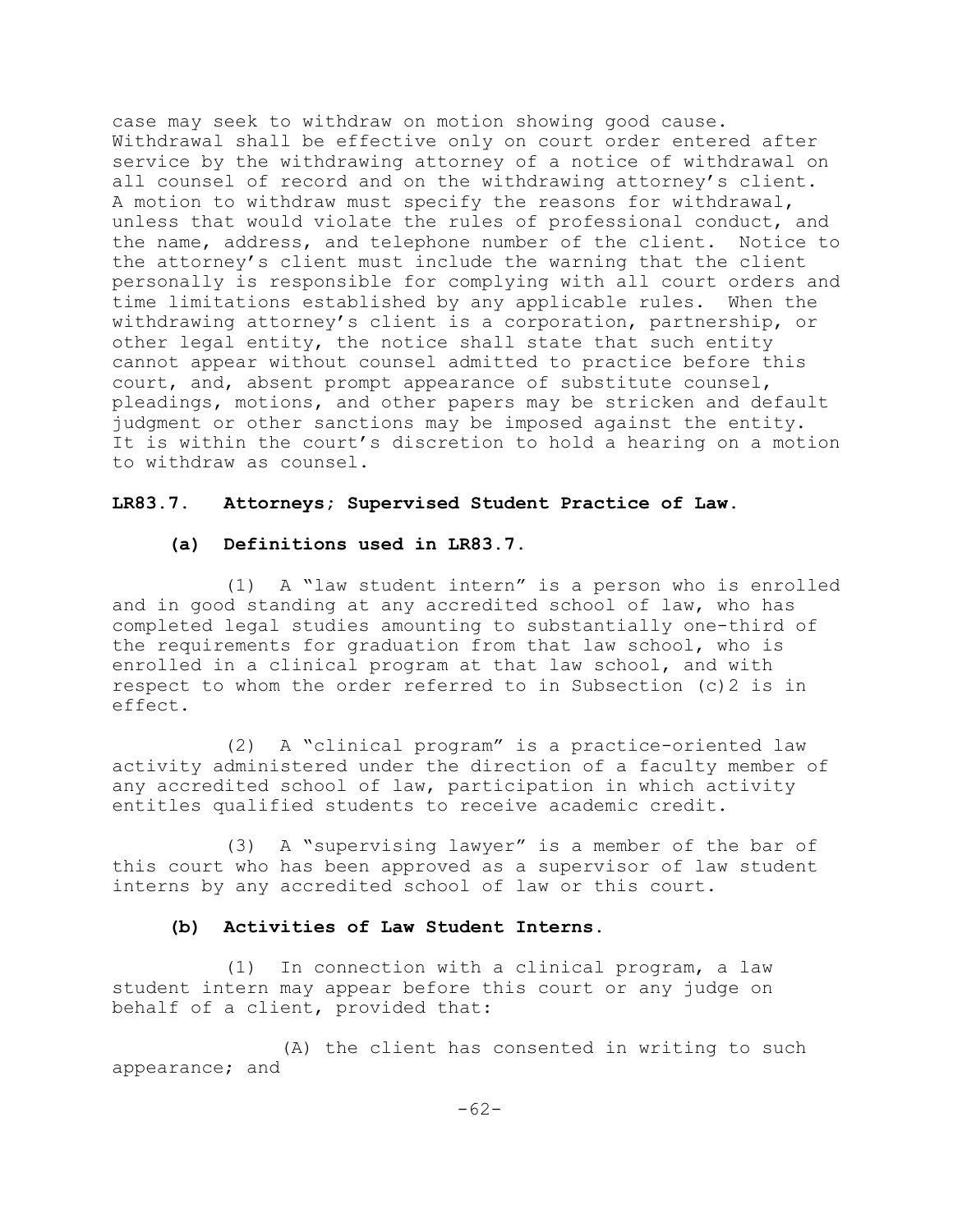case may seek to withdraw on motion showing good cause. Withdrawal shall be effective only on court order entered after service by the withdrawing attorney of a notice of withdrawal on all counsel of record and on the withdrawing attorney's client. A motion to withdraw must specify the reasons for withdrawal, unless that would violate the rules of professional conduct, and the name, address, and telephone number of the client. Notice to the attorney's client must include the warning that the client personally is responsible for complying with all court orders and time limitations established by any applicable rules. When the withdrawing attorney's client is a corporation, partnership, or other legal entity, the notice shall state that such entity cannot appear without counsel admitted to practice before this court, and, absent prompt appearance of substitute counsel, pleadings, motions, and other papers may be stricken and default judgment or other sanctions may be imposed against the entity. It is within the court's discretion to hold a hearing on a motion to withdraw as counsel.

**LR83.7. Attorneys; Supervised Student Practice of Law.**

**(a) Definitions used in LR83.7.**

(1) A "law student intern" is a person who is enrolled and in good standing at any accredited school of law, who has completed legal studies amounting to substantially one-third of the requirements for graduation from that law school, who is enrolled in a clinical program at that law school, and with respect to whom the order referred to in Subsection (c)2 is in effect.

(2) A "clinical program" is a practice-oriented law activity administered under the direction of a faculty member of any accredited school of law, participation in which activity entitles qualified students to receive academic credit.

(3) A "supervising lawyer" is a member of the bar of this court who has been approved as a supervisor of law student interns by any accredited school of law or this court.

**(b) Activities of Law Student Interns.**

(1) In connection with a clinical program, a law student intern may appear before this court or any judge on behalf of a client, provided that:

(A) the client has consented in writing to such appearance; and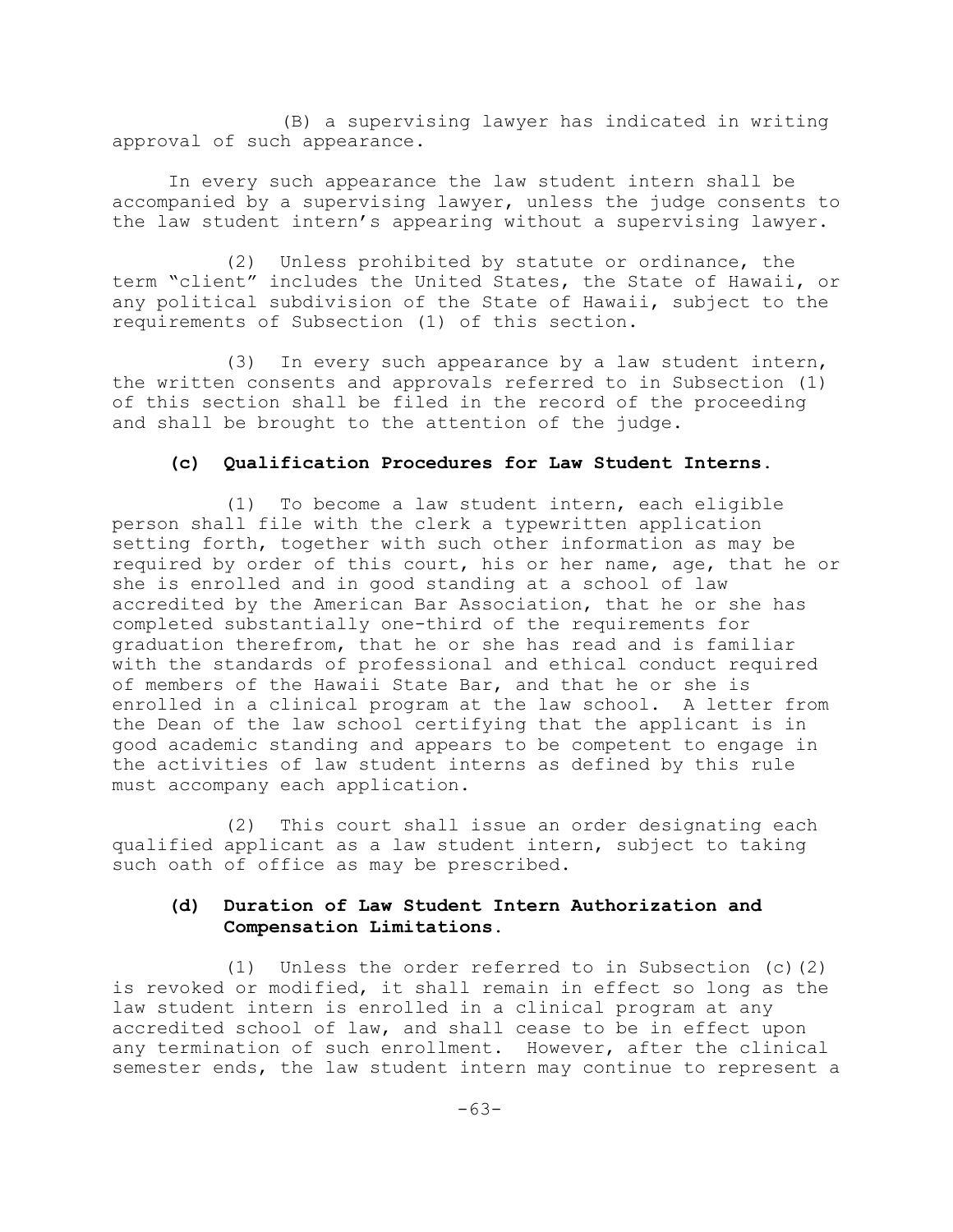(B) a supervising lawyer has indicated in writing approval of such appearance.

In every such appearance the law student intern shall be accompanied by a supervising lawyer, unless the judge consents to the law student intern's appearing without a supervising lawyer.

(2) Unless prohibited by statute or ordinance, the term "client" includes the United States, the State of Hawaii, or any political subdivision of the State of Hawaii, subject to the requirements of Subsection (1) of this section.

(3) In every such appearance by a law student intern, the written consents and approvals referred to in Subsection (1) of this section shall be filed in the record of the proceeding and shall be brought to the attention of the judge.

**(c) Qualification Procedures for Law Student Interns.**

(1) To become a law student intern, each eligible person shall file with the clerk a typewritten application setting forth, together with such other information as may be required by order of this court, his or her name, age, that he or she is enrolled and in good standing at a school of law accredited by the American Bar Association, that he or she has completed substantially one-third of the requirements for graduation therefrom, that he or she has read and is familiar with the standards of professional and ethical conduct required of members of the Hawaii State Bar, and that he or she is enrolled in a clinical program at the law school. A letter from the Dean of the law school certifying that the applicant is in good academic standing and appears to be competent to engage in the activities of law student interns as defined by this rule must accompany each application.

(2) This court shall issue an order designating each qualified applicant as a law student intern, subject to taking such oath of office as may be prescribed.

**(d) Duration of Law Student Intern Authorization and Compensation Limitations.**

(1) Unless the order referred to in Subsection (c)(2) is revoked or modified, it shall remain in effect so long as the law student intern is enrolled in a clinical program at any accredited school of law, and shall cease to be in effect upon any termination of such enrollment. However, after the clinical semester ends, the law student intern may continue to represent a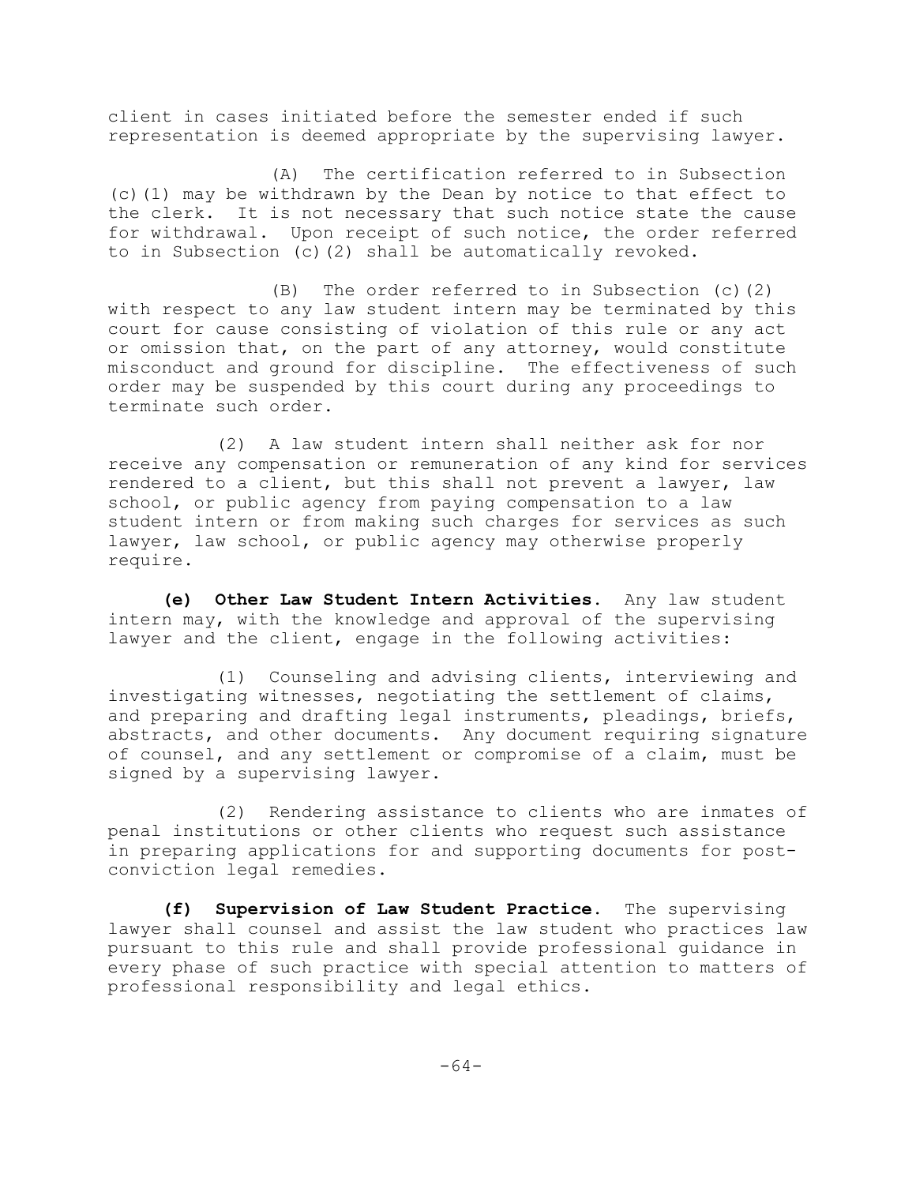client in cases initiated before the semester ended if such representation is deemed appropriate by the supervising lawyer.

(A) The certification referred to in Subsection (c)(1) may be withdrawn by the Dean by notice to that effect to the clerk. It is not necessary that such notice state the cause for withdrawal. Upon receipt of such notice, the order referred to in Subsection (c)(2) shall be automatically revoked.

(B) The order referred to in Subsection (c)(2) with respect to any law student intern may be terminated by this court for cause consisting of violation of this rule or any act or omission that, on the part of any attorney, would constitute misconduct and ground for discipline. The effectiveness of such order may be suspended by this court during any proceedings to terminate such order.

(2) A law student intern shall neither ask for nor receive any compensation or remuneration of any kind for services rendered to a client, but this shall not prevent a lawyer, law school, or public agency from paying compensation to a law student intern or from making such charges for services as such lawyer, law school, or public agency may otherwise properly require.

**(e) Other Law Student Intern Activities.** Any law student intern may, with the knowledge and approval of the supervising lawyer and the client, engage in the following activities:

(1) Counseling and advising clients, interviewing and investigating witnesses, negotiating the settlement of claims, and preparing and drafting legal instruments, pleadings, briefs, abstracts, and other documents. Any document requiring signature of counsel, and any settlement or compromise of a claim, must be signed by a supervising lawyer.

(2) Rendering assistance to clients who are inmates of penal institutions or other clients who request such assistance in preparing applications for and supporting documents for post-conviction legal remedies.

**(f) Supervision of Law Student Practice.** The supervising lawyer shall counsel and assist the law student who practices law pursuant to this rule and shall provide professional guidance in every phase of such practice with special attention to matters of professional responsibility and legal ethics.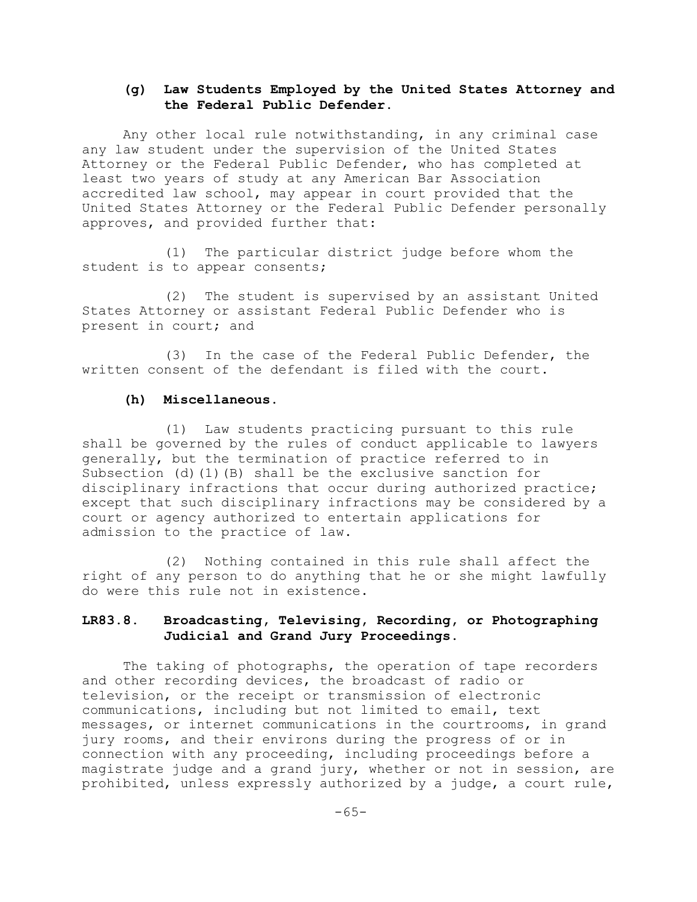### (g) Law Students Employed by the United States Attorney and the Federal Public Defender.

Any other local rule notwithstanding, in any criminal case any law student under the supervision of the United States Attorney or the Federal Public Defender, who has completed at least two years of study at any American Bar Association accredited law school, may appear in court provided that the United States Attorney or the Federal Public Defender personally approves, and provided further that:

(1) The particular district judge before whom the student is to appear consents;

(2) The student is supervised by an assistant United States Attorney or assistant Federal Public Defender who is present in court; and

(3) In the case of the Federal Public Defender, the written consent of the defendant is filed with the court.

### (h) Miscellaneous.

(1) Law students practicing pursuant to this rule shall be governed by the rules of conduct applicable to lawyers generally, but the termination of practice referred to in Subsection (d)(1)(B) shall be the exclusive sanction for disciplinary infractions that occur during authorized practice; except that such disciplinary infractions may be considered by a court or agency authorized to entertain applications for admission to the practice of law.

(2) Nothing contained in this rule shall affect the right of any person to do anything that he or she might lawfully do were this rule not in existence.

## LR83.8. Broadcasting, Televising, Recording, or Photographing Judicial and Grand Jury Proceedings.

The taking of photographs, the operation of tape recorders and other recording devices, the broadcast of radio or television, or the receipt or transmission of electronic communications, including but not limited to email, text messages, or internet communications in the courtrooms, in grand jury rooms, and their environs during the progress of or in connection with any proceeding, including proceedings before a magistrate judge and a grand jury, whether or not in session, are prohibited, unless expressly authorized by a judge, a court rule,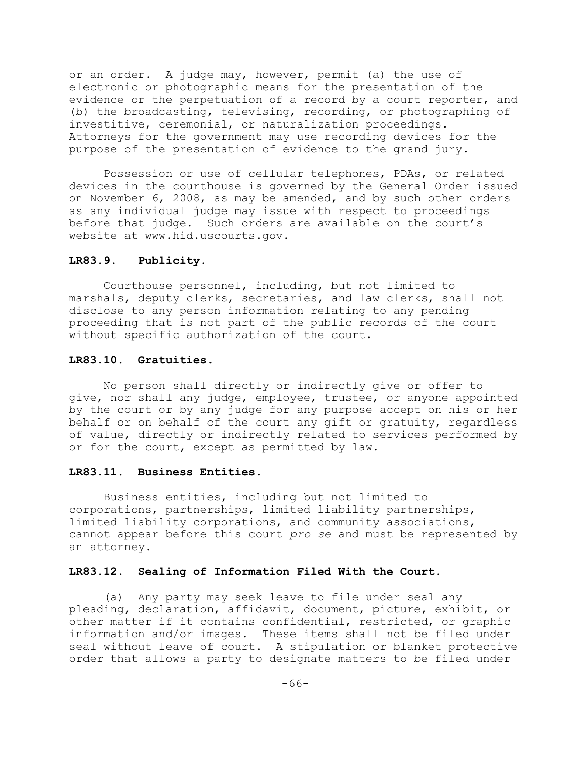or an order. A judge may, however, permit (a) the use of electronic or photographic means for the presentation of the evidence or the perpetuation of a record by a court reporter, and (b) the broadcasting, televising, recording, or photographing of investitive, ceremonial, or naturalization proceedings. Attorneys for the government may use recording devices for the purpose of the presentation of evidence to the grand jury.

Possession or use of cellular telephones, PDAs, or related devices in the courthouse is governed by the General Order issued on November 6, 2008, as may be amended, and by such other orders as any individual judge may issue with respect to proceedings before that judge. Such orders are available on the court's website at www.hid.uscourts.gov.

**LR83.9. Publicity.**

Courthouse personnel, including, but not limited to marshals, deputy clerks, secretaries, and law clerks, shall not disclose to any person information relating to any pending proceeding that is not part of the public records of the court without specific authorization of the court.

**LR83.10. Gratuities.**

No person shall directly or indirectly give or offer to give, nor shall any judge, employee, trustee, or anyone appointed by the court or by any judge for any purpose accept on his or her behalf or on behalf of the court any gift or gratuity, regardless of value, directly or indirectly related to services performed by or for the court, except as permitted by law.

**LR83.11. Business Entities.**

Business entities, including but not limited to corporations, partnerships, limited liability partnerships, limited liability corporations, and community associations, cannot appear before this court *pro se* and must be represented by an attorney.

**LR83.12. Sealing of Information Filed With the Court.**

(a) Any party may seek leave to file under seal any pleading, declaration, affidavit, document, picture, exhibit, or other matter if it contains confidential, restricted, or graphic information and/or images. These items shall not be filed under seal without leave of court. A stipulation or blanket protective order that allows a party to designate matters to be filed under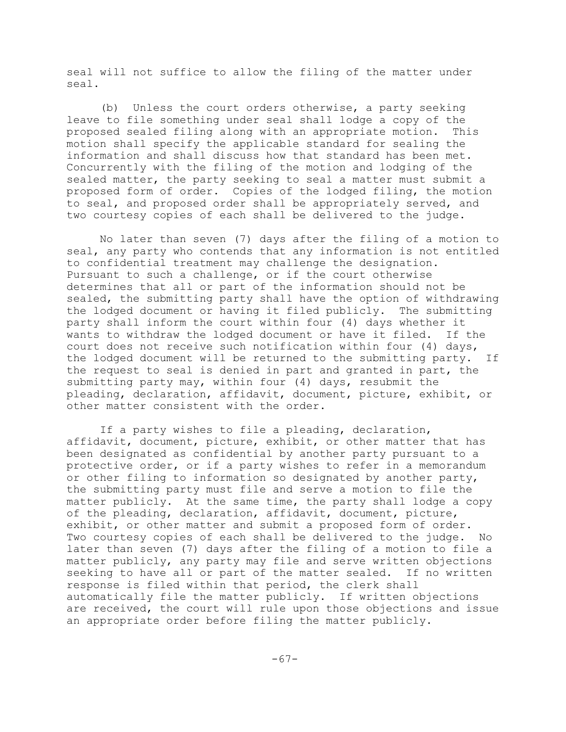seal will not suffice to allow the filing of the matter under seal.

(b) Unless the court orders otherwise, a party seeking leave to file something under seal shall lodge a copy of the proposed sealed filing along with an appropriate motion. This motion shall specify the applicable standard for sealing the information and shall discuss how that standard has been met. Concurrently with the filing of the motion and lodging of the sealed matter, the party seeking to seal a matter must submit a proposed form of order. Copies of the lodged filing, the motion to seal, and proposed order shall be appropriately served, and two courtesy copies of each shall be delivered to the judge.

No later than seven (7) days after the filing of a motion to seal, any party who contends that any information is not entitled to confidential treatment may challenge the designation. Pursuant to such a challenge, or if the court otherwise determines that all or part of the information should not be sealed, the submitting party shall have the option of withdrawing the lodged document or having it filed publicly. The submitting party shall inform the court within four (4) days whether it wants to withdraw the lodged document or have it filed. If the court does not receive such notification within four (4) days, the lodged document will be returned to the submitting party. If the request to seal is denied in part and granted in part, the submitting party may, within four (4) days, resubmit the pleading, declaration, affidavit, document, picture, exhibit, or other matter consistent with the order.

If a party wishes to file a pleading, declaration, affidavit, document, picture, exhibit, or other matter that has been designated as confidential by another party pursuant to a protective order, or if a party wishes to refer in a memorandum or other filing to information so designated by another party, the submitting party must file and serve a motion to file the matter publicly. At the same time, the party shall lodge a copy of the pleading, declaration, affidavit, document, picture, exhibit, or other matter and submit a proposed form of order. Two courtesy copies of each shall be delivered to the judge. No later than seven (7) days after the filing of a motion to file a matter publicly, any party may file and serve written objections seeking to have all or part of the matter sealed. If no written response is filed within that period, the clerk shall automatically file the matter publicly. If written objections are received, the court will rule upon those objections and issue an appropriate order before filing the matter publicly.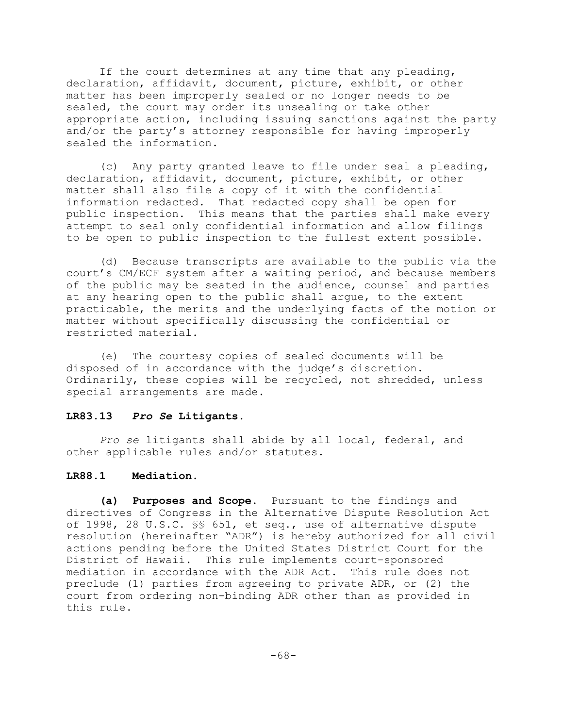If the court determines at any time that any pleading, declaration, affidavit, document, picture, exhibit, or other matter has been improperly sealed or no longer needs to be sealed, the court may order its unsealing or take other appropriate action, including issuing sanctions against the party and/or the party's attorney responsible for having improperly sealed the information.

(c) Any party granted leave to file under seal a pleading, declaration, affidavit, document, picture, exhibit, or other matter shall also file a copy of it with the confidential information redacted. That redacted copy shall be open for public inspection. This means that the parties shall make every attempt to seal only confidential information and allow filings to be open to public inspection to the fullest extent possible.

(d) Because transcripts are available to the public via the court's CM/ECF system after a waiting period, and because members of the public may be seated in the audience, counsel and parties at any hearing open to the public shall argue, to the extent practicable, the merits and the underlying facts of the motion or matter without specifically discussing the confidential or restricted material.

(e) The courtesy copies of sealed documents will be disposed of in accordance with the judge's discretion. Ordinarily, these copies will be recycled, not shredded, unless special arrangements are made.

### LR83.13 *Pro Se* Litigants.

*Pro se* litigants shall abide by all local, federal, and other applicable rules and/or statutes.

### LR88.1 Mediation.

**(a) Purposes and Scope.** Pursuant to the findings and directives of Congress in the Alternative Dispute Resolution Act of 1998, 28 U.S.C. §§ 651, et seq., use of alternative dispute resolution (hereinafter "ADR") is hereby authorized for all civil actions pending before the United States District Court for the District of Hawaii. This rule implements court-sponsored mediation in accordance with the ADR Act. This rule does not preclude (1) parties from agreeing to private ADR, or (2) the court from ordering non-binding ADR other than as provided in this rule.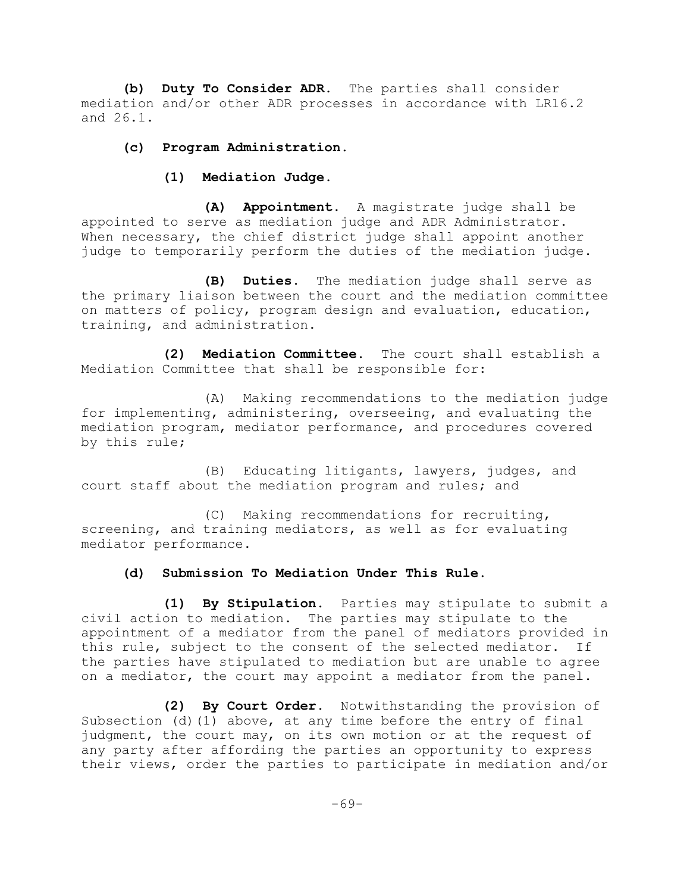**(b) Duty To Consider ADR.** The parties shall consider mediation and/or other ADR processes in accordance with LR16.2 and 26.1.

**(c) Program Administration.**

**(1) Mediation Judge.**

***(A) Appointment.*** A magistrate judge shall be appointed to serve as mediation judge and ADR Administrator. When necessary, the chief district judge shall appoint another judge to temporarily perform the duties of the mediation judge.

***(B) Duties.*** The mediation judge shall serve as the primary liaison between the court and the mediation committee on matters of policy, program design and evaluation, education, training, and administration.

***(2) Mediation Committee.*** The court shall establish a Mediation Committee that shall be responsible for:

(A) Making recommendations to the mediation judge for implementing, administering, overseeing, and evaluating the mediation program, mediator performance, and procedures covered by this rule;

(B) Educating litigants, lawyers, judges, and court staff about the mediation program and rules; and

(C) Making recommendations for recruiting, screening, and training mediators, as well as for evaluating mediator performance.

**(d) Submission To Mediation Under This Rule.**

***(1) By Stipulation.*** Parties may stipulate to submit a civil action to mediation. The parties may stipulate to the appointment of a mediator from the panel of mediators provided in this rule, subject to the consent of the selected mediator. If the parties have stipulated to mediation but are unable to agree on a mediator, the court may appoint a mediator from the panel.

***(2) By Court Order.*** Notwithstanding the provision of Subsection (d)(1) above, at any time before the entry of final judgment, the court may, on its own motion or at the request of any party after affording the parties an opportunity to express their views, order the parties to participate in mediation and/or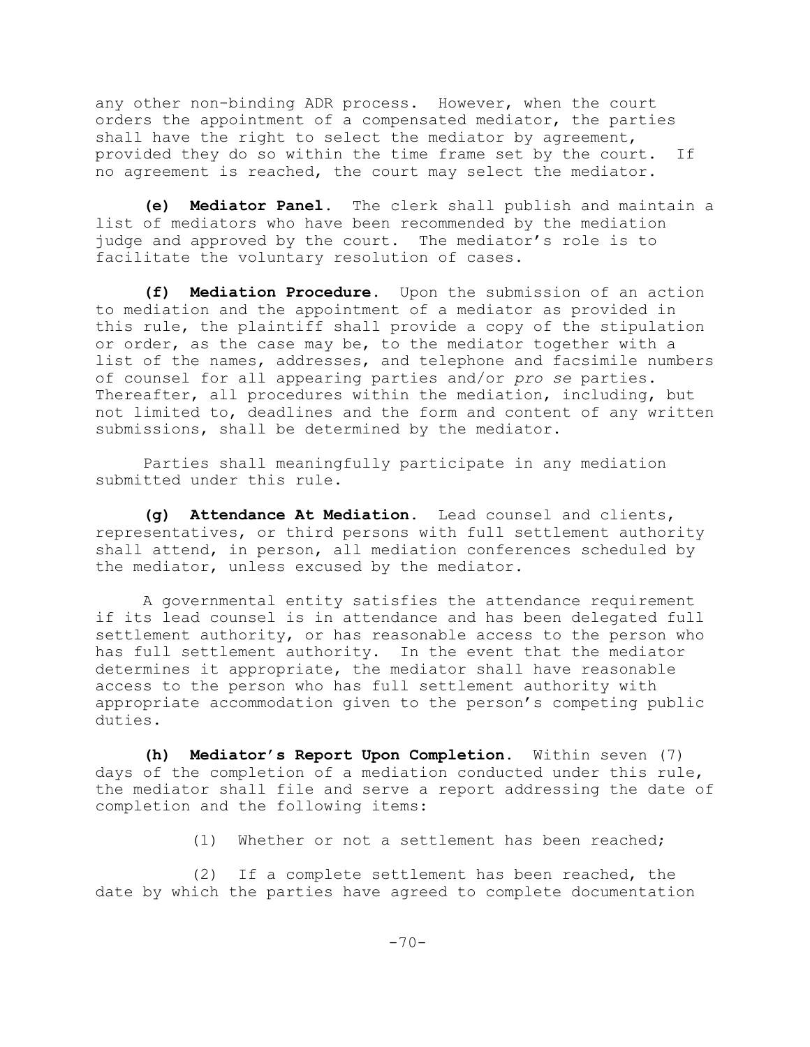any other non-binding ADR process. However, when the court orders the appointment of a compensated mediator, the parties shall have the right to select the mediator by agreement, provided they do so within the time frame set by the court. If no agreement is reached, the court may select the mediator.

**(e) Mediator Panel.** The clerk shall publish and maintain a list of mediators who have been recommended by the mediation judge and approved by the court. The mediator's role is to facilitate the voluntary resolution of cases.

**(f) Mediation Procedure.** Upon the submission of an action to mediation and the appointment of a mediator as provided in this rule, the plaintiff shall provide a copy of the stipulation or order, as the case may be, to the mediator together with a list of the names, addresses, and telephone and facsimile numbers of counsel for all appearing parties and/or *pro se* parties. Thereafter, all procedures within the mediation, including, but not limited to, deadlines and the form and content of any written submissions, shall be determined by the mediator.

Parties shall meaningfully participate in any mediation submitted under this rule.

**(g) Attendance At Mediation.** Lead counsel and clients, representatives, or third persons with full settlement authority shall attend, in person, all mediation conferences scheduled by the mediator, unless excused by the mediator.

A governmental entity satisfies the attendance requirement if its lead counsel is in attendance and has been delegated full settlement authority, or has reasonable access to the person who has full settlement authority. In the event that the mediator determines it appropriate, the mediator shall have reasonable access to the person who has full settlement authority with appropriate accommodation given to the person's competing public duties.

**(h) Mediator's Report Upon Completion.** Within seven (7) days of the completion of a mediation conducted under this rule, the mediator shall file and serve a report addressing the date of completion and the following items:

(1) Whether or not a settlement has been reached;

(2) If a complete settlement has been reached, the date by which the parties have agreed to complete documentation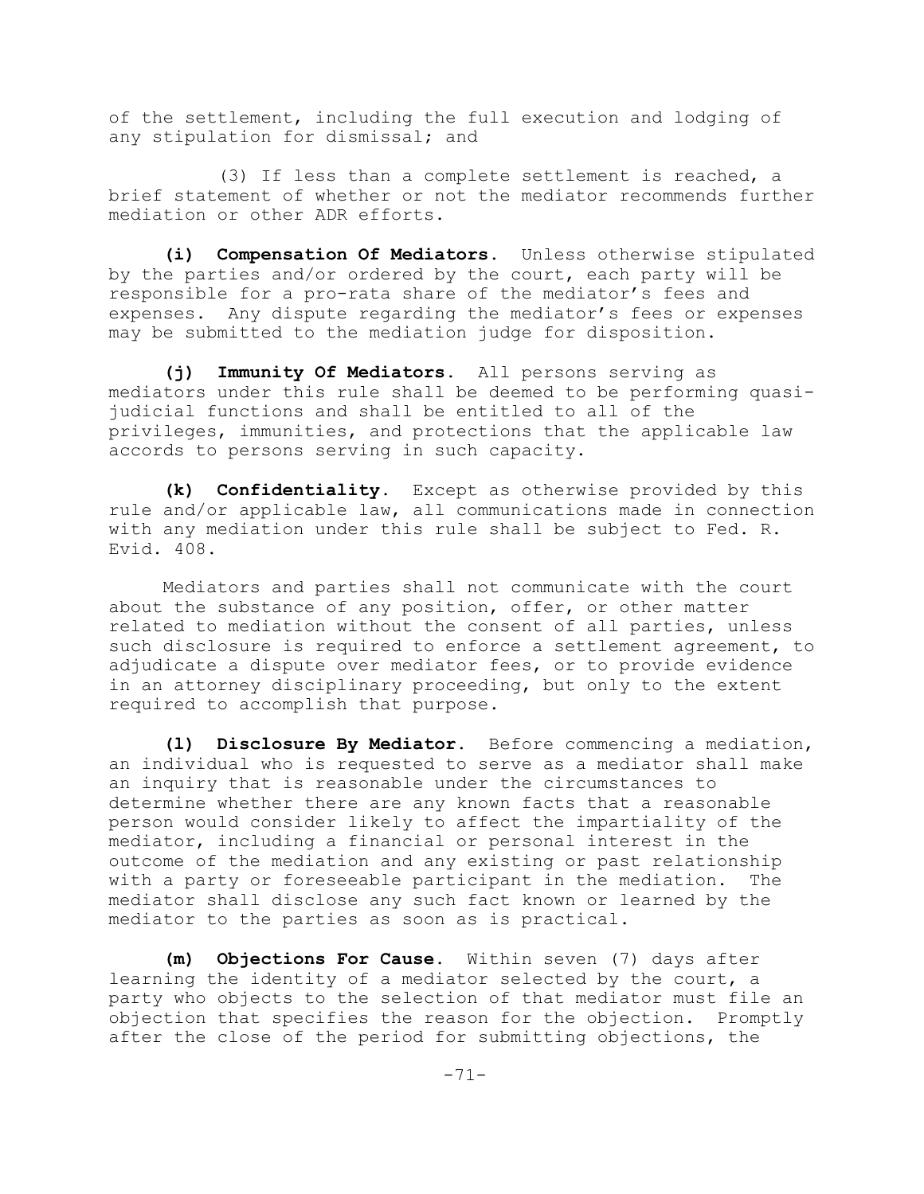of the settlement, including the full execution and lodging of any stipulation for dismissal; and

(3) If less than a complete settlement is reached, a brief statement of whether or not the mediator recommends further mediation or other ADR efforts.

**(i) Compensation Of Mediators.** Unless otherwise stipulated by the parties and/or ordered by the court, each party will be responsible for a pro-rata share of the mediator's fees and expenses. Any dispute regarding the mediator's fees or expenses may be submitted to the mediation judge for disposition.

**(j) Immunity Of Mediators.** All persons serving as mediators under this rule shall be deemed to be performing quasi-judicial functions and shall be entitled to all of the privileges, immunities, and protections that the applicable law accords to persons serving in such capacity.

**(k) Confidentiality.** Except as otherwise provided by this rule and/or applicable law, all communications made in connection with any mediation under this rule shall be subject to Fed. R. Evid. 408.

Mediators and parties shall not communicate with the court about the substance of any position, offer, or other matter related to mediation without the consent of all parties, unless such disclosure is required to enforce a settlement agreement, to adjudicate a dispute over mediator fees, or to provide evidence in an attorney disciplinary proceeding, but only to the extent required to accomplish that purpose.

**(l) Disclosure By Mediator.** Before commencing a mediation, an individual who is requested to serve as a mediator shall make an inquiry that is reasonable under the circumstances to determine whether there are any known facts that a reasonable person would consider likely to affect the impartiality of the mediator, including a financial or personal interest in the outcome of the mediation and any existing or past relationship with a party or foreseeable participant in the mediation. The mediator shall disclose any such fact known or learned by the mediator to the parties as soon as is practical.

**(m) Objections For Cause.** Within seven (7) days after learning the identity of a mediator selected by the court, a party who objects to the selection of that mediator must file an objection that specifies the reason for the objection. Promptly after the close of the period for submitting objections, the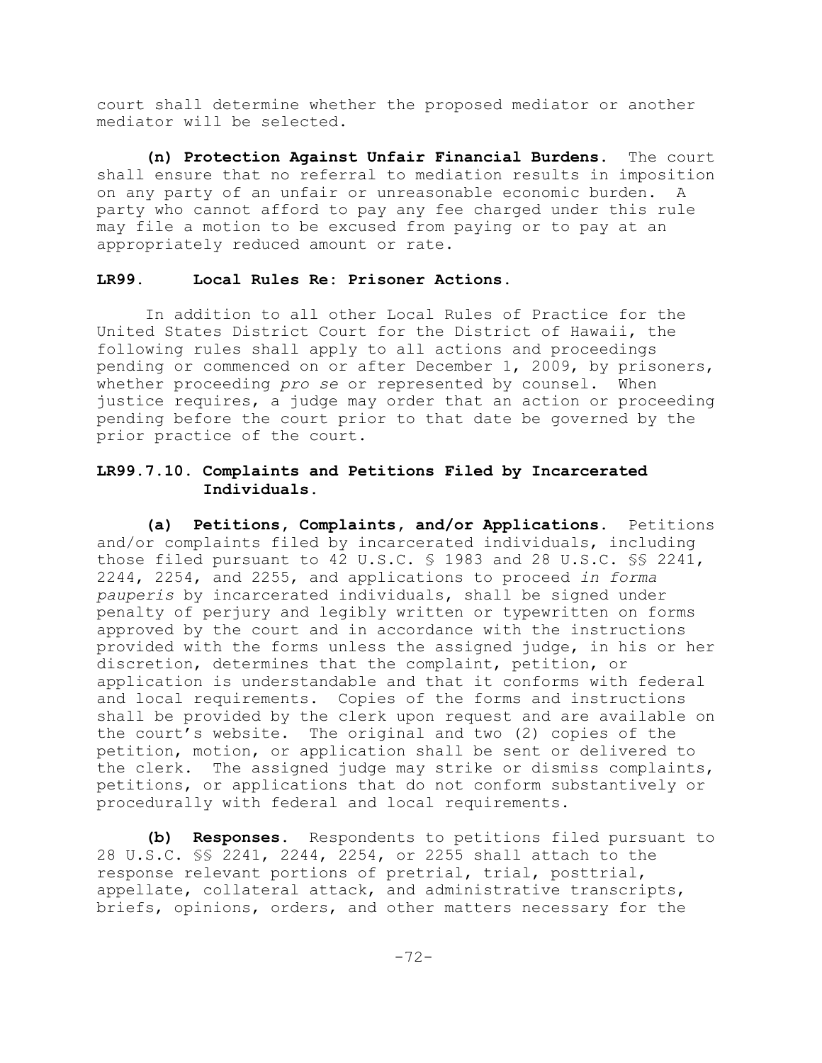court shall determine whether the proposed mediator or another mediator will be selected.

**(n) Protection Against Unfair Financial Burdens.** The court shall ensure that no referral to mediation results in imposition on any party of an unfair or unreasonable economic burden. A party who cannot afford to pay any fee charged under this rule may file a motion to be excused from paying or to pay at an appropriately reduced amount or rate.

## LR99. Local Rules Re: Prisoner Actions.

In addition to all other Local Rules of Practice for the United States District Court for the District of Hawaii, the following rules shall apply to all actions and proceedings pending or commenced on or after December 1, 2009, by prisoners, whether proceeding *pro se* or represented by counsel. When justice requires, a judge may order that an action or proceeding pending before the court prior to that date be governed by the prior practice of the court.

## LR99.7.10. Complaints and Petitions Filed by Incarcerated Individuals.

**(a) Petitions, Complaints, and/or Applications.** Petitions and/or complaints filed by incarcerated individuals, including those filed pursuant to 42 U.S.C. § 1983 and 28 U.S.C. §§ 2241, 2244, 2254, and 2255, and applications to proceed *in forma pauperis* by incarcerated individuals, shall be signed under penalty of perjury and legibly written or typewritten on forms approved by the court and in accordance with the instructions provided with the forms unless the assigned judge, in his or her discretion, determines that the complaint, petition, or application is understandable and that it conforms with federal and local requirements. Copies of the forms and instructions shall be provided by the clerk upon request and are available on the court's website. The original and two (2) copies of the petition, motion, or application shall be sent or delivered to the clerk. The assigned judge may strike or dismiss complaints, petitions, or applications that do not conform substantively or procedurally with federal and local requirements.

**(b) Responses.** Respondents to petitions filed pursuant to 28 U.S.C. §§ 2241, 2244, 2254, or 2255 shall attach to the response relevant portions of pretrial, trial, posttrial, appellate, collateral attack, and administrative transcripts, briefs, opinions, orders, and other matters necessary for the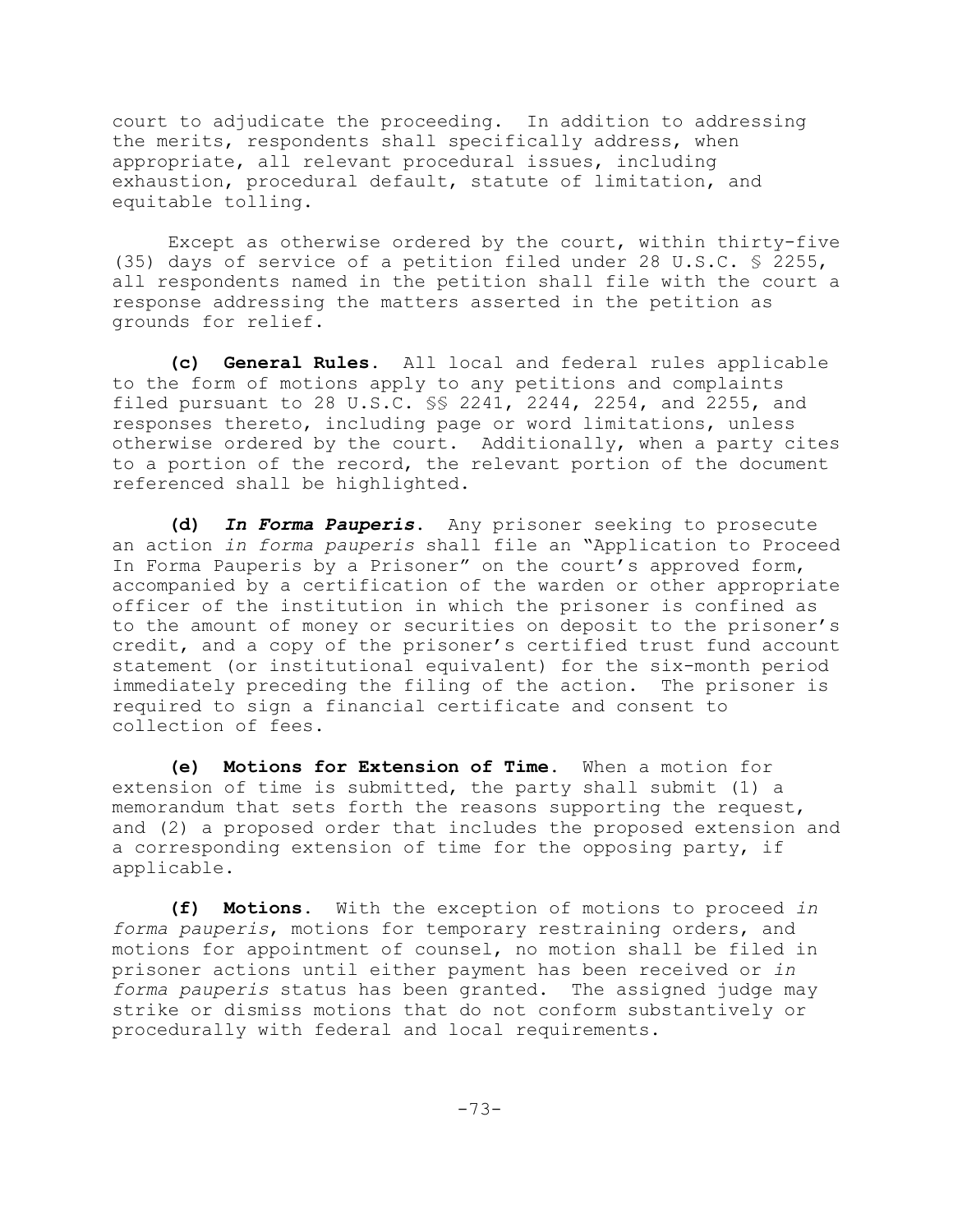court to adjudicate the proceeding. In addition to addressing the merits, respondents shall specifically address, when appropriate, all relevant procedural issues, including exhaustion, procedural default, statute of limitation, and equitable tolling.

Except as otherwise ordered by the court, within thirty-five (35) days of service of a petition filed under 28 U.S.C. § 2255, all respondents named in the petition shall file with the court a response addressing the matters asserted in the petition as grounds for relief.

**(c) General Rules.** All local and federal rules applicable to the form of motions apply to any petitions and complaints filed pursuant to 28 U.S.C. §§ 2241, 2244, 2254, and 2255, and responses thereto, including page or word limitations, unless otherwise ordered by the court. Additionally, when a party cites to a portion of the record, the relevant portion of the document referenced shall be highlighted.

**(d) *In Forma Pauperis*.** Any prisoner seeking to prosecute an action *in forma pauperis* shall file an "Application to Proceed In Forma Pauperis by a Prisoner" on the court's approved form, accompanied by a certification of the warden or other appropriate officer of the institution in which the prisoner is confined as to the amount of money or securities on deposit to the prisoner's credit, and a copy of the prisoner's certified trust fund account statement (or institutional equivalent) for the six-month period immediately preceding the filing of the action. The prisoner is required to sign a financial certificate and consent to collection of fees.

**(e) Motions for Extension of Time.** When a motion for extension of time is submitted, the party shall submit (1) a memorandum that sets forth the reasons supporting the request, and (2) a proposed order that includes the proposed extension and a corresponding extension of time for the opposing party, if applicable.

**(f) Motions.** With the exception of motions to proceed *in forma pauperis*, motions for temporary restraining orders, and motions for appointment of counsel, no motion shall be filed in prisoner actions until either payment has been received or *in forma pauperis* status has been granted. The assigned judge may strike or dismiss motions that do not conform substantively or procedurally with federal and local requirements.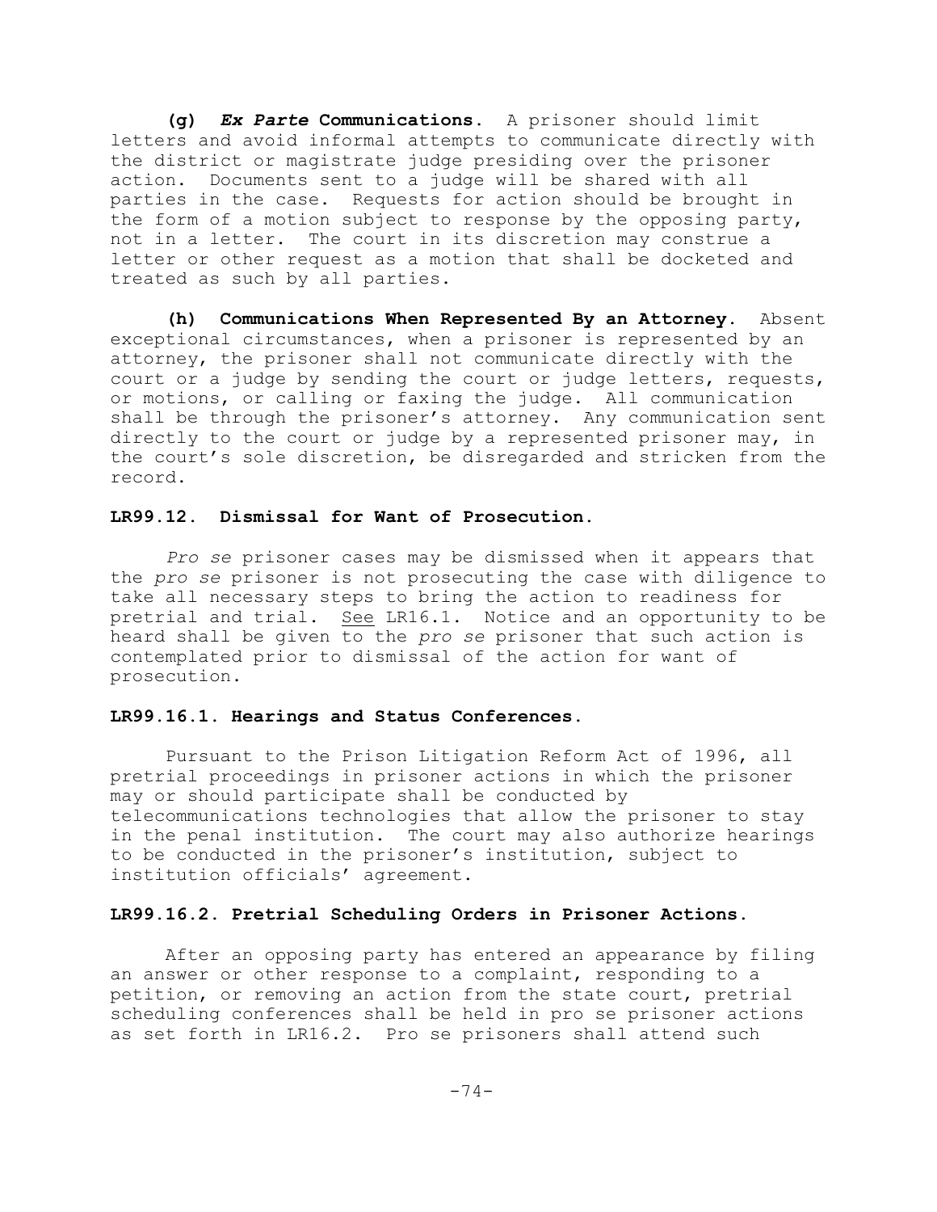**(g) *Ex Parte* Communications.** A prisoner should limit letters and avoid informal attempts to communicate directly with the district or magistrate judge presiding over the prisoner action. Documents sent to a judge will be shared with all parties in the case. Requests for action should be brought in the form of a motion subject to response by the opposing party, not in a letter. The court in its discretion may construe a letter or other request as a motion that shall be docketed and treated as such by all parties.

**(h) Communications When Represented By an Attorney.** Absent exceptional circumstances, when a prisoner is represented by an attorney, the prisoner shall not communicate directly with the court or a judge by sending the court or judge letters, requests, or motions, or calling or faxing the judge. All communication shall be through the prisoner's attorney. Any communication sent directly to the court or judge by a represented prisoner may, in the court's sole discretion, be disregarded and stricken from the record.

### LR99.12. Dismissal for Want of Prosecution.

*Pro se* prisoner cases may be dismissed when it appears that the *pro se* prisoner is not prosecuting the case with diligence to take all necessary steps to bring the action to readiness for pretrial and trial. See LR16.1. Notice and an opportunity to be heard shall be given to the *pro se* prisoner that such action is contemplated prior to dismissal of the action for want of prosecution.

### LR99.16.1. Hearings and Status Conferences.

Pursuant to the Prison Litigation Reform Act of 1996, all pretrial proceedings in prisoner actions in which the prisoner may or should participate shall be conducted by telecommunications technologies that allow the prisoner to stay in the penal institution. The court may also authorize hearings to be conducted in the prisoner's institution, subject to institution officials' agreement.

### LR99.16.2. Pretrial Scheduling Orders in Prisoner Actions.

After an opposing party has entered an appearance by filing an answer or other response to a complaint, responding to a petition, or removing an action from the state court, pretrial scheduling conferences shall be held in pro se prisoner actions as set forth in LR16.2. Pro se prisoners shall attend such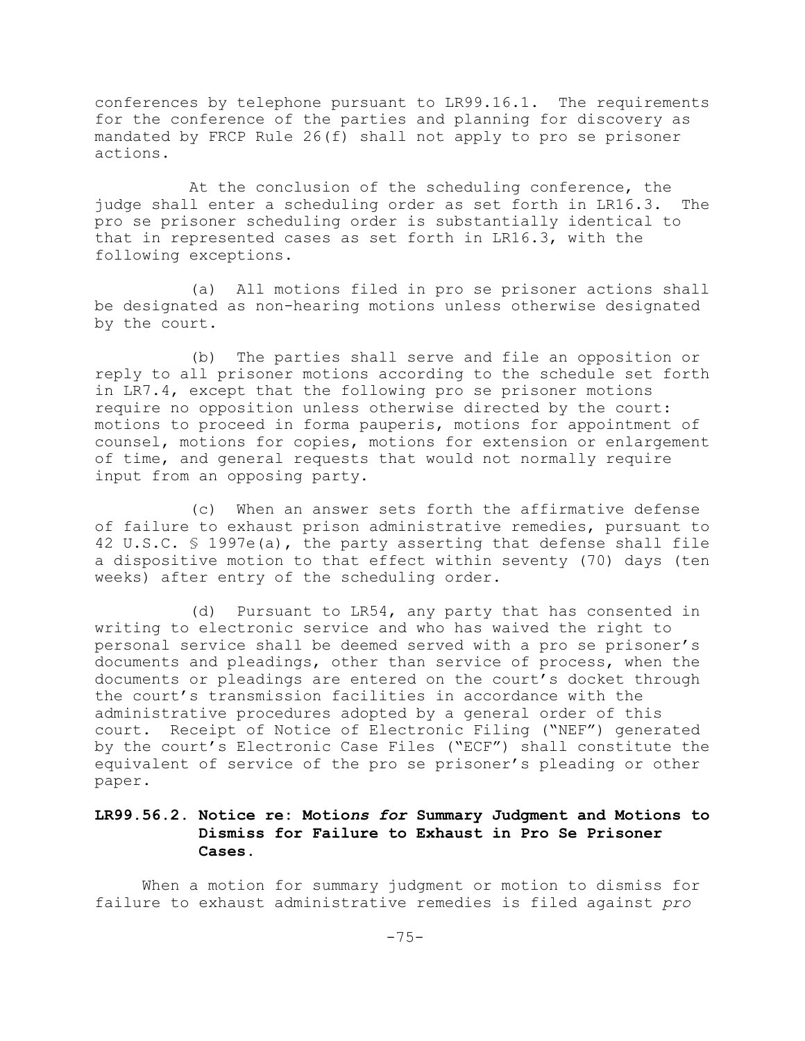conferences by telephone pursuant to LR99.16.1. The requirements for the conference of the parties and planning for discovery as mandated by FRCP Rule 26(f) shall not apply to pro se prisoner actions.

At the conclusion of the scheduling conference, the judge shall enter a scheduling order as set forth in LR16.3. The pro se prisoner scheduling order is substantially identical to that in represented cases as set forth in LR16.3, with the following exceptions.

(a) All motions filed in pro se prisoner actions shall be designated as non-hearing motions unless otherwise designated by the court.

(b) The parties shall serve and file an opposition or reply to all prisoner motions according to the schedule set forth in LR7.4, except that the following pro se prisoner motions require no opposition unless otherwise directed by the court: motions to proceed in forma pauperis, motions for appointment of counsel, motions for copies, motions for extension or enlargement of time, and general requests that would not normally require input from an opposing party.

(c) When an answer sets forth the affirmative defense of failure to exhaust prison administrative remedies, pursuant to 42 U.S.C. § 1997e(a), the party asserting that defense shall file a dispositive motion to that effect within seventy (70) days (ten weeks) after entry of the scheduling order.

(d) Pursuant to LR54, any party that has consented in writing to electronic service and who has waived the right to personal service shall be deemed served with a pro se prisoner's documents and pleadings, other than service of process, when the documents or pleadings are entered on the court's docket through the court's transmission facilities in accordance with the administrative procedures adopted by a general order of this court. Receipt of Notice of Electronic Filing ("NEF") generated by the court's Electronic Case Files ("ECF") shall constitute the equivalent of service of the pro se prisoner's pleading or other paper.

### LR99.56.2. Notice re: Motio*ns for* Summary Judgment and Motions to Dismiss for Failure to Exhaust in Pro Se Prisoner Cases.

When a motion for summary judgment or motion to dismiss for failure to exhaust administrative remedies is filed against *pro*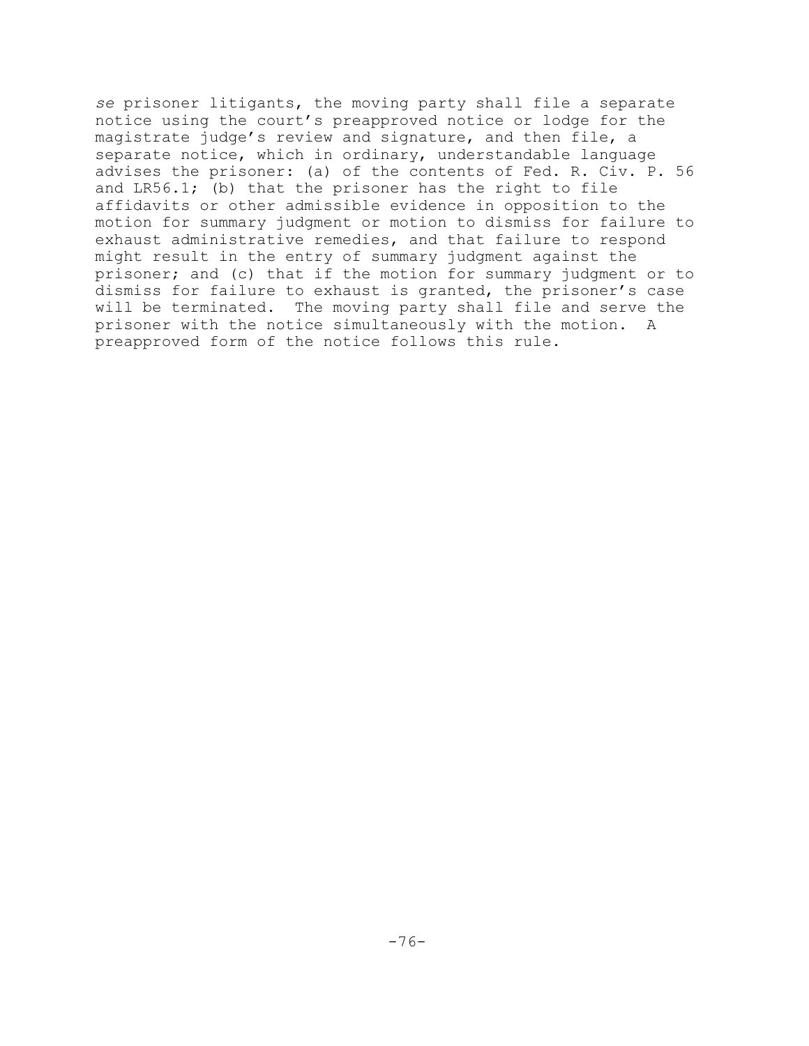*se* prisoner litigants, the moving party shall file a separate notice using the court's preapproved notice or lodge for the magistrate judge's review and signature, and then file, a separate notice, which in ordinary, understandable language advises the prisoner: (a) of the contents of Fed. R. Civ. P. 56 and LR56.1; (b) that the prisoner has the right to file affidavits or other admissible evidence in opposition to the motion for summary judgment or motion to dismiss for failure to exhaust administrative remedies, and that failure to respond might result in the entry of summary judgment against the prisoner; and (c) that if the motion for summary judgment or to dismiss for failure to exhaust is granted, the prisoner's case will be terminated. The moving party shall file and serve the prisoner with the notice simultaneously with the motion. A preapproved form of the notice follows this rule.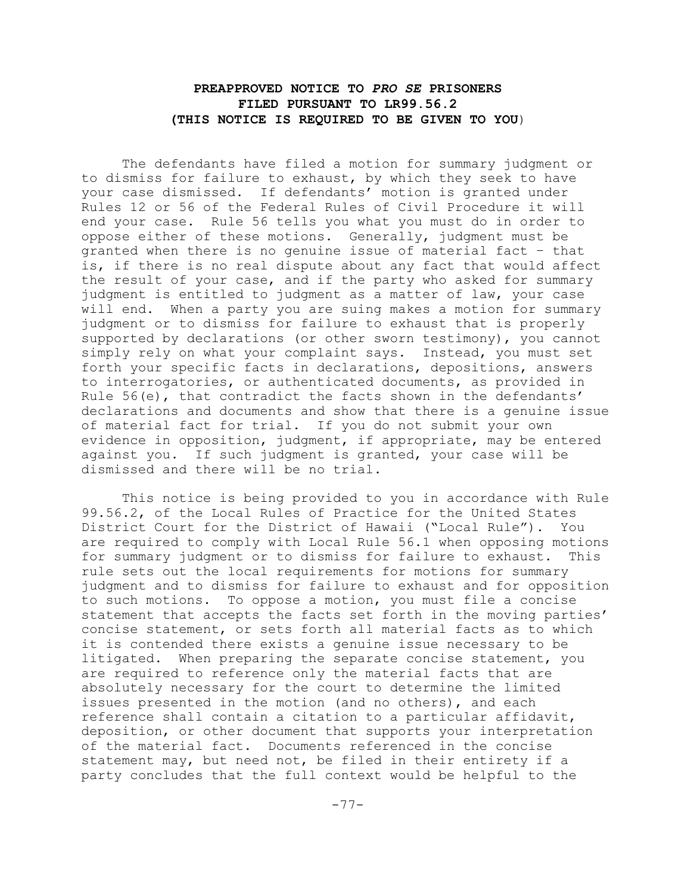**PREAPPROVED NOTICE TO *PRO SE* PRISONERS**
**FILED PURSUANT TO LR99.56.2**
**(THIS NOTICE IS REQUIRED TO BE GIVEN TO YOU)**

The defendants have filed a motion for summary judgment or to dismiss for failure to exhaust, by which they seek to have your case dismissed. If defendants' motion is granted under Rules 12 or 56 of the Federal Rules of Civil Procedure it will end your case. Rule 56 tells you what you must do in order to oppose either of these motions. Generally, judgment must be granted when there is no genuine issue of material fact – that is, if there is no real dispute about any fact that would affect the result of your case, and if the party who asked for summary judgment is entitled to judgment as a matter of law, your case will end. When a party you are suing makes a motion for summary judgment or to dismiss for failure to exhaust that is properly supported by declarations (or other sworn testimony), you cannot simply rely on what your complaint says. Instead, you must set forth your specific facts in declarations, depositions, answers to interrogatories, or authenticated documents, as provided in Rule 56(e), that contradict the facts shown in the defendants' declarations and documents and show that there is a genuine issue of material fact for trial. If you do not submit your own evidence in opposition, judgment, if appropriate, may be entered against you. If such judgment is granted, your case will be dismissed and there will be no trial.

This notice is being provided to you in accordance with Rule 99.56.2, of the Local Rules of Practice for the United States District Court for the District of Hawaii ("Local Rule"). You are required to comply with Local Rule 56.1 when opposing motions for summary judgment or to dismiss for failure to exhaust. This rule sets out the local requirements for motions for summary judgment and to dismiss for failure to exhaust and for opposition to such motions. To oppose a motion, you must file a concise statement that accepts the facts set forth in the moving parties' concise statement, or sets forth all material facts as to which it is contended there exists a genuine issue necessary to be litigated. When preparing the separate concise statement, you are required to reference only the material facts that are absolutely necessary for the court to determine the limited issues presented in the motion (and no others), and each reference shall contain a citation to a particular affidavit, deposition, or other document that supports your interpretation of the material fact. Documents referenced in the concise statement may, but need not, be filed in their entirety if a party concludes that the full context would be helpful to the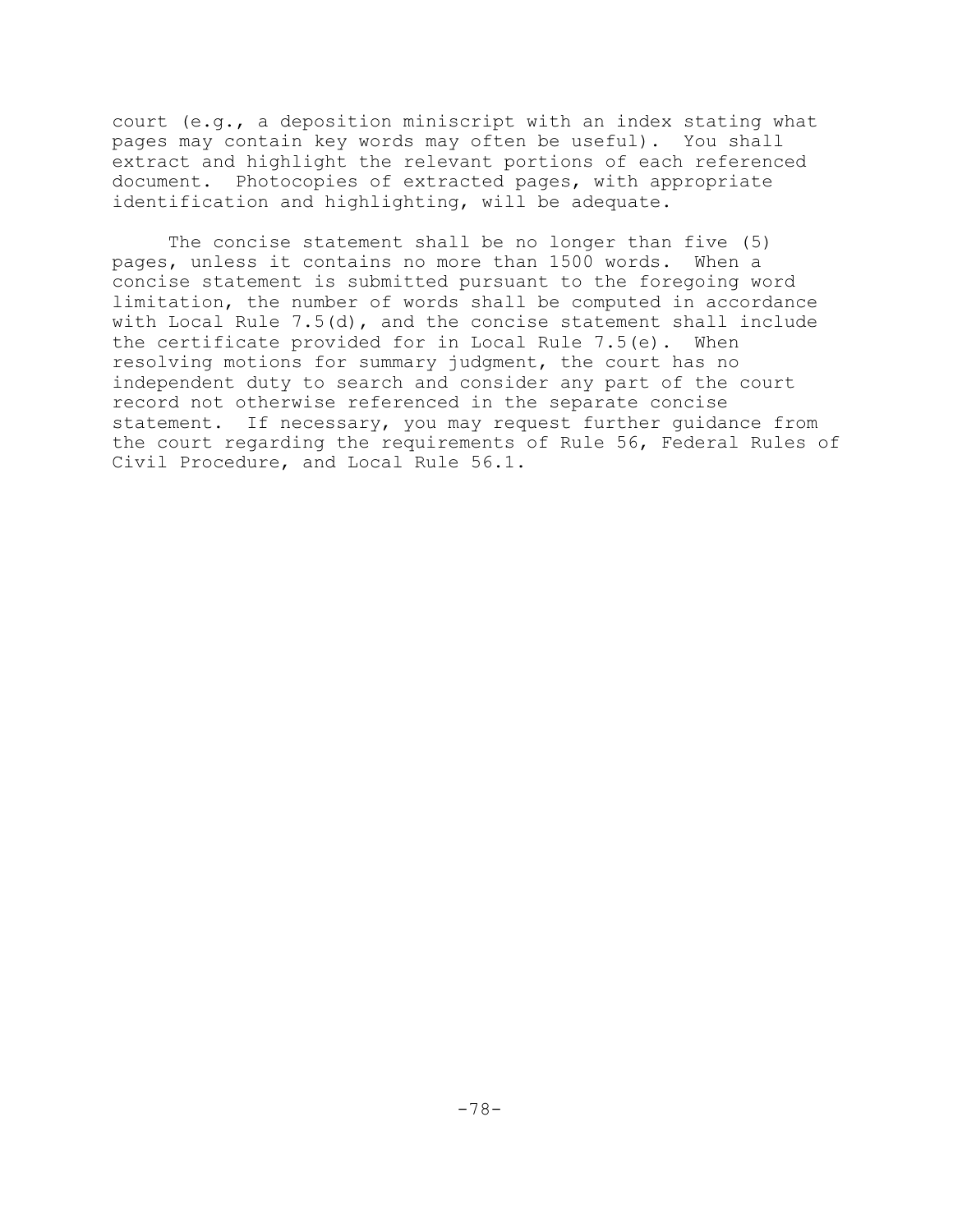court (e.g., a deposition miniscript with an index stating what pages may contain key words may often be useful). You shall extract and highlight the relevant portions of each referenced document. Photocopies of extracted pages, with appropriate identification and highlighting, will be adequate.

The concise statement shall be no longer than five (5) pages, unless it contains no more than 1500 words. When a concise statement is submitted pursuant to the foregoing word limitation, the number of words shall be computed in accordance with Local Rule 7.5(d), and the concise statement shall include the certificate provided for in Local Rule 7.5(e). When resolving motions for summary judgment, the court has no independent duty to search and consider any part of the court record not otherwise referenced in the separate concise statement. If necessary, you may request further guidance from the court regarding the requirements of Rule 56, Federal Rules of Civil Procedure, and Local Rule 56.1.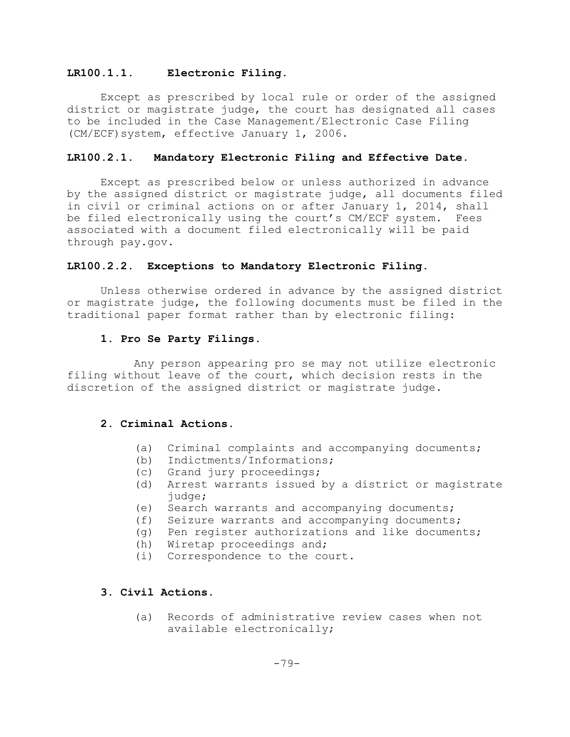### LR100.1.1. Electronic Filing.

Except as prescribed by local rule or order of the assigned district or magistrate judge, the court has designated all cases to be included in the Case Management/Electronic Case Filing (CM/ECF)system, effective January 1, 2006.

### LR100.2.1. Mandatory Electronic Filing and Effective Date.

Except as prescribed below or unless authorized in advance by the assigned district or magistrate judge, all documents filed in civil or criminal actions on or after January 1, 2014, shall be filed electronically using the court's CM/ECF system. Fees associated with a document filed electronically will be paid through pay.gov.

### LR100.2.2. Exceptions to Mandatory Electronic Filing.

Unless otherwise ordered in advance by the assigned district or magistrate judge, the following documents must be filed in the traditional paper format rather than by electronic filing:

**1. Pro Se Party Filings.**

Any person appearing pro se may not utilize electronic filing without leave of the court, which decision rests in the discretion of the assigned district or magistrate judge.

**2. Criminal Actions.**

(a) Criminal complaints and accompanying documents;
(b) Indictments/Informations;
(c) Grand jury proceedings;
(d) Arrest warrants issued by a district or magistrate judge;
(e) Search warrants and accompanying documents;
(f) Seizure warrants and accompanying documents;
(g) Pen register authorizations and like documents;
(h) Wiretap proceedings and;
(i) Correspondence to the court.

**3. Civil Actions.**

(a) Records of administrative review cases when not available electronically;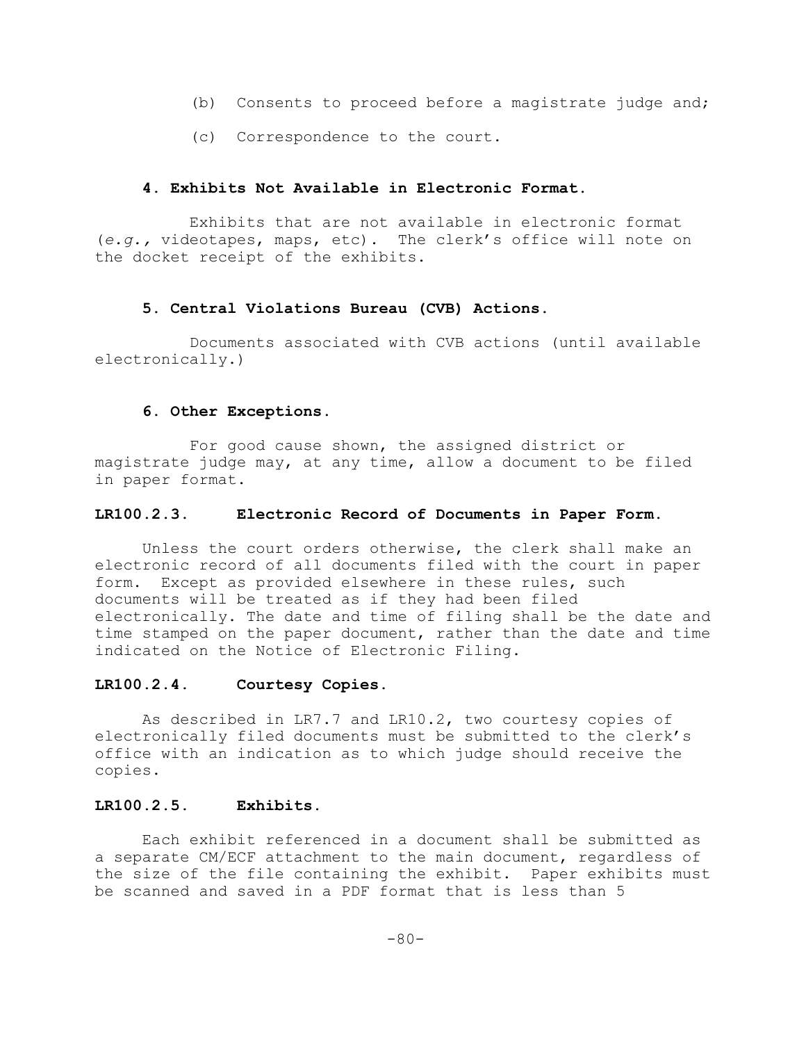(b) Consents to proceed before a magistrate judge and;

(c) Correspondence to the court.

**4. Exhibits Not Available in Electronic Format.**

Exhibits that are not available in electronic format (*e.g.*, videotapes, maps, etc). The clerk's office will note on the docket receipt of the exhibits.

**5. Central Violations Bureau (CVB) Actions.**

Documents associated with CVB actions (until available electronically.)

**6. Other Exceptions.**

For good cause shown, the assigned district or magistrate judge may, at any time, allow a document to be filed in paper format.

### LR100.2.3. Electronic Record of Documents in Paper Form.

Unless the court orders otherwise, the clerk shall make an electronic record of all documents filed with the court in paper form. Except as provided elsewhere in these rules, such documents will be treated as if they had been filed electronically. The date and time of filing shall be the date and time stamped on the paper document, rather than the date and time indicated on the Notice of Electronic Filing.

### LR100.2.4. Courtesy Copies.

As described in LR7.7 and LR10.2, two courtesy copies of electronically filed documents must be submitted to the clerk's office with an indication as to which judge should receive the copies.

### LR100.2.5. Exhibits.

Each exhibit referenced in a document shall be submitted as a separate CM/ECF attachment to the main document, regardless of the size of the file containing the exhibit. Paper exhibits must be scanned and saved in a PDF format that is less than 5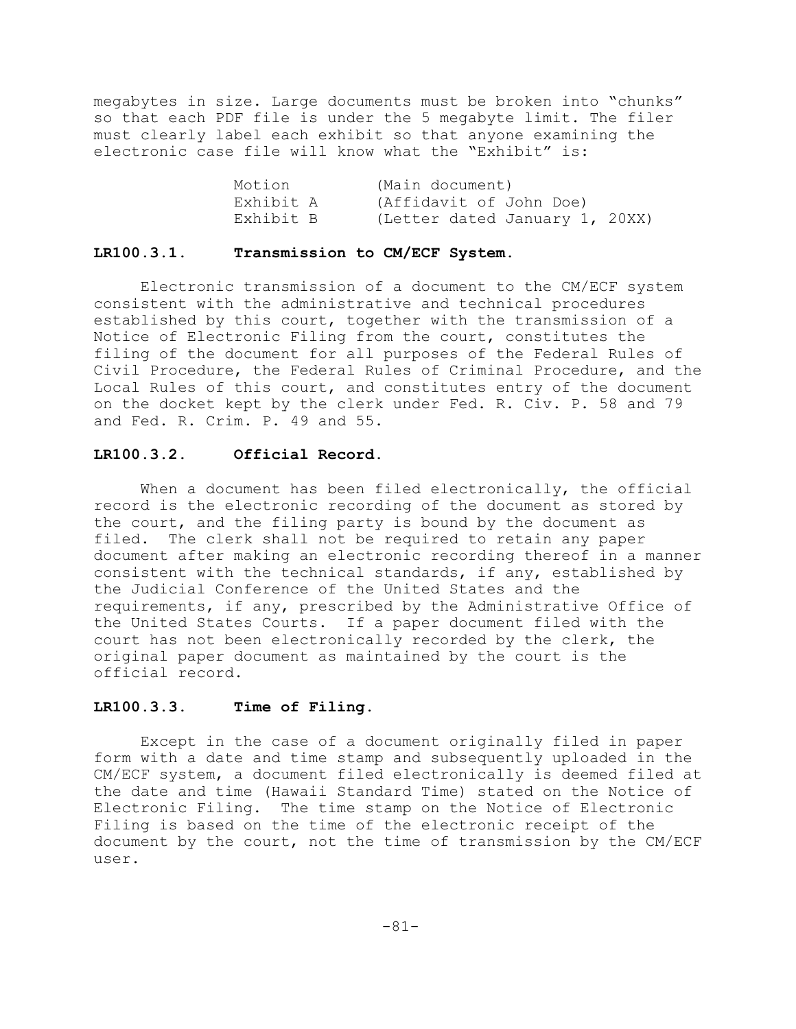megabytes in size. Large documents must be broken into "chunks" so that each PDF file is under the 5 megabyte limit. The filer must clearly label each exhibit so that anyone examining the electronic case file will know what the "Exhibit" is:

| | |
|---|---|
| Motion | (Main document) |
| Exhibit A | (Affidavit of John Doe) |
| Exhibit B | (Letter dated January 1, 20XX) |

**LR100.3.1. Transmission to CM/ECF System.**

Electronic transmission of a document to the CM/ECF system consistent with the administrative and technical procedures established by this court, together with the transmission of a Notice of Electronic Filing from the court, constitutes the filing of the document for all purposes of the Federal Rules of Civil Procedure, the Federal Rules of Criminal Procedure, and the Local Rules of this court, and constitutes entry of the document on the docket kept by the clerk under Fed. R. Civ. P. 58 and 79 and Fed. R. Crim. P. 49 and 55.

**LR100.3.2. Official Record.**

When a document has been filed electronically, the official record is the electronic recording of the document as stored by the court, and the filing party is bound by the document as filed. The clerk shall not be required to retain any paper document after making an electronic recording thereof in a manner consistent with the technical standards, if any, established by the Judicial Conference of the United States and the requirements, if any, prescribed by the Administrative Office of the United States Courts. If a paper document filed with the court has not been electronically recorded by the clerk, the original paper document as maintained by the court is the official record.

**LR100.3.3. Time of Filing.**

Except in the case of a document originally filed in paper form with a date and time stamp and subsequently uploaded in the CM/ECF system, a document filed electronically is deemed filed at the date and time (Hawaii Standard Time) stated on the Notice of Electronic Filing. The time stamp on the Notice of Electronic Filing is based on the time of the electronic receipt of the document by the court, not the time of transmission by the CM/ECF user.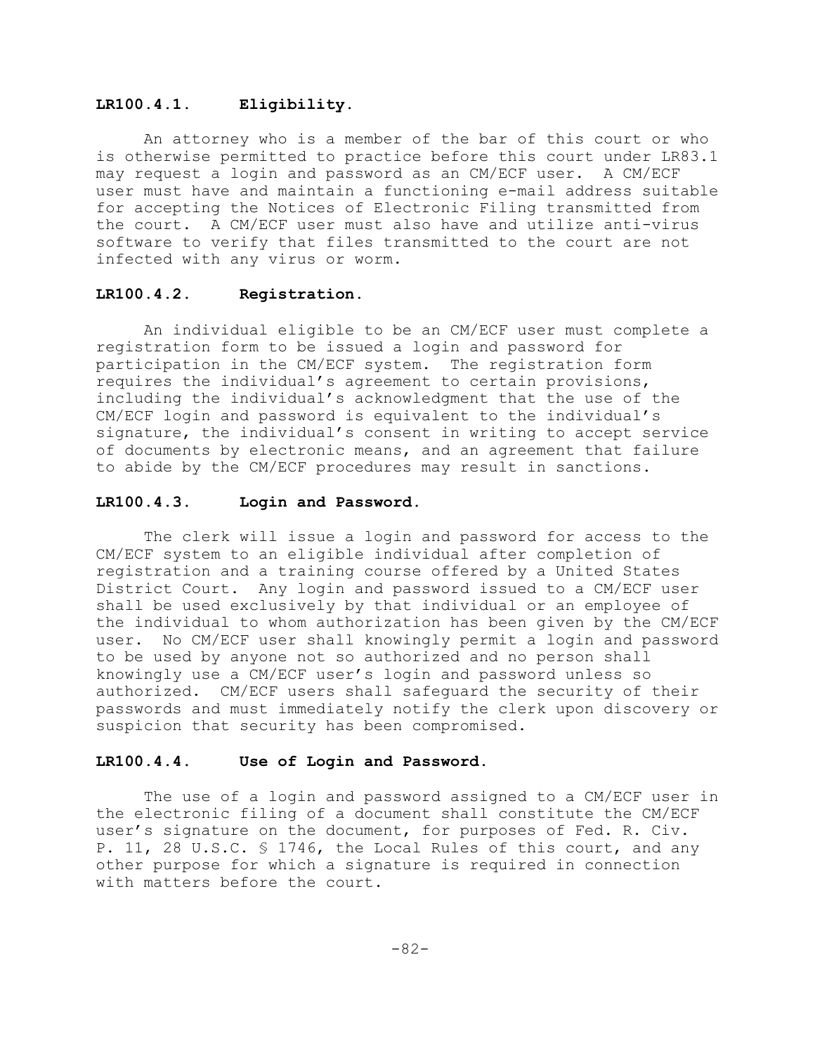**LR100.4.1. Eligibility.**

An attorney who is a member of the bar of this court or who is otherwise permitted to practice before this court under LR83.1 may request a login and password as an CM/ECF user. A CM/ECF user must have and maintain a functioning e-mail address suitable for accepting the Notices of Electronic Filing transmitted from the court. A CM/ECF user must also have and utilize anti-virus software to verify that files transmitted to the court are not infected with any virus or worm.

**LR100.4.2. Registration.**

An individual eligible to be an CM/ECF user must complete a registration form to be issued a login and password for participation in the CM/ECF system. The registration form requires the individual's agreement to certain provisions, including the individual's acknowledgment that the use of the CM/ECF login and password is equivalent to the individual's signature, the individual's consent in writing to accept service of documents by electronic means, and an agreement that failure to abide by the CM/ECF procedures may result in sanctions.

**LR100.4.3. Login and Password.**

The clerk will issue a login and password for access to the CM/ECF system to an eligible individual after completion of registration and a training course offered by a United States District Court. Any login and password issued to a CM/ECF user shall be used exclusively by that individual or an employee of the individual to whom authorization has been given by the CM/ECF user. No CM/ECF user shall knowingly permit a login and password to be used by anyone not so authorized and no person shall knowingly use a CM/ECF user's login and password unless so authorized. CM/ECF users shall safeguard the security of their passwords and must immediately notify the clerk upon discovery or suspicion that security has been compromised.

**LR100.4.4. Use of Login and Password.**

The use of a login and password assigned to a CM/ECF user in the electronic filing of a document shall constitute the CM/ECF user's signature on the document, for purposes of Fed. R. Civ. P. 11, 28 U.S.C. § 1746, the Local Rules of this court, and any other purpose for which a signature is required in connection with matters before the court.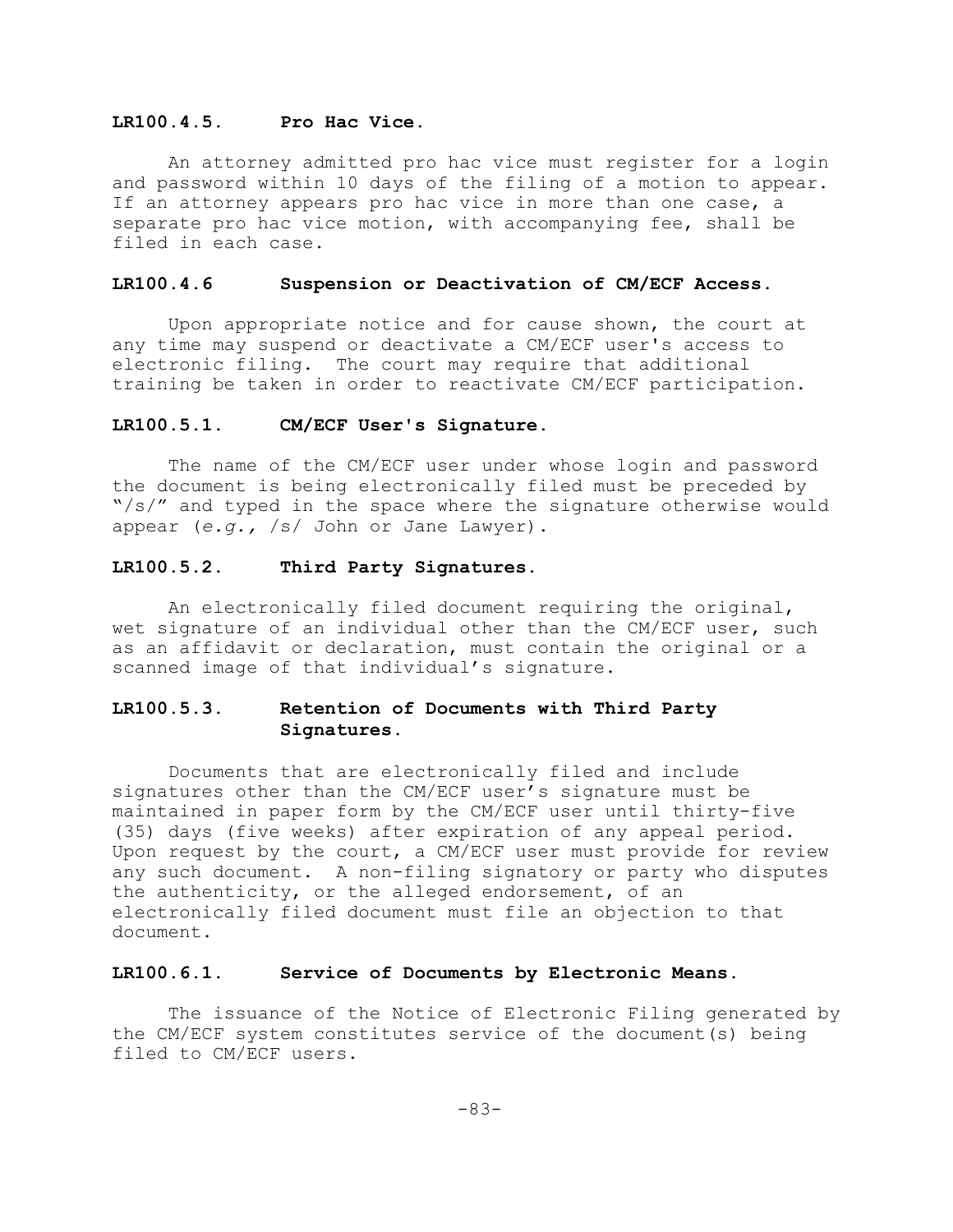**LR100.4.5. Pro Hac Vice.**

An attorney admitted pro hac vice must register for a login and password within 10 days of the filing of a motion to appear. If an attorney appears pro hac vice in more than one case, a separate pro hac vice motion, with accompanying fee, shall be filed in each case.

**LR100.4.6 Suspension or Deactivation of CM/ECF Access.**

Upon appropriate notice and for cause shown, the court at any time may suspend or deactivate a CM/ECF user's access to electronic filing. The court may require that additional training be taken in order to reactivate CM/ECF participation.

**LR100.5.1. CM/ECF User's Signature.**

The name of the CM/ECF user under whose login and password the document is being electronically filed must be preceded by "/s/" and typed in the space where the signature otherwise would appear (*e.g.,* /s/ John or Jane Lawyer).

**LR100.5.2. Third Party Signatures.**

An electronically filed document requiring the original, wet signature of an individual other than the CM/ECF user, such as an affidavit or declaration, must contain the original or a scanned image of that individual's signature.

**LR100.5.3. Retention of Documents with Third Party Signatures.**

Documents that are electronically filed and include signatures other than the CM/ECF user's signature must be maintained in paper form by the CM/ECF user until thirty-five (35) days (five weeks) after expiration of any appeal period. Upon request by the court, a CM/ECF user must provide for review any such document. A non-filing signatory or party who disputes the authenticity, or the alleged endorsement, of an electronically filed document must file an objection to that document.

**LR100.6.1. Service of Documents by Electronic Means.**

The issuance of the Notice of Electronic Filing generated by the CM/ECF system constitutes service of the document(s) being filed to CM/ECF users.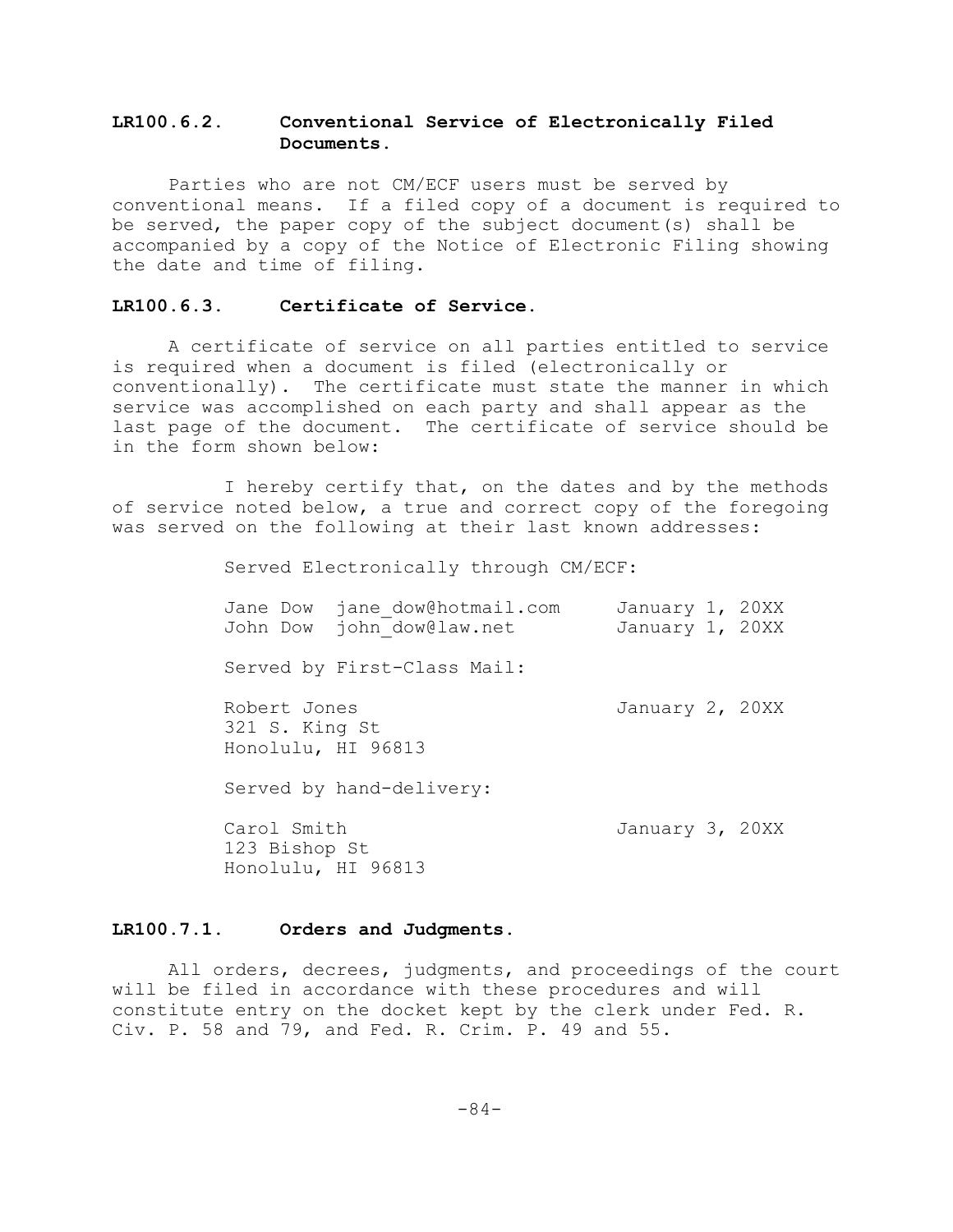### LR100.6.2. Conventional Service of Electronically Filed Documents.

Parties who are not CM/ECF users must be served by conventional means. If a filed copy of a document is required to be served, the paper copy of the subject document(s) shall be accompanied by a copy of the Notice of Electronic Filing showing the date and time of filing.

### LR100.6.3. Certificate of Service.

A certificate of service on all parties entitled to service is required when a document is filed (electronically or conventionally). The certificate must state the manner in which service was accomplished on each party and shall appear as the last page of the document. The certificate of service should be in the form shown below:

```
     I hereby certify that, on the dates and by the methods
of service noted below, a true and correct copy of the foregoing
was served on the following at their last known addresses:

          Served Electronically through CM/ECF:

          Jane Dow  jane_dow@hotmail.com     January 1, 20XX
          John Dow  john_dow@law.net         January 1, 20XX

          Served by First-Class Mail:

          Robert Jones                       January 2, 20XX
          321 S. King St
          Honolulu, HI 96813

          Served by hand-delivery:

          Carol Smith                        January 3, 20XX
          123 Bishop St
          Honolulu, HI 96813
```

### LR100.7.1. Orders and Judgments.

All orders, decrees, judgments, and proceedings of the court will be filed in accordance with these procedures and will constitute entry on the docket kept by the clerk under Fed. R. Civ. P. 58 and 79, and Fed. R. Crim. P. 49 and 55.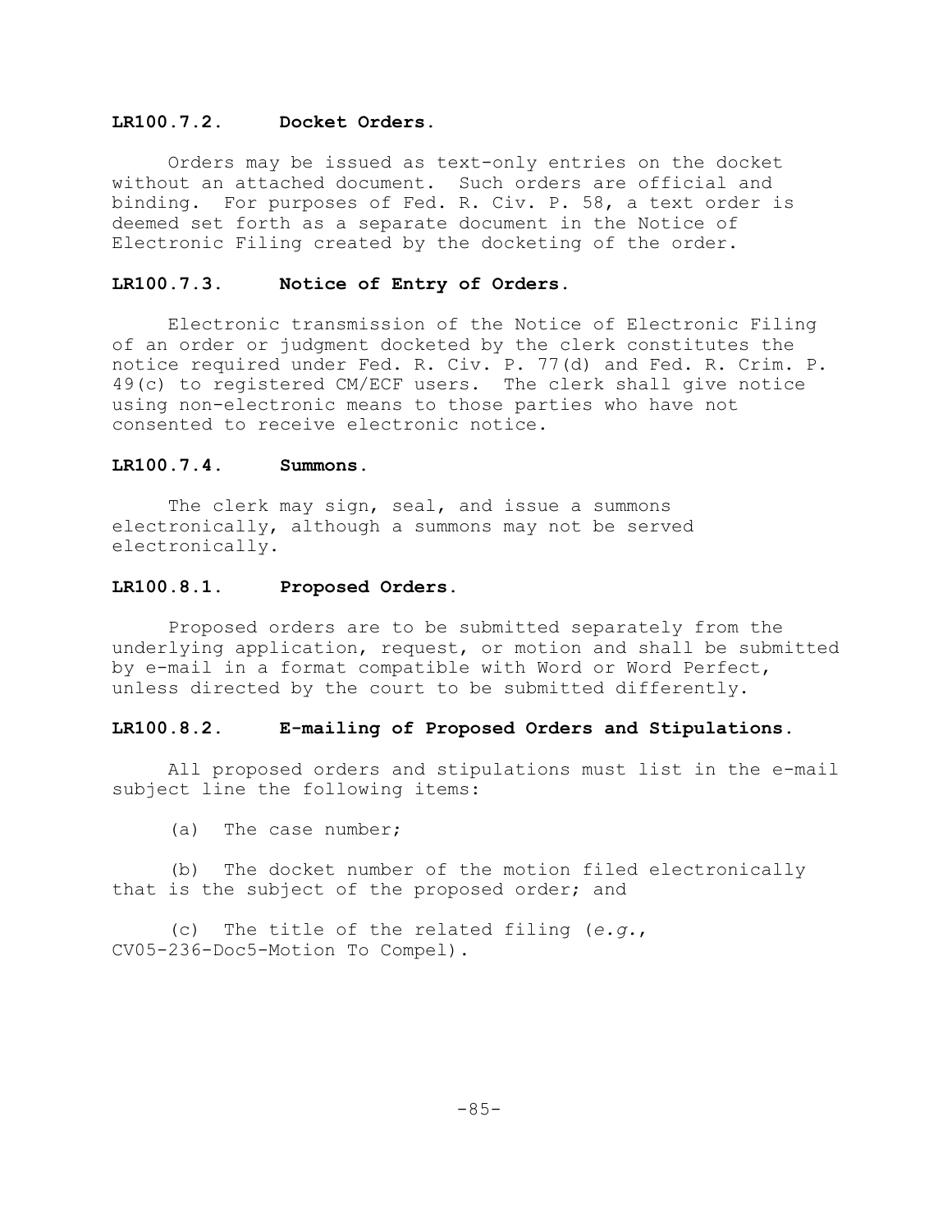### **LR100.7.2. Docket Orders.**

Orders may be issued as text-only entries on the docket without an attached document. Such orders are official and binding. For purposes of Fed. R. Civ. P. 58, a text order is deemed set forth as a separate document in the Notice of Electronic Filing created by the docketing of the order.

### **LR100.7.3. Notice of Entry of Orders.**

Electronic transmission of the Notice of Electronic Filing of an order or judgment docketed by the clerk constitutes the notice required under Fed. R. Civ. P. 77(d) and Fed. R. Crim. P. 49(c) to registered CM/ECF users. The clerk shall give notice using non-electronic means to those parties who have not consented to receive electronic notice.

### **LR100.7.4. Summons.**

The clerk may sign, seal, and issue a summons electronically, although a summons may not be served electronically.

### **LR100.8.1. Proposed Orders.**

Proposed orders are to be submitted separately from the underlying application, request, or motion and shall be submitted by e-mail in a format compatible with Word or Word Perfect, unless directed by the court to be submitted differently.

### **LR100.8.2. E-mailing of Proposed Orders and Stipulations.**

All proposed orders and stipulations must list in the e-mail subject line the following items:

(a) The case number;

(b) The docket number of the motion filed electronically that is the subject of the proposed order; and

(c) The title of the related filing (*e.g.*, CV05-236-Doc5-Motion To Compel).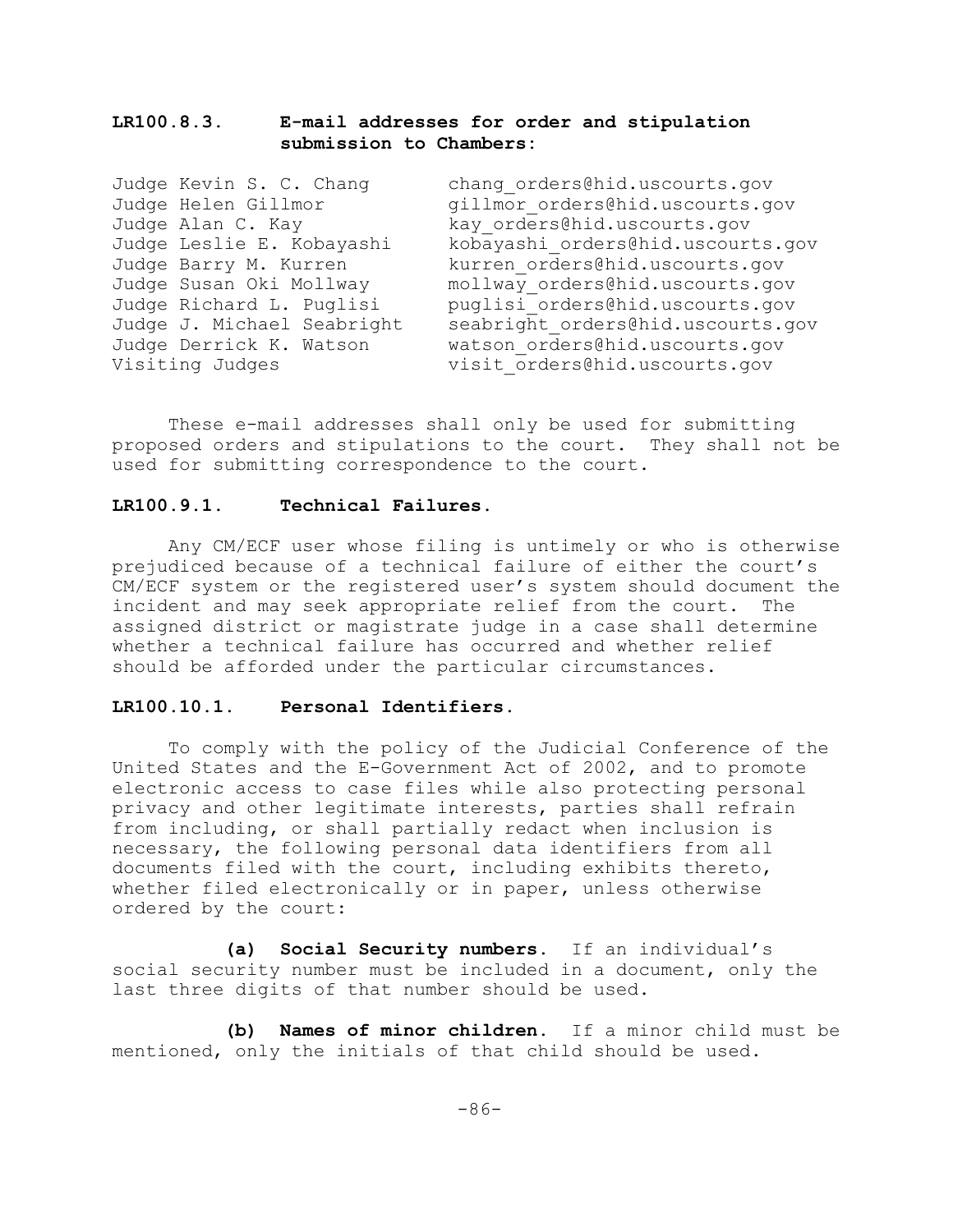**LR100.8.3. E-mail addresses for order and stipulation submission to Chambers:**

| | |
|---|---|
| Judge Kevin S. C. Chang | chang_orders@hid.uscourts.gov |
| Judge Helen Gillmor | gillmor_orders@hid.uscourts.gov |
| Judge Alan C. Kay | kay_orders@hid.uscourts.gov |
| Judge Leslie E. Kobayashi | kobayashi_orders@hid.uscourts.gov |
| Judge Barry M. Kurren | kurren_orders@hid.uscourts.gov |
| Judge Susan Oki Mollway | mollway_orders@hid.uscourts.gov |
| Judge Richard L. Puglisi | puglisi_orders@hid.uscourts.gov |
| Judge J. Michael Seabright | seabright_orders@hid.uscourts.gov |
| Judge Derrick K. Watson | watson_orders@hid.uscourts.gov |
| Visiting Judges | visit_orders@hid.uscourts.gov |

These e-mail addresses shall only be used for submitting proposed orders and stipulations to the court. They shall not be used for submitting correspondence to the court.

**LR100.9.1. Technical Failures.**

Any CM/ECF user whose filing is untimely or who is otherwise prejudiced because of a technical failure of either the court's CM/ECF system or the registered user's system should document the incident and may seek appropriate relief from the court. The assigned district or magistrate judge in a case shall determine whether a technical failure has occurred and whether relief should be afforded under the particular circumstances.

**LR100.10.1. Personal Identifiers.**

To comply with the policy of the Judicial Conference of the United States and the E-Government Act of 2002, and to promote electronic access to case files while also protecting personal privacy and other legitimate interests, parties shall refrain from including, or shall partially redact when inclusion is necessary, the following personal data identifiers from all documents filed with the court, including exhibits thereto, whether filed electronically or in paper, unless otherwise ordered by the court:

**(a) Social Security numbers.** If an individual's social security number must be included in a document, only the last three digits of that number should be used.

**(b) Names of minor children.** If a minor child must be mentioned, only the initials of that child should be used.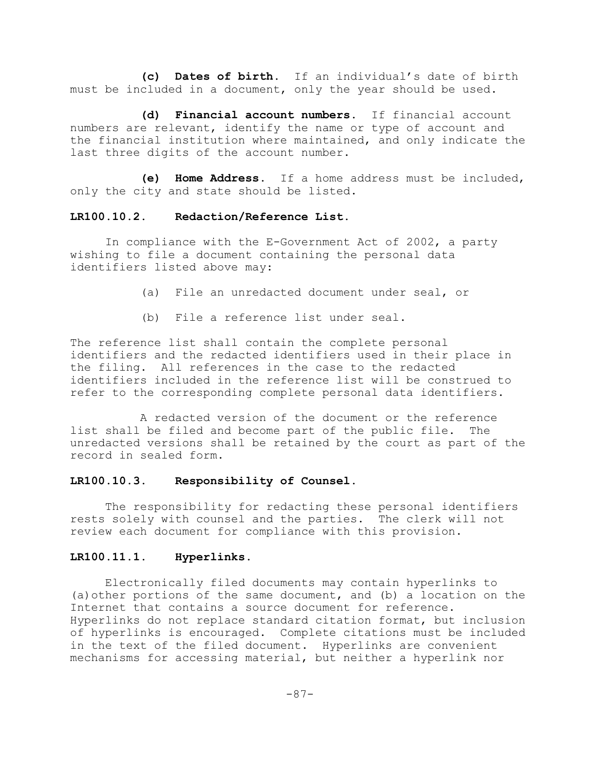**(c) Dates of birth.** If an individual's date of birth must be included in a document, only the year should be used.

**(d) Financial account numbers.** If financial account numbers are relevant, identify the name or type of account and the financial institution where maintained, and only indicate the last three digits of the account number.

**(e) Home Address.** If a home address must be included, only the city and state should be listed.

**LR100.10.2. Redaction/Reference List.**

In compliance with the E-Government Act of 2002, a party wishing to file a document containing the personal data identifiers listed above may:

(a) File an unredacted document under seal, or

(b) File a reference list under seal.

The reference list shall contain the complete personal identifiers and the redacted identifiers used in their place in the filing. All references in the case to the redacted identifiers included in the reference list will be construed to refer to the corresponding complete personal data identifiers.

A redacted version of the document or the reference list shall be filed and become part of the public file. The unredacted versions shall be retained by the court as part of the record in sealed form.

**LR100.10.3. Responsibility of Counsel.**

The responsibility for redacting these personal identifiers rests solely with counsel and the parties. The clerk will not review each document for compliance with this provision.

**LR100.11.1. Hyperlinks.**

Electronically filed documents may contain hyperlinks to (a) other portions of the same document, and (b) a location on the Internet that contains a source document for reference. Hyperlinks do not replace standard citation format, but inclusion of hyperlinks is encouraged. Complete citations must be included in the text of the filed document. Hyperlinks are convenient mechanisms for accessing material, but neither a hyperlink nor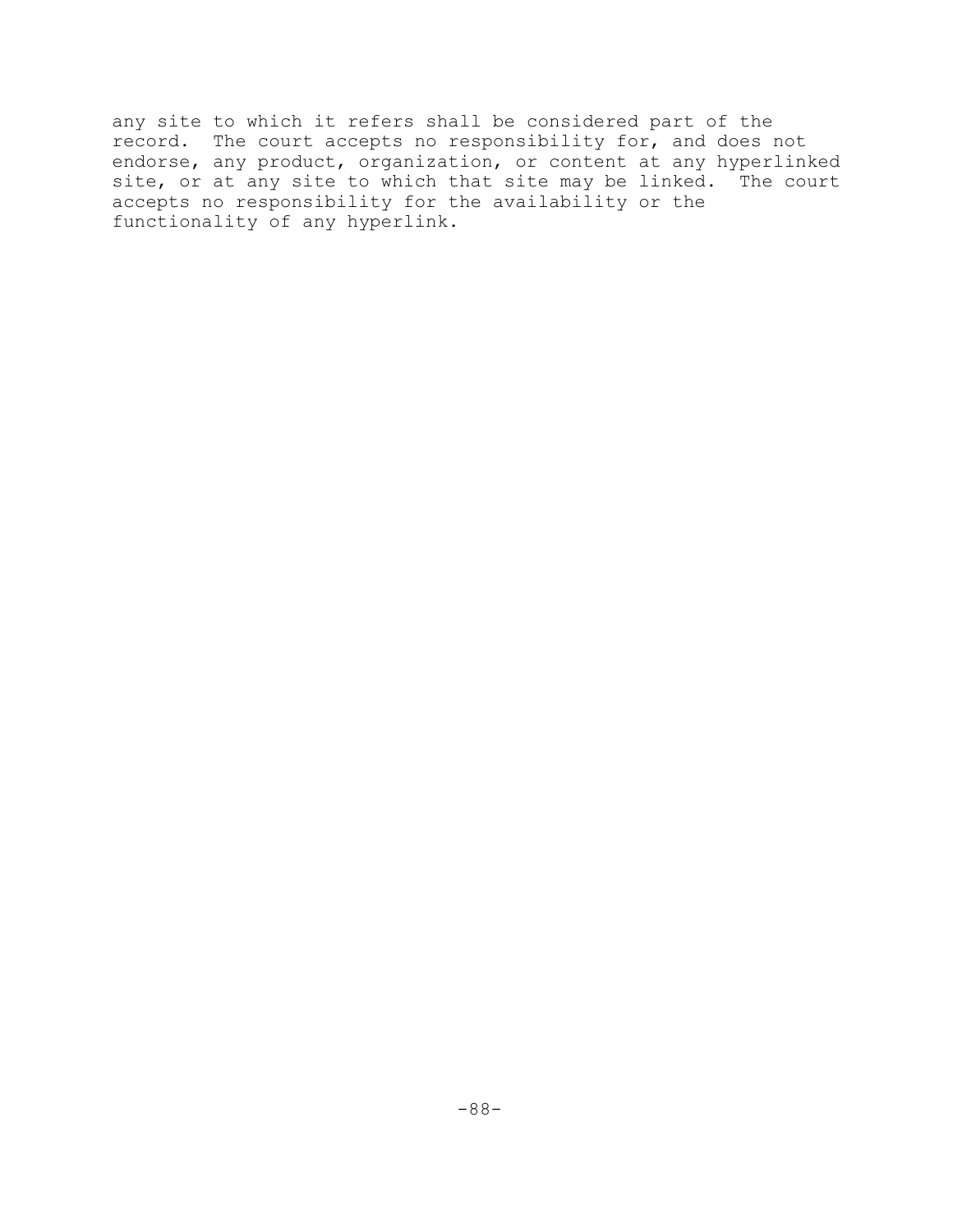any site to which it refers shall be considered part of the record. The court accepts no responsibility for, and does not endorse, any product, organization, or content at any hyperlinked site, or at any site to which that site may be linked. The court accepts no responsibility for the availability or the functionality of any hyperlink.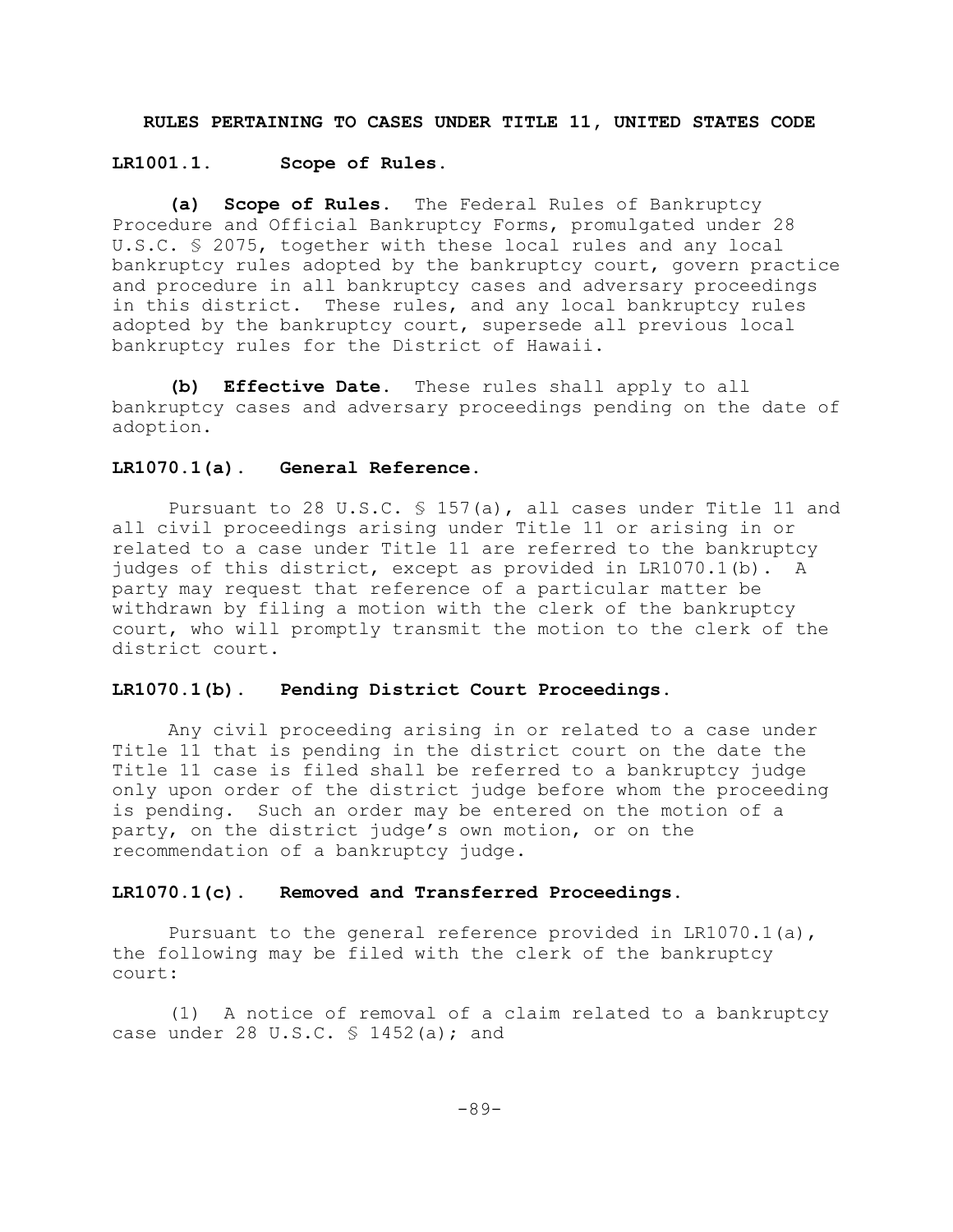# RULES PERTAINING TO CASES UNDER TITLE 11, UNITED STATES CODE

## LR1001.1. Scope of Rules.

**(a) Scope of Rules.** The Federal Rules of Bankruptcy Procedure and Official Bankruptcy Forms, promulgated under 28 U.S.C. § 2075, together with these local rules and any local bankruptcy rules adopted by the bankruptcy court, govern practice and procedure in all bankruptcy cases and adversary proceedings in this district. These rules, and any local bankruptcy rules adopted by the bankruptcy court, supersede all previous local bankruptcy rules for the District of Hawaii.

**(b) Effective Date.** These rules shall apply to all bankruptcy cases and adversary proceedings pending on the date of adoption.

## LR1070.1(a). General Reference.

Pursuant to 28 U.S.C. § 157(a), all cases under Title 11 and all civil proceedings arising under Title 11 or arising in or related to a case under Title 11 are referred to the bankruptcy judges of this district, except as provided in LR1070.1(b). A party may request that reference of a particular matter be withdrawn by filing a motion with the clerk of the bankruptcy court, who will promptly transmit the motion to the clerk of the district court.

## LR1070.1(b). Pending District Court Proceedings.

Any civil proceeding arising in or related to a case under Title 11 that is pending in the district court on the date the Title 11 case is filed shall be referred to a bankruptcy judge only upon order of the district judge before whom the proceeding is pending. Such an order may be entered on the motion of a party, on the district judge's own motion, or on the recommendation of a bankruptcy judge.

## LR1070.1(c). Removed and Transferred Proceedings.

Pursuant to the general reference provided in LR1070.1(a), the following may be filed with the clerk of the bankruptcy court:

(1) A notice of removal of a claim related to a bankruptcy case under 28 U.S.C. § 1452(a); and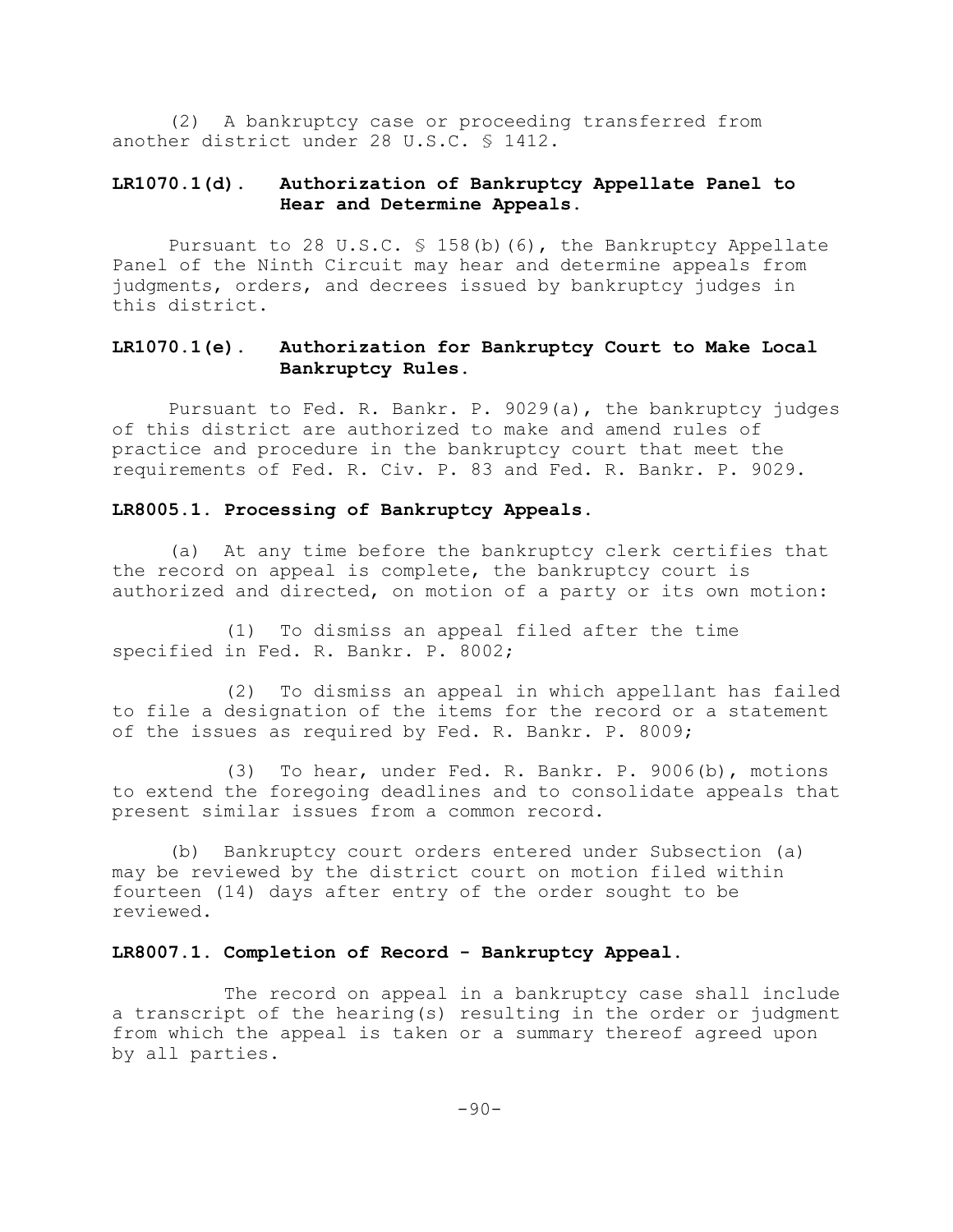(2) A bankruptcy case or proceeding transferred from another district under 28 U.S.C. § 1412.

### LR1070.1(d). Authorization of Bankruptcy Appellate Panel to Hear and Determine Appeals.

Pursuant to 28 U.S.C. § 158(b)(6), the Bankruptcy Appellate Panel of the Ninth Circuit may hear and determine appeals from judgments, orders, and decrees issued by bankruptcy judges in this district.

### LR1070.1(e). Authorization for Bankruptcy Court to Make Local Bankruptcy Rules.

Pursuant to Fed. R. Bankr. P. 9029(a), the bankruptcy judges of this district are authorized to make and amend rules of practice and procedure in the bankruptcy court that meet the requirements of Fed. R. Civ. P. 83 and Fed. R. Bankr. P. 9029.

### LR8005.1. Processing of Bankruptcy Appeals.

(a) At any time before the bankruptcy clerk certifies that the record on appeal is complete, the bankruptcy court is authorized and directed, on motion of a party or its own motion:

(1) To dismiss an appeal filed after the time specified in Fed. R. Bankr. P. 8002;

(2) To dismiss an appeal in which appellant has failed to file a designation of the items for the record or a statement of the issues as required by Fed. R. Bankr. P. 8009;

(3) To hear, under Fed. R. Bankr. P. 9006(b), motions to extend the foregoing deadlines and to consolidate appeals that present similar issues from a common record.

(b) Bankruptcy court orders entered under Subsection (a) may be reviewed by the district court on motion filed within fourteen (14) days after entry of the order sought to be reviewed.

### LR8007.1. Completion of Record - Bankruptcy Appeal.

The record on appeal in a bankruptcy case shall include a transcript of the hearing(s) resulting in the order or judgment from which the appeal is taken or a summary thereof agreed upon by all parties.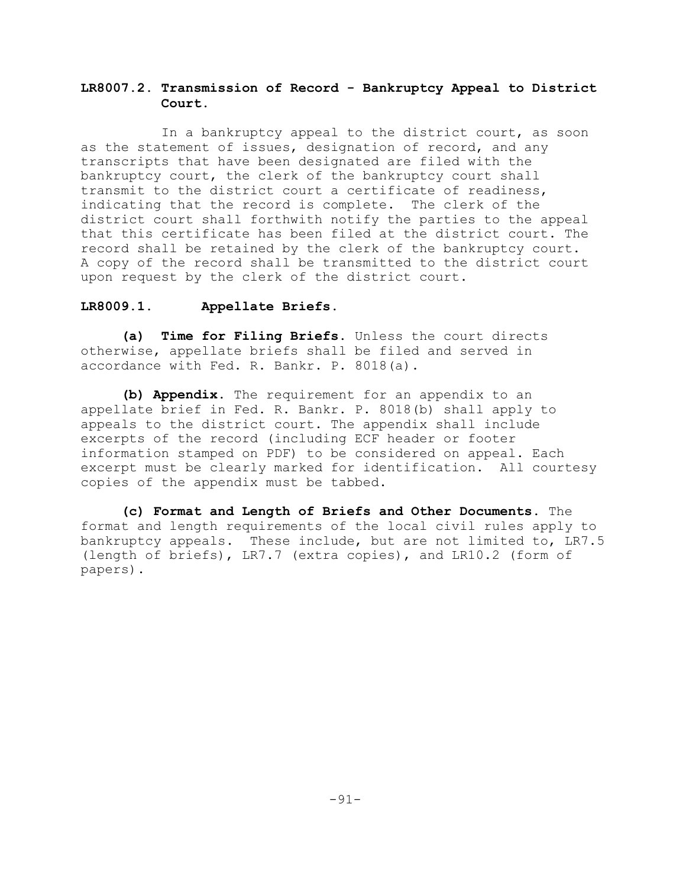## LR8007.2. Transmission of Record - Bankruptcy Appeal to District Court.

In a bankruptcy appeal to the district court, as soon as the statement of issues, designation of record, and any transcripts that have been designated are filed with the bankruptcy court, the clerk of the bankruptcy court shall transmit to the district court a certificate of readiness, indicating that the record is complete. The clerk of the district court shall forthwith notify the parties to the appeal that this certificate has been filed at the district court. The record shall be retained by the clerk of the bankruptcy court. A copy of the record shall be transmitted to the district court upon request by the clerk of the district court.

## LR8009.1. Appellate Briefs.

**(a) Time for Filing Briefs.** Unless the court directs otherwise, appellate briefs shall be filed and served in accordance with Fed. R. Bankr. P. 8018(a).

**(b) Appendix.** The requirement for an appendix to an appellate brief in Fed. R. Bankr. P. 8018(b) shall apply to appeals to the district court. The appendix shall include excerpts of the record (including ECF header or footer information stamped on PDF) to be considered on appeal. Each excerpt must be clearly marked for identification. All courtesy copies of the appendix must be tabbed.

**(c) Format and Length of Briefs and Other Documents.** The format and length requirements of the local civil rules apply to bankruptcy appeals. These include, but are not limited to, LR7.5 (length of briefs), LR7.7 (extra copies), and LR10.2 (form of papers).